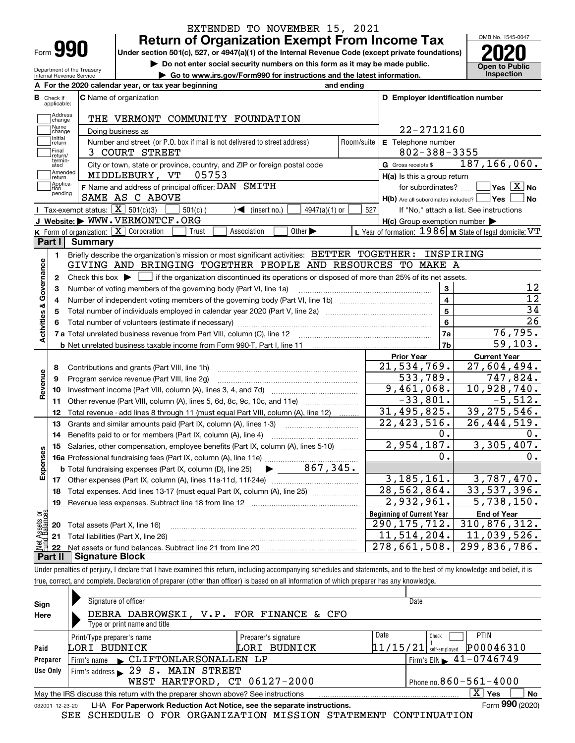EXTENDED TO NOVEMBER 15, 2021

# Form 990 — Return of Organization Exempt From Income Tax (2020)

Under section 501(c), 527, or 4947(a)(1) of the Internal Revenue Code (except private foundations)

▶ Do not enter social security numbers on this form as it may be made public.

▶ Go to www.irs.gov/Form990 for instructions and the latest information.

Department of the Treasury, Internal Revenue Service

OMB No. 1545-0047 — Open to Public Inspection

**A** For the 2020 calendar year, or tax year beginning and ending

**B** Check if applicable: Address change, Name change, Initial return, Final return/terminated, Amended return, Application pending

**C** Name of organization: THE VERMONT COMMUNITY FOUNDATION

Doing business as

Number and street (or P.O. box if mail is not delivered to street address): 3 COURT STREET — Room/suite

City or town, state or province, country, and ZIP or foreign postal code: MIDDLEBURY, VT 05753

**F** Name and address of principal officer: DAN SMITH, SAME AS C ABOVE

**D** Employer identification number: 22-2712160

**E** Telephone number: 802-388-3355

**G** Gross receipts $ 187,166,060.

**H(a)** Is this a group return for subordinates? ☐ Yes ☒ No

**H(b)** Are all subordinates included? ☐ Yes ☐ No — If "No," attach a list. See instructions

**H(c)** Group exemption number ▶

**I** Tax-exempt status: ☒ 501(c)(3) ☐ 501(c) ( ) ◀ (insert no.) ☐ 4947(a)(1) or ☐ 527

**J** Website: ▶ WWW.VERMONTCF.ORG

**K** Form of organization: ☒ Corporation ☐ Trust ☐ Association ☐ Other ▶

**L** Year of formation: 1986 **M** State of legal domicile: VT

## Part I Summary

**Activities & Governance**

1. Briefly describe the organization's mission or most significant activities: BETTER TOGETHER: INSPIRING GIVING AND BRINGING TOGETHER PEOPLE AND RESOURCES TO MAKE A
2. Check this box ▶ ☐ if the organization discontinued its operations or disposed of more than 25% of its net assets.

| | | Line | |
|---|---|---|---|
| 3 | Number of voting members of the governing body (Part VI, line 1a) | 3 | 12 |
| 4 | Number of independent voting members of the governing body (Part VI, line 1b) | 4 | 12 |
| 5 | Total number of individuals employed in calendar year 2020 (Part V, line 2a) | 5 | 34 |
| 6 | Total number of volunteers (estimate if necessary) | 6 | 26 |
| 7a | Total unrelated business revenue from Part VIII, column (C), line 12 | 7a | 76,795. |
| b | Net unrelated business taxable income from Form 990-T, Part I, line 11 | 7b | 59,103. |

| | | Prior Year | Current Year |
|---|---|---|---|
| **Revenue** | | | |
| 8 | Contributions and grants (Part VIII, line 1h) | 21,534,769. | 27,604,494. |
| 9 | Program service revenue (Part VIII, line 2g) | 533,789. | 747,824. |
| 10 | Investment income (Part VIII, column (A), lines 3, 4, and 7d) | 9,461,068. | 10,928,740. |
| 11 | Other revenue (Part VIII, column (A), lines 5, 6d, 8c, 9c, 10c, and 11e) | -33,801. | -5,512. |
| 12 | Total revenue - add lines 8 through 11 (must equal Part VIII, column (A), line 12) | 31,495,825. | 39,275,546. |
| **Expenses** | | | |
| 13 | Grants and similar amounts paid (Part IX, column (A), lines 1-3) | 22,423,516. | 26,444,519. |
| 14 | Benefits paid to or for members (Part IX, column (A), line 4) | 0. | 0. |
| 15 | Salaries, other compensation, employee benefits (Part IX, column (A), lines 5-10) | 2,954,187. | 3,305,407. |
| 16a | Professional fundraising fees (Part IX, column (A), line 11e) | 0. | 0. |
| b | Total fundraising expenses (Part IX, column (D), line 25) ▶ 867,345. | | |
| 17 | Other expenses (Part IX, column (A), lines 11a-11d, 11f-24e) | 3,185,161. | 3,787,470. |
| 18 | Total expenses. Add lines 13-17 (must equal Part IX, column (A), line 25) | 28,562,864. | 33,537,396. |
| 19 | Revenue less expenses. Subtract line 18 from line 12 | 2,932,961. | 5,738,150. |

| **Net Assets or Fund Balances** | | Beginning of Current Year | End of Year |
|---|---|---|---|
| 20 | Total assets (Part X, line 16) | 290,175,712. | 310,876,312. |
| 21 | Total liabilities (Part X, line 26) | 11,514,204. | 11,039,526. |
| 22 | Net assets or fund balances. Subtract line 21 from line 20 | 278,661,508. | 299,836,786. |

## Part II Signature Block

Under penalties of perjury, I declare that I have examined this return, including accompanying schedules and statements, and to the best of my knowledge and belief, it is true, correct, and complete. Declaration of preparer (other than officer) is based on all information of which preparer has any knowledge.

**Sign Here**

Signature of officer — Date

DEBRA DABROWSKI, V.P. FOR FINANCE & CFO

Type or print name and title

**Paid Preparer Use Only**

| Print/Type preparer's name | Preparer's signature | Date | Check ☐ if self-employed | PTIN |
|---|---|---|---|---|
| LORI BUDNICK | LORI BUDNICK | 11/15/21 | | P00046310 |

Firm's name ▶ CLIFTONLARSONALLEN LP — Firm's EIN ▶ 41-0746749

Firm's address ▶ 29 S. MAIN STREET, WEST HARTFORD, CT 06127-2000 — Phone no. 860-561-4000

May the IRS discuss this return with the preparer shown above? See instructions ☒ Yes ☐ No

032001 12-23-20 LHA For Paperwork Reduction Act Notice, see the separate instructions. Form 990 (2020)

SEE SCHEDULE O FOR ORGANIZATION MISSION STATEMENT CONTINUATION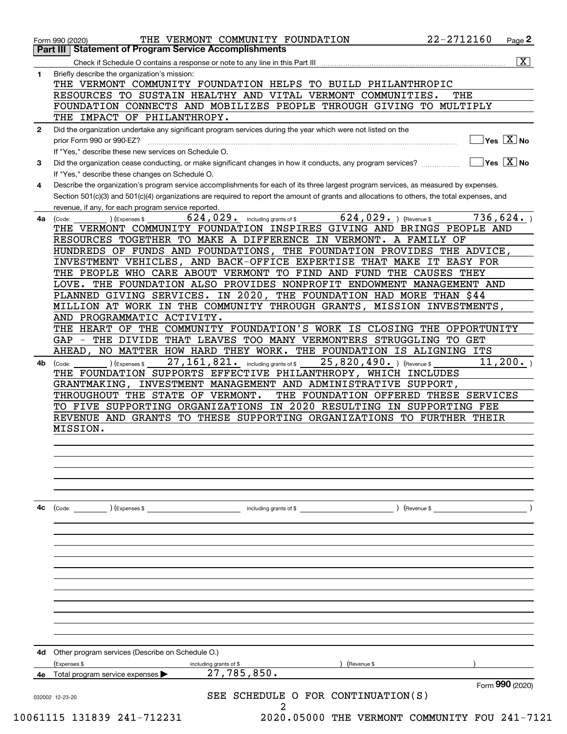Form 990 (2020) THE VERMONT COMMUNITY FOUNDATION 22-2712160 Page 2

## Part III Statement of Program Service Accomplishments

Check if Schedule O contains a response or note to any line in this Part III [X]

**1** Briefly describe the organization's mission:

THE VERMONT COMMUNITY FOUNDATION HELPS TO BUILD PHILANTHROPIC RESOURCES TO SUSTAIN HEALTHY AND VITAL VERMONT COMMUNITIES. THE FOUNDATION CONNECTS AND MOBILIZES PEOPLE THROUGH GIVING TO MULTIPLY THE IMPACT OF PHILANTHROPY.

**2** Did the organization undertake any significant program services during the year which were not listed on the prior Form 990 or 990-EZ? [ ] Yes [X] No

If "Yes," describe these new services on Schedule O.

**3** Did the organization cease conducting, or make significant changes in how it conducts, any program services? [ ] Yes [X] No

If "Yes," describe these changes on Schedule O.

**4** Describe the organization's program service accomplishments for each of its three largest program services, as measured by expenses. Section 501(c)(3) and 501(c)(4) organizations are required to report the amount of grants and allocations to others, the total expenses, and revenue, if any, for each program service reported.

**4a** (Code: ) (Expenses $ 624,029. including grants of $ 624,029. ) (Revenue $ 736,624. )

THE VERMONT COMMUNITY FOUNDATION INSPIRES GIVING AND BRINGS PEOPLE AND RESOURCES TOGETHER TO MAKE A DIFFERENCE IN VERMONT. A FAMILY OF HUNDREDS OF FUNDS AND FOUNDATIONS, THE FOUNDATION PROVIDES THE ADVICE, INVESTMENT VEHICLES, AND BACK-OFFICE EXPERTISE THAT MAKE IT EASY FOR THE PEOPLE WHO CARE ABOUT VERMONT TO FIND AND FUND THE CAUSES THEY LOVE. THE FOUNDATION ALSO PROVIDES NONPROFIT ENDOWMENT MANAGEMENT AND PLANNED GIVING SERVICES. IN 2020, THE FOUNDATION HAD MORE THAN $44 MILLION AT WORK IN THE COMMUNITY THROUGH GRANTS, MISSION INVESTMENTS, AND PROGRAMMATIC ACTIVITY.
THE HEART OF THE COMMUNITY FOUNDATION'S WORK IS CLOSING THE OPPORTUNITY GAP - THE DIVIDE THAT LEAVES TOO MANY VERMONTERS STRUGGLING TO GET AHEAD, NO MATTER HOW HARD THEY WORK. THE FOUNDATION IS ALIGNING ITS

**4b** (Code: ) (Expenses $ 27,161,821. including grants of $ 25,820,490. ) (Revenue $ 11,200. )

THE FOUNDATION SUPPORTS EFFECTIVE PHILANTHROPY, WHICH INCLUDES GRANTMAKING, INVESTMENT MANAGEMENT AND ADMINISTRATIVE SUPPORT, THROUGHOUT THE STATE OF VERMONT. THE FOUNDATION OFFERED THESE SERVICES TO FIVE SUPPORTING ORGANIZATIONS IN 2020 RESULTING IN SUPPORTING FEE REVENUE AND GRANTS TO THESE SUPPORTING ORGANIZATIONS TO FURTHER THEIR MISSION.

**4c** (Code: ) (Expenses $ including grants of $ ) (Revenue $ )

**4d** Other program services (Describe on Schedule O.)

(Expenses $ including grants of $ ) (Revenue $ )

**4e** Total program service expenses ▶ 27,785,850.

Form **990** (2020)

SEE SCHEDULE O FOR CONTINUATION(S)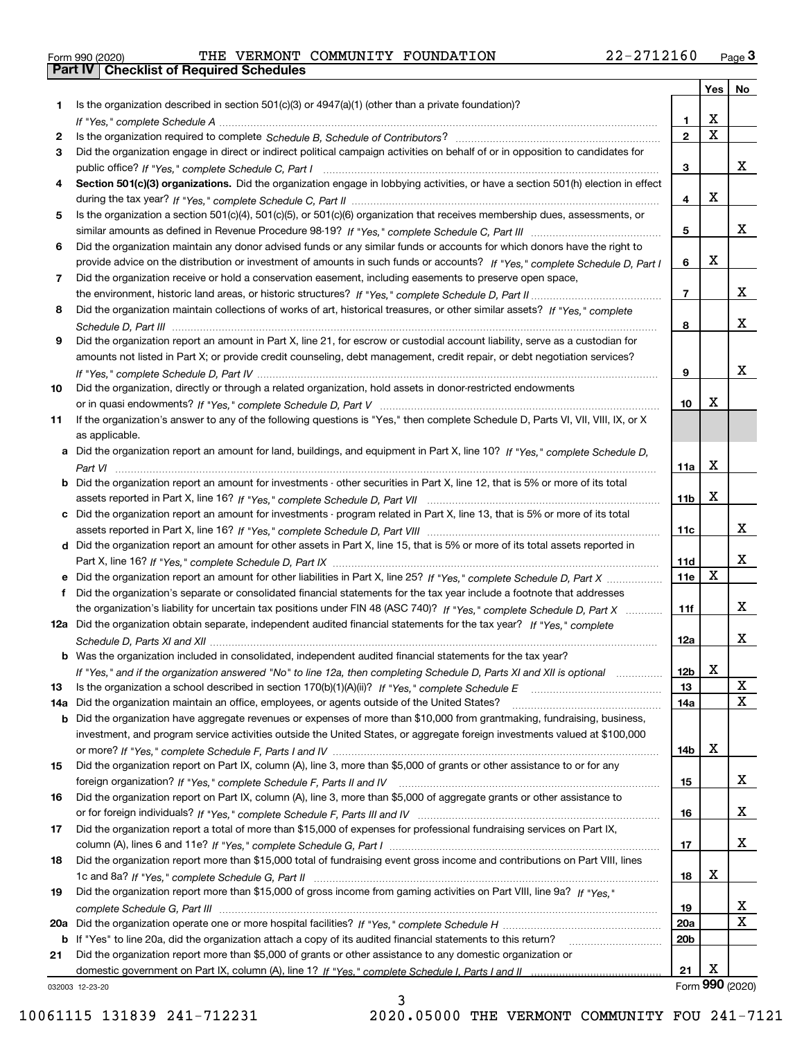Form 990 (2020) THE VERMONT COMMUNITY FOUNDATION 22-2712160

## Part IV Checklist of Required Schedules

| | | | Yes | No |
|---|---|---|---|---|
| 1 | Is the organization described in section 501(c)(3) or 4947(a)(1) (other than a private foundation)? *If "Yes," complete Schedule A* | 1 | X | |
| 2 | Is the organization required to complete *Schedule B, Schedule of Contributors*? | 2 | X | |
| 3 | Did the organization engage in direct or indirect political campaign activities on behalf of or in opposition to candidates for public office? *If "Yes," complete Schedule C, Part I* | 3 | | X |
| 4 | **Section 501(c)(3) organizations.** Did the organization engage in lobbying activities, or have a section 501(h) election in effect during the tax year? *If "Yes," complete Schedule C, Part II* | 4 | X | |
| 5 | Is the organization a section 501(c)(4), 501(c)(5), or 501(c)(6) organization that receives membership dues, assessments, or similar amounts as defined in Revenue Procedure 98-19? *If "Yes," complete Schedule C, Part III* | 5 | | X |
| 6 | Did the organization maintain any donor advised funds or any similar funds or accounts for which donors have the right to provide advice on the distribution or investment of amounts in such funds or accounts? *If "Yes," complete Schedule D, Part I* | 6 | X | |
| 7 | Did the organization receive or hold a conservation easement, including easements to preserve open space, the environment, historic land areas, or historic structures? *If "Yes," complete Schedule D, Part II* | 7 | | X |
| 8 | Did the organization maintain collections of works of art, historical treasures, or other similar assets? *If "Yes," complete Schedule D, Part III* | 8 | | X |
| 9 | Did the organization report an amount in Part X, line 21, for escrow or custodial account liability, serve as a custodian for amounts not listed in Part X; or provide credit counseling, debt management, credit repair, or debt negotiation services? *If "Yes," complete Schedule D, Part IV* | 9 | | X |
| 10 | Did the organization, directly or through a related organization, hold assets in donor-restricted endowments or in quasi endowments? *If "Yes," complete Schedule D, Part V* | 10 | X | |
| 11 | If the organization's answer to any of the following questions is "Yes," then complete Schedule D, Parts VI, VII, VIII, IX, or X as applicable. | | | |
| a | Did the organization report an amount for land, buildings, and equipment in Part X, line 10? *If "Yes," complete Schedule D, Part VI* | 11a | X | |
| b | Did the organization report an amount for investments - other securities in Part X, line 12, that is 5% or more of its total assets reported in Part X, line 16? *If "Yes," complete Schedule D, Part VII* | 11b | X | |
| c | Did the organization report an amount for investments - program related in Part X, line 13, that is 5% or more of its total assets reported in Part X, line 16? *If "Yes," complete Schedule D, Part VIII* | 11c | | X |
| d | Did the organization report an amount for other assets in Part X, line 15, that is 5% or more of its total assets reported in Part X, line 16? *If "Yes," complete Schedule D, Part IX* | 11d | | X |
| e | Did the organization report an amount for other liabilities in Part X, line 25? *If "Yes," complete Schedule D, Part X* | 11e | X | |
| f | Did the organization's separate or consolidated financial statements for the tax year include a footnote that addresses the organization's liability for uncertain tax positions under FIN 48 (ASC 740)? *If "Yes," complete Schedule D, Part X* | 11f | | X |
| 12a | Did the organization obtain separate, independent audited financial statements for the tax year? *If "Yes," complete Schedule D, Parts XI and XII* | 12a | | X |
| b | Was the organization included in consolidated, independent audited financial statements for the tax year? *If "Yes," and if the organization answered "No" to line 12a, then completing Schedule D, Parts XI and XII is optional* | 12b | X | |
| 13 | Is the organization a school described in section 170(b)(1)(A)(ii)? *If "Yes," complete Schedule E* | 13 | | X |
| 14a | Did the organization maintain an office, employees, or agents outside of the United States? | 14a | | X |
| b | Did the organization have aggregate revenues or expenses of more than $10,000 from grantmaking, fundraising, business, investment, and program service activities outside the United States, or aggregate foreign investments valued at $100,000 or more? *If "Yes," complete Schedule F, Parts I and IV* | 14b | X | |
| 15 | Did the organization report on Part IX, column (A), line 3, more than $5,000 of grants or other assistance to or for any foreign organization? *If "Yes," complete Schedule F, Parts II and IV* | 15 | | X |
| 16 | Did the organization report on Part IX, column (A), line 3, more than $5,000 of aggregate grants or other assistance to or for foreign individuals? *If "Yes," complete Schedule F, Parts III and IV* | 16 | | X |
| 17 | Did the organization report a total of more than $15,000 of expenses for professional fundraising services on Part IX, column (A), lines 6 and 11e? *If "Yes," complete Schedule G, Part I* | 17 | | X |
| 18 | Did the organization report more than $15,000 total of fundraising event gross income and contributions on Part VIII, lines 1c and 8a? *If "Yes," complete Schedule G, Part II* | 18 | X | |
| 19 | Did the organization report more than $15,000 of gross income from gaming activities on Part VIII, line 9a? *If "Yes," complete Schedule G, Part III* | 19 | | X |
| 20a | Did the organization operate one or more hospital facilities? *If "Yes," complete Schedule H* | 20a | | X |
| b | If "Yes" to line 20a, did the organization attach a copy of its audited financial statements to this return? | 20b | | |
| 21 | Did the organization report more than $5,000 of grants or other assistance to any domestic organization or domestic government on Part IX, column (A), line 1? *If "Yes," complete Schedule I, Parts I and II* | 21 | X | |

032003 12-23-20 Form **990** (2020)

10061115 131839 241-712231 2020.05000 THE VERMONT COMMUNITY FOU 241-7121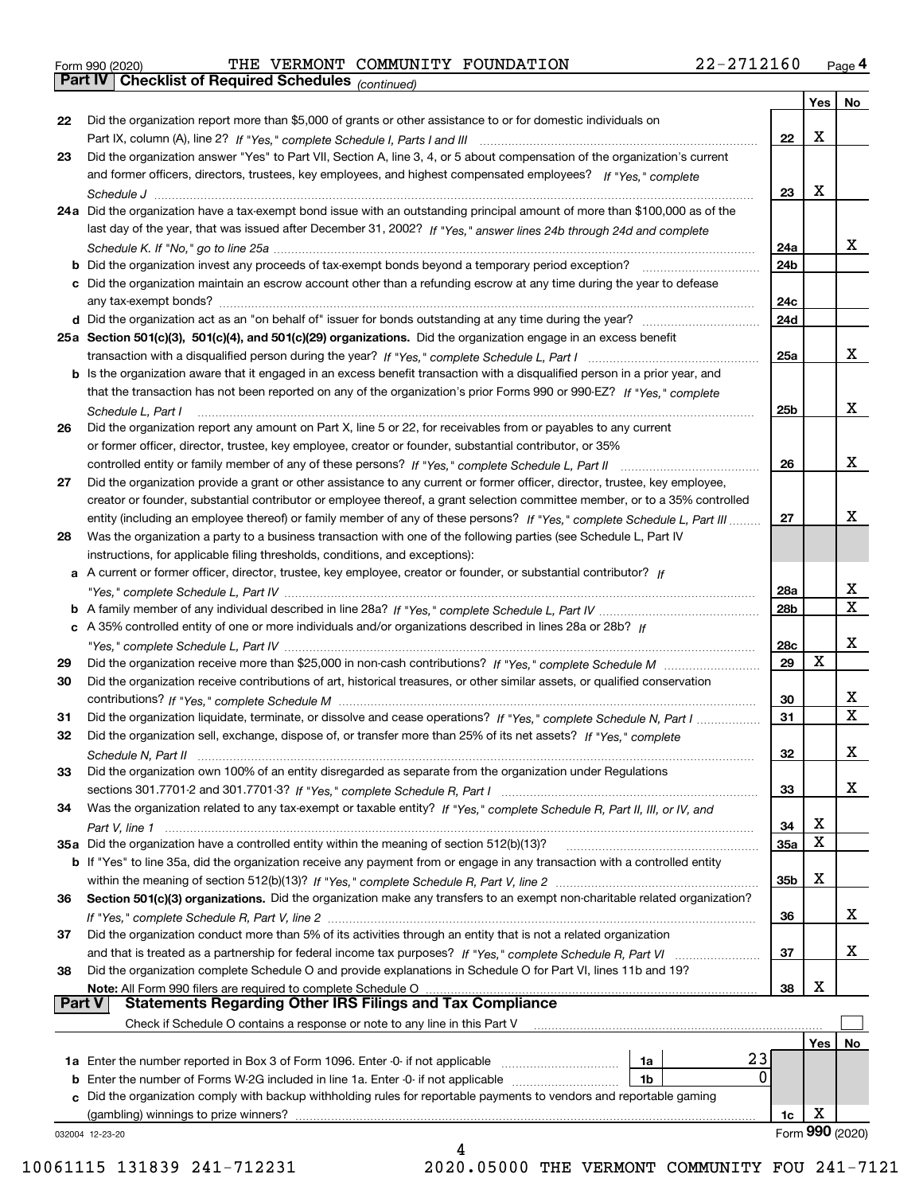Form 990 (2020) THE VERMONT COMMUNITY FOUNDATION 22-2712160 Page 4

**Part IV Checklist of Required Schedules** *(continued)*

| | | | Yes | No |
|---|---|---|---|---|
| 22 | Did the organization report more than $5,000 of grants or other assistance to or for domestic individuals on Part IX, column (A), line 2? *If "Yes," complete Schedule I, Parts I and III* | 22 | X | |
| 23 | Did the organization answer "Yes" to Part VII, Section A, line 3, 4, or 5 about compensation of the organization's current and former officers, directors, trustees, key employees, and highest compensated employees? *If "Yes," complete Schedule J* | 23 | X | |
| 24a | Did the organization have a tax-exempt bond issue with an outstanding principal amount of more than $100,000 as of the last day of the year, that was issued after December 31, 2002? *If "Yes," answer lines 24b through 24d and complete Schedule K. If "No," go to line 25a* | 24a | | X |
| b | Did the organization invest any proceeds of tax-exempt bonds beyond a temporary period exception? | 24b | | |
| c | Did the organization maintain an escrow account other than a refunding escrow at any time during the year to defease any tax-exempt bonds? | 24c | | |
| d | Did the organization act as an "on behalf of" issuer for bonds outstanding at any time during the year? | 24d | | |
| 25a | **Section 501(c)(3), 501(c)(4), and 501(c)(29) organizations.** Did the organization engage in an excess benefit transaction with a disqualified person during the year? *If "Yes," complete Schedule L, Part I* | 25a | | X |
| b | Is the organization aware that it engaged in an excess benefit transaction with a disqualified person in a prior year, and that the transaction has not been reported on any of the organization's prior Forms 990 or 990-EZ? *If "Yes," complete Schedule L, Part I* | 25b | | X |
| 26 | Did the organization report any amount on Part X, line 5 or 22, for receivables from or payables to any current or former officer, director, trustee, key employee, creator or founder, substantial contributor, or 35% controlled entity or family member of any of these persons? *If "Yes," complete Schedule L, Part II* | 26 | | X |
| 27 | Did the organization provide a grant or other assistance to any current or former officer, director, trustee, key employee, creator or founder, substantial contributor or employee thereof, a grant selection committee member, or to a 35% controlled entity (including an employee thereof) or family member of any of these persons? *If "Yes," complete Schedule L, Part III* | 27 | | X |
| 28 | Was the organization a party to a business transaction with one of the following parties (see Schedule L, Part IV instructions, for applicable filing thresholds, conditions, and exceptions): | | | |
| a | A current or former officer, director, trustee, key employee, creator or founder, or substantial contributor? *If "Yes," complete Schedule L, Part IV* | 28a | | X |
| b | A family member of any individual described in line 28a? *If "Yes," complete Schedule L, Part IV* | 28b | | X |
| c | A 35% controlled entity of one or more individuals and/or organizations described in lines 28a or 28b? *If "Yes," complete Schedule L, Part IV* | 28c | | X |
| 29 | Did the organization receive more than $25,000 in non-cash contributions? *If "Yes," complete Schedule M* | 29 | X | |
| 30 | Did the organization receive contributions of art, historical treasures, or other similar assets, or qualified conservation contributions? *If "Yes," complete Schedule M* | 30 | | X |
| 31 | Did the organization liquidate, terminate, or dissolve and cease operations? *If "Yes," complete Schedule N, Part I* | 31 | | X |
| 32 | Did the organization sell, exchange, dispose of, or transfer more than 25% of its net assets? *If "Yes," complete Schedule N, Part II* | 32 | | X |
| 33 | Did the organization own 100% of an entity disregarded as separate from the organization under Regulations sections 301.7701-2 and 301.7701-3? *If "Yes," complete Schedule R, Part I* | 33 | | X |
| 34 | Was the organization related to any tax-exempt or taxable entity? *If "Yes," complete Schedule R, Part II, III, or IV, and Part V, line 1* | 34 | X | |
| 35a | Did the organization have a controlled entity within the meaning of section 512(b)(13)? | 35a | X | |
| b | If "Yes" to line 35a, did the organization receive any payment from or engage in any transaction with a controlled entity within the meaning of section 512(b)(13)? *If "Yes," complete Schedule R, Part V, line 2* | 35b | X | |
| 36 | **Section 501(c)(3) organizations.** Did the organization make any transfers to an exempt non-charitable related organization? *If "Yes," complete Schedule R, Part V, line 2* | 36 | | X |
| 37 | Did the organization conduct more than 5% of its activities through an entity that is not a related organization and that is treated as a partnership for federal income tax purposes? *If "Yes," complete Schedule R, Part VI* | 37 | | X |
| 38 | Did the organization complete Schedule O and provide explanations in Schedule O for Part VI, lines 11b and 19? **Note:** All Form 990 filers are required to complete Schedule O | 38 | X | |

**Part V Statements Regarding Other IRS Filings and Tax Compliance**

Check if Schedule O contains a response or note to any line in this Part V ☐

| | | | | | Yes | No |
|---|---|---|---|---|---|---|
| 1a | Enter the number reported in Box 3 of Form 1096. Enter -0- if not applicable | 1a | 23 | | | |
| b | Enter the number of Forms W-2G included in line 1a. Enter -0- if not applicable | 1b | 0 | | | |
| c | Did the organization comply with backup withholding rules for reportable payments to vendors and reportable gaming (gambling) winnings to prize winners? | | | 1c | X | |

032004 12-23-20

Form **990** (2020)

10061115 131839 241-712231 2020.05000 THE VERMONT COMMUNITY FOU 241-7121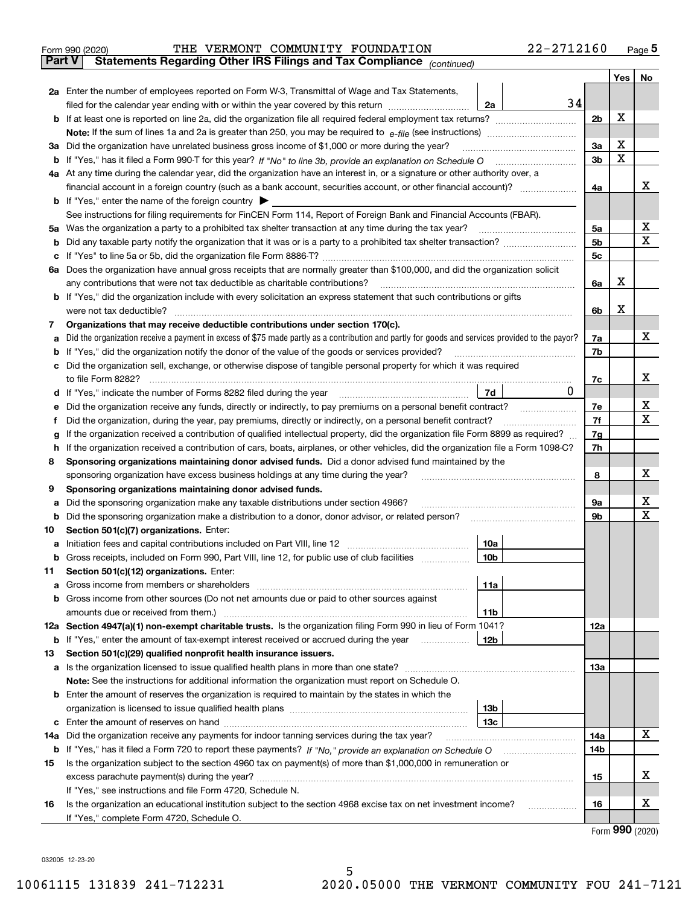Form 990 (2020) THE VERMONT COMMUNITY FOUNDATION 22-2712160 Page 5

**Part V — Statements Regarding Other IRS Filings and Tax Compliance** *(continued)*

| | | | | Line | Yes | No |
|---|---|---|---|---|---|---|
| **2a** | Enter the number of employees reported on Form W-3, Transmittal of Wage and Tax Statements, filed for the calendar year ending with or within the year covered by this return | 2a | 34 | | | |
| **b** | If at least one is reported on line 2a, did the organization file all required federal employment tax returns? | | | 2b | X | |
| | **Note:** If the sum of lines 1a and 2a is greater than 250, you may be required to *e-file* (see instructions) | | | | | |
| **3a** | Did the organization have unrelated business gross income of $1,000 or more during the year? | | | 3a | X | |
| **b** | If "Yes," has it filed a Form 990-T for this year? *If "No" to line 3b, provide an explanation on Schedule O* | | | 3b | X | |
| **4a** | At any time during the calendar year, did the organization have an interest in, or a signature or other authority over, a financial account in a foreign country (such as a bank account, securities account, or other financial account)? | | | 4a | | X |
| **b** | If "Yes," enter the name of the foreign country ▶ | | | | | |
| | See instructions for filing requirements for FinCEN Form 114, Report of Foreign Bank and Financial Accounts (FBAR). | | | | | |
| **5a** | Was the organization a party to a prohibited tax shelter transaction at any time during the tax year? | | | 5a | | X |
| **b** | Did any taxable party notify the organization that it was or is a party to a prohibited tax shelter transaction? | | | 5b | | X |
| **c** | If "Yes" to line 5a or 5b, did the organization file Form 8886-T? | | | 5c | | |
| **6a** | Does the organization have annual gross receipts that are normally greater than $100,000, and did the organization solicit any contributions that were not tax deductible as charitable contributions? | | | 6a | X | |
| **b** | If "Yes," did the organization include with every solicitation an express statement that such contributions or gifts were not tax deductible? | | | 6b | X | |
| **7** | **Organizations that may receive deductible contributions under section 170(c).** | | | | | |
| **a** | Did the organization receive a payment in excess of $75 made partly as a contribution and partly for goods and services provided to the payor? | | | 7a | | X |
| **b** | If "Yes," did the organization notify the donor of the value of the goods or services provided? | | | 7b | | |
| **c** | Did the organization sell, exchange, or otherwise dispose of tangible personal property for which it was required to file Form 8282? | | | 7c | | X |
| **d** | If "Yes," indicate the number of Forms 8282 filed during the year | 7d | 0 | | | |
| **e** | Did the organization receive any funds, directly or indirectly, to pay premiums on a personal benefit contract? | | | 7e | | X |
| **f** | Did the organization, during the year, pay premiums, directly or indirectly, on a personal benefit contract? | | | 7f | | X |
| **g** | If the organization received a contribution of qualified intellectual property, did the organization file Form 8899 as required? | | | 7g | | |
| **h** | If the organization received a contribution of cars, boats, airplanes, or other vehicles, did the organization file a Form 1098-C? | | | 7h | | |
| **8** | **Sponsoring organizations maintaining donor advised funds.** Did a donor advised fund maintained by the sponsoring organization have excess business holdings at any time during the year? | | | 8 | | X |
| **9** | **Sponsoring organizations maintaining donor advised funds.** | | | | | |
| **a** | Did the sponsoring organization make any taxable distributions under section 4966? | | | 9a | | X |
| **b** | Did the sponsoring organization make a distribution to a donor, donor advisor, or related person? | | | 9b | | X |
| **10** | **Section 501(c)(7) organizations.** Enter: | | | | | |
| **a** | Initiation fees and capital contributions included on Part VIII, line 12 | 10a | | | | |
| **b** | Gross receipts, included on Form 990, Part VIII, line 12, for public use of club facilities | 10b | | | | |
| **11** | **Section 501(c)(12) organizations.** Enter: | | | | | |
| **a** | Gross income from members or shareholders | 11a | | | | |
| **b** | Gross income from other sources (Do not net amounts due or paid to other sources against amounts due or received from them.) | 11b | | | | |
| **12a** | **Section 4947(a)(1) non-exempt charitable trusts.** Is the organization filing Form 990 in lieu of Form 1041? | | | 12a | | |
| **b** | If "Yes," enter the amount of tax-exempt interest received or accrued during the year | 12b | | | | |
| **13** | **Section 501(c)(29) qualified nonprofit health insurance issuers.** | | | | | |
| **a** | Is the organization licensed to issue qualified health plans in more than one state? | | | 13a | | |
| | **Note:** See the instructions for additional information the organization must report on Schedule O. | | | | | |
| **b** | Enter the amount of reserves the organization is required to maintain by the states in which the organization is licensed to issue qualified health plans | 13b | | | | |
| **c** | Enter the amount of reserves on hand | 13c | | | | |
| **14a** | Did the organization receive any payments for indoor tanning services during the tax year? | | | 14a | | X |
| **b** | If "Yes," has it filed a Form 720 to report these payments? *If "No," provide an explanation on Schedule O* | | | 14b | | |
| **15** | Is the organization subject to the section 4960 tax on payment(s) of more than $1,000,000 in remuneration or excess parachute payment(s) during the year? | | | 15 | | X |
| | If "Yes," see instructions and file Form 4720, Schedule N. | | | | | |
| **16** | Is the organization an educational institution subject to the section 4968 excise tax on net investment income? | | | 16 | | X |
| | If "Yes," complete Form 4720, Schedule O. | | | | | |

Form **990** (2020)

032005 12-23-20

10061115 131839 241-712231 2020.05000 THE VERMONT COMMUNITY FOU 241-7121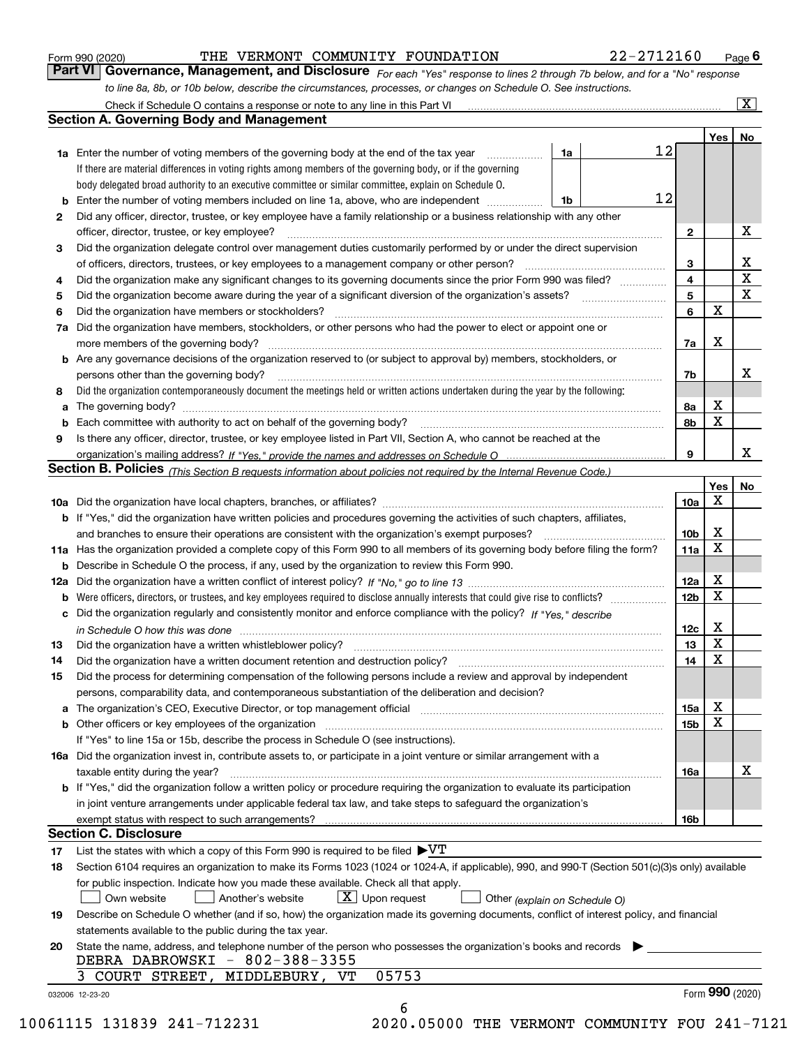Form 990 (2020) THE VERMONT COMMUNITY FOUNDATION 22-2712160 Page 6

## Part VI Governance, Management, and Disclosure

*For each "Yes" response to lines 2 through 7b below, and for a "No" response to line 8a, 8b, or 10b below, describe the circumstances, processes, or changes on Schedule O. See instructions.*

Check if Schedule O contains a response or note to any line in this Part VI ..... [X]

### Section A. Governing Body and Management

| | | | | Yes | No |
|---|---|---|---|---|---|
| 1a | Enter the number of voting members of the governing body at the end of the tax year | 1a | 12 | | |
| | If there are material differences in voting rights among members of the governing body, or if the governing body delegated broad authority to an executive committee or similar committee, explain on Schedule O. | | | | |
| b | Enter the number of voting members included on line 1a, above, who are independent | 1b | 12 | | |
| 2 | Did any officer, director, trustee, or key employee have a family relationship or a business relationship with any other officer, director, trustee, or key employee? | 2 | | | X |
| 3 | Did the organization delegate control over management duties customarily performed by or under the direct supervision of officers, directors, trustees, or key employees to a management company or other person? | 3 | | | X |
| 4 | Did the organization make any significant changes to its governing documents since the prior Form 990 was filed? | 4 | | | X |
| 5 | Did the organization become aware during the year of a significant diversion of the organization's assets? | 5 | | | X |
| 6 | Did the organization have members or stockholders? | 6 | | X | |
| 7a | Did the organization have members, stockholders, or other persons who had the power to elect or appoint one or more members of the governing body? | 7a | | X | |
| b | Are any governance decisions of the organization reserved to (or subject to approval by) members, stockholders, or persons other than the governing body? | 7b | | | X |
| 8 | Did the organization contemporaneously document the meetings held or written actions undertaken during the year by the following: | | | | |
| a | The governing body? | 8a | | X | |
| b | Each committee with authority to act on behalf of the governing body? | 8b | | X | |
| 9 | Is there any officer, director, trustee, or key employee listed in Part VII, Section A, who cannot be reached at the organization's mailing address? *If "Yes," provide the names and addresses on Schedule O* | 9 | | | X |

### Section B. Policies *(This Section B requests information about policies not required by the Internal Revenue Code.)*

| | | | Yes | No |
|---|---|---|---|---|
| 10a | Did the organization have local chapters, branches, or affiliates? | 10a | X | |
| b | If "Yes," did the organization have written policies and procedures governing the activities of such chapters, affiliates, and branches to ensure their operations are consistent with the organization's exempt purposes? | 10b | X | |
| 11a | Has the organization provided a complete copy of this Form 990 to all members of its governing body before filing the form? | 11a | X | |
| b | Describe in Schedule O the process, if any, used by the organization to review this Form 990. | | | |
| 12a | Did the organization have a written conflict of interest policy? *If "No," go to line 13* | 12a | X | |
| b | Were officers, directors, or trustees, and key employees required to disclose annually interests that could give rise to conflicts? | 12b | X | |
| c | Did the organization regularly and consistently monitor and enforce compliance with the policy? *If "Yes," describe in Schedule O how this was done* | 12c | X | |
| 13 | Did the organization have a written whistleblower policy? | 13 | X | |
| 14 | Did the organization have a written document retention and destruction policy? | 14 | X | |
| 15 | Did the process for determining compensation of the following persons include a review and approval by independent persons, comparability data, and contemporaneous substantiation of the deliberation and decision? | | | |
| a | The organization's CEO, Executive Director, or top management official | 15a | X | |
| b | Other officers or key employees of the organization | 15b | X | |
| | If "Yes" to line 15a or 15b, describe the process in Schedule O (see instructions). | | | |
| 16a | Did the organization invest in, contribute assets to, or participate in a joint venture or similar arrangement with a taxable entity during the year? | 16a | | X |
| b | If "Yes," did the organization follow a written policy or procedure requiring the organization to evaluate its participation in joint venture arrangements under applicable federal tax law, and take steps to safeguard the organization's exempt status with respect to such arrangements? | 16b | | |

### Section C. Disclosure

17 List the states with which a copy of this Form 990 is required to be filed ▶VT

18 Section 6104 requires an organization to make its Forms 1023 (1024 or 1024-A, if applicable), 990, and 990-T (Section 501(c)(3)s only) available for public inspection. Indicate how you made these available. Check all that apply.

[ ] Own website [ ] Another's website [X] Upon request [ ] Other *(explain on Schedule O)*

19 Describe on Schedule O whether (and if so, how) the organization made its governing documents, conflict of interest policy, and financial statements available to the public during the tax year.

20 State the name, address, and telephone number of the person who possesses the organization's books and records ▶

DEBRA DABROWSKI - 802-388-3355
3 COURT STREET, MIDDLEBURY, VT 05753

032006 12-23-20 Form **990** (2020)

10061115 131839 241-712231 2020.05000 THE VERMONT COMMUNITY FOU 241-7121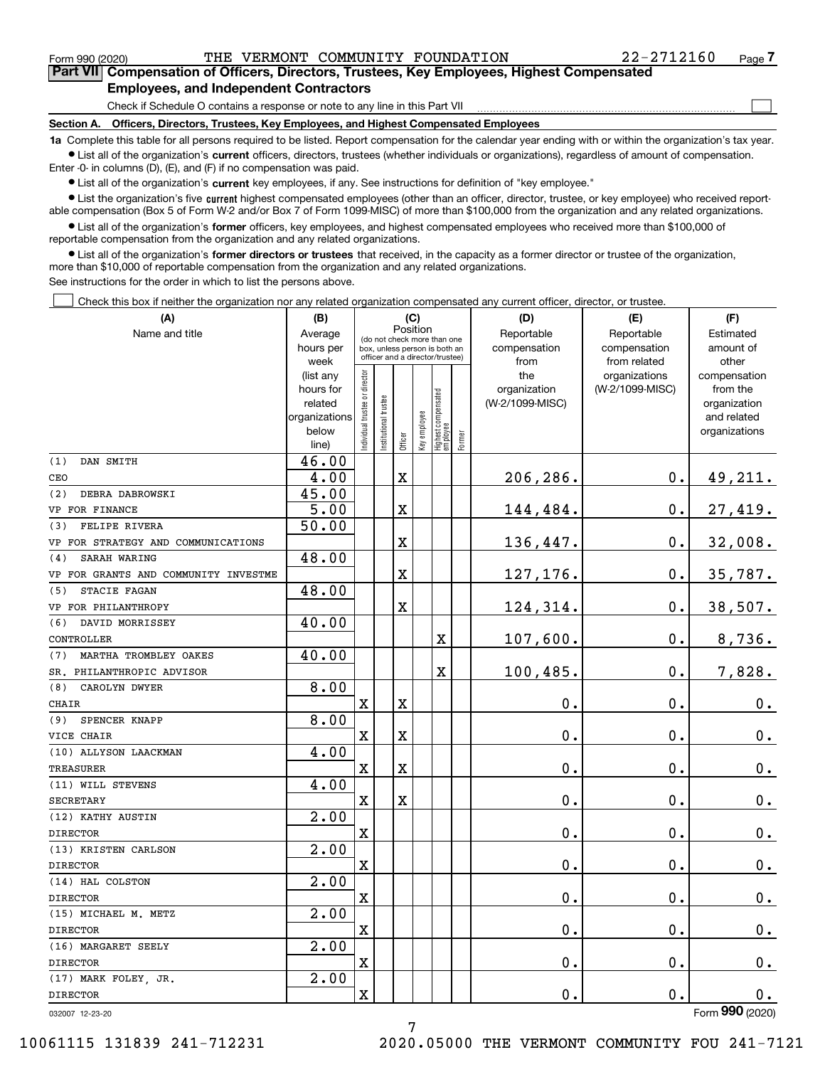Form 990 (2020) THE VERMONT COMMUNITY FOUNDATION 22-2712160 Page 7

**Part VII Compensation of Officers, Directors, Trustees, Key Employees, Highest Compensated Employees, and Independent Contractors**

Check if Schedule O contains a response or note to any line in this Part VII

**Section A. Officers, Directors, Trustees, Key Employees, and Highest Compensated Employees**

**1a** Complete this table for all persons required to be listed. Report compensation for the calendar year ending with or within the organization's tax year.

- List all of the organization's **current** officers, directors, trustees (whether individuals or organizations), regardless of amount of compensation. Enter -0- in columns (D), (E), and (F) if no compensation was paid.
- List all of the organization's **current** key employees, if any. See instructions for definition of "key employee."
- List the organization's five **current** highest compensated employees (other than an officer, director, trustee, or key employee) who received reportable compensation (Box 5 of Form W-2 and/or Box 7 of Form 1099-MISC) of more than $100,000 from the organization and any related organizations.
- List all of the organization's **former** officers, key employees, and highest compensated employees who received more than $100,000 of reportable compensation from the organization and any related organizations.
- List all of the organization's **former directors or trustees** that received, in the capacity as a former director or trustee of the organization, more than $10,000 of reportable compensation from the organization and any related organizations.

See instructions for the order in which to list the persons above.

Check this box if neither the organization nor any related organization compensated any current officer, director, or trustee.

| (A) Name and title | (B) Average hours per week (list any hours for related organizations below line) | (C) Position: Individual trustee or director | Institutional trustee | Officer | Key employee | Highest compensated employee | Former | (D) Reportable compensation from the organization (W-2/1099-MISC) | (E) Reportable compensation from related organizations (W-2/1099-MISC) | (F) Estimated amount of other compensation from the organization and related organizations |
|---|---|---|---|---|---|---|---|---|---|---|
| (1) DAN SMITH<br>CEO | 46.00<br>4.00 | | | X | | | | 206,286. | 0. | 49,211. |
| (2) DEBRA DABROWSKI<br>VP FOR FINANCE | 45.00<br>5.00 | | | X | | | | 144,484. | 0. | 27,419. |
| (3) FELIPE RIVERA<br>VP FOR STRATEGY AND COMMUNICATIONS | 50.00 | | | X | | | | 136,447. | 0. | 32,008. |
| (4) SARAH WARING<br>VP FOR GRANTS AND COMMUNITY INVESTME | 48.00 | | | X | | | | 127,176. | 0. | 35,787. |
| (5) STACIE FAGAN<br>VP FOR PHILANTHROPY | 48.00 | | | X | | | | 124,314. | 0. | 38,507. |
| (6) DAVID MORRISSEY<br>CONTROLLER | 40.00 | | | | | X | | 107,600. | 0. | 8,736. |
| (7) MARTHA TROMBLEY OAKES<br>SR. PHILANTHROPIC ADVISOR | 40.00 | | | | | X | | 100,485. | 0. | 7,828. |
| (8) CAROLYN DWYER<br>CHAIR | 8.00 | X | | X | | | | 0. | 0. | 0. |
| (9) SPENCER KNAPP<br>VICE CHAIR | 8.00 | X | | X | | | | 0. | 0. | 0. |
| (10) ALLYSON LAACKMAN<br>TREASURER | 4.00 | X | | X | | | | 0. | 0. | 0. |
| (11) WILL STEVENS<br>SECRETARY | 4.00 | X | | X | | | | 0. | 0. | 0. |
| (12) KATHY AUSTIN<br>DIRECTOR | 2.00 | X | | | | | | 0. | 0. | 0. |
| (13) KRISTEN CARLSON<br>DIRECTOR | 2.00 | X | | | | | | 0. | 0. | 0. |
| (14) HAL COLSTON<br>DIRECTOR | 2.00 | X | | | | | | 0. | 0. | 0. |
| (15) MICHAEL M. METZ<br>DIRECTOR | 2.00 | X | | | | | | 0. | 0. | 0. |
| (16) MARGARET SEELY<br>DIRECTOR | 2.00 | X | | | | | | 0. | 0. | 0. |
| (17) MARK FOLEY, JR.<br>DIRECTOR | 2.00 | X | | | | | | 0. | 0. | 0. |

032007 12-23-20 Form **990** (2020)

10061115 131839 241-712231 2020.05000 THE VERMONT COMMUNITY FOU 241-7121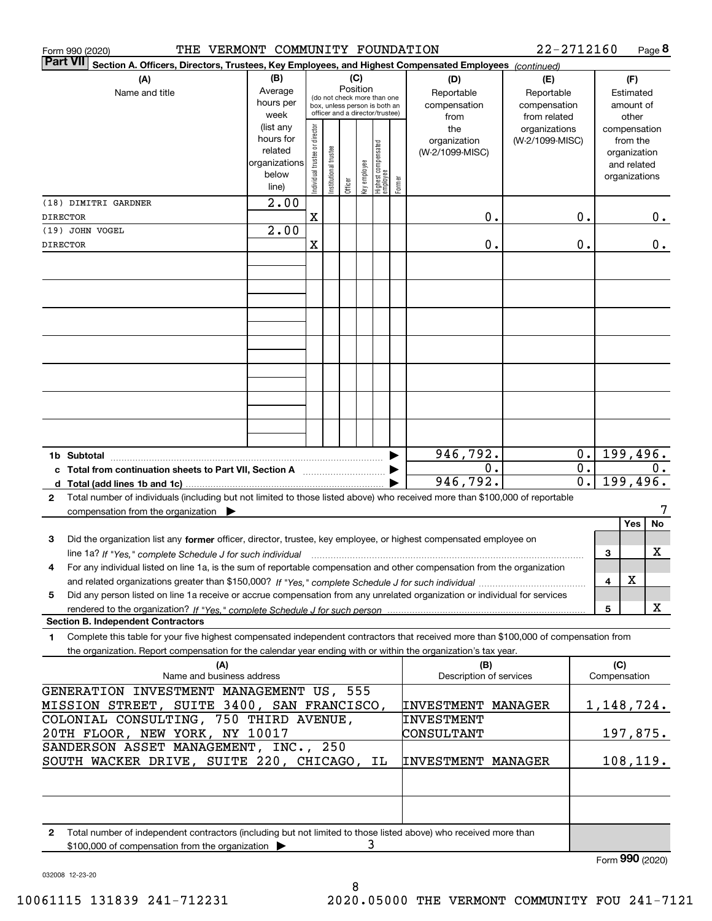Form 990 (2020) THE VERMONT COMMUNITY FOUNDATION 22-2712160 Page 8

**Part VII Section A. Officers, Directors, Trustees, Key Employees, and Highest Compensated Employees** *(continued)*

| (A) Name and title | (B) Average hours per week (list any hours for related organizations below line) | (C) Position: Individual trustee or director | Institutional trustee | Officer | Key employee | Highest compensated employee | Former | (D) Reportable compensation from the organization (W-2/1099-MISC) | (E) Reportable compensation from related organizations (W-2/1099-MISC) | (F) Estimated amount of other compensation from the organization and related organizations |
|---|---|---|---|---|---|---|---|---|---|---|
| (18) DIMITRI GARDNER<br>DIRECTOR | 2.00 | X | | | | | | 0. | 0. | 0. |
| (19) JOHN VOGEL<br>DIRECTOR | 2.00 | X | | | | | | 0. | 0. | 0. |
| **1b Subtotal** | | | | | | | | 946,792. | 0. | 199,496. |
| **c Total from continuation sheets to Part VII, Section A** | | | | | | | | 0. | 0. | 0. |
| **d Total (add lines 1b and 1c)** | | | | | | | | 946,792. | 0. | 199,496. |

**2** Total number of individuals (including but not limited to those listed above) who received more than $100,000 of reportable compensation from the organization ▶ 7

| | | Yes | No |
|---|---|---|---|
| **3** Did the organization list any **former** officer, director, trustee, key employee, or highest compensated employee on line 1a? *If "Yes," complete Schedule J for such individual* | 3 | | X |
| **4** For any individual listed on line 1a, is the sum of reportable compensation and other compensation from the organization and related organizations greater than $150,000? *If "Yes," complete Schedule J for such individual* | 4 | X | |
| **5** Did any person listed on line 1a receive or accrue compensation from any unrelated organization or individual for services rendered to the organization? *If "Yes," complete Schedule J for such person* | 5 | | X |

**Section B. Independent Contractors**

**1** Complete this table for your five highest compensated independent contractors that received more than $100,000 of compensation from the organization. Report compensation for the calendar year ending with or within the organization's tax year.

| (A) Name and business address | (B) Description of services | (C) Compensation |
|---|---|---|
| GENERATION INVESTMENT MANAGEMENT US, 555 MISSION STREET, SUITE 3400, SAN FRANCISCO, | INVESTMENT MANAGER | 1,148,724. |
| COLONIAL CONSULTING, 750 THIRD AVENUE, 20TH FLOOR, NEW YORK, NY 10017 | INVESTMENT CONSULTANT | 197,875. |
| SANDERSON ASSET MANAGEMENT, INC., 250 SOUTH WACKER DRIVE, SUITE 220, CHICAGO, IL | INVESTMENT MANAGER | 108,119. |

**2** Total number of independent contractors (including but not limited to those listed above) who received more than $100,000 of compensation from the organization ▶ 3

Form **990** (2020)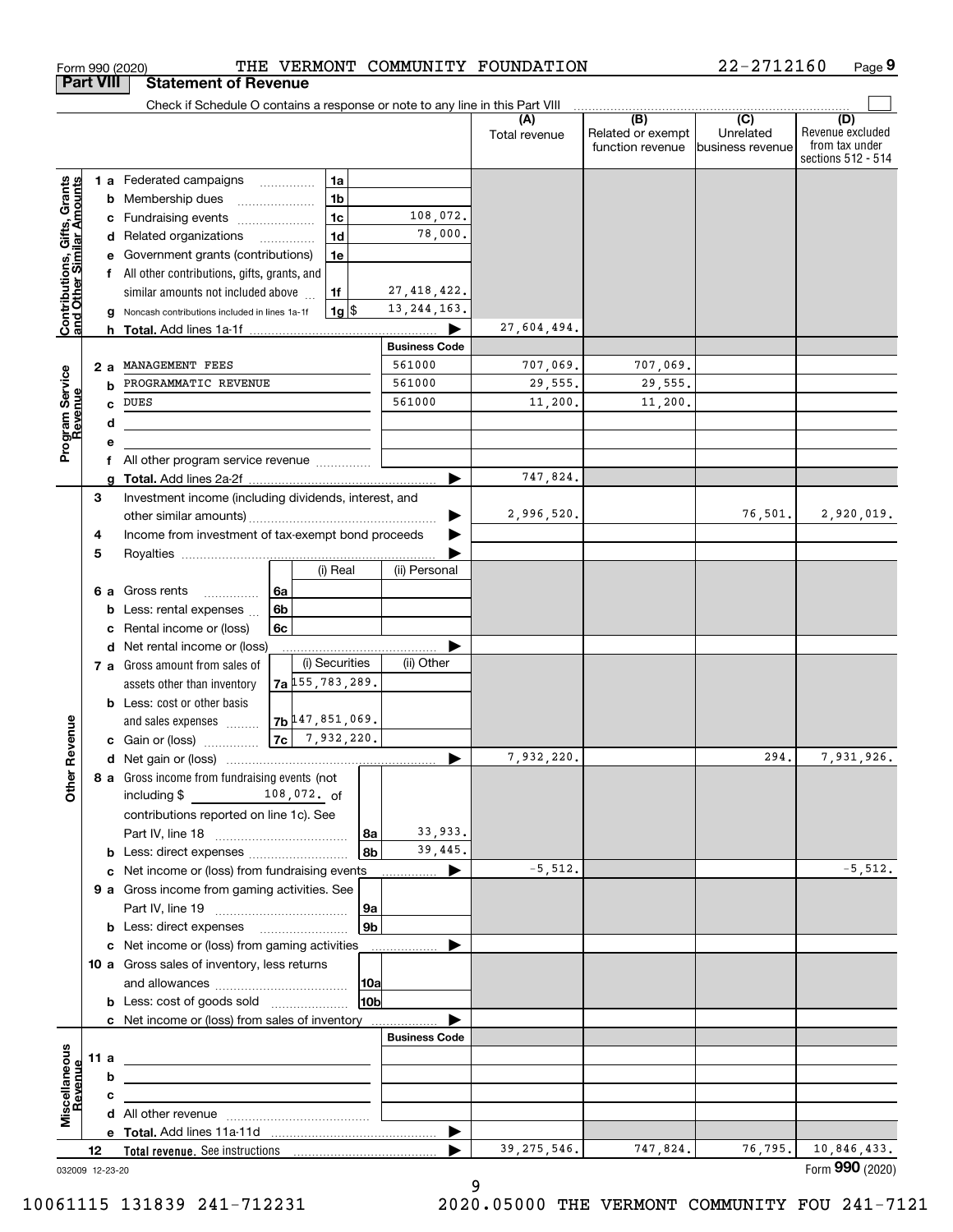Form 990 (2020) THE VERMONT COMMUNITY FOUNDATION 22-2712160 Page 9

## Part VIII Statement of Revenue

Check if Schedule O contains a response or note to any line in this Part VIII

| | | | (A) Total revenue | (B) Related or exempt function revenue | (C) Unrelated business revenue | (D) Revenue excluded from tax under sections 512 - 514 |
|---|---|---|---|---|---|---|
| **Contributions, Gifts, Grants and Other Similar Amounts** | 1a Federated campaigns | 1a | | | | |
| | b Membership dues | 1b | | | | |
| | c Fundraising events | 1c 108,072. | | | | |
| | d Related organizations | 1d 78,000. | | | | |
| | e Government grants (contributions) | 1e | | | | |
| | f All other contributions, gifts, grants, and similar amounts not included above | 1f 27,418,422. | | | | |
| | g Noncash contributions included in lines 1a-1f | 1g $ 13,244,163. | | | | |
| | h Total. Add lines 1a-1f | | 27,604,494. | | | |
| **Program Service Revenue** | | Business Code | | | | |
| | 2a MANAGEMENT FEES | 561000 | 707,069. | 707,069. | | |
| | b PROGRAMMATIC REVENUE | 561000 | 29,555. | 29,555. | | |
| | c DUES | 561000 | 11,200. | 11,200. | | |
| | d | | | | | |
| | e | | | | | |
| | f All other program service revenue | | | | | |
| | g Total. Add lines 2a-2f | | 747,824. | | | |
| **Other Revenue** | 3 Investment income (including dividends, interest, and other similar amounts) | | 2,996,520. | | 76,501. | 2,920,019. |
| | 4 Income from investment of tax-exempt bond proceeds | | | | | |
| | 5 Royalties | | | | | |
| | 6a Gross rents — 6a (i) Real / (ii) Personal | | | | | |
| | b Less: rental expenses — 6b | | | | | |
| | c Rental income or (loss) — 6c | | | | | |
| | d Net rental income or (loss) | | | | | |
| | 7a Gross amount from sales of assets other than inventory — 7a (i) Securities 155,783,289. (ii) Other | | | | | |
| | b Less: cost or other basis and sales expenses — 7b (i) Securities 147,851,069. | | | | | |
| | c Gain or (loss) — 7c (i) Securities 7,932,220. | | | | | |
| | d Net gain or (loss) | | 7,932,220. | | 294. | 7,931,926. |
| | 8a Gross income from fundraising events (not including $ 108,072. of contributions reported on line 1c). See Part IV, line 18 | 8a 33,933. | | | | |
| | b Less: direct expenses | 8b 39,445. | | | | |
| | c Net income or (loss) from fundraising events | | -5,512. | | | -5,512. |
| | 9a Gross income from gaming activities. See Part IV, line 19 | 9a | | | | |
| | b Less: direct expenses | 9b | | | | |
| | c Net income or (loss) from gaming activities | | | | | |
| | 10a Gross sales of inventory, less returns and allowances | 10a | | | | |
| | b Less: cost of goods sold | 10b | | | | |
| | c Net income or (loss) from sales of inventory | | | | | |
| **Miscellaneous Revenue** | | Business Code | | | | |
| | 11a | | | | | |
| | b | | | | | |
| | c | | | | | |
| | d All other revenue | | | | | |
| | e Total. Add lines 11a-11d | | | | | |
| | 12 Total revenue. See instructions | | 39,275,546. | 747,824. | 76,795. | 10,846,433. |

032009 12-23-20 Form 990 (2020)

10061115 131839 241-712231 2020.05000 THE VERMONT COMMUNITY FOU 241-7121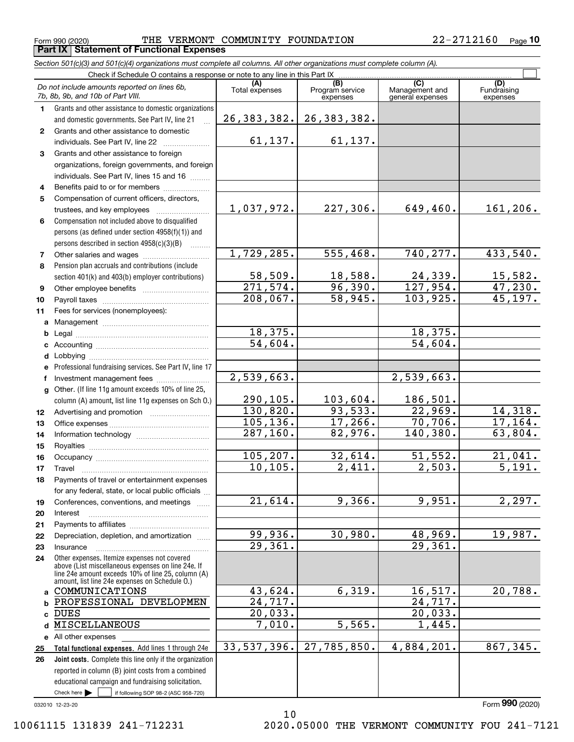Form 990 (2020) THE VERMONT COMMUNITY FOUNDATION 22-2712160 Page 10

**Part IX Statement of Functional Expenses**

*Section 501(c)(3) and 501(c)(4) organizations must complete all columns. All other organizations must complete column (A).*

Check if Schedule O contains a response or note to any line in this Part IX

| | *Do not include amounts reported on lines 6b, 7b, 8b, 9b, and 10b of Part VIII.* | (A) Total expenses | (B) Program service expenses | (C) Management and general expenses | (D) Fundraising expenses |
|---|---|---|---|---|---|
| 1 | Grants and other assistance to domestic organizations and domestic governments. See Part IV, line 21 | 26,383,382. | 26,383,382. | | |
| 2 | Grants and other assistance to domestic individuals. See Part IV, line 22 | 61,137. | 61,137. | | |
| 3 | Grants and other assistance to foreign organizations, foreign governments, and foreign individuals. See Part IV, lines 15 and 16 | | | | |
| 4 | Benefits paid to or for members | | | | |
| 5 | Compensation of current officers, directors, trustees, and key employees | 1,037,972. | 227,306. | 649,460. | 161,206. |
| 6 | Compensation not included above to disqualified persons (as defined under section 4958(f)(1)) and persons described in section 4958(c)(3)(B) | | | | |
| 7 | Other salaries and wages | 1,729,285. | 555,468. | 740,277. | 433,540. |
| 8 | Pension plan accruals and contributions (include section 401(k) and 403(b) employer contributions) | 58,509. | 18,588. | 24,339. | 15,582. |
| 9 | Other employee benefits | 271,574. | 96,390. | 127,954. | 47,230. |
| 10 | Payroll taxes | 208,067. | 58,945. | 103,925. | 45,197. |
| 11 | Fees for services (nonemployees): | | | | |
| a | Management | | | | |
| b | Legal | 18,375. | | 18,375. | |
| c | Accounting | 54,604. | | 54,604. | |
| d | Lobbying | | | | |
| e | Professional fundraising services. See Part IV, line 17 | | | | |
| f | Investment management fees | 2,539,663. | | 2,539,663. | |
| g | Other. (If line 11g amount exceeds 10% of line 25, column (A) amount, list line 11g expenses on Sch O.) | 290,105. | 103,604. | 186,501. | |
| 12 | Advertising and promotion | 130,820. | 93,533. | 22,969. | 14,318. |
| 13 | Office expenses | 105,136. | 17,266. | 70,706. | 17,164. |
| 14 | Information technology | 287,160. | 82,976. | 140,380. | 63,804. |
| 15 | Royalties | | | | |
| 16 | Occupancy | 105,207. | 32,614. | 51,552. | 21,041. |
| 17 | Travel | 10,105. | 2,411. | 2,503. | 5,191. |
| 18 | Payments of travel or entertainment expenses for any federal, state, or local public officials | | | | |
| 19 | Conferences, conventions, and meetings | 21,614. | 9,366. | 9,951. | 2,297. |
| 20 | Interest | | | | |
| 21 | Payments to affiliates | | | | |
| 22 | Depreciation, depletion, and amortization | 99,936. | 30,980. | 48,969. | 19,987. |
| 23 | Insurance | 29,361. | | 29,361. | |
| 24 | Other expenses. Itemize expenses not covered above (List miscellaneous expenses on line 24e. If line 24e amount exceeds 10% of line 25, column (A) amount, list line 24e expenses on Schedule O.) | | | | |
| a | COMMUNICATIONS | 43,624. | 6,319. | 16,517. | 20,788. |
| b | PROFESSIONAL DEVELOPMEN | 24,717. | | 24,717. | |
| c | DUES | 20,033. | | 20,033. | |
| d | MISCELLANEOUS | 7,010. | 5,565. | 1,445. | |
| e | All other expenses | | | | |
| 25 | **Total functional expenses.** Add lines 1 through 24e | 33,537,396. | 27,785,850. | 4,884,201. | 867,345. |
| 26 | **Joint costs.** Complete this line only if the organization reported in column (B) joint costs from a combined educational campaign and fundraising solicitation. Check here ☐ if following SOP 98-2 (ASC 958-720) | | | | |

032010 12-23-20

Form **990** (2020)

10061115 131839 241-712231 2020.05000 THE VERMONT COMMUNITY FOU 241-7121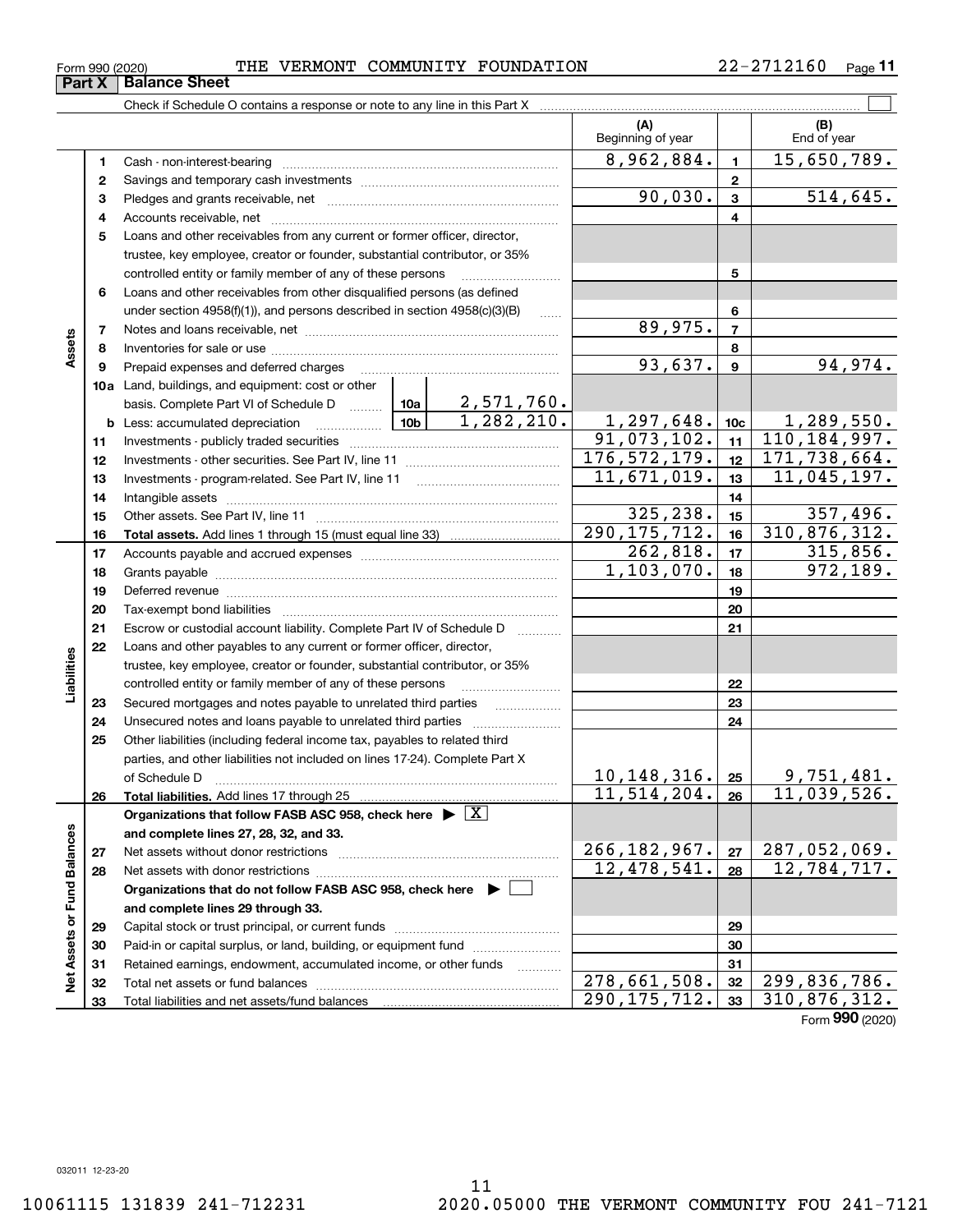Form 990 (2020) THE VERMONT COMMUNITY FOUNDATION 22-2712160

## Part X | Balance Sheet

Check if Schedule O contains a response or note to any line in this Part X

| | | | | (A) Beginning of year | | (B) End of year |
|---|---|---|---|---|---|---|
| Assets | 1 | Cash - non-interest-bearing | | 8,962,884. | 1 | 15,650,789. |
| | 2 | Savings and temporary cash investments | | | 2 | |
| | 3 | Pledges and grants receivable, net | | 90,030. | 3 | 514,645. |
| | 4 | Accounts receivable, net | | | 4 | |
| | 5 | Loans and other receivables from any current or former officer, director, trustee, key employee, creator or founder, substantial contributor, or 35% controlled entity or family member of any of these persons | | | 5 | |
| | 6 | Loans and other receivables from other disqualified persons (as defined under section 4958(f)(1)), and persons described in section 4958(c)(3)(B) | | | 6 | |
| | 7 | Notes and loans receivable, net | | 89,975. | 7 | |
| | 8 | Inventories for sale or use | | | 8 | |
| | 9 | Prepaid expenses and deferred charges | | 93,637. | 9 | 94,974. |
| | 10a | Land, buildings, and equipment: cost or other basis. Complete Part VI of Schedule D | 10a 2,571,760. | | | |
| | b | Less: accumulated depreciation | 10b 1,282,210. | 1,297,648. | 10c | 1,289,550. |
| | 11 | Investments - publicly traded securities | | 91,073,102. | 11 | 110,184,997. |
| | 12 | Investments - other securities. See Part IV, line 11 | | 176,572,179. | 12 | 171,738,664. |
| | 13 | Investments - program-related. See Part IV, line 11 | | 11,671,019. | 13 | 11,045,197. |
| | 14 | Intangible assets | | | 14 | |
| | 15 | Other assets. See Part IV, line 11 | | 325,238. | 15 | 357,496. |
| | 16 | **Total assets.** Add lines 1 through 15 (must equal line 33) | | 290,175,712. | 16 | 310,876,312. |
| Liabilities | 17 | Accounts payable and accrued expenses | | 262,818. | 17 | 315,856. |
| | 18 | Grants payable | | 1,103,070. | 18 | 972,189. |
| | 19 | Deferred revenue | | | 19 | |
| | 20 | Tax-exempt bond liabilities | | | 20 | |
| | 21 | Escrow or custodial account liability. Complete Part IV of Schedule D | | | 21 | |
| | 22 | Loans and other payables to any current or former officer, director, trustee, key employee, creator or founder, substantial contributor, or 35% controlled entity or family member of any of these persons | | | 22 | |
| | 23 | Secured mortgages and notes payable to unrelated third parties | | | 23 | |
| | 24 | Unsecured notes and loans payable to unrelated third parties | | | 24 | |
| | 25 | Other liabilities (including federal income tax, payables to related third parties, and other liabilities not included on lines 17-24). Complete Part X of Schedule D | | 10,148,316. | 25 | 9,751,481. |
| | 26 | **Total liabilities.** Add lines 17 through 25 | | 11,514,204. | 26 | 11,039,526. |
| Net Assets or Fund Balances | | **Organizations that follow FASB ASC 958, check here ▶ [X] and complete lines 27, 28, 32, and 33.** | | | | |
| | 27 | Net assets without donor restrictions | | 266,182,967. | 27 | 287,052,069. |
| | 28 | Net assets with donor restrictions | | 12,478,541. | 28 | 12,784,717. |
| | | **Organizations that do not follow FASB ASC 958, check here ▶ [ ] and complete lines 29 through 33.** | | | | |
| | 29 | Capital stock or trust principal, or current funds | | | 29 | |
| | 30 | Paid-in or capital surplus, or land, building, or equipment fund | | | 30 | |
| | 31 | Retained earnings, endowment, accumulated income, or other funds | | | 31 | |
| | 32 | Total net assets or fund balances | | 278,661,508. | 32 | 299,836,786. |
| | 33 | Total liabilities and net assets/fund balances | | 290,175,712. | 33 | 310,876,312. |

Form **990** (2020)

032011 12-23-20

10061115 131839 241-712231 2020.05000 THE VERMONT COMMUNITY FOU 241-7121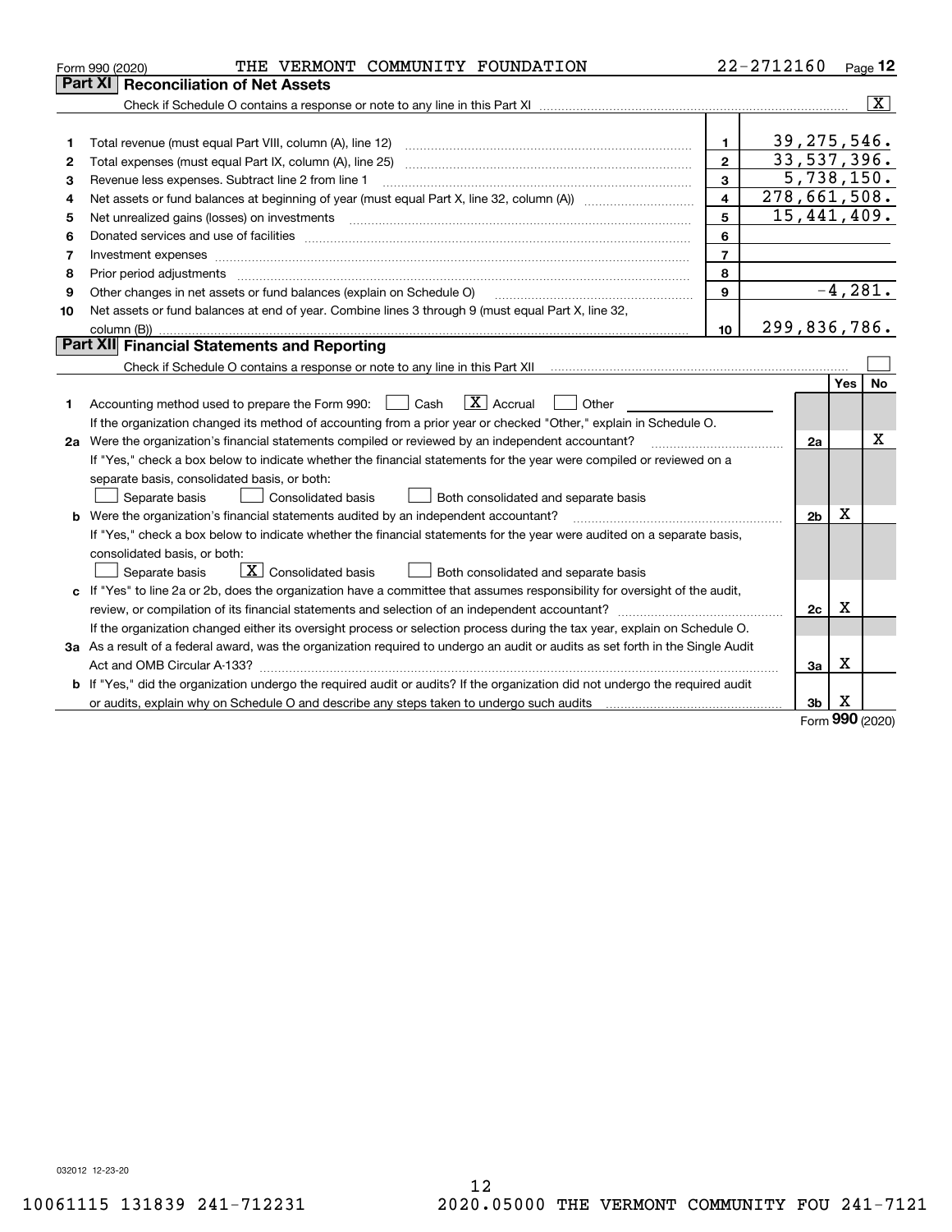Form 990 (2020) THE VERMONT COMMUNITY FOUNDATION 22-2712160 Page 12

## Part XI Reconciliation of Net Assets

Check if Schedule O contains a response or note to any line in this Part XI ..... [X]

| | | | |
|---|---|---|---|
| 1 | Total revenue (must equal Part VIII, column (A), line 12) | 1 | 39,275,546. |
| 2 | Total expenses (must equal Part IX, column (A), line 25) | 2 | 33,537,396. |
| 3 | Revenue less expenses. Subtract line 2 from line 1 | 3 | 5,738,150. |
| 4 | Net assets or fund balances at beginning of year (must equal Part X, line 32, column (A)) | 4 | 278,661,508. |
| 5 | Net unrealized gains (losses) on investments | 5 | 15,441,409. |
| 6 | Donated services and use of facilities | 6 | |
| 7 | Investment expenses | 7 | |
| 8 | Prior period adjustments | 8 | |
| 9 | Other changes in net assets or fund balances (explain on Schedule O) | 9 | -4,281. |
| 10 | Net assets or fund balances at end of year. Combine lines 3 through 9 (must equal Part X, line 32, column (B)) | 10 | 299,836,786. |

## Part XII Financial Statements and Reporting

Check if Schedule O contains a response or note to any line in this Part XII ..... [ ]

| | | | Yes | No |
|---|---|---|---|---|
| 1 | Accounting method used to prepare the Form 990: [ ] Cash [X] Accrual [ ] Other<br>If the organization changed its method of accounting from a prior year or checked "Other," explain in Schedule O. | | | |
| 2a | Were the organization's financial statements compiled or reviewed by an independent accountant?<br>If "Yes," check a box below to indicate whether the financial statements for the year were compiled or reviewed on a separate basis, consolidated basis, or both:<br>[ ] Separate basis [ ] Consolidated basis [ ] Both consolidated and separate basis | 2a | | X |
| b | Were the organization's financial statements audited by an independent accountant?<br>If "Yes," check a box below to indicate whether the financial statements for the year were audited on a separate basis, consolidated basis, or both:<br>[ ] Separate basis [X] Consolidated basis [ ] Both consolidated and separate basis | 2b | X | |
| c | If "Yes" to line 2a or 2b, does the organization have a committee that assumes responsibility for oversight of the audit, review, or compilation of its financial statements and selection of an independent accountant?<br>If the organization changed either its oversight process or selection process during the tax year, explain on Schedule O. | 2c | X | |
| 3a | As a result of a federal award, was the organization required to undergo an audit or audits as set forth in the Single Audit Act and OMB Circular A-133? | 3a | X | |
| b | If "Yes," did the organization undergo the required audit or audits? If the organization did not undergo the required audit or audits, explain why on Schedule O and describe any steps taken to undergo such audits | 3b | X | |

Form 990 (2020)

032012 12-23-20

10061115 131839 241-712231 2020.05000 THE VERMONT COMMUNITY FOU 241-7121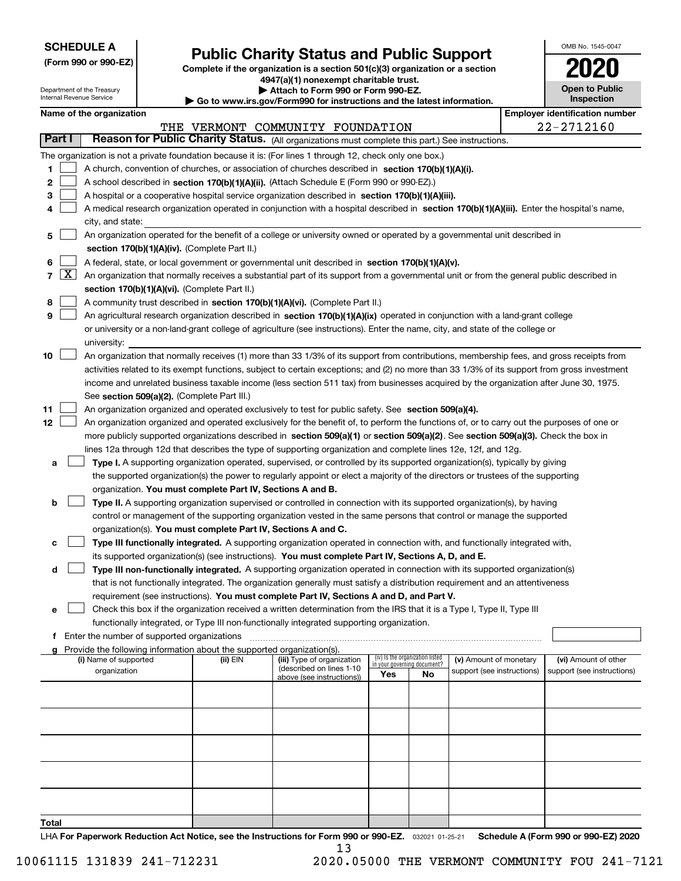**SCHEDULE A**
**(Form 990 or 990-EZ)**

Department of the Treasury
Internal Revenue Service

# Public Charity Status and Public Support

**Complete if the organization is a section 501(c)(3) organization or a section 4947(a)(1) nonexempt charitable trust.**
**▶ Attach to Form 990 or Form 990-EZ.**
**▶ Go to www.irs.gov/Form990 for instructions and the latest information.**

OMB No. 1545-0047
**2020**
**Open to Public Inspection**

**Name of the organization:** THE VERMONT COMMUNITY FOUNDATION
**Employer identification number:** 22-2712160

## Part I Reason for Public Charity Status. (All organizations must complete this part.) See instructions.

The organization is not a private foundation because it is: (For lines 1 through 12, check only one box.)

1. [ ] A church, convention of churches, or association of churches described in **section 170(b)(1)(A)(i).**
2. [ ] A school described in **section 170(b)(1)(A)(ii).** (Attach Schedule E (Form 990 or 990-EZ).)
3. [ ] A hospital or a cooperative hospital service organization described in **section 170(b)(1)(A)(iii).**
4. [ ] A medical research organization operated in conjunction with a hospital described in **section 170(b)(1)(A)(iii).** Enter the hospital's name, city, and state:
5. [ ] An organization operated for the benefit of a college or university owned or operated by a governmental unit described in **section 170(b)(1)(A)(iv).** (Complete Part II.)
6. [ ] A federal, state, or local government or governmental unit described in **section 170(b)(1)(A)(v).**
7. [X] An organization that normally receives a substantial part of its support from a governmental unit or from the general public described in **section 170(b)(1)(A)(vi).** (Complete Part II.)
8. [ ] A community trust described in **section 170(b)(1)(A)(vi).** (Complete Part II.)
9. [ ] An agricultural research organization described in **section 170(b)(1)(A)(ix)** operated in conjunction with a land-grant college or university or a non-land-grant college of agriculture (see instructions). Enter the name, city, and state of the college or university:
10. [ ] An organization that normally receives (1) more than 33 1/3% of its support from contributions, membership fees, and gross receipts from activities related to its exempt functions, subject to certain exceptions; and (2) no more than 33 1/3% of its support from gross investment income and unrelated business taxable income (less section 511 tax) from businesses acquired by the organization after June 30, 1975. See **section 509(a)(2).** (Complete Part III.)
11. [ ] An organization organized and operated exclusively to test for public safety. See **section 509(a)(4).**
12. [ ] An organization organized and operated exclusively for the benefit of, to perform the functions of, or to carry out the purposes of one or more publicly supported organizations described in **section 509(a)(1)** or **section 509(a)(2)**. See **section 509(a)(3).** Check the box in lines 12a through 12d that describes the type of supporting organization and complete lines 12e, 12f, and 12g.
   - **a** [ ] **Type I.** A supporting organization operated, supervised, or controlled by its supported organization(s), typically by giving the supported organization(s) the power to regularly appoint or elect a majority of the directors or trustees of the supporting organization. **You must complete Part IV, Sections A and B.**
   - **b** [ ] **Type II.** A supporting organization supervised or controlled in connection with its supported organization(s), by having control or management of the supporting organization vested in the same persons that control or manage the supported organization(s). **You must complete Part IV, Sections A and C.**
   - **c** [ ] **Type III functionally integrated.** A supporting organization operated in connection with, and functionally integrated with, its supported organization(s) (see instructions). **You must complete Part IV, Sections A, D, and E.**
   - **d** [ ] **Type III non-functionally integrated.** A supporting organization operated in connection with its supported organization(s) that is not functionally integrated. The organization generally must satisfy a distribution requirement and an attentiveness requirement (see instructions). **You must complete Part IV, Sections A and D, and Part V.**
   - **e** [ ] Check this box if the organization received a written determination from the IRS that it is a Type I, Type II, Type III functionally integrated, or Type III non-functionally integrated supporting organization.
   - **f** Enter the number of supported organizations
   - **g** Provide the following information about the supported organization(s).

| (i) Name of supported organization | (ii) EIN | (iii) Type of organization (described on lines 1-10 above (see instructions)) | (iv) Is the organization listed in your governing document? Yes | No | (v) Amount of monetary support (see instructions) | (vi) Amount of other support (see instructions) |
|---|---|---|---|---|---|---|
| | | | | | | |
| | | | | | | |
| | | | | | | |
| | | | | | | |
| | | | | | | |
| **Total** | | | | | | |

LHA **For Paperwork Reduction Act Notice, see the Instructions for Form 990 or 990-EZ.** 032021 01-25-21 **Schedule A (Form 990 or 990-EZ) 2020**

10061115 131839 241-712231 2020.05000 THE VERMONT COMMUNITY FOU 241-7121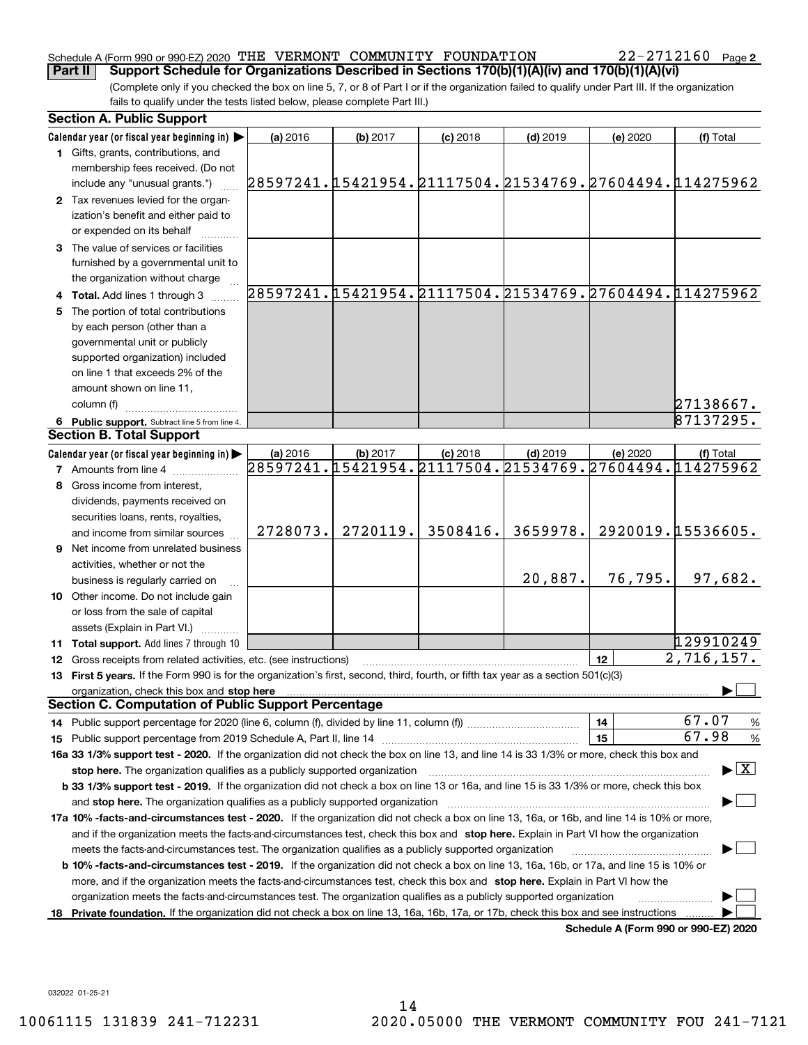Schedule A (Form 990 or 990-EZ) 2020 THE VERMONT COMMUNITY FOUNDATION 22-2712160 Page 2

**Part II** **Support Schedule for Organizations Described in Sections 170(b)(1)(A)(iv) and 170(b)(1)(A)(vi)**

(Complete only if you checked the box on line 5, 7, or 8 of Part I or if the organization failed to qualify under Part III. If the organization fails to qualify under the tests listed below, please complete Part III.)

**Section A. Public Support**

| Calendar year (or fiscal year beginning in) ▶ | (a) 2016 | (b) 2017 | (c) 2018 | (d) 2019 | (e) 2020 | (f) Total |
|---|---|---|---|---|---|---|
| 1 Gifts, grants, contributions, and membership fees received. (Do not include any "unusual grants.") | 28597241. | 15421954. | 21117504. | 21534769. | 27604494. | 114275962 |
| 2 Tax revenues levied for the organization's benefit and either paid to or expended on its behalf | | | | | | |
| 3 The value of services or facilities furnished by a governmental unit to the organization without charge | | | | | | |
| 4 **Total.** Add lines 1 through 3 | 28597241. | 15421954. | 21117504. | 21534769. | 27604494. | 114275962 |
| 5 The portion of total contributions by each person (other than a governmental unit or publicly supported organization) included on line 1 that exceeds 2% of the amount shown on line 11, column (f) | | | | | | 27138667. |
| 6 **Public support.** Subtract line 5 from line 4. | | | | | | 87137295. |

**Section B. Total Support**

| Calendar year (or fiscal year beginning in) ▶ | (a) 2016 | (b) 2017 | (c) 2018 | (d) 2019 | (e) 2020 | (f) Total |
|---|---|---|---|---|---|---|
| 7 Amounts from line 4 | 28597241. | 15421954. | 21117504. | 21534769. | 27604494. | 114275962 |
| 8 Gross income from interest, dividends, payments received on securities loans, rents, royalties, and income from similar sources | 2728073. | 2720119. | 3508416. | 3659978. | 2920019. | 15536605. |
| 9 Net income from unrelated business activities, whether or not the business is regularly carried on | | | | 20,887. | 76,795. | 97,682. |
| 10 Other income. Do not include gain or loss from the sale of capital assets (Explain in Part VI.) | | | | | | |
| 11 **Total support.** Add lines 7 through 10 | | | | | | 129910249 |

12 Gross receipts from related activities, etc. (see instructions) | 12 | 2,716,157.

13 **First 5 years.** If the Form 990 is for the organization's first, second, third, fourth, or fifth tax year as a section 501(c)(3) organization, check this box and **stop here** ▶ ☐

**Section C. Computation of Public Support Percentage**

14 Public support percentage for 2020 (line 6, column (f), divided by line 11, column (f)) | 14 | 67.07 %

15 Public support percentage from 2019 Schedule A, Part II, line 14 | 15 | 67.98 %

**16a 33 1/3% support test - 2020.** If the organization did not check the box on line 13, and line 14 is 33 1/3% or more, check this box and **stop here.** The organization qualifies as a publicly supported organization ▶ ☒

**b 33 1/3% support test - 2019.** If the organization did not check a box on line 13 or 16a, and line 15 is 33 1/3% or more, check this box and **stop here.** The organization qualifies as a publicly supported organization ▶ ☐

**17a 10% -facts-and-circumstances test - 2020.** If the organization did not check a box on line 13, 16a, or 16b, and line 14 is 10% or more, and if the organization meets the facts-and-circumstances test, check this box and **stop here.** Explain in Part VI how the organization meets the facts-and-circumstances test. The organization qualifies as a publicly supported organization ▶ ☐

**b 10% -facts-and-circumstances test - 2019.** If the organization did not check a box on line 13, 16a, 16b, or 17a, and line 15 is 10% or more, and if the organization meets the facts-and-circumstances test, check this box and **stop here.** Explain in Part VI how the organization meets the facts-and-circumstances test. The organization qualifies as a publicly supported organization ▶ ☐

**18 Private foundation.** If the organization did not check a box on line 13, 16a, 16b, 17a, or 17b, check this box and see instructions ▶ ☐

**Schedule A (Form 990 or 990-EZ) 2020**

032022 01-25-21

10061115 131839 241-712231 2020.05000 THE VERMONT COMMUNITY FOU 241-7121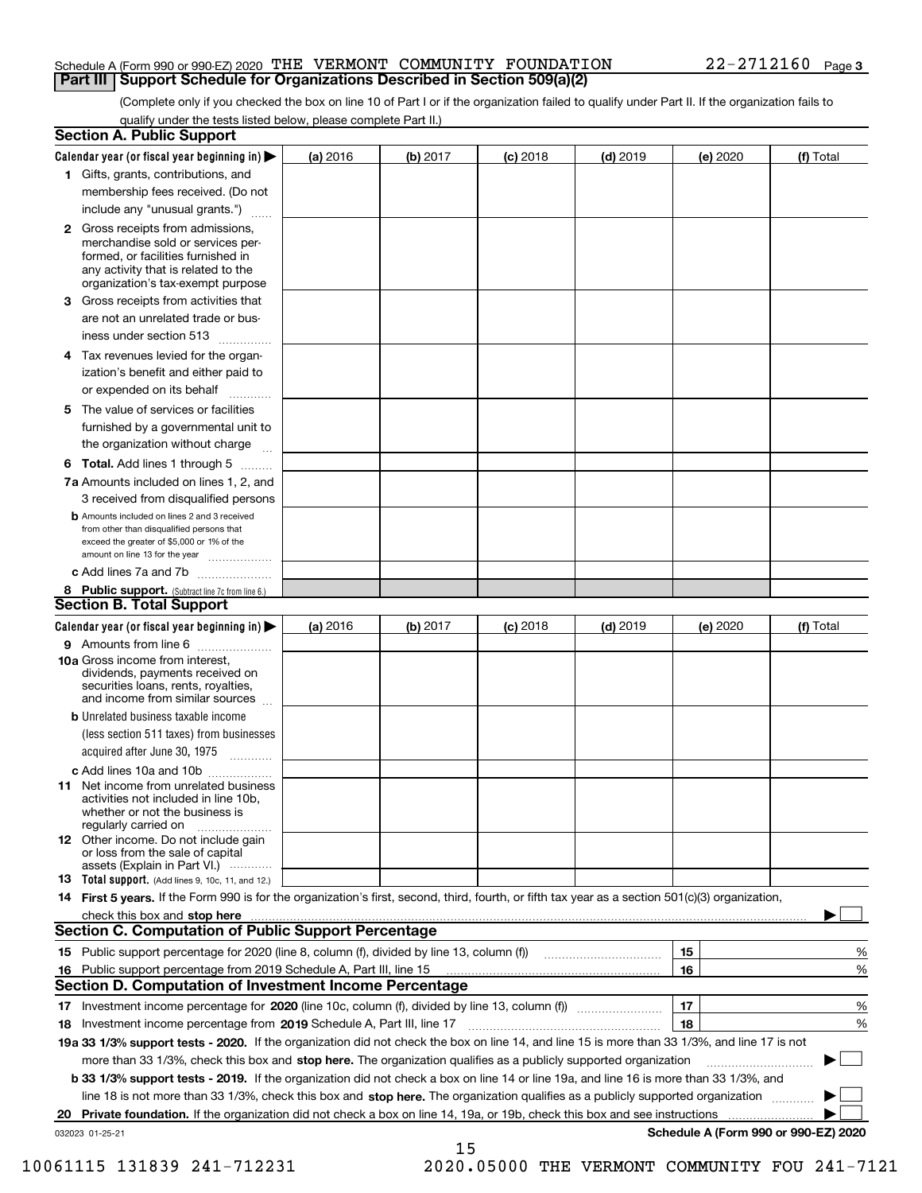Schedule A (Form 990 or 990-EZ) 2020 THE VERMONT COMMUNITY FOUNDATION 22-2712160 Page 3

## Part III Support Schedule for Organizations Described in Section 509(a)(2)

(Complete only if you checked the box on line 10 of Part I or if the organization failed to qualify under Part II. If the organization fails to qualify under the tests listed below, please complete Part II.)

### Section A. Public Support

| Calendar year (or fiscal year beginning in) ▶ | (a) 2016 | (b) 2017 | (c) 2018 | (d) 2019 | (e) 2020 | (f) Total |
|---|---|---|---|---|---|---|
| 1 Gifts, grants, contributions, and membership fees received. (Do not include any "unusual grants.") | | | | | | |
| 2 Gross receipts from admissions, merchandise sold or services performed, or facilities furnished in any activity that is related to the organization's tax-exempt purpose | | | | | | |
| 3 Gross receipts from activities that are not an unrelated trade or business under section 513 | | | | | | |
| 4 Tax revenues levied for the organization's benefit and either paid to or expended on its behalf | | | | | | |
| 5 The value of services or facilities furnished by a governmental unit to the organization without charge | | | | | | |
| 6 Total. Add lines 1 through 5 | | | | | | |
| 7a Amounts included on lines 1, 2, and 3 received from disqualified persons | | | | | | |
| b Amounts included on lines 2 and 3 received from other than disqualified persons that exceed the greater of $5,000 or 1% of the amount on line 13 for the year | | | | | | |
| c Add lines 7a and 7b | | | | | | |
| 8 Public support. (Subtract line 7c from line 6.) | | | | | | |

### Section B. Total Support

| Calendar year (or fiscal year beginning in) ▶ | (a) 2016 | (b) 2017 | (c) 2018 | (d) 2019 | (e) 2020 | (f) Total |
|---|---|---|---|---|---|---|
| 9 Amounts from line 6 | | | | | | |
| 10a Gross income from interest, dividends, payments received on securities loans, rents, royalties, and income from similar sources | | | | | | |
| b Unrelated business taxable income (less section 511 taxes) from businesses acquired after June 30, 1975 | | | | | | |
| c Add lines 10a and 10b | | | | | | |
| 11 Net income from unrelated business activities not included in line 10b, whether or not the business is regularly carried on | | | | | | |
| 12 Other income. Do not include gain or loss from the sale of capital assets (Explain in Part VI.) | | | | | | |
| 13 Total support. (Add lines 9, 10c, 11, and 12.) | | | | | | |

14 First 5 years. If the Form 990 is for the organization's first, second, third, fourth, or fifth tax year as a section 501(c)(3) organization, check this box and stop here ▶ ☐

### Section C. Computation of Public Support Percentage

| | | |
|---|---|---|
| 15 Public support percentage for 2020 (line 8, column (f), divided by line 13, column (f)) | 15 | % |
| 16 Public support percentage from 2019 Schedule A, Part III, line 15 | 16 | % |

### Section D. Computation of Investment Income Percentage

| | | |
|---|---|---|
| 17 Investment income percentage for 2020 (line 10c, column (f), divided by line 13, column (f)) | 17 | % |
| 18 Investment income percentage from 2019 Schedule A, Part III, line 17 | 18 | % |

19a 33 1/3% support tests - 2020. If the organization did not check the box on line 14, and line 15 is more than 33 1/3%, and line 17 is not more than 33 1/3%, check this box and stop here. The organization qualifies as a publicly supported organization ▶ ☐

b 33 1/3% support tests - 2019. If the organization did not check a box on line 14 or line 19a, and line 16 is more than 33 1/3%, and line 18 is not more than 33 1/3%, check this box and stop here. The organization qualifies as a publicly supported organization ▶ ☐

20 Private foundation. If the organization did not check a box on line 14, 19a, or 19b, check this box and see instructions ▶ ☐

032023 01-25-21 Schedule A (Form 990 or 990-EZ) 2020

10061115 131839 241-712231 2020.05000 THE VERMONT COMMUNITY FOU 241-7121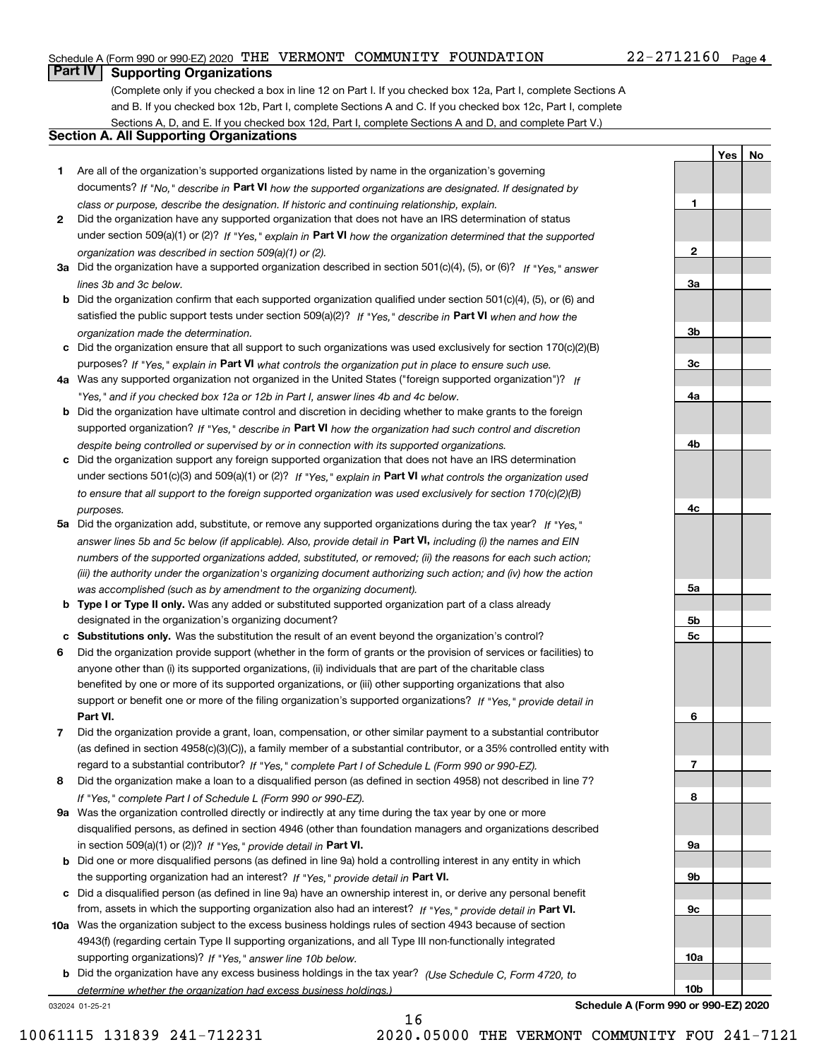Schedule A (Form 990 or 990-EZ) 2020 THE VERMONT COMMUNITY FOUNDATION 22-2712160 Page 4

## Part IV Supporting Organizations

(Complete only if you checked a box in line 12 on Part I. If you checked box 12a, Part I, complete Sections A and B. If you checked box 12b, Part I, complete Sections A and C. If you checked box 12c, Part I, complete Sections A, D, and E. If you checked box 12d, Part I, complete Sections A and D, and complete Part V.)

### Section A. All Supporting Organizations

| | | Line | Yes | No |
|---|---|---|---|---|
| **1** | Are all of the organization's supported organizations listed by name in the organization's governing documents? *If "No," describe in* **Part VI** *how the supported organizations are designated. If designated by class or purpose, describe the designation. If historic and continuing relationship, explain.* | 1 | | |
| **2** | Did the organization have any supported organization that does not have an IRS determination of status under section 509(a)(1) or (2)? *If "Yes," explain in* **Part VI** *how the organization determined that the supported organization was described in section 509(a)(1) or (2).* | 2 | | |
| **3a** | Did the organization have a supported organization described in section 501(c)(4), (5), or (6)? *If "Yes," answer lines 3b and 3c below.* | 3a | | |
| **b** | Did the organization confirm that each supported organization qualified under section 501(c)(4), (5), or (6) and satisfied the public support tests under section 509(a)(2)? *If "Yes," describe in* **Part VI** *when and how the organization made the determination.* | 3b | | |
| **c** | Did the organization ensure that all support to such organizations was used exclusively for section 170(c)(2)(B) purposes? *If "Yes," explain in* **Part VI** *what controls the organization put in place to ensure such use.* | 3c | | |
| **4a** | Was any supported organization not organized in the United States ("foreign supported organization")? *If "Yes," and if you checked box 12a or 12b in Part I, answer lines 4b and 4c below.* | 4a | | |
| **b** | Did the organization have ultimate control and discretion in deciding whether to make grants to the foreign supported organization? *If "Yes," describe in* **Part VI** *how the organization had such control and discretion despite being controlled or supervised by or in connection with its supported organizations.* | 4b | | |
| **c** | Did the organization support any foreign supported organization that does not have an IRS determination under sections 501(c)(3) and 509(a)(1) or (2)? *If "Yes," explain in* **Part VI** *what controls the organization used to ensure that all support to the foreign supported organization was used exclusively for section 170(c)(2)(B) purposes.* | 4c | | |
| **5a** | Did the organization add, substitute, or remove any supported organizations during the tax year? *If "Yes," answer lines 5b and 5c below (if applicable). Also, provide detail in* **Part VI,** *including (i) the names and EIN numbers of the supported organizations added, substituted, or removed; (ii) the reasons for each such action; (iii) the authority under the organization's organizing document authorizing such action; and (iv) how the action was accomplished (such as by amendment to the organizing document).* | 5a | | |
| **b** | **Type I or Type II only.** Was any added or substituted supported organization part of a class already designated in the organization's organizing document? | 5b | | |
| **c** | **Substitutions only.** Was the substitution the result of an event beyond the organization's control? | 5c | | |
| **6** | Did the organization provide support (whether in the form of grants or the provision of services or facilities) to anyone other than (i) its supported organizations, (ii) individuals that are part of the charitable class benefited by one or more of its supported organizations, or (iii) other supporting organizations that also support or benefit one or more of the filing organization's supported organizations? *If "Yes," provide detail in* **Part VI.** | 6 | | |
| **7** | Did the organization provide a grant, loan, compensation, or other similar payment to a substantial contributor (as defined in section 4958(c)(3)(C)), a family member of a substantial contributor, or a 35% controlled entity with regard to a substantial contributor? *If "Yes," complete Part I of Schedule L (Form 990 or 990-EZ).* | 7 | | |
| **8** | Did the organization make a loan to a disqualified person (as defined in section 4958) not described in line 7? *If "Yes," complete Part I of Schedule L (Form 990 or 990-EZ).* | 8 | | |
| **9a** | Was the organization controlled directly or indirectly at any time during the tax year by one or more disqualified persons, as defined in section 4946 (other than foundation managers and organizations described in section 509(a)(1) or (2))? *If "Yes," provide detail in* **Part VI.** | 9a | | |
| **b** | Did one or more disqualified persons (as defined in line 9a) hold a controlling interest in any entity in which the supporting organization had an interest? *If "Yes," provide detail in* **Part VI.** | 9b | | |
| **c** | Did a disqualified person (as defined in line 9a) have an ownership interest in, or derive any personal benefit from, assets in which the supporting organization also had an interest? *If "Yes," provide detail in* **Part VI.** | 9c | | |
| **10a** | Was the organization subject to the excess business holdings rules of section 4943 because of section 4943(f) (regarding certain Type II supporting organizations, and all Type III non-functionally integrated supporting organizations)? *If "Yes," answer line 10b below.* | 10a | | |
| **b** | Did the organization have any excess business holdings in the tax year? *(Use Schedule C, Form 4720, to determine whether the organization had excess business holdings.)* | 10b | | |

032024 01-25-21 **Schedule A (Form 990 or 990-EZ) 2020**

10061115 131839 241-712231 2020.05000 THE VERMONT COMMUNITY FOU 241-7121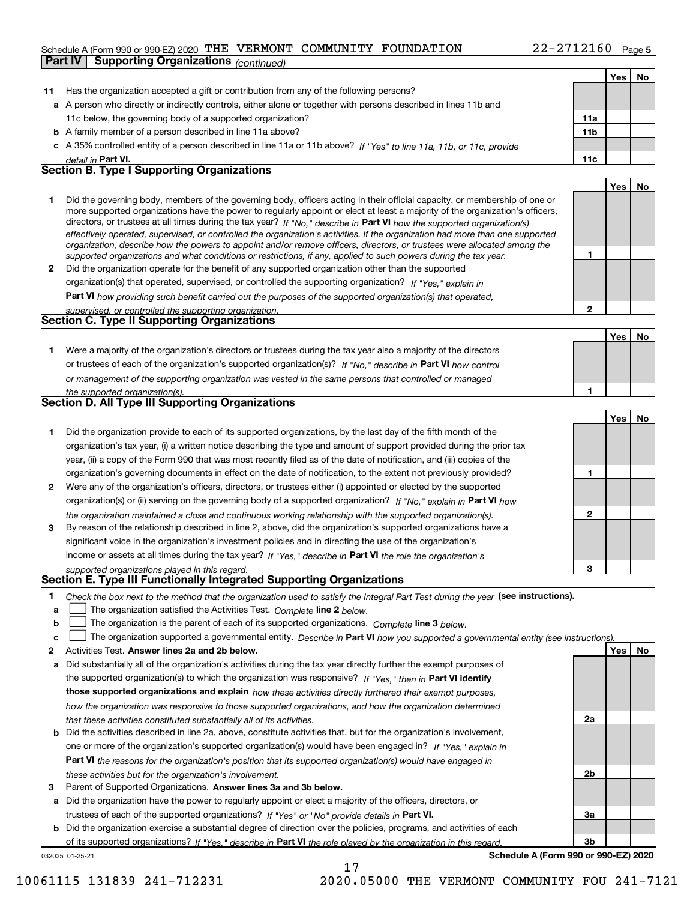Schedule A (Form 990 or 990-EZ) 2020 THE VERMONT COMMUNITY FOUNDATION 22-2712160 Page 5

**Part IV | Supporting Organizations** *(continued)*

| | | | Yes | No |
|---|---|---|---|---|
| **11** | Has the organization accepted a gift or contribution from any of the following persons? | | | |
| **a** | A person who directly or indirectly controls, either alone or together with persons described in lines 11b and 11c below, the governing body of a supported organization? | 11a | | |
| **b** | A family member of a person described in line 11a above? | 11b | | |
| **c** | A 35% controlled entity of a person described in line 11a or 11b above? *If "Yes" to line 11a, 11b, or 11c, provide detail in* **Part VI.** | 11c | | |

**Section B. Type I Supporting Organizations**

| | | | Yes | No |
|---|---|---|---|---|
| **1** | Did the governing body, members of the governing body, officers acting in their official capacity, or membership of one or more supported organizations have the power to regularly appoint or elect at least a majority of the organization's officers, directors, or trustees at all times during the tax year? *If "No," describe in* **Part VI** *how the supported organization(s) effectively operated, supervised, or controlled the organization's activities. If the organization had more than one supported organization, describe how the powers to appoint and/or remove officers, directors, or trustees were allocated among the supported organizations and what conditions or restrictions, if any, applied to such powers during the tax year.* | 1 | | |
| **2** | Did the organization operate for the benefit of any supported organization other than the supported organization(s) that operated, supervised, or controlled the supporting organization? *If "Yes," explain in* **Part VI** *how providing such benefit carried out the purposes of the supported organization(s) that operated, supervised, or controlled the supporting organization.* | 2 | | |

**Section C. Type II Supporting Organizations**

| | | | Yes | No |
|---|---|---|---|---|
| **1** | Were a majority of the organization's directors or trustees during the tax year also a majority of the directors or trustees of each of the organization's supported organization(s)? *If "No," describe in* **Part VI** *how control or management of the supporting organization was vested in the same persons that controlled or managed the supported organization(s).* | 1 | | |

**Section D. All Type III Supporting Organizations**

| | | | Yes | No |
|---|---|---|---|---|
| **1** | Did the organization provide to each of its supported organizations, by the last day of the fifth month of the organization's tax year, (i) a written notice describing the type and amount of support provided during the prior tax year, (ii) a copy of the Form 990 that was most recently filed as of the date of notification, and (iii) copies of the organization's governing documents in effect on the date of notification, to the extent not previously provided? | 1 | | |
| **2** | Were any of the organization's officers, directors, or trustees either (i) appointed or elected by the supported organization(s) or (ii) serving on the governing body of a supported organization? *If "No," explain in* **Part VI** *how the organization maintained a close and continuous working relationship with the supported organization(s).* | 2 | | |
| **3** | By reason of the relationship described in line 2, above, did the organization's supported organizations have a significant voice in the organization's investment policies and in directing the use of the organization's income or assets at all times during the tax year? *If "Yes," describe in* **Part VI** *the role the organization's supported organizations played in this regard.* | 3 | | |

**Section E. Type III Functionally Integrated Supporting Organizations**

**1** *Check the box next to the method that the organization used to satisfy the Integral Part Test during the year* **(see instructions).**

- **a** ☐ The organization satisfied the Activities Test. *Complete* **line 2** *below.*
- **b** ☐ The organization is the parent of each of its supported organizations. *Complete* **line 3** *below.*
- **c** ☐ The organization supported a governmental entity. *Describe in* **Part VI** *how you supported a governmental entity (see instructions).*

| | | | Yes | No |
|---|---|---|---|---|
| **2** | Activities Test. **Answer lines 2a and 2b below.** | | | |
| **a** | Did substantially all of the organization's activities during the tax year directly further the exempt purposes of the supported organization(s) to which the organization was responsive? *If "Yes," then in* **Part VI identify those supported organizations and explain** *how these activities directly furthered their exempt purposes, how the organization was responsive to those supported organizations, and how the organization determined that these activities constituted substantially all of its activities.* | 2a | | |
| **b** | Did the activities described in line 2a, above, constitute activities that, but for the organization's involvement, one or more of the organization's supported organization(s) would have been engaged in? *If "Yes," explain in* **Part VI** *the reasons for the organization's position that its supported organization(s) would have engaged in these activities but for the organization's involvement.* | 2b | | |
| **3** | Parent of Supported Organizations. **Answer lines 3a and 3b below.** | | | |
| **a** | Did the organization have the power to regularly appoint or elect a majority of the officers, directors, or trustees of each of the supported organizations? *If "Yes" or "No" provide details in* **Part VI.** | 3a | | |
| **b** | Did the organization exercise a substantial degree of direction over the policies, programs, and activities of each of its supported organizations? *If "Yes," describe in* **Part VI** *the role played by the organization in this regard.* | 3b | | |

032025 01-25-21 **Schedule A (Form 990 or 990-EZ) 2020**

10061115 131839 241-712231 2020.05000 THE VERMONT COMMUNITY FOU 241-7121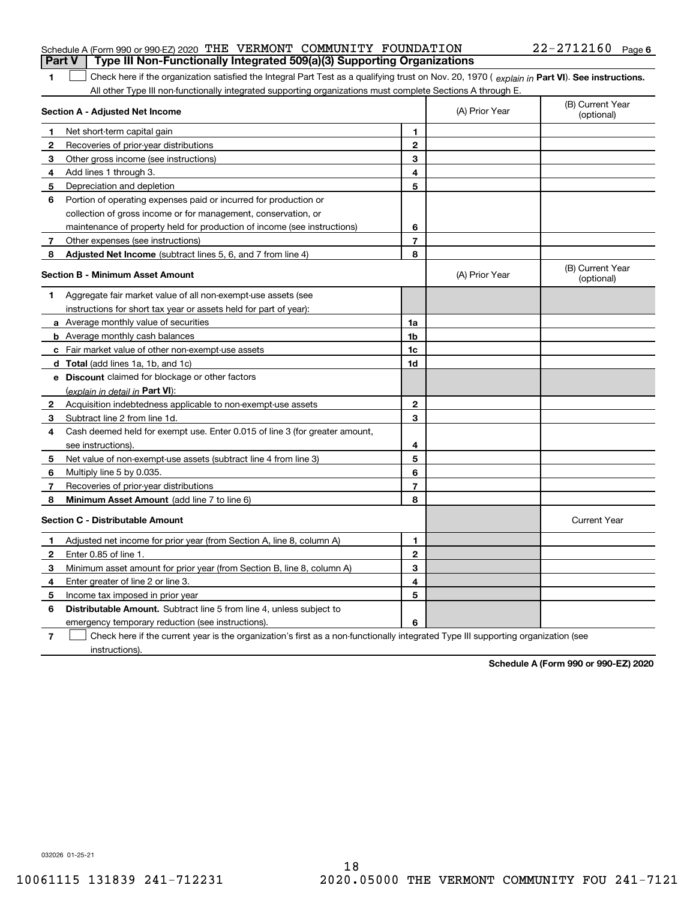Schedule A (Form 990 or 990-EZ) 2020 THE VERMONT COMMUNITY FOUNDATION 22-2712160 Page 6

**Part V | Type III Non-Functionally Integrated 509(a)(3) Supporting Organizations**

1 ☐ Check here if the organization satisfied the Integral Part Test as a qualifying trust on Nov. 20, 1970 (*explain in* **Part VI**). **See instructions.** All other Type III non-functionally integrated supporting organizations must complete Sections A through E.

| **Section A - Adjusted Net Income** | | (A) Prior Year | (B) Current Year (optional) |
|---|---|---|---|
| **1** Net short-term capital gain | 1 | | |
| **2** Recoveries of prior-year distributions | 2 | | |
| **3** Other gross income (see instructions) | 3 | | |
| **4** Add lines 1 through 3. | 4 | | |
| **5** Depreciation and depletion | 5 | | |
| **6** Portion of operating expenses paid or incurred for production or collection of gross income or for management, conservation, or maintenance of property held for production of income (see instructions) | 6 | | |
| **7** Other expenses (see instructions) | 7 | | |
| **8** **Adjusted Net Income** (subtract lines 5, 6, and 7 from line 4) | 8 | | |

| **Section B - Minimum Asset Amount** | | (A) Prior Year | (B) Current Year (optional) |
|---|---|---|---|
| **1** Aggregate fair market value of all non-exempt-use assets (see instructions for short tax year or assets held for part of year): | | | |
| **a** Average monthly value of securities | 1a | | |
| **b** Average monthly cash balances | 1b | | |
| **c** Fair market value of other non-exempt-use assets | 1c | | |
| **d** **Total** (add lines 1a, 1b, and 1c) | 1d | | |
| **e** **Discount** claimed for blockage or other factors (*explain in detail in* **Part VI**): | | | |
| **2** Acquisition indebtedness applicable to non-exempt-use assets | 2 | | |
| **3** Subtract line 2 from line 1d. | 3 | | |
| **4** Cash deemed held for exempt use. Enter 0.015 of line 3 (for greater amount, see instructions). | 4 | | |
| **5** Net value of non-exempt-use assets (subtract line 4 from line 3) | 5 | | |
| **6** Multiply line 5 by 0.035. | 6 | | |
| **7** Recoveries of prior-year distributions | 7 | | |
| **8** **Minimum Asset Amount** (add line 7 to line 6) | 8 | | |

| **Section C - Distributable Amount** | | | Current Year |
|---|---|---|---|
| **1** Adjusted net income for prior year (from Section A, line 8, column A) | 1 | | |
| **2** Enter 0.85 of line 1. | 2 | | |
| **3** Minimum asset amount for prior year (from Section B, line 8, column A) | 3 | | |
| **4** Enter greater of line 2 or line 3. | 4 | | |
| **5** Income tax imposed in prior year | 5 | | |
| **6** **Distributable Amount.** Subtract line 5 from line 4, unless subject to emergency temporary reduction (see instructions). | 6 | | |

7 ☐ Check here if the current year is the organization's first as a non-functionally integrated Type III supporting organization (see instructions).

**Schedule A (Form 990 or 990-EZ) 2020**

032026 01-25-21

10061115 131839 241-712231 2020.05000 THE VERMONT COMMUNITY FOU 241-7121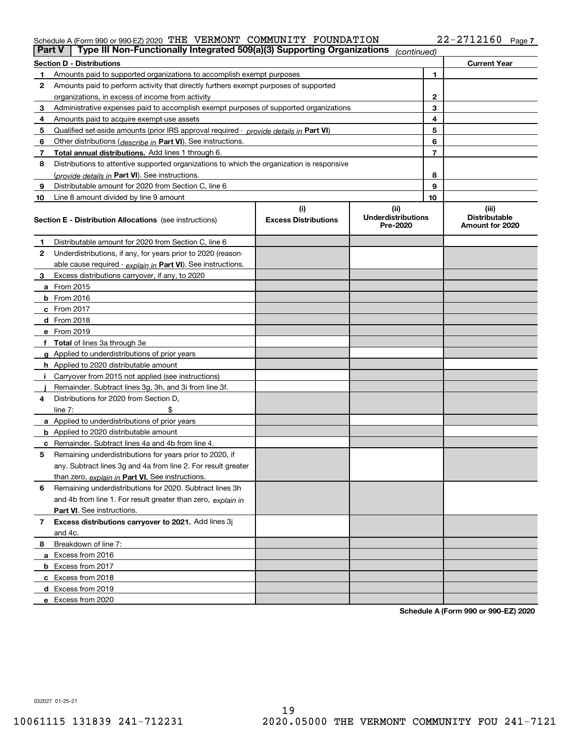Schedule A (Form 990 or 990-EZ) 2020 THE VERMONT COMMUNITY FOUNDATION 22-2712160

## Part V Type III Non-Functionally Integrated 509(a)(3) Supporting Organizations *(continued)*

| Section D - Distributions | | | Current Year |
|---|---|---|---|
| 1 | Amounts paid to supported organizations to accomplish exempt purposes | 1 | |
| 2 | Amounts paid to perform activity that directly furthers exempt purposes of supported organizations, in excess of income from activity | 2 | |
| 3 | Administrative expenses paid to accomplish exempt purposes of supported organizations | 3 | |
| 4 | Amounts paid to acquire exempt-use assets | 4 | |
| 5 | Qualified set-aside amounts (prior IRS approval required - *provide details in* **Part VI**) | 5 | |
| 6 | Other distributions (*describe in* **Part VI**). See instructions. | 6 | |
| 7 | **Total annual distributions.** Add lines 1 through 6. | 7 | |
| 8 | Distributions to attentive supported organizations to which the organization is responsive (*provide details in* **Part VI**). See instructions. | 8 | |
| 9 | Distributable amount for 2020 from Section C, line 6 | 9 | |
| 10 | Line 8 amount divided by line 9 amount | 10 | |

| Section E - Distribution Allocations (see instructions) | (i) Excess Distributions | (ii) Underdistributions Pre-2020 | (iii) Distributable Amount for 2020 |
|---|---|---|---|
| **1** Distributable amount for 2020 from Section C, line 6 | | | |
| **2** Underdistributions, if any, for years prior to 2020 (reasonable cause required - *explain in* **Part VI**). See instructions. | | | |
| **3** Excess distributions carryover, if any, to 2020 | | | |
| **a** From 2015 | | | |
| **b** From 2016 | | | |
| **c** From 2017 | | | |
| **d** From 2018 | | | |
| **e** From 2019 | | | |
| **f** **Total** of lines 3a through 3e | | | |
| **g** Applied to underdistributions of prior years | | | |
| **h** Applied to 2020 distributable amount | | | |
| **i** Carryover from 2015 not applied (see instructions) | | | |
| **j** Remainder. Subtract lines 3g, 3h, and 3i from line 3f. | | | |
| **4** Distributions for 2020 from Section D, line 7: $ | | | |
| **a** Applied to underdistributions of prior years | | | |
| **b** Applied to 2020 distributable amount | | | |
| **c** Remainder. Subtract lines 4a and 4b from line 4. | | | |
| **5** Remaining underdistributions for years prior to 2020, if any. Subtract lines 3g and 4a from line 2. For result greater than zero, *explain in* **Part VI.** See instructions. | | | |
| **6** Remaining underdistributions for 2020. Subtract lines 3h and 4b from line 1. For result greater than zero, *explain in* **Part VI**. See instructions. | | | |
| **7** **Excess distributions carryover to 2021.** Add lines 3j and 4c. | | | |
| **8** Breakdown of line 7: | | | |
| **a** Excess from 2016 | | | |
| **b** Excess from 2017 | | | |
| **c** Excess from 2018 | | | |
| **d** Excess from 2019 | | | |
| **e** Excess from 2020 | | | |

**Schedule A (Form 990 or 990-EZ) 2020**

032027 01-25-21

10061115 131839 241-712231 2020.05000 THE VERMONT COMMUNITY FOU 241-7121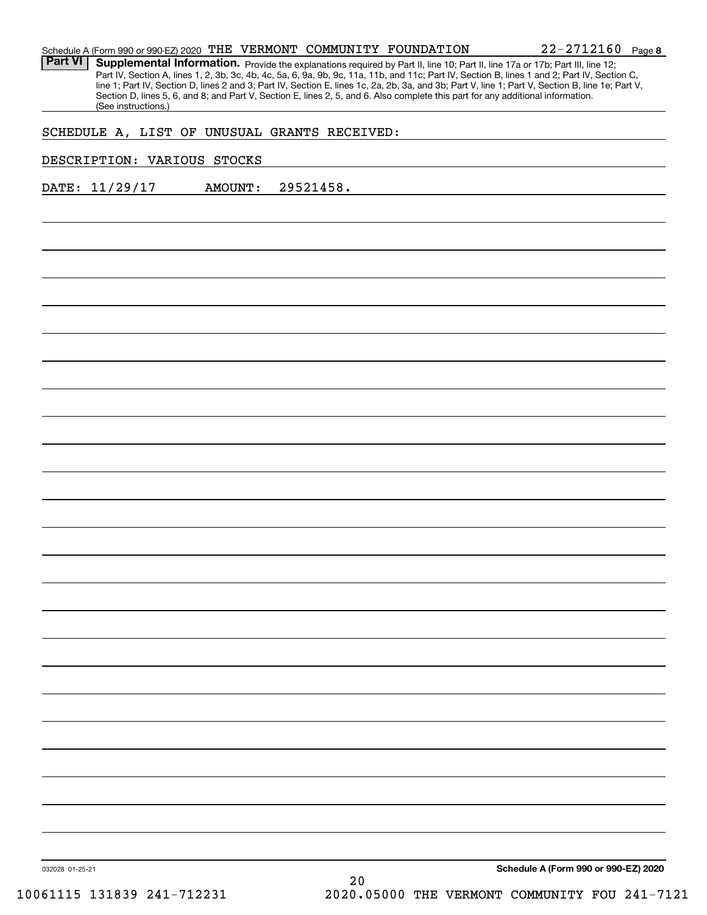Schedule A (Form 990 or 990-EZ) 2020 THE VERMONT COMMUNITY FOUNDATION 22-2712160 Page 8

**Part VI** **Supplemental Information.** Provide the explanations required by Part II, line 10; Part II, line 17a or 17b; Part III, line 12; Part IV, Section A, lines 1, 2, 3b, 3c, 4b, 4c, 5a, 6, 9a, 9b, 9c, 11a, 11b, and 11c; Part IV, Section B, lines 1 and 2; Part IV, Section C, line 1; Part IV, Section D, lines 2 and 3; Part IV, Section E, lines 1c, 2a, 2b, 3a, and 3b; Part V, line 1; Part V, Section B, line 1e; Part V, Section D, lines 5, 6, and 8; and Part V, Section E, lines 2, 5, and 6. Also complete this part for any additional information. (See instructions.)

SCHEDULE A, LIST OF UNUSUAL GRANTS RECEIVED:

DESCRIPTION: VARIOUS STOCKS

DATE: 11/29/17 AMOUNT: 29521458.

032028 01-25-21 **Schedule A (Form 990 or 990-EZ) 2020**

10061115 131839 241-712231 2020.05000 THE VERMONT COMMUNITY FOU 241-7121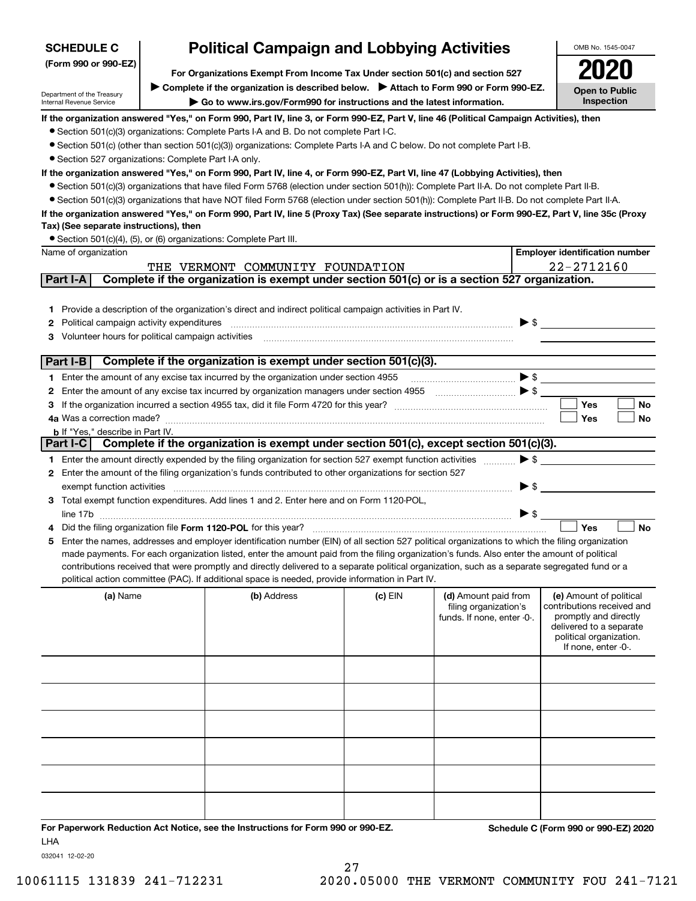**SCHEDULE C**
**(Form 990 or 990-EZ)**

Department of the Treasury
Internal Revenue Service

# Political Campaign and Lobbying Activities

**For Organizations Exempt From Income Tax Under section 501(c) and section 527**

▶ **Complete if the organization is described below.** ▶ **Attach to Form 990 or Form 990-EZ.**

▶ **Go to www.irs.gov/Form990 for instructions and the latest information.**

OMB No. 1545-0047

**2020**

**Open to Public Inspection**

**If the organization answered "Yes," on Form 990, Part IV, line 3, or Form 990-EZ, Part V, line 46 (Political Campaign Activities), then**

- Section 501(c)(3) organizations: Complete Parts I-A and B. Do not complete Part I-C.
- Section 501(c) (other than section 501(c)(3)) organizations: Complete Parts I-A and C below. Do not complete Part I-B.
- Section 527 organizations: Complete Part I-A only.

**If the organization answered "Yes," on Form 990, Part IV, line 4, or Form 990-EZ, Part VI, line 47 (Lobbying Activities), then**

- Section 501(c)(3) organizations that have filed Form 5768 (election under section 501(h)): Complete Part II-A. Do not complete Part II-B.
- Section 501(c)(3) organizations that have NOT filed Form 5768 (election under section 501(h)): Complete Part II-B. Do not complete Part II-A.

**If the organization answered "Yes," on Form 990, Part IV, line 5 (Proxy Tax) (See separate instructions) or Form 990-EZ, Part V, line 35c (Proxy Tax) (See separate instructions), then**

- Section 501(c)(4), (5), or (6) organizations: Complete Part III.

| Name of organization | Employer identification number |
|---|---|
| THE VERMONT COMMUNITY FOUNDATION | 22-2712160 |

## Part I-A Complete if the organization is exempt under section 501(c) or is a section 527 organization.

1. Provide a description of the organization's direct and indirect political campaign activities in Part IV.
2. Political campaign activity expenditures ▶ $
3. Volunteer hours for political campaign activities

## Part I-B Complete if the organization is exempt under section 501(c)(3).

1. Enter the amount of any excise tax incurred by the organization under section 4955 ▶ $
2. Enter the amount of any excise tax incurred by organization managers under section 4955 ▶ $
3. If the organization incurred a section 4955 tax, did it file Form 4720 for this year? ☐ Yes ☐ No
4. a. Was a correction made? ☐ Yes ☐ No
   b. If "Yes," describe in Part IV.

## Part I-C Complete if the organization is exempt under section 501(c), except section 501(c)(3).

1. Enter the amount directly expended by the filing organization for section 527 exempt function activities ▶ $
2. Enter the amount of the filing organization's funds contributed to other organizations for section 527 exempt function activities ▶ $
3. Total exempt function expenditures. Add lines 1 and 2. Enter here and on Form 1120-POL, line 17b ▶ $
4. Did the filing organization file **Form 1120-POL** for this year? ☐ Yes ☐ No
5. Enter the names, addresses and employer identification number (EIN) of all section 527 political organizations to which the filing organization made payments. For each organization listed, enter the amount paid from the filing organization's funds. Also enter the amount of political contributions received that were promptly and directly delivered to a separate political organization, such as a separate segregated fund or a political action committee (PAC). If additional space is needed, provide information in Part IV.

| (a) Name | (b) Address | (c) EIN | (d) Amount paid from filing organization's funds. If none, enter -0-. | (e) Amount of political contributions received and promptly and directly delivered to a separate political organization. If none, enter -0-. |
|---|---|---|---|---|
| | | | | |
| | | | | |
| | | | | |
| | | | | |
| | | | | |
| | | | | |

**For Paperwork Reduction Act Notice, see the Instructions for Form 990 or 990-EZ.** **Schedule C (Form 990 or 990-EZ) 2020**

LHA

032041 12-02-20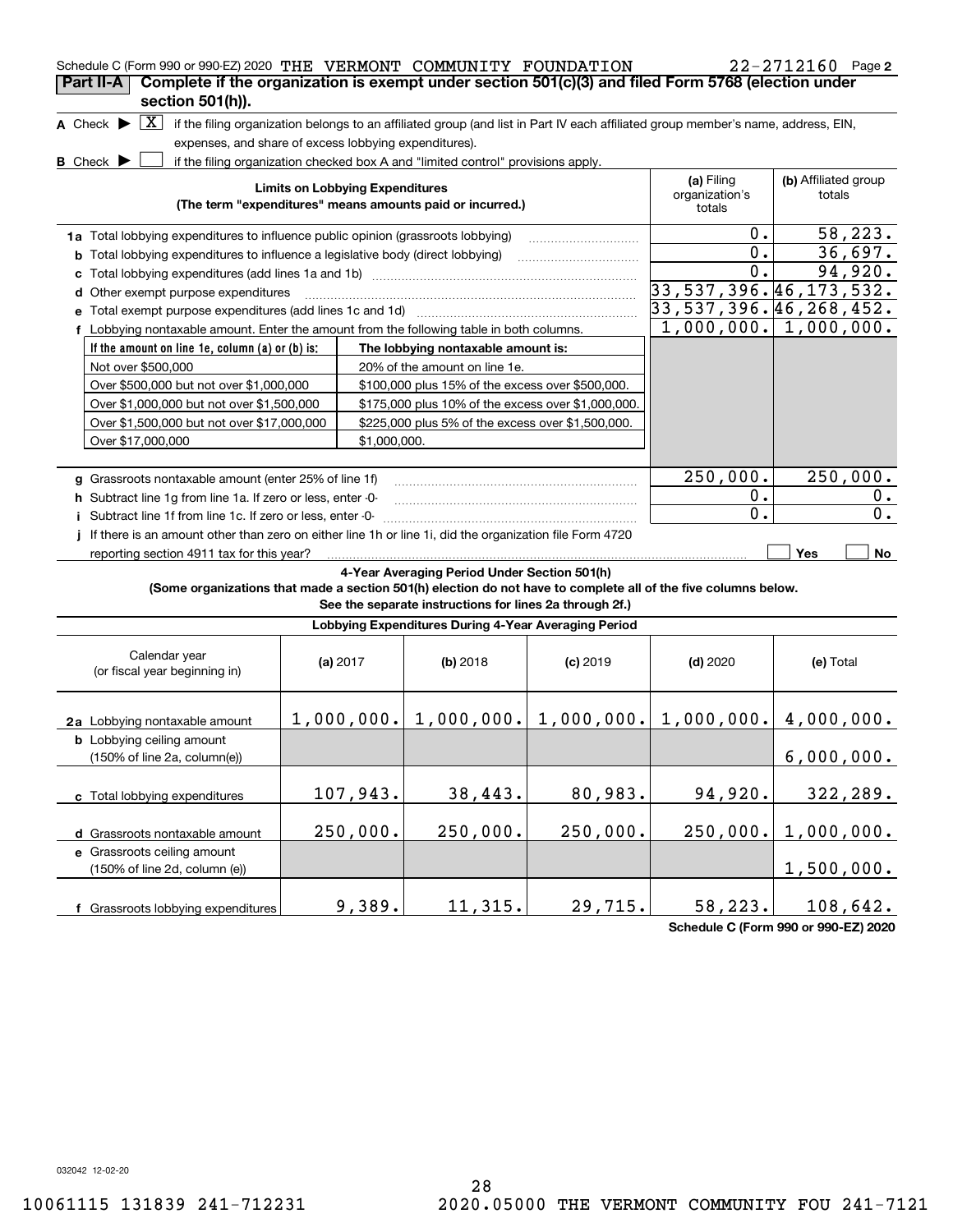Schedule C (Form 990 or 990-EZ) 2020 THE VERMONT COMMUNITY FOUNDATION 22-2712160 Page **2**

## Part II-A Complete if the organization is exempt under section 501(c)(3) and filed Form 5768 (election under section 501(h)).

**A** Check ▶ [X] if the filing organization belongs to an affiliated group (and list in Part IV each affiliated group member's name, address, EIN, expenses, and share of excess lobbying expenditures).

**B** Check ▶ [ ] if the filing organization checked box A and "limited control" provisions apply.

| Limits on Lobbying Expenditures (The term "expenditures" means amounts paid or incurred.) | (a) Filing organization's totals | (b) Affiliated group totals |
|---|---|---|
| **1a** Total lobbying expenditures to influence public opinion (grassroots lobbying) | 0. | 58,223. |
| **b** Total lobbying expenditures to influence a legislative body (direct lobbying) | 0. | 36,697. |
| **c** Total lobbying expenditures (add lines 1a and 1b) | 0. | 94,920. |
| **d** Other exempt purpose expenditures | 33,537,396. | 46,173,532. |
| **e** Total exempt purpose expenditures (add lines 1c and 1d) | 33,537,396. | 46,268,452. |
| **f** Lobbying nontaxable amount. Enter the amount from the following table in both columns. | 1,000,000. | 1,000,000. |

| If the amount on line 1e, column (a) or (b) is: | The lobbying nontaxable amount is: |
|---|---|
| Not over $500,000 | 20% of the amount on line 1e. |
| Over $500,000 but not over $1,000,000 | $100,000 plus 15% of the excess over $500,000. |
| Over $1,000,000 but not over $1,500,000 | $175,000 plus 10% of the excess over $1,000,000. |
| Over $1,500,000 but not over $17,000,000 | $225,000 plus 5% of the excess over $1,500,000. |
| Over $17,000,000 | $1,000,000. |

| | (a) Filing organization's totals | (b) Affiliated group totals |
|---|---|---|
| **g** Grassroots nontaxable amount (enter 25% of line 1f) | 250,000. | 250,000. |
| **h** Subtract line 1g from line 1a. If zero or less, enter -0- | 0. | 0. |
| **i** Subtract line 1f from line 1c. If zero or less, enter -0- | 0. | 0. |

**j** If there is an amount other than zero on either line 1h or line 1i, did the organization file Form 4720 reporting section 4911 tax for this year? [ ] Yes [ ] No

### 4-Year Averaging Period Under Section 501(h)

**(Some organizations that made a section 501(h) election do not have to complete all of the five columns below. See the separate instructions for lines 2a through 2f.)**

| Lobbying Expenditures During 4-Year Averaging Period | | | | | |
|---|---|---|---|---|---|
| Calendar year (or fiscal year beginning in) | (a) 2017 | (b) 2018 | (c) 2019 | (d) 2020 | (e) Total |
| **2a** Lobbying nontaxable amount | 1,000,000. | 1,000,000. | 1,000,000. | 1,000,000. | 4,000,000. |
| **b** Lobbying ceiling amount (150% of line 2a, column(e)) | | | | | 6,000,000. |
| **c** Total lobbying expenditures | 107,943. | 38,443. | 80,983. | 94,920. | 322,289. |
| **d** Grassroots nontaxable amount | 250,000. | 250,000. | 250,000. | 250,000. | 1,000,000. |
| **e** Grassroots ceiling amount (150% of line 2d, column (e)) | | | | | 1,500,000. |
| **f** Grassroots lobbying expenditures | 9,389. | 11,315. | 29,715. | 58,223. | 108,642. |

**Schedule C (Form 990 or 990-EZ) 2020**

032042 12-02-20

10061115 131839 241-712231 2020.05000 THE VERMONT COMMUNITY FOU 241-7121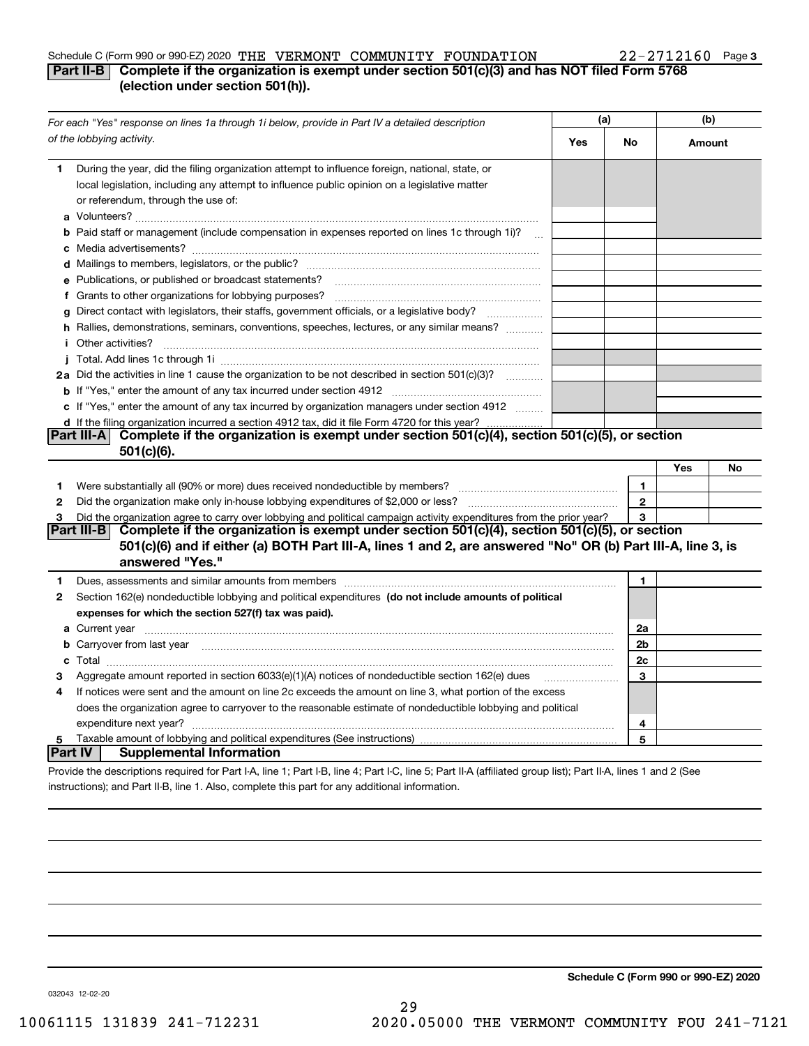Schedule C (Form 990 or 990-EZ) 2020 THE VERMONT COMMUNITY FOUNDATION 22-2712160 Page 3

## Part II-B Complete if the organization is exempt under section 501(c)(3) and has NOT filed Form 5768 (election under section 501(h)).

| *For each "Yes" response on lines 1a through 1i below, provide in Part IV a detailed description of the lobbying activity.* | (a) Yes | (a) No | (b) Amount |
|---|---|---|---|
| **1** During the year, did the filing organization attempt to influence foreign, national, state, or local legislation, including any attempt to influence public opinion on a legislative matter or referendum, through the use of: | | | |
| **a** Volunteers? | | | |
| **b** Paid staff or management (include compensation in expenses reported on lines 1c through 1i)? | | | |
| **c** Media advertisements? | | | |
| **d** Mailings to members, legislators, or the public? | | | |
| **e** Publications, or published or broadcast statements? | | | |
| **f** Grants to other organizations for lobbying purposes? | | | |
| **g** Direct contact with legislators, their staffs, government officials, or a legislative body? | | | |
| **h** Rallies, demonstrations, seminars, conventions, speeches, lectures, or any similar means? | | | |
| **i** Other activities? | | | |
| **j** Total. Add lines 1c through 1i | | | |
| **2a** Did the activities in line 1 cause the organization to be not described in section 501(c)(3)? | | | |
| **b** If "Yes," enter the amount of any tax incurred under section 4912 | | | |
| **c** If "Yes," enter the amount of any tax incurred by organization managers under section 4912 | | | |
| **d** If the filing organization incurred a section 4912 tax, did it file Form 4720 for this year? | | | |

## Part III-A Complete if the organization is exempt under section 501(c)(4), section 501(c)(5), or section 501(c)(6).

| | | | Yes | No |
|---|---|---|---|---|
| **1** | Were substantially all (90% or more) dues received nondeductible by members? | 1 | | |
| **2** | Did the organization make only in-house lobbying expenditures of $2,000 or less? | 2 | | |
| **3** | Did the organization agree to carry over lobbying and political campaign activity expenditures from the prior year? | 3 | | |

## Part III-B Complete if the organization is exempt under section 501(c)(4), section 501(c)(5), or section 501(c)(6) and if either (a) BOTH Part III-A, lines 1 and 2, are answered "No" OR (b) Part III-A, line 3, is answered "Yes."

| | | | |
|---|---|---|---|
| **1** | Dues, assessments and similar amounts from members | 1 | |
| **2** | Section 162(e) nondeductible lobbying and political expenditures **(do not include amounts of political expenses for which the section 527(f) tax was paid).** | | |
| **a** | Current year | 2a | |
| **b** | Carryover from last year | 2b | |
| **c** | Total | 2c | |
| **3** | Aggregate amount reported in section 6033(e)(1)(A) notices of nondeductible section 162(e) dues | 3 | |
| **4** | If notices were sent and the amount on line 2c exceeds the amount on line 3, what portion of the excess does the organization agree to carryover to the reasonable estimate of nondeductible lobbying and political expenditure next year? | 4 | |
| **5** | Taxable amount of lobbying and political expenditures (See instructions) | 5 | |

## Part IV Supplemental Information

Provide the descriptions required for Part I-A, line 1; Part I-B, line 4; Part I-C, line 5; Part II-A (affiliated group list); Part II-A, lines 1 and 2 (See instructions); and Part II-B, line 1. Also, complete this part for any additional information.

**Schedule C (Form 990 or 990-EZ) 2020**

032043 12-02-20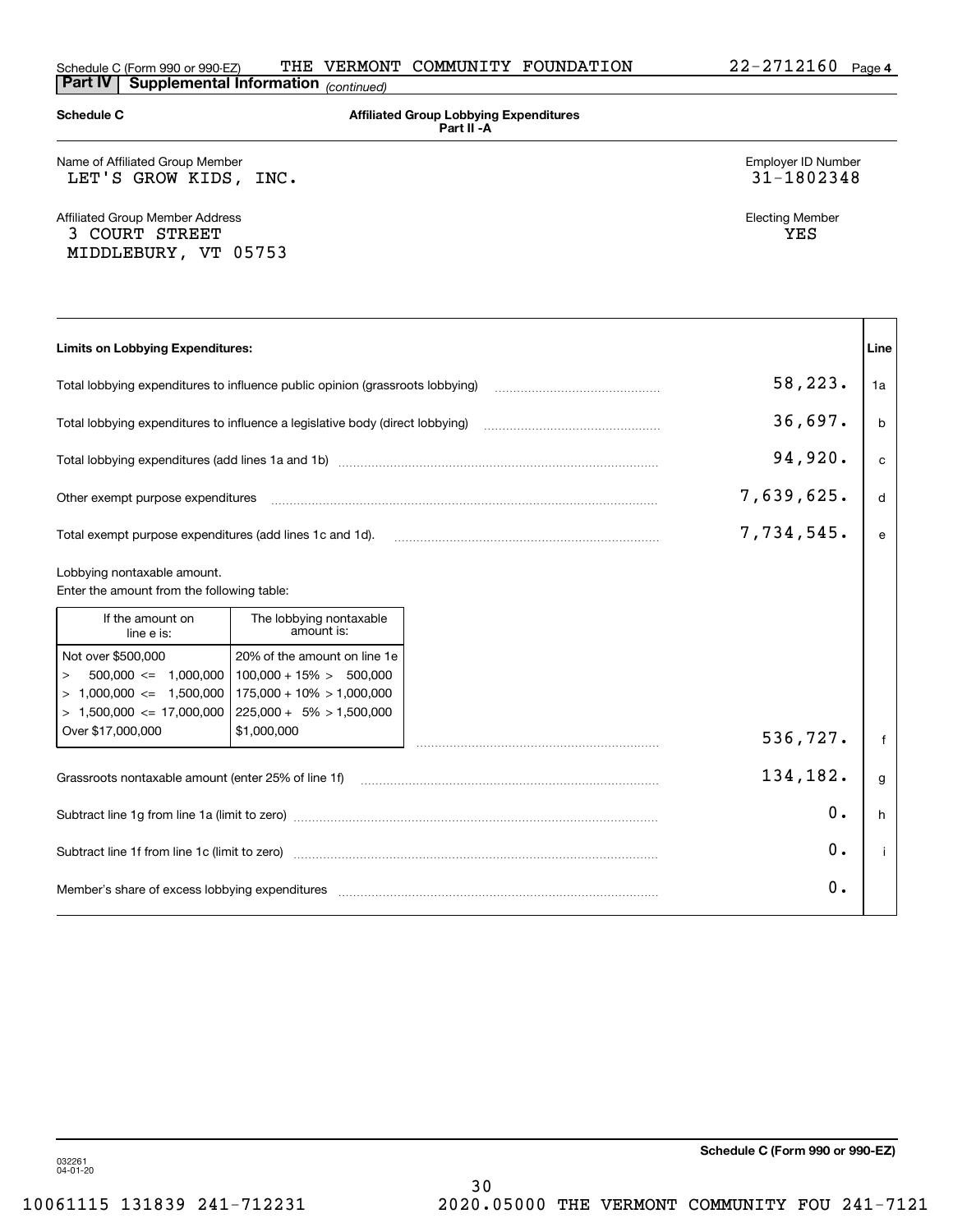Schedule C (Form 990 or 990-EZ) THE VERMONT COMMUNITY FOUNDATION 22-2712160 Page 4

**Part IV | Supplemental Information** *(continued)*

**Schedule C** — **Affiliated Group Lobbying Expenditures Part II -A**

Name of Affiliated Group Member: LET'S GROW KIDS, INC.

Employer ID Number: 31-1802348

Affiliated Group Member Address: 3 COURT STREET, MIDDLEBURY, VT 05753

Electing Member: YES

| Limits on Lobbying Expenditures: | | Line |
|---|---|---|
| Total lobbying expenditures to influence public opinion (grassroots lobbying) | 58,223. | 1a |
| Total lobbying expenditures to influence a legislative body (direct lobbying) | 36,697. | b |
| Total lobbying expenditures (add lines 1a and 1b) | 94,920. | c |
| Other exempt purpose expenditures | 7,639,625. | d |
| Total exempt purpose expenditures (add lines 1c and 1d). | 7,734,545. | e |
| Lobbying nontaxable amount. Enter the amount from the following table: | 536,727. | f |
| Grassroots nontaxable amount (enter 25% of line 1f) | 134,182. | g |
| Subtract line 1g from line 1a (limit to zero) | 0. | h |
| Subtract line 1f from line 1c (limit to zero) | 0. | i |
| Member's share of excess lobbying expenditures | 0. | |

| If the amount on line e is: | The lobbying nontaxable amount is: |
|---|---|
| Not over $500,000 | 20% of the amount on line 1e |
| > 500,000 <= 1,000,000 | 100,000 + 15% > 500,000 |
| > 1,000,000 <= 1,500,000 | 175,000 + 10% > 1,000,000 |
| > 1,500,000 <= 17,000,000 | 225,000 + 5% > 1,500,000 |
| Over $17,000,000 | $1,000,000 |

032261 04-01-20

**Schedule C (Form 990 or 990-EZ)**

10061115 131839 241-712231 2020.05000 THE VERMONT COMMUNITY FOU 241-7121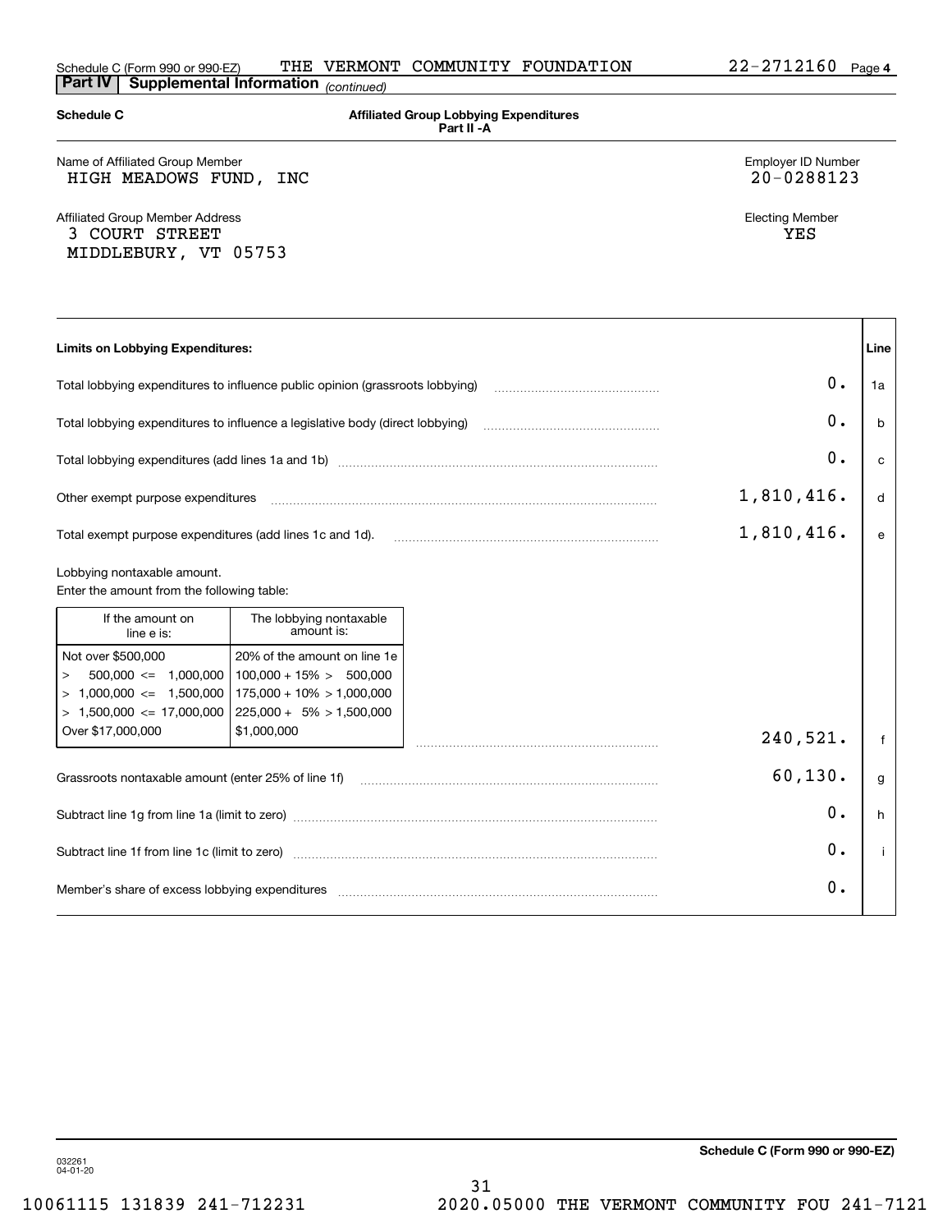Schedule C (Form 990 or 990-EZ) THE VERMONT COMMUNITY FOUNDATION 22-2712160 Page 4

**Part IV | Supplemental Information** *(continued)*

**Schedule C** — **Affiliated Group Lobbying Expenditures Part II -A**

Name of Affiliated Group Member: HIGH MEADOWS FUND, INC

Employer ID Number: 20-0288123

Affiliated Group Member Address: 3 COURT STREET, MIDDLEBURY, VT 05753

Electing Member: YES

| Limits on Lobbying Expenditures: | | Line |
|---|---|---|
| Total lobbying expenditures to influence public opinion (grassroots lobbying) | 0. | 1a |
| Total lobbying expenditures to influence a legislative body (direct lobbying) | 0. | b |
| Total lobbying expenditures (add lines 1a and 1b) | 0. | c |
| Other exempt purpose expenditures | 1,810,416. | d |
| Total exempt purpose expenditures (add lines 1c and 1d). | 1,810,416. | e |
| Lobbying nontaxable amount. Enter the amount from the following table: | 240,521. | f |
| Grassroots nontaxable amount (enter 25% of line 1f) | 60,130. | g |
| Subtract line 1g from line 1a (limit to zero) | 0. | h |
| Subtract line 1f from line 1c (limit to zero) | 0. | i |
| Member's share of excess lobbying expenditures | 0. | |

| If the amount on line e is: | The lobbying nontaxable amount is: |
|---|---|
| Not over $500,000 | 20% of the amount on line 1e |
| > 500,000 <= 1,000,000 | 100,000 + 15% > 500,000 |
| > 1,000,000 <= 1,500,000 | 175,000 + 10% > 1,000,000 |
| > 1,500,000 <= 17,000,000 | 225,000 + 5% > 1,500,000 |
| Over $17,000,000 | $1,000,000 |

032261 04-01-20

**Schedule C (Form 990 or 990-EZ)**

10061115 131839 241-712231 2020.05000 THE VERMONT COMMUNITY FOU 241-7121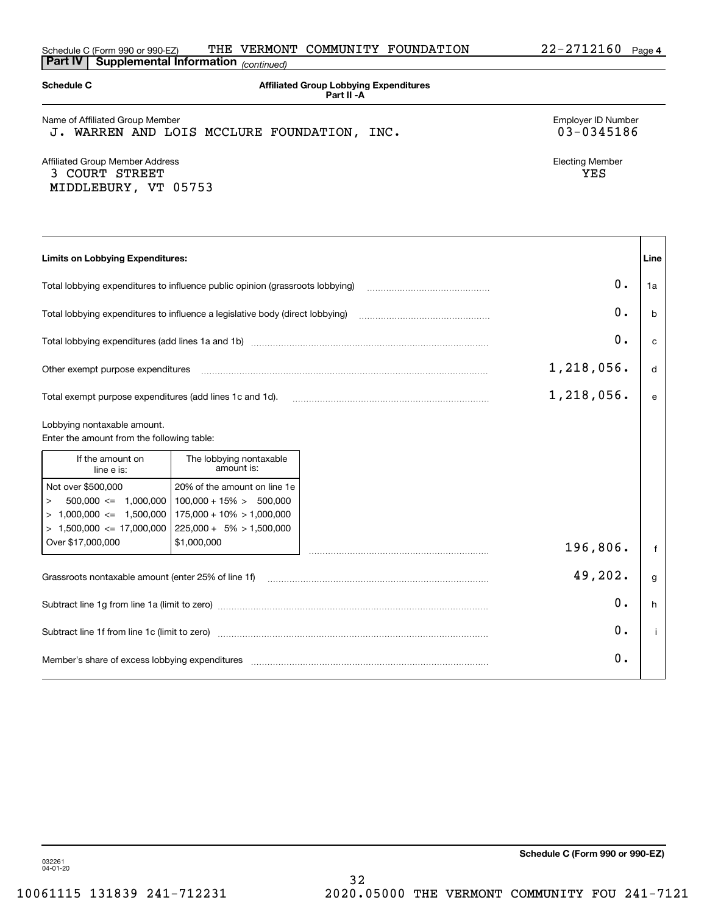Schedule C (Form 990 or 990-EZ) THE VERMONT COMMUNITY FOUNDATION 22-2712160 Page 4

**Part IV | Supplemental Information** *(continued)*

**Schedule C** — **Affiliated Group Lobbying Expenditures**
**Part II -A**

Name of Affiliated Group Member
J. WARREN AND LOIS MCCLURE FOUNDATION, INC.

Employer ID Number
03-0345186

Affiliated Group Member Address
3 COURT STREET
MIDDLEBURY, VT 05753

Electing Member
YES

| Limits on Lobbying Expenditures: | | Line |
|---|---|---|
| Total lobbying expenditures to influence public opinion (grassroots lobbying) | 0. | 1a |
| Total lobbying expenditures to influence a legislative body (direct lobbying) | 0. | b |
| Total lobbying expenditures (add lines 1a and 1b) | 0. | c |
| Other exempt purpose expenditures | 1,218,056. | d |
| Total exempt purpose expenditures (add lines 1c and 1d). | 1,218,056. | e |
| Lobbying nontaxable amount. Enter the amount from the following table: | 196,806. | f |
| Grassroots nontaxable amount (enter 25% of line 1f) | 49,202. | g |
| Subtract line 1g from line 1a (limit to zero) | 0. | h |
| Subtract line 1f from line 1c (limit to zero) | 0. | i |
| Member's share of excess lobbying expenditures | 0. | |

| If the amount on line e is: | The lobbying nontaxable amount is: |
|---|---|
| Not over $500,000 | 20% of the amount on line 1e |
| > 500,000 <= 1,000,000 | 100,000 + 15% > 500,000 |
| > 1,000,000 <= 1,500,000 | 175,000 + 10% > 1,000,000 |
| > 1,500,000 <= 17,000,000 | 225,000 + 5% > 1,500,000 |
| Over $17,000,000 | $1,000,000 |

032261
04-01-20

**Schedule C (Form 990 or 990-EZ)**

10061115 131839 241-712231 2020.05000 THE VERMONT COMMUNITY FOU 241-7121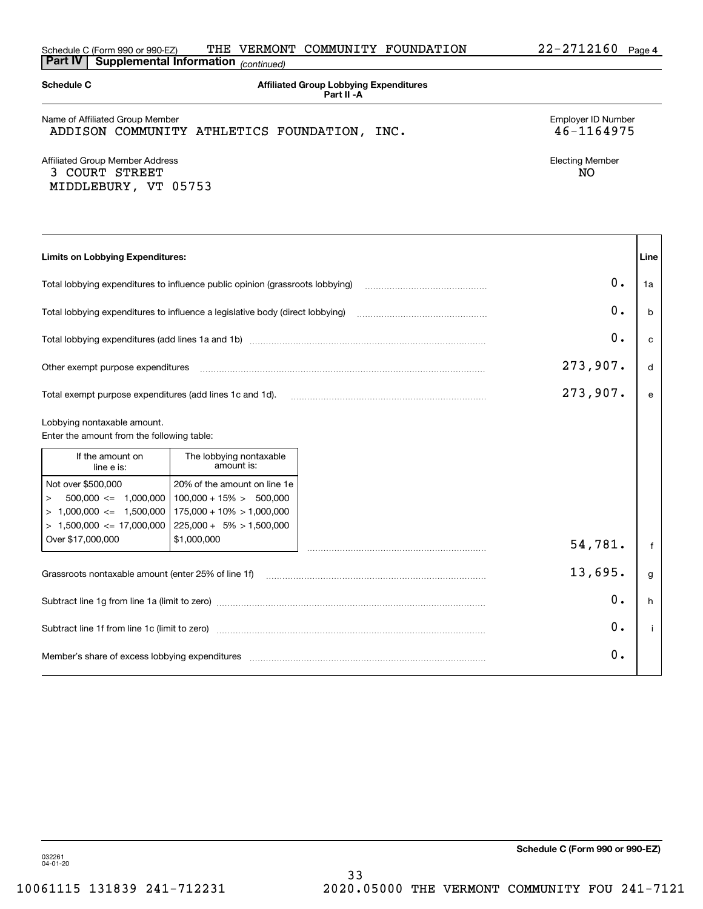Schedule C (Form 990 or 990-EZ) THE VERMONT COMMUNITY FOUNDATION 22-2712160 Page 4

**Part IV | Supplemental Information** *(continued)*

**Schedule C** **Affiliated Group Lobbying Expenditures Part II -A**

Name of Affiliated Group Member
ADDISON COMMUNITY ATHLETICS FOUNDATION, INC.

Employer ID Number
46-1164975

Affiliated Group Member Address
3 COURT STREET
MIDDLEBURY, VT 05753

Electing Member
NO

| **Limits on Lobbying Expenditures:** | | **Line** |
|---|---|---|
| Total lobbying expenditures to influence public opinion (grassroots lobbying) | 0. | 1a |
| Total lobbying expenditures to influence a legislative body (direct lobbying) | 0. | b |
| Total lobbying expenditures (add lines 1a and 1b) | 0. | c |
| Other exempt purpose expenditures | 273,907. | d |
| Total exempt purpose expenditures (add lines 1c and 1d). | 273,907. | e |
| Lobbying nontaxable amount. Enter the amount from the following table: | 54,781. | f |
| Grassroots nontaxable amount (enter 25% of line 1f) | 13,695. | g |
| Subtract line 1g from line 1a (limit to zero) | 0. | h |
| Subtract line 1f from line 1c (limit to zero) | 0. | i |
| Member's share of excess lobbying expenditures | 0. | |

| If the amount on line e is: | The lobbying nontaxable amount is: |
|---|---|
| Not over $500,000 | 20% of the amount on line 1e |
| > 500,000 <= 1,000,000 | 100,000 + 15% > 500,000 |
| > 1,000,000 <= 1,500,000 | 175,000 + 10% > 1,000,000 |
| > 1,500,000 <= 17,000,000 | 225,000 + 5% > 1,500,000 |
| Over $17,000,000 | $1,000,000 |

032261 04-01-20

**Schedule C (Form 990 or 990-EZ)**

10061115 131839 241-712231 2020.05000 THE VERMONT COMMUNITY FOU 241-7121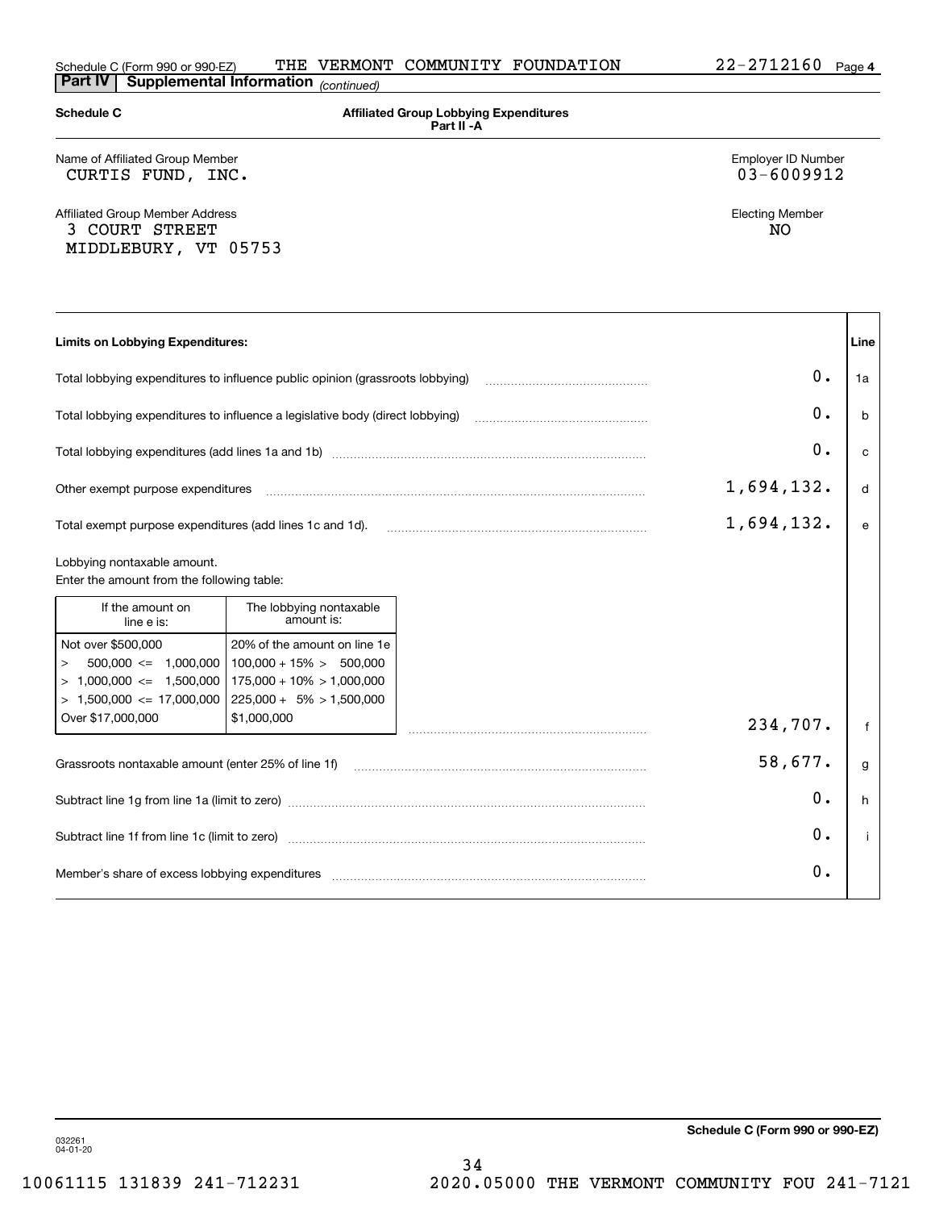Schedule C (Form 990 or 990-EZ) THE VERMONT COMMUNITY FOUNDATION 22-2712160 Page 4

**Part IV | Supplemental Information** *(continued)*

**Schedule C** — **Affiliated Group Lobbying Expenditures Part II -A**

Name of Affiliated Group Member: CURTIS FUND, INC.

Employer ID Number: 03-6009912

Affiliated Group Member Address:
3 COURT STREET
MIDDLEBURY, VT 05753

Electing Member: NO

| Limits on Lobbying Expenditures: | | Line |
|---|---|---|
| Total lobbying expenditures to influence public opinion (grassroots lobbying) | 0. | 1a |
| Total lobbying expenditures to influence a legislative body (direct lobbying) | 0. | b |
| Total lobbying expenditures (add lines 1a and 1b) | 0. | c |
| Other exempt purpose expenditures | 1,694,132. | d |
| Total exempt purpose expenditures (add lines 1c and 1d). | 1,694,132. | e |
| Lobbying nontaxable amount. Enter the amount from the following table: | 234,707. | f |
| Grassroots nontaxable amount (enter 25% of line 1f) | 58,677. | g |
| Subtract line 1g from line 1a (limit to zero) | 0. | h |
| Subtract line 1f from line 1c (limit to zero) | 0. | i |
| Member's share of excess lobbying expenditures | 0. | |

| If the amount on line e is: | The lobbying nontaxable amount is: |
|---|---|
| Not over $500,000 | 20% of the amount on line 1e |
| > 500,000 <= 1,000,000 | 100,000 + 15% > 500,000 |
| > 1,000,000 <= 1,500,000 | 175,000 + 10% > 1,000,000 |
| > 1,500,000 <= 17,000,000 | 225,000 + 5% > 1,500,000 |
| Over $17,000,000 | $1,000,000 |

032261 04-01-20

Schedule C (Form 990 or 990-EZ)

10061115 131839 241-712231 2020.05000 THE VERMONT COMMUNITY FOU 241-7121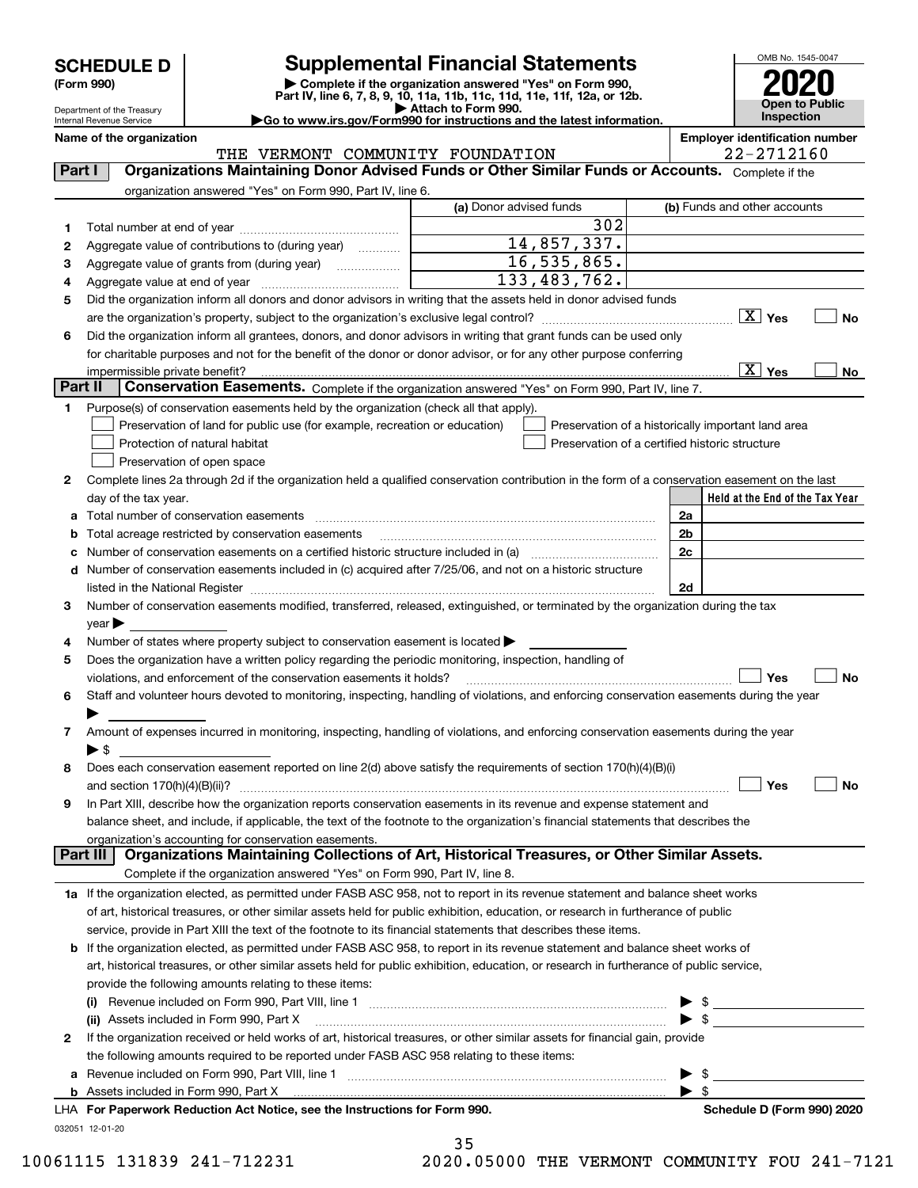# SCHEDULE D (Form 990)

Department of the Treasury
Internal Revenue Service

## Supplemental Financial Statements

▶ Complete if the organization answered "Yes" on Form 990, Part IV, line 6, 7, 8, 9, 10, 11a, 11b, 11c, 11d, 11e, 11f, 12a, or 12b.
▶ Attach to Form 990.
▶Go to www.irs.gov/Form990 for instructions and the latest information.

OMB No. 1545-0047
**2020**
**Open to Public Inspection**

**Name of the organization**: THE VERMONT COMMUNITY FOUNDATION
**Employer identification number**: 22-2712160

### Part I — Organizations Maintaining Donor Advised Funds or Other Similar Funds or Accounts.
Complete if the organization answered "Yes" on Form 990, Part IV, line 6.

| | | (a) Donor advised funds | (b) Funds and other accounts |
|---|---|---|---|
| 1 | Total number at end of year | 302 | |
| 2 | Aggregate value of contributions to (during year) | 14,857,337. | |
| 3 | Aggregate value of grants from (during year) | 16,535,865. | |
| 4 | Aggregate value at end of year | 133,483,762. | |

5 Did the organization inform all donors and donor advisors in writing that the assets held in donor advised funds are the organization's property, subject to the organization's exclusive legal control? **[X] Yes** [ ] No

6 Did the organization inform all grantees, donors, and donor advisors in writing that grant funds can be used only for charitable purposes and not for the benefit of the donor or donor advisor, or for any other purpose conferring impermissible private benefit? **[X] Yes** [ ] No

### Part II — Conservation Easements.
Complete if the organization answered "Yes" on Form 990, Part IV, line 7.

1 Purpose(s) of conservation easements held by the organization (check all that apply).
- [ ] Preservation of land for public use (for example, recreation or education)
- [ ] Protection of natural habitat
- [ ] Preservation of open space
- [ ] Preservation of a historically important land area
- [ ] Preservation of a certified historic structure

2 Complete lines 2a through 2d if the organization held a qualified conservation contribution in the form of a conservation easement on the last day of the tax year.

| | | | Held at the End of the Tax Year |
|---|---|---|---|
| a | Total number of conservation easements | 2a | |
| b | Total acreage restricted by conservation easements | 2b | |
| c | Number of conservation easements on a certified historic structure included in (a) | 2c | |
| d | Number of conservation easements included in (c) acquired after 7/25/06, and not on a historic structure listed in the National Register | 2d | |

3 Number of conservation easements modified, transferred, released, extinguished, or terminated by the organization during the tax year ▶

4 Number of states where property subject to conservation easement is located ▶

5 Does the organization have a written policy regarding the periodic monitoring, inspection, handling of violations, and enforcement of the conservation easements it holds? [ ] Yes [ ] No

6 Staff and volunteer hours devoted to monitoring, inspecting, handling of violations, and enforcing conservation easements during the year ▶

7 Amount of expenses incurred in monitoring, inspecting, handling of violations, and enforcing conservation easements during the year ▶ $

8 Does each conservation easement reported on line 2(d) above satisfy the requirements of section 170(h)(4)(B)(i) and section 170(h)(4)(B)(ii)? [ ] Yes [ ] No

9 In Part XIII, describe how the organization reports conservation easements in its revenue and expense statement and balance sheet, and include, if applicable, the text of the footnote to the organization's financial statements that describes the organization's accounting for conservation easements.

### Part III — Organizations Maintaining Collections of Art, Historical Treasures, or Other Similar Assets.
Complete if the organization answered "Yes" on Form 990, Part IV, line 8.

1a If the organization elected, as permitted under FASB ASC 958, not to report in its revenue statement and balance sheet works of art, historical treasures, or other similar assets held for public exhibition, education, or research in furtherance of public service, provide in Part XIII the text of the footnote to its financial statements that describes these items.

b If the organization elected, as permitted under FASB ASC 958, to report in its revenue statement and balance sheet works of art, historical treasures, or other similar assets held for public exhibition, education, or research in furtherance of public service, provide the following amounts relating to these items:

(i) Revenue included on Form 990, Part VIII, line 1 ▶ $

(ii) Assets included in Form 990, Part X ▶ $

2 If the organization received or held works of art, historical treasures, or other similar assets for financial gain, provide the following amounts required to be reported under FASB ASC 958 relating to these items:

a Revenue included on Form 990, Part VIII, line 1 ▶ $

b Assets included in Form 990, Part X ▶ $

**LHA For Paperwork Reduction Act Notice, see the Instructions for Form 990.** **Schedule D (Form 990) 2020**

032051 12-01-20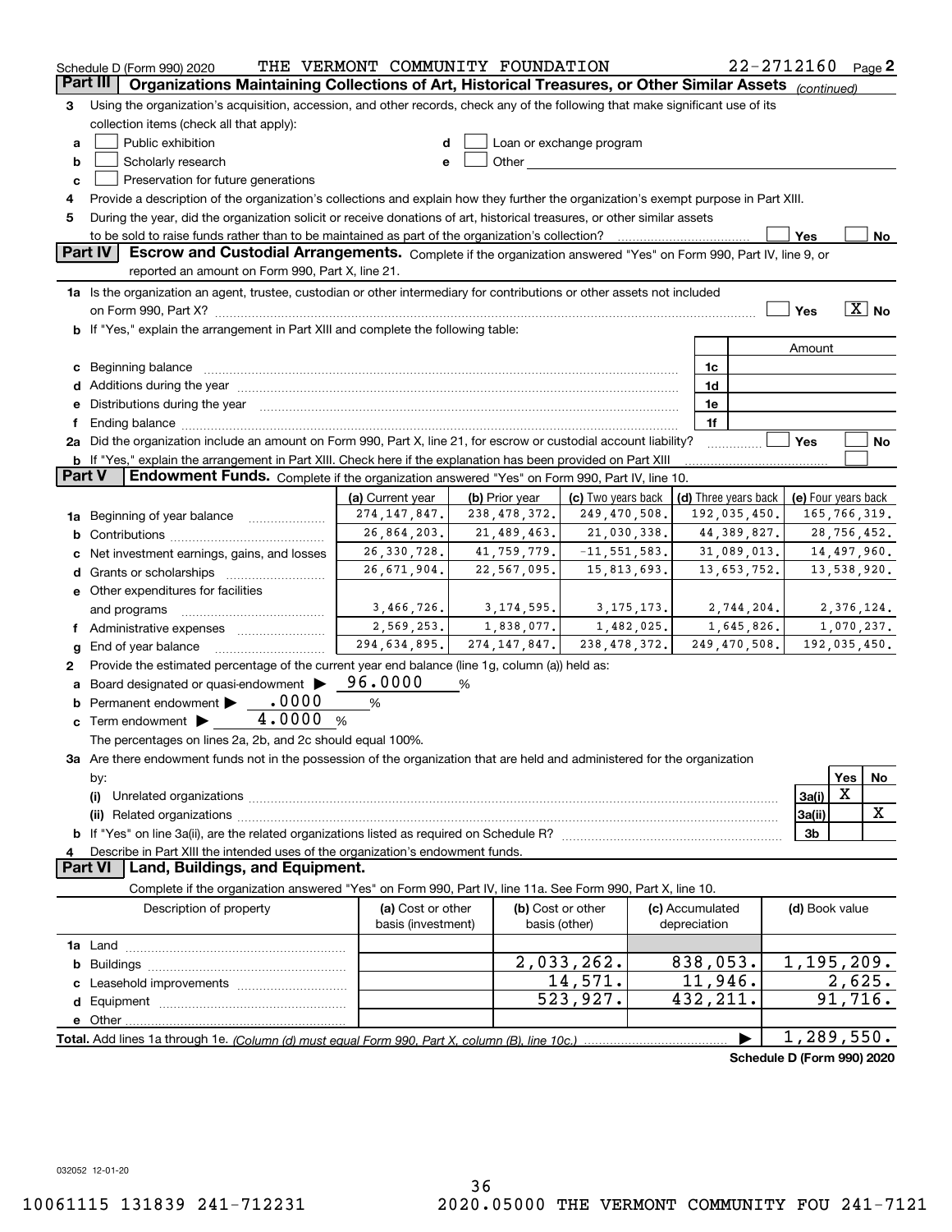Schedule D (Form 990) 2020 THE VERMONT COMMUNITY FOUNDATION 22-2712160 Page 2

## Part III Organizations Maintaining Collections of Art, Historical Treasures, or Other Similar Assets (continued)

3 Using the organization's acquisition, accession, and other records, check any of the following that make significant use of its collection items (check all that apply):

- a ☐ Public exhibition
- b ☐ Scholarly research
- c ☐ Preservation for future generations
- d ☐ Loan or exchange program
- e ☐ Other

4 Provide a description of the organization's collections and explain how they further the organization's exempt purpose in Part XIII.

5 During the year, did the organization solicit or receive donations of art, historical treasures, or other similar assets to be sold to raise funds rather than to be maintained as part of the organization's collection? ☐ Yes ☐ No

## Part IV Escrow and Custodial Arrangements.

Complete if the organization answered "Yes" on Form 990, Part IV, line 9, or reported an amount on Form 990, Part X, line 21.

1a Is the organization an agent, trustee, custodian or other intermediary for contributions or other assets not included on Form 990, Part X? ☐ Yes ☒ No

b If "Yes," explain the arrangement in Part XIII and complete the following table:

| | | Amount |
|---|---|---|
| c Beginning balance | 1c | |
| d Additions during the year | 1d | |
| e Distributions during the year | 1e | |
| f Ending balance | 1f | |

2a Did the organization include an amount on Form 990, Part X, line 21, for escrow or custodial account liability? ☐ Yes ☐ No

b If "Yes," explain the arrangement in Part XIII. Check here if the explanation has been provided on Part XIII ☐

## Part V Endowment Funds.

Complete if the organization answered "Yes" on Form 990, Part IV, line 10.

| | (a) Current year | (b) Prior year | (c) Two years back | (d) Three years back | (e) Four years back |
|---|---|---|---|---|---|
| 1a Beginning of year balance | 274,147,847. | 238,478,372. | 249,470,508. | 192,035,450. | 165,766,319. |
| b Contributions | 26,864,203. | 21,489,463. | 21,030,338. | 44,389,827. | 28,756,452. |
| c Net investment earnings, gains, and losses | 26,330,728. | 41,759,779. | -11,551,583. | 31,089,013. | 14,497,960. |
| d Grants or scholarships | 26,671,904. | 22,567,095. | 15,813,693. | 13,653,752. | 13,538,920. |
| e Other expenditures for facilities and programs | 3,466,726. | 3,174,595. | 3,175,173. | 2,744,204. | 2,376,124. |
| f Administrative expenses | 2,569,253. | 1,838,077. | 1,482,025. | 1,645,826. | 1,070,237. |
| g End of year balance | 294,634,895. | 274,147,847. | 238,478,372. | 249,470,508. | 192,035,450. |

2 Provide the estimated percentage of the current year end balance (line 1g, column (a)) held as:

- a Board designated or quasi-endowment ▶ 96.0000 %
- b Permanent endowment ▶ .0000 %
- c Term endowment ▶ 4.0000 %

The percentages on lines 2a, 2b, and 2c should equal 100%.

3a Are there endowment funds not in the possession of the organization that are held and administered for the organization by:

| | | Yes | No |
|---|---|---|---|
| (i) Unrelated organizations | 3a(i) | X | |
| (ii) Related organizations | 3a(ii) | | X |
| b If "Yes" on line 3a(ii), are the related organizations listed as required on Schedule R? | 3b | | |

4 Describe in Part XIII the intended uses of the organization's endowment funds.

## Part VI Land, Buildings, and Equipment.

Complete if the organization answered "Yes" on Form 990, Part IV, line 11a. See Form 990, Part X, line 10.

| Description of property | (a) Cost or other basis (investment) | (b) Cost or other basis (other) | (c) Accumulated depreciation | (d) Book value |
|---|---|---|---|---|
| 1a Land | | | | |
| b Buildings | | 2,033,262. | 838,053. | 1,195,209. |
| c Leasehold improvements | | 14,571. | 11,946. | 2,625. |
| d Equipment | | 523,927. | 432,211. | 91,716. |
| e Other | | | | |
| Total. Add lines 1a through 1e. (Column (d) must equal Form 990, Part X, column (B), line 10c.) | | | ▶ | 1,289,550. |

Schedule D (Form 990) 2020

032052 12-01-20

10061115 131839 241-712231 2020.05000 THE VERMONT COMMUNITY FOU 241-7121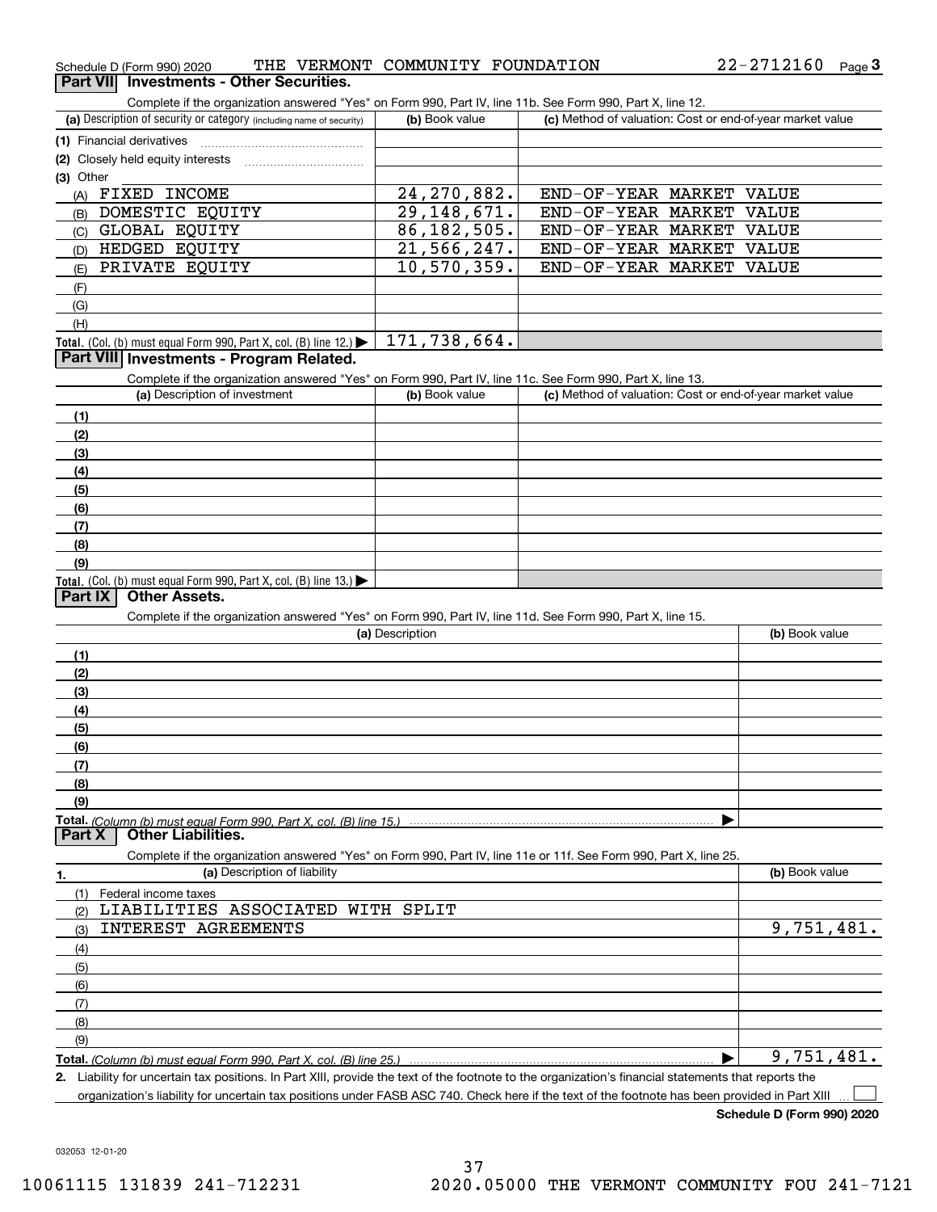Schedule D (Form 990) 2020 THE VERMONT COMMUNITY FOUNDATION 22-2712160 Page 3

## Part VII Investments - Other Securities.

Complete if the organization answered "Yes" on Form 990, Part IV, line 11b. See Form 990, Part X, line 12.

| (a) Description of security or category (including name of security) | (b) Book value | (c) Method of valuation: Cost or end-of-year market value |
|---|---|---|
| (1) Financial derivatives | | |
| (2) Closely held equity interests | | |
| (3) Other | | |
| (A) FIXED INCOME | 24,270,882. | END-OF-YEAR MARKET VALUE |
| (B) DOMESTIC EQUITY | 29,148,671. | END-OF-YEAR MARKET VALUE |
| (C) GLOBAL EQUITY | 86,182,505. | END-OF-YEAR MARKET VALUE |
| (D) HEDGED EQUITY | 21,566,247. | END-OF-YEAR MARKET VALUE |
| (E) PRIVATE EQUITY | 10,570,359. | END-OF-YEAR MARKET VALUE |
| (F) | | |
| (G) | | |
| (H) | | |
| **Total.** (Col. (b) must equal Form 990, Part X, col. (B) line 12.) ▶ | 171,738,664. | |

## Part VIII Investments - Program Related.

Complete if the organization answered "Yes" on Form 990, Part IV, line 11c. See Form 990, Part X, line 13.

| (a) Description of investment | (b) Book value | (c) Method of valuation: Cost or end-of-year market value |
|---|---|---|
| (1) | | |
| (2) | | |
| (3) | | |
| (4) | | |
| (5) | | |
| (6) | | |
| (7) | | |
| (8) | | |
| (9) | | |
| **Total.** (Col. (b) must equal Form 990, Part X, col. (B) line 13.) ▶ | | |

## Part IX Other Assets.

Complete if the organization answered "Yes" on Form 990, Part IV, line 11d. See Form 990, Part X, line 15.

| (a) Description | (b) Book value |
|---|---|
| (1) | |
| (2) | |
| (3) | |
| (4) | |
| (5) | |
| (6) | |
| (7) | |
| (8) | |
| (9) | |
| **Total.** *(Column (b) must equal Form 990, Part X, col. (B) line 15.)* ▶ | |

## Part X Other Liabilities.

Complete if the organization answered "Yes" on Form 990, Part IV, line 11e or 11f. See Form 990, Part X, line 25.

| 1. (a) Description of liability | (b) Book value |
|---|---|
| (1) Federal income taxes | |
| (2) LIABILITIES ASSOCIATED WITH SPLIT | |
| (3) INTEREST AGREEMENTS | 9,751,481. |
| (4) | |
| (5) | |
| (6) | |
| (7) | |
| (8) | |
| (9) | |
| **Total.** *(Column (b) must equal Form 990, Part X, col. (B) line 25.)* ▶ | 9,751,481. |

**2.** Liability for uncertain tax positions. In Part XIII, provide the text of the footnote to the organization's financial statements that reports the organization's liability for uncertain tax positions under FASB ASC 740. Check here if the text of the footnote has been provided in Part XIII ☐

**Schedule D (Form 990) 2020**

032053 12-01-20

10061115 131839 241-712231 2020.05000 THE VERMONT COMMUNITY FOU 241-7121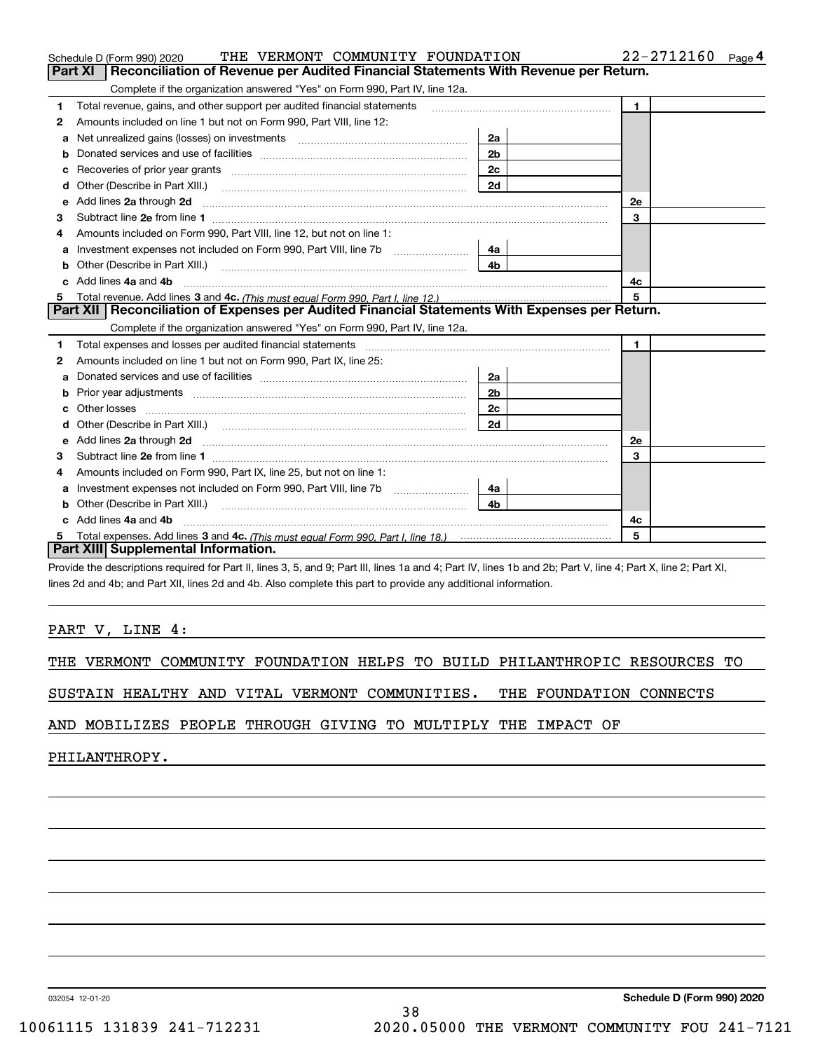Schedule D (Form 990) 2020 THE VERMONT COMMUNITY FOUNDATION 22-2712160 Page 4

## Part XI Reconciliation of Revenue per Audited Financial Statements With Revenue per Return.

Complete if the organization answered "Yes" on Form 990, Part IV, line 12a.

| | | | | | |
|---|---|---|---|---|---|
| 1 | Total revenue, gains, and other support per audited financial statements | | | 1 | |
| 2 | Amounts included on line 1 but not on Form 990, Part VIII, line 12: | | | | |
| a | Net unrealized gains (losses) on investments | 2a | | | |
| b | Donated services and use of facilities | 2b | | | |
| c | Recoveries of prior year grants | 2c | | | |
| d | Other (Describe in Part XIII.) | 2d | | | |
| e | Add lines 2a through 2d | | | 2e | |
| 3 | Subtract line 2e from line 1 | | | 3 | |
| 4 | Amounts included on Form 990, Part VIII, line 12, but not on line 1: | | | | |
| a | Investment expenses not included on Form 990, Part VIII, line 7b | 4a | | | |
| b | Other (Describe in Part XIII.) | 4b | | | |
| c | Add lines 4a and 4b | | | 4c | |
| 5 | Total revenue. Add lines 3 and 4c. *(This must equal Form 990, Part I, line 12.)* | | | 5 | |

## Part XII Reconciliation of Expenses per Audited Financial Statements With Expenses per Return.

Complete if the organization answered "Yes" on Form 990, Part IV, line 12a.

| | | | | | |
|---|---|---|---|---|---|
| 1 | Total expenses and losses per audited financial statements | | | 1 | |
| 2 | Amounts included on line 1 but not on Form 990, Part IX, line 25: | | | | |
| a | Donated services and use of facilities | 2a | | | |
| b | Prior year adjustments | 2b | | | |
| c | Other losses | 2c | | | |
| d | Other (Describe in Part XIII.) | 2d | | | |
| e | Add lines 2a through 2d | | | 2e | |
| 3 | Subtract line 2e from line 1 | | | 3 | |
| 4 | Amounts included on Form 990, Part IX, line 25, but not on line 1: | | | | |
| a | Investment expenses not included on Form 990, Part VIII, line 7b | 4a | | | |
| b | Other (Describe in Part XIII.) | 4b | | | |
| c | Add lines 4a and 4b | | | 4c | |
| 5 | Total expenses. Add lines 3 and 4c. *(This must equal Form 990, Part I, line 18.)* | | | 5 | |

## Part XIII Supplemental Information.

Provide the descriptions required for Part II, lines 3, 5, and 9; Part III, lines 1a and 4; Part IV, lines 1b and 2b; Part V, line 4; Part X, line 2; Part XI, lines 2d and 4b; and Part XII, lines 2d and 4b. Also complete this part to provide any additional information.

PART V, LINE 4:

THE VERMONT COMMUNITY FOUNDATION HELPS TO BUILD PHILANTHROPIC RESOURCES TO SUSTAIN HEALTHY AND VITAL VERMONT COMMUNITIES. THE FOUNDATION CONNECTS AND MOBILIZES PEOPLE THROUGH GIVING TO MULTIPLY THE IMPACT OF PHILANTHROPY.

032054 12-01-20 **Schedule D (Form 990) 2020**

10061115 131839 241-712231 2020.05000 THE VERMONT COMMUNITY FOU 241-7121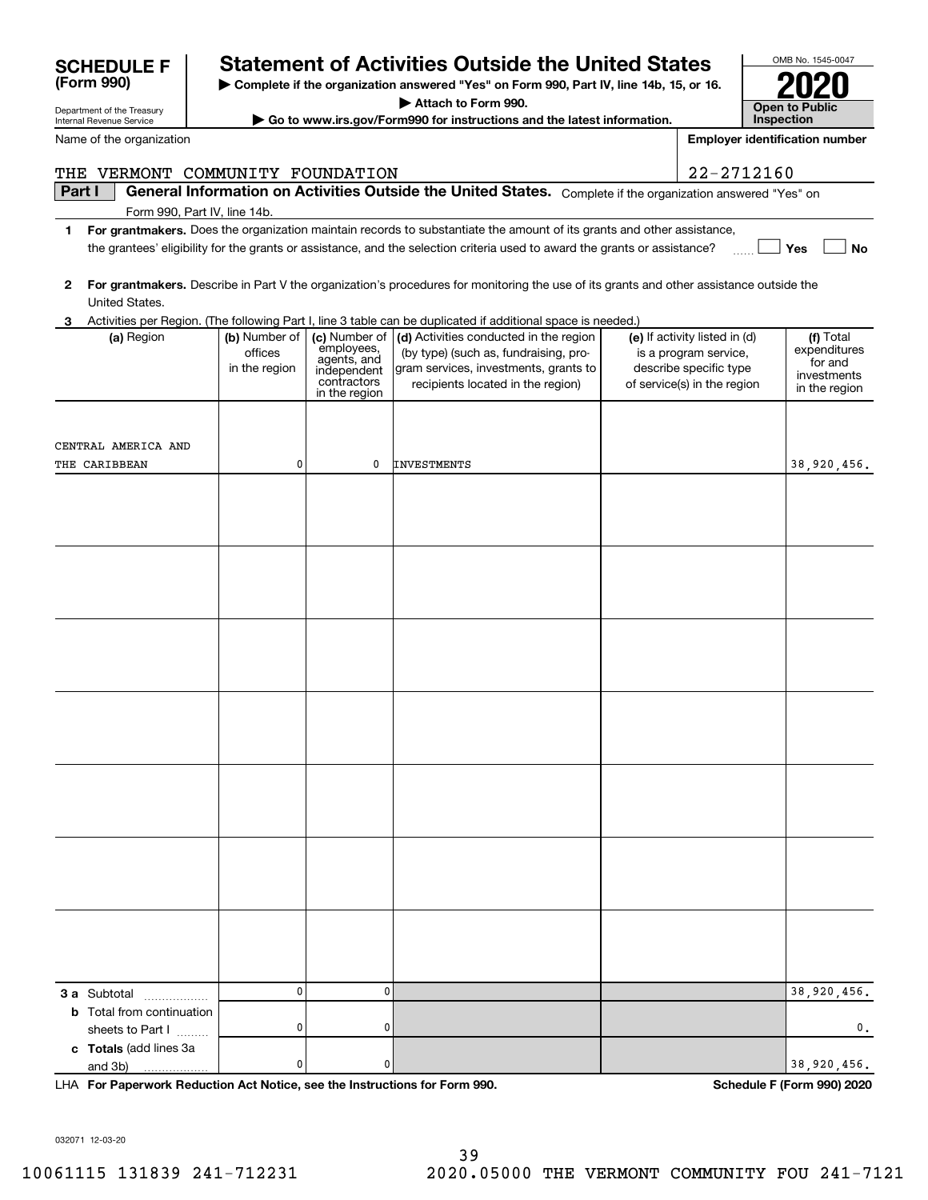**SCHEDULE F (Form 990)**

Department of the Treasury
Internal Revenue Service

# Statement of Activities Outside the United States

▶ Complete if the organization answered "Yes" on Form 990, Part IV, line 14b, 15, or 16.

▶ Attach to Form 990.

▶ Go to www.irs.gov/Form990 for instructions and the latest information.

OMB No. 1545-0047

**2020**

**Open to Public Inspection**

| Name of the organization | Employer identification number |
|---|---|
| THE VERMONT COMMUNITY FOUNDATION | 22-2712160 |

**Part I** **General Information on Activities Outside the United States.** Complete if the organization answered "Yes" on Form 990, Part IV, line 14b.

**1** **For grantmakers.** Does the organization maintain records to substantiate the amount of its grants and other assistance, the grantees' eligibility for the grants or assistance, and the selection criteria used to award the grants or assistance? ☐ Yes ☐ No

**2** **For grantmakers.** Describe in Part V the organization's procedures for monitoring the use of its grants and other assistance outside the United States.

**3** Activities per Region. (The following Part I, line 3 table can be duplicated if additional space is needed.)

| (a) Region | (b) Number of offices in the region | (c) Number of employees, agents, and independent contractors in the region | (d) Activities conducted in the region (by type) (such as, fundraising, program services, investments, grants to recipients located in the region) | (e) If activity listed in (d) is a program service, describe specific type of service(s) in the region | (f) Total expenditures for and investments in the region |
|---|---|---|---|---|---|
| CENTRAL AMERICA AND THE CARIBBEAN | 0 | 0 | INVESTMENTS | | 38,920,456. |
| | | | | | |
| | | | | | |
| | | | | | |
| | | | | | |
| | | | | | |
| | | | | | |
| | | | | | |
| **3 a** Subtotal | 0 | 0 | | | 38,920,456. |
| **b** Total from continuation sheets to Part I | 0 | 0 | | | 0. |
| **c** **Totals** (add lines 3a and 3b) | 0 | 0 | | | 38,920,456. |

LHA **For Paperwork Reduction Act Notice, see the Instructions for Form 990.** **Schedule F (Form 990) 2020**

032071 12-03-20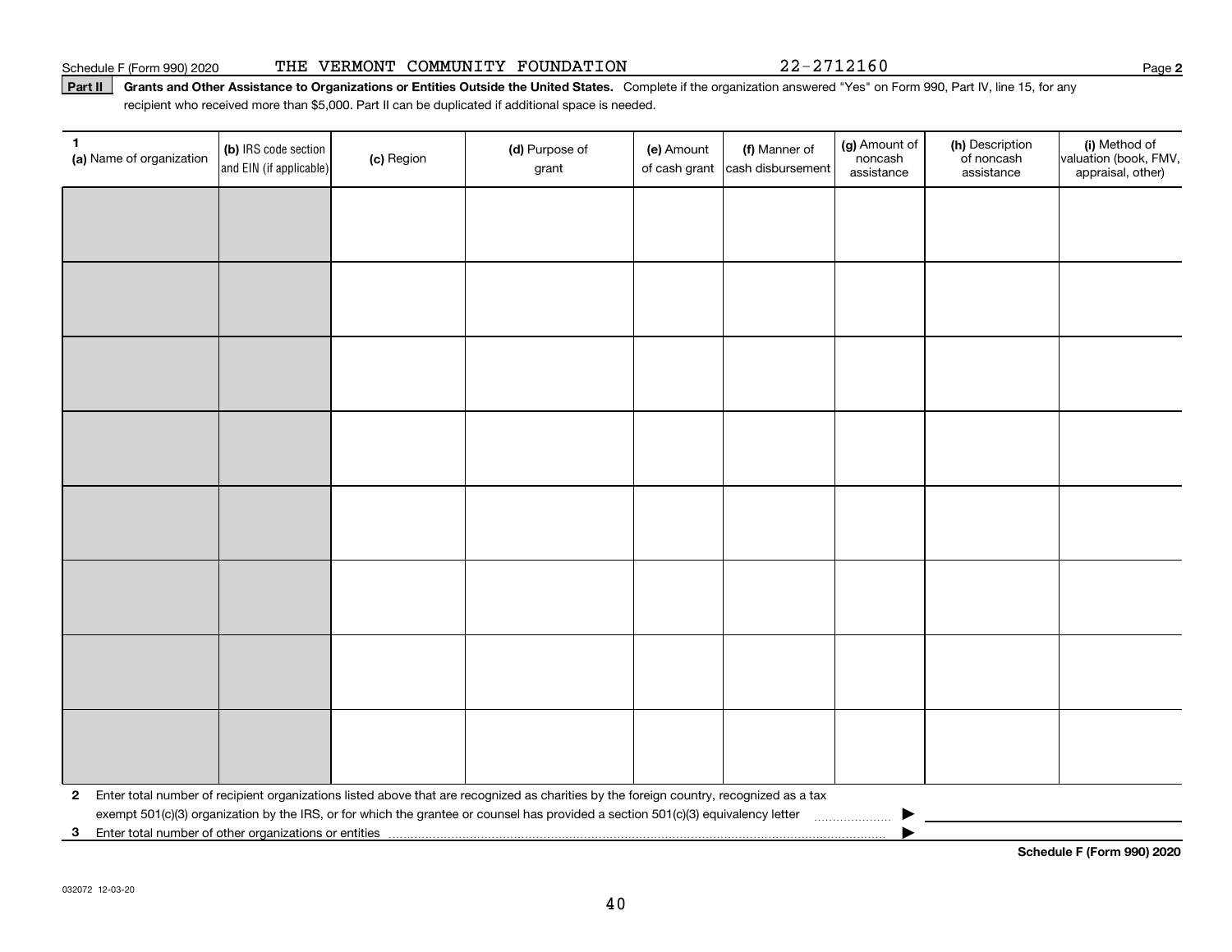Schedule F (Form 990) 2020 THE VERMONT COMMUNITY FOUNDATION 22-2712160 Page 2

**Part II** **Grants and Other Assistance to Organizations or Entities Outside the United States.** Complete if the organization answered "Yes" on Form 990, Part IV, line 15, for any recipient who received more than $5,000. Part II can be duplicated if additional space is needed.

| 1 (a) Name of organization | (b) IRS code section and EIN (if applicable) | (c) Region | (d) Purpose of grant | (e) Amount of cash grant | (f) Manner of cash disbursement | (g) Amount of noncash assistance | (h) Description of noncash assistance | (i) Method of valuation (book, FMV, appraisal, other) |
|---|---|---|---|---|---|---|---|---|
| | | | | | | | | |
| | | | | | | | | |
| | | | | | | | | |
| | | | | | | | | |
| | | | | | | | | |
| | | | | | | | | |
| | | | | | | | | |
| | | | | | | | | |

**2** Enter total number of recipient organizations listed above that are recognized as charities by the foreign country, recognized as a tax exempt 501(c)(3) organization by the IRS, or for which the grantee or counsel has provided a section 501(c)(3) equivalency letter ▶

**3** Enter total number of other organizations or entities ▶

**Schedule F (Form 990) 2020**

032072 12-03-20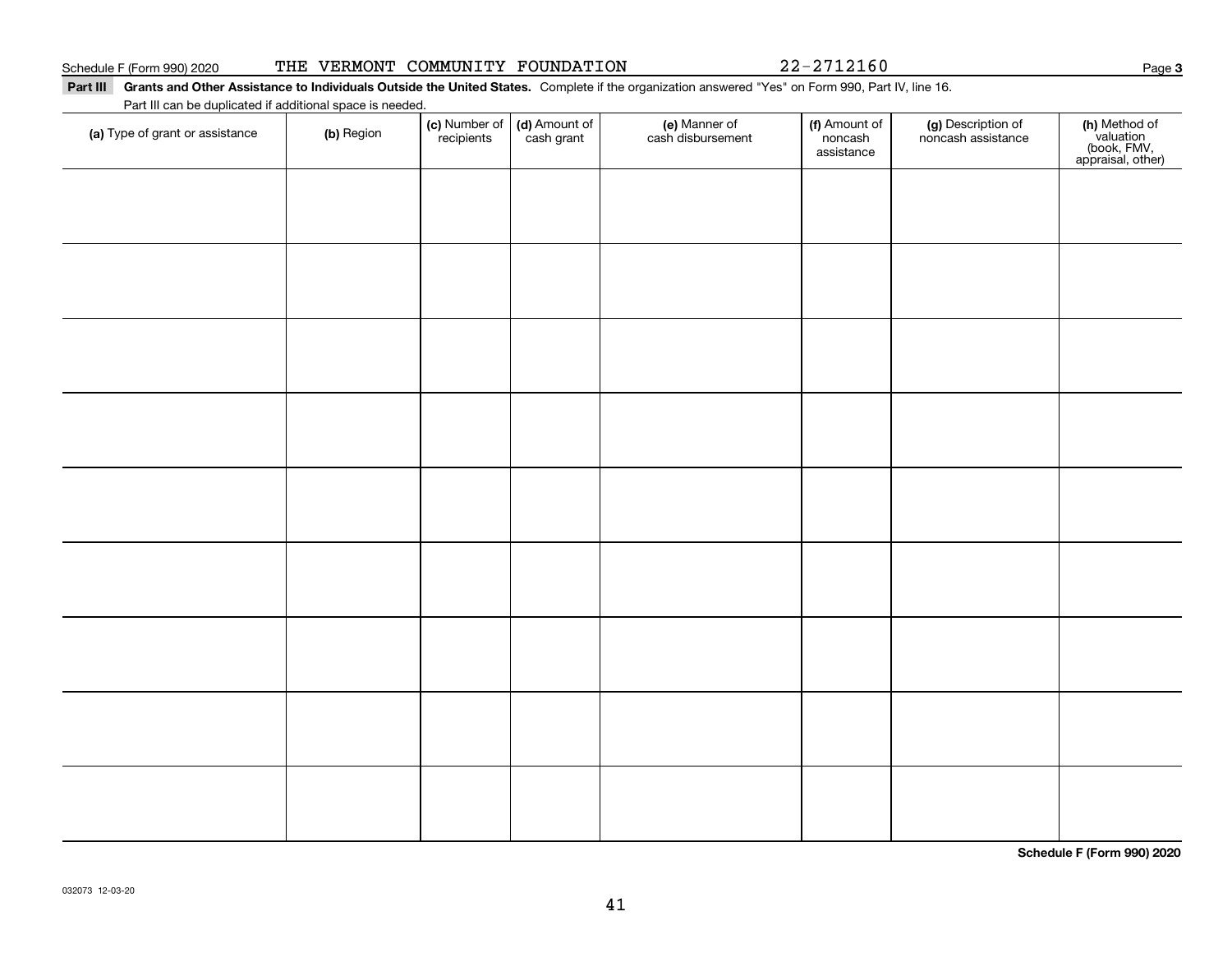Schedule F (Form 990) 2020 THE VERMONT COMMUNITY FOUNDATION 22-2712160

**Part III** **Grants and Other Assistance to Individuals Outside the United States.** Complete if the organization answered "Yes" on Form 990, Part IV, line 16.

Part III can be duplicated if additional space is needed.

| (a) Type of grant or assistance | (b) Region | (c) Number of recipients | (d) Amount of cash grant | (e) Manner of cash disbursement | (f) Amount of noncash assistance | (g) Description of noncash assistance | (h) Method of valuation (book, FMV, appraisal, other) |
|---|---|---|---|---|---|---|---|
| | | | | | | | |
| | | | | | | | |
| | | | | | | | |
| | | | | | | | |
| | | | | | | | |
| | | | | | | | |
| | | | | | | | |
| | | | | | | | |
| | | | | | | | |

**Schedule F (Form 990) 2020**

032073 12-03-20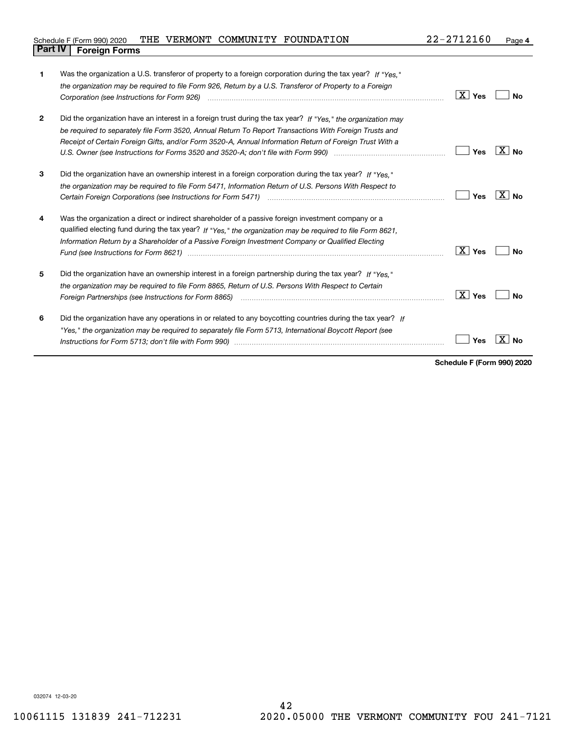Schedule F (Form 990) 2020 THE VERMONT COMMUNITY FOUNDATION 22-2712160 Page 4

## Part IV Foreign Forms

| | | Yes | No |
|---|---|---|---|
| 1 | Was the organization a U.S. transferor of property to a foreign corporation during the tax year? *If "Yes," the organization may be required to file Form 926, Return by a U.S. Transferor of Property to a Foreign Corporation (see Instructions for Form 926)* | X | |
| 2 | Did the organization have an interest in a foreign trust during the tax year? *If "Yes," the organization may be required to separately file Form 3520, Annual Return To Report Transactions With Foreign Trusts and Receipt of Certain Foreign Gifts, and/or Form 3520-A, Annual Information Return of Foreign Trust With a U.S. Owner (see Instructions for Forms 3520 and 3520-A; don't file with Form 990)* | | X |
| 3 | Did the organization have an ownership interest in a foreign corporation during the tax year? *If "Yes," the organization may be required to file Form 5471, Information Return of U.S. Persons With Respect to Certain Foreign Corporations (see Instructions for Form 5471)* | | X |
| 4 | Was the organization a direct or indirect shareholder of a passive foreign investment company or a qualified electing fund during the tax year? *If "Yes," the organization may be required to file Form 8621, Information Return by a Shareholder of a Passive Foreign Investment Company or Qualified Electing Fund (see Instructions for Form 8621)* | X | |
| 5 | Did the organization have an ownership interest in a foreign partnership during the tax year? *If "Yes," the organization may be required to file Form 8865, Return of U.S. Persons With Respect to Certain Foreign Partnerships (see Instructions for Form 8865)* | X | |
| 6 | Did the organization have any operations in or related to any boycotting countries during the tax year? *If "Yes," the organization may be required to separately file Form 5713, International Boycott Report (see Instructions for Form 5713; don't file with Form 990)* | | X |

**Schedule F (Form 990) 2020**

032074 12-03-20

10061115 131839 241-712231 2020.05000 THE VERMONT COMMUNITY FOU 241-7121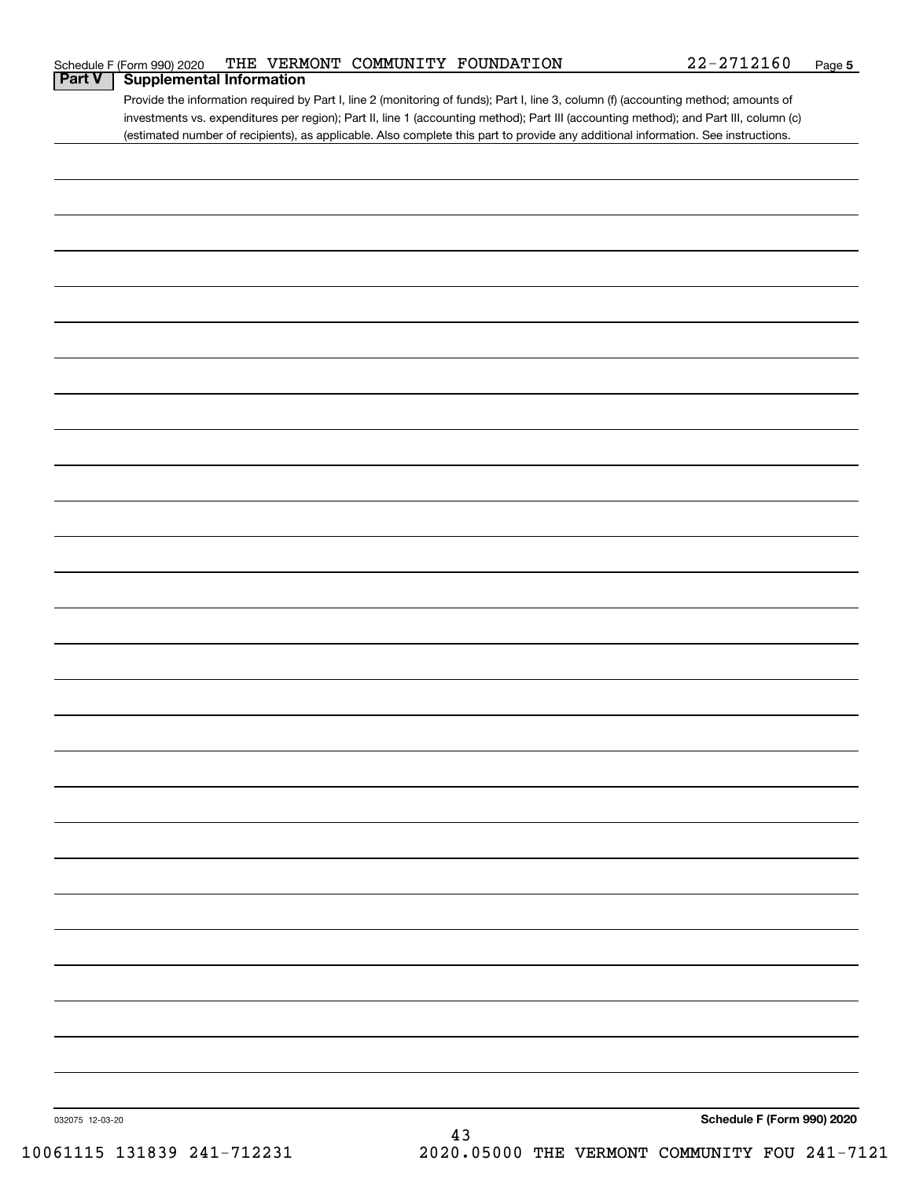Schedule F (Form 990) 2020 THE VERMONT COMMUNITY FOUNDATION 22-2712160 Page 5

## Part V Supplemental Information

Provide the information required by Part I, line 2 (monitoring of funds); Part I, line 3, column (f) (accounting method; amounts of investments vs. expenditures per region); Part II, line 1 (accounting method); Part III (accounting method); and Part III, column (c) (estimated number of recipients), as applicable. Also complete this part to provide any additional information. See instructions.

032075 12-03-20

**Schedule F (Form 990) 2020**

10061115 131839 241-712231 2020.05000 THE VERMONT COMMUNITY FOU 241-7121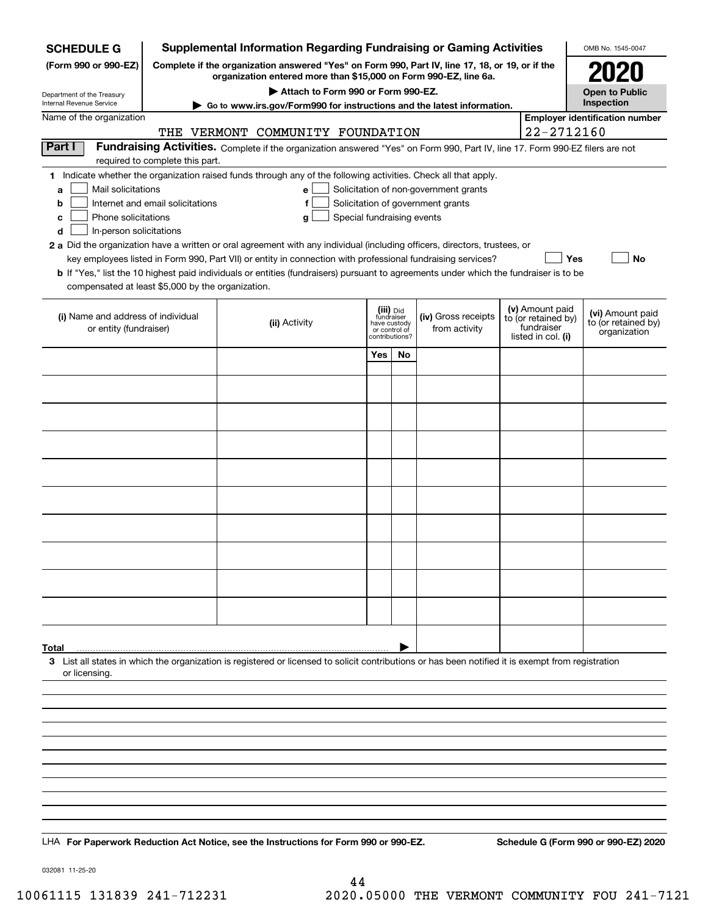**SCHEDULE G** (Form 990 or 990-EZ)

Department of the Treasury
Internal Revenue Service

# Supplemental Information Regarding Fundraising or Gaming Activities

**Complete if the organization answered "Yes" on Form 990, Part IV, line 17, 18, or 19, or if the organization entered more than $15,000 on Form 990-EZ, line 6a.**

**▶ Attach to Form 990 or Form 990-EZ.**

**▶ Go to www.irs.gov/Form990 for instructions and the latest information.**

OMB No. 1545-0047

**2020**

**Open to Public Inspection**

Name of the organization: THE VERMONT COMMUNITY FOUNDATION

Employer identification number: 22-2712160

**Part I** **Fundraising Activities.** Complete if the organization answered "Yes" on Form 990, Part IV, line 17. Form 990-EZ filers are not required to complete this part.

1 Indicate whether the organization raised funds through any of the following activities. Check all that apply.

- a ☐ Mail solicitations
- b ☐ Internet and email solicitations
- c ☐ Phone solicitations
- d ☐ In-person solicitations
- e ☐ Solicitation of non-government grants
- f ☐ Solicitation of government grants
- g ☐ Special fundraising events

2 a Did the organization have a written or oral agreement with any individual (including officers, directors, trustees, or key employees listed in Form 990, Part VII) or entity in connection with professional fundraising services? ☐ Yes ☐ No

b If "Yes," list the 10 highest paid individuals or entities (fundraisers) pursuant to agreements under which the fundraiser is to be compensated at least $5,000 by the organization.

| (i) Name and address of individual or entity (fundraiser) | (ii) Activity | (iii) Did fundraiser have custody or control of contributions? Yes | No | (iv) Gross receipts from activity | (v) Amount paid to (or retained by) fundraiser listed in col. (i) | (vi) Amount paid to (or retained by) organization |
|---|---|---|---|---|---|---|
| | | | | | | |
| | | | | | | |
| | | | | | | |
| | | | | | | |
| | | | | | | |
| | | | | | | |
| | | | | | | |
| | | | | | | |
| | | | | | | |
| | | | | | | |
| **Total** ▶ | | | | | | |

3 List all states in which the organization is registered or licensed to solicit contributions or has been notified it is exempt from registration or licensing.

LHA **For Paperwork Reduction Act Notice, see the Instructions for Form 990 or 990-EZ.** **Schedule G (Form 990 or 990-EZ) 2020**

032081 11-25-20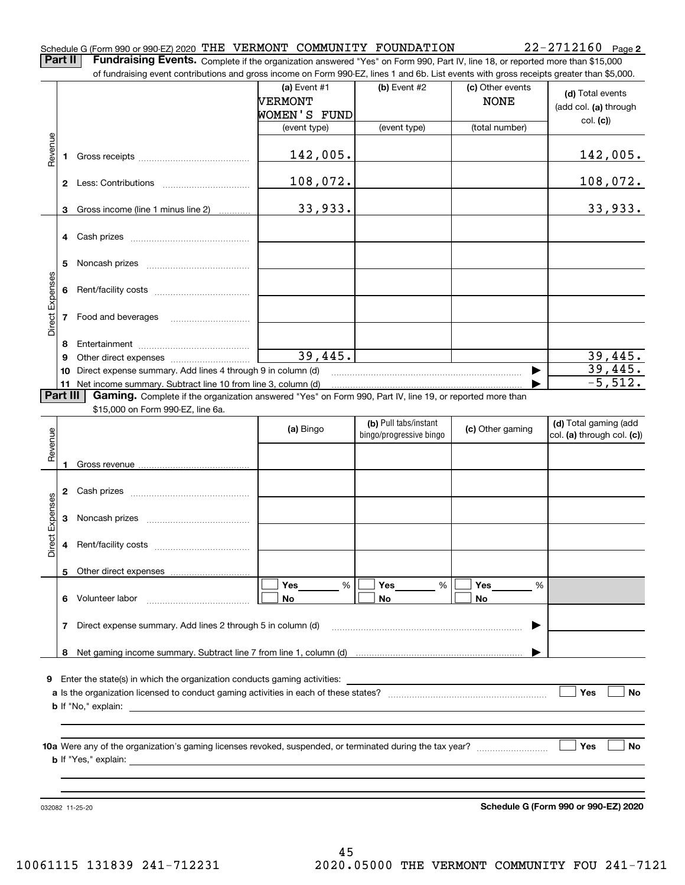Schedule G (Form 990 or 990-EZ) 2020 THE VERMONT COMMUNITY FOUNDATION 22-2712160 Page 2

**Part II** **Fundraising Events.** Complete if the organization answered "Yes" on Form 990, Part IV, line 18, or reported more than $15,000 of fundraising event contributions and gross income on Form 990-EZ, lines 1 and 6b. List events with gross receipts greater than $5,000.

| | | (a) Event #1 VERMONT WOMEN'S FUND (event type) | (b) Event #2 (event type) | (c) Other events NONE (total number) | (d) Total events (add col. (a) through col. (c)) |
|---|---|---|---|---|---|
| Revenue | 1 Gross receipts | 142,005. | | | 142,005. |
| | 2 Less: Contributions | 108,072. | | | 108,072. |
| | 3 Gross income (line 1 minus line 2) | 33,933. | | | 33,933. |
| Direct Expenses | 4 Cash prizes | | | | |
| | 5 Noncash prizes | | | | |
| | 6 Rent/facility costs | | | | |
| | 7 Food and beverages | | | | |
| | 8 Entertainment | | | | |
| | 9 Other direct expenses | 39,445. | | | 39,445. |
| | 10 Direct expense summary. Add lines 4 through 9 in column (d) | | | | 39,445. |
| | 11 Net income summary. Subtract line 10 from line 3, column (d) | | | | -5,512. |

**Part III** **Gaming.** Complete if the organization answered "Yes" on Form 990, Part IV, line 19, or reported more than $15,000 on Form 990-EZ, line 6a.

| | | (a) Bingo | (b) Pull tabs/instant bingo/progressive bingo | (c) Other gaming | (d) Total gaming (add col. (a) through col. (c)) |
|---|---|---|---|---|---|
| Revenue | 1 Gross revenue | | | | |
| Direct Expenses | 2 Cash prizes | | | | |
| | 3 Noncash prizes | | | | |
| | 4 Rent/facility costs | | | | |
| | 5 Other direct expenses | | | | |
| | 6 Volunteer labor | ☐ Yes ____ % ☐ No | ☐ Yes ____ % ☐ No | ☐ Yes ____ % ☐ No | |
| | 7 Direct expense summary. Add lines 2 through 5 in column (d) | | | | |
| | 8 Net gaming income summary. Subtract line 7 from line 1, column (d) | | | | |

9 Enter the state(s) in which the organization conducts gaming activities: ____________

a Is the organization licensed to conduct gaming activities in each of these states? ☐ Yes ☐ No

b If "No," explain: ____________

10a Were any of the organization's gaming licenses revoked, suspended, or terminated during the tax year? ☐ Yes ☐ No

b If "Yes," explain: ____________

032082 11-25-20

Schedule G (Form 990 or 990-EZ) 2020

10061115 131839 241-712231 2020.05000 THE VERMONT COMMUNITY FOU 241-7121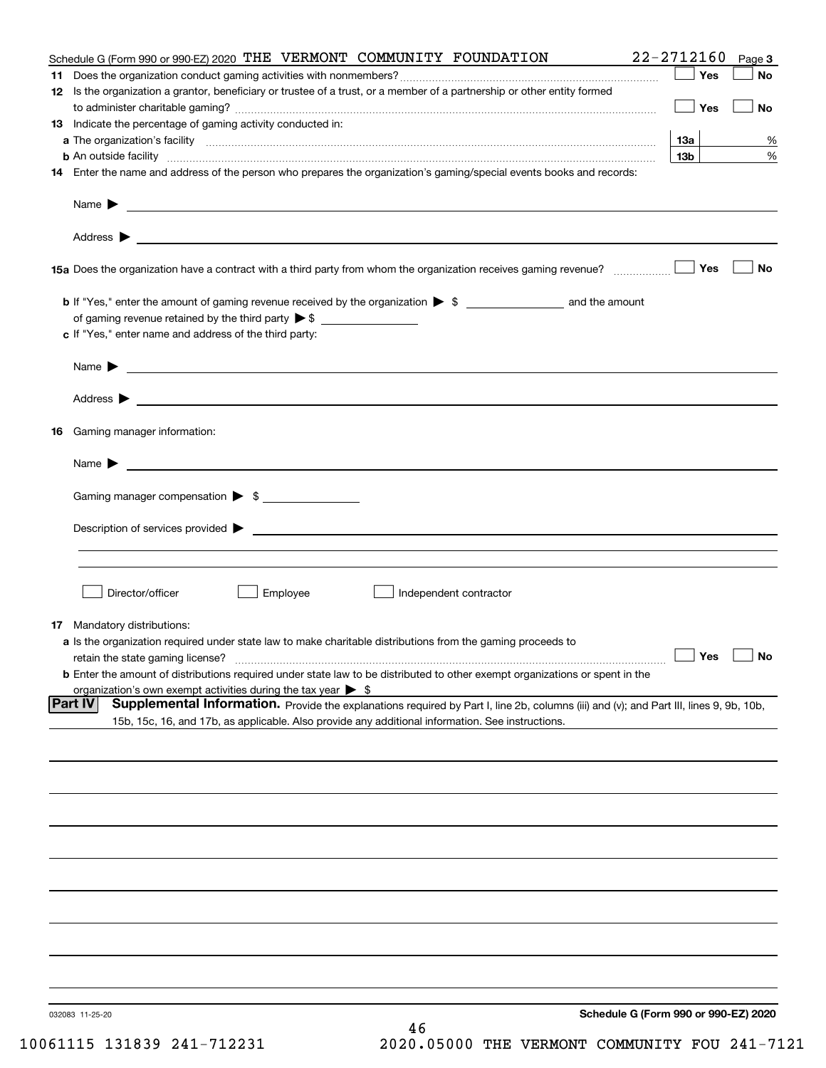Schedule G (Form 990 or 990-EZ) 2020 THE VERMONT COMMUNITY FOUNDATION 22-2712160 Page 3

**11** Does the organization conduct gaming activities with nonmembers? ☐ Yes ☐ No

**12** Is the organization a grantor, beneficiary or trustee of a trust, or a member of a partnership or other entity formed to administer charitable gaming? ☐ Yes ☐ No

**13** Indicate the percentage of gaming activity conducted in:

**a** The organization's facility **13a** %

**b** An outside facility **13b** %

**14** Enter the name and address of the person who prepares the organization's gaming/special events books and records:

Name ▶

Address ▶

**15a** Does the organization have a contract with a third party from whom the organization receives gaming revenue? ☐ Yes ☐ No

**b** If "Yes," enter the amount of gaming revenue received by the organization ▶ $ ______ and the amount of gaming revenue retained by the third party ▶ $ ______

**c** If "Yes," enter name and address of the third party:

Name ▶

Address ▶

**16** Gaming manager information:

Name ▶

Gaming manager compensation ▶ $

Description of services provided ▶

☐ Director/officer ☐ Employee ☐ Independent contractor

**17** Mandatory distributions:

**a** Is the organization required under state law to make charitable distributions from the gaming proceeds to retain the state gaming license? ☐ Yes ☐ No

**b** Enter the amount of distributions required under state law to be distributed to other exempt organizations or spent in the organization's own exempt activities during the tax year ▶ $

**Part IV** **Supplemental Information.** Provide the explanations required by Part I, line 2b, columns (iii) and (v); and Part III, lines 9, 9b, 10b, 15b, 15c, 16, and 17b, as applicable. Also provide any additional information. See instructions.

032083 11-25-20

**Schedule G (Form 990 or 990-EZ) 2020**

10061115 131839 241-712231 2020.05000 THE VERMONT COMMUNITY FOU 241-7121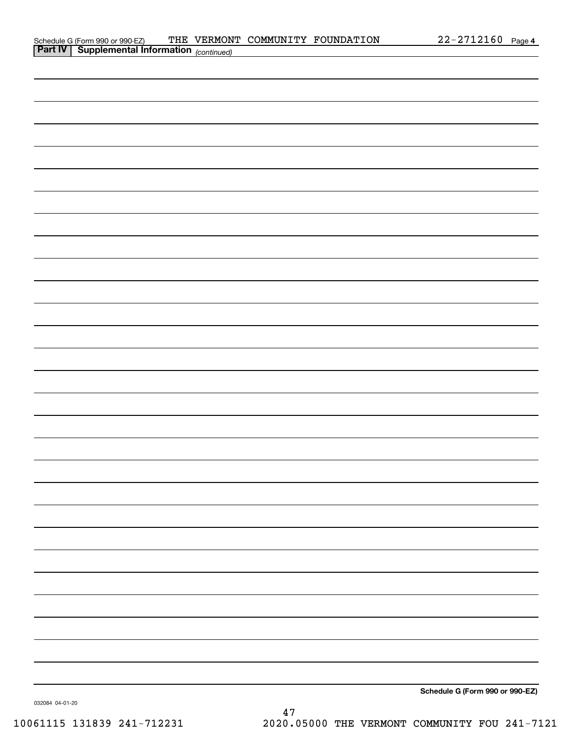## Part IV | Supplemental Information *(continued)*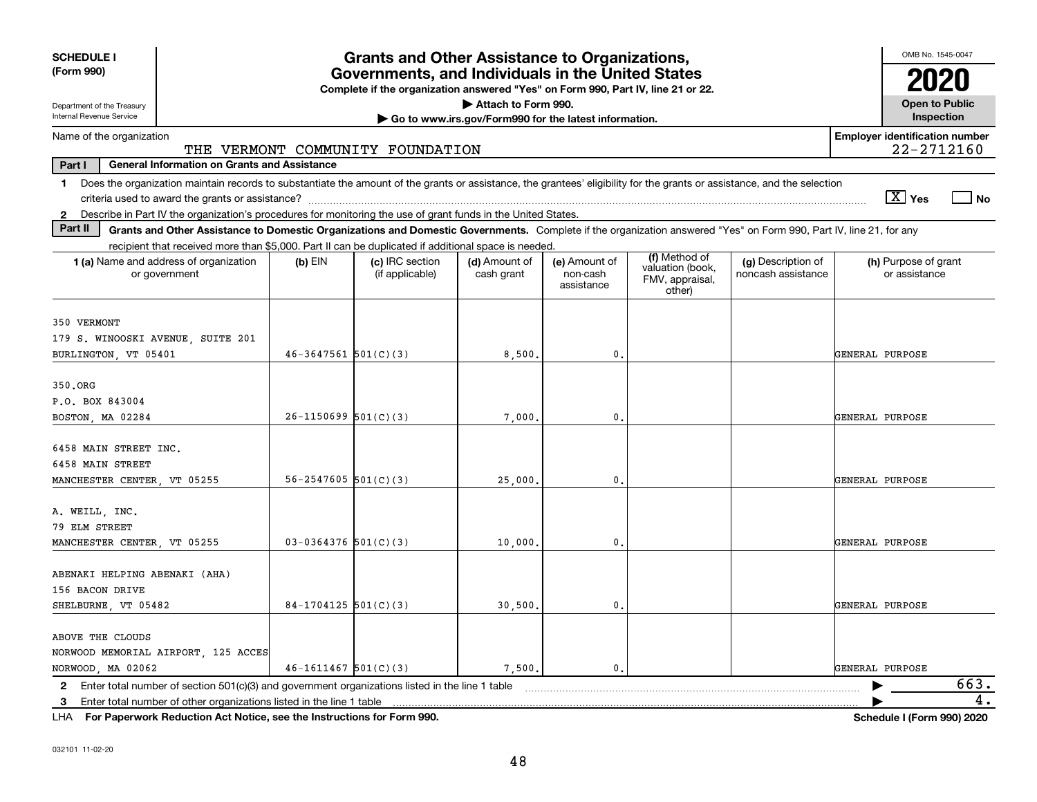**SCHEDULE I (Form 990)**

Department of the Treasury
Internal Revenue Service

# Grants and Other Assistance to Organizations, Governments, and Individuals in the United States

**Complete if the organization answered "Yes" on Form 990, Part IV, line 21 or 22.**

▶ Attach to Form 990.

▶ Go to www.irs.gov/Form990 for the latest information.

OMB No. 1545-0047

**2020**

**Open to Public Inspection**

Name of the organization: THE VERMONT COMMUNITY FOUNDATION

Employer identification number: 22-2712160

**Part I — General Information on Grants and Assistance**

1 Does the organization maintain records to substantiate the amount of the grants or assistance, the grantees' eligibility for the grants or assistance, and the selection criteria used to award the grants or assistance? [X] Yes [ ] No

2 Describe in Part IV the organization's procedures for monitoring the use of grant funds in the United States.

**Part II — Grants and Other Assistance to Domestic Organizations and Domestic Governments.** Complete if the organization answered "Yes" on Form 990, Part IV, line 21, for any recipient that received more than $5,000. Part II can be duplicated if additional space is needed.

| 1 (a) Name and address of organization or government | (b) EIN | (c) IRC section (if applicable) | (d) Amount of cash grant | (e) Amount of non-cash assistance | (f) Method of valuation (book, FMV, appraisal, other) | (g) Description of noncash assistance | (h) Purpose of grant or assistance |
|---|---|---|---|---|---|---|---|
| 350 VERMONT<br>179 S. WINOOSKI AVENUE, SUITE 201<br>BURLINGTON, VT 05401 | 46-3647561 | 501(C)(3) | 8,500. | 0. | | | GENERAL PURPOSE |
| 350.ORG<br>P.O. BOX 843004<br>BOSTON, MA 02284 | 26-1150699 | 501(C)(3) | 7,000. | 0. | | | GENERAL PURPOSE |
| 6458 MAIN STREET INC.<br>6458 MAIN STREET<br>MANCHESTER CENTER, VT 05255 | 56-2547605 | 501(C)(3) | 25,000. | 0. | | | GENERAL PURPOSE |
| A. WEILL, INC.<br>79 ELM STREET<br>MANCHESTER CENTER, VT 05255 | 03-0364376 | 501(C)(3) | 10,000. | 0. | | | GENERAL PURPOSE |
| ABENAKI HELPING ABENAKI (AHA)<br>156 BACON DRIVE<br>SHELBURNE, VT 05482 | 84-1704125 | 501(C)(3) | 30,500. | 0. | | | GENERAL PURPOSE |
| ABOVE THE CLOUDS<br>NORWOOD MEMORIAL AIRPORT, 125 ACCES<br>NORWOOD, MA 02062 | 46-1611467 | 501(C)(3) | 7,500. | 0. | | | GENERAL PURPOSE |

2 Enter total number of section 501(c)(3) and government organizations listed in the line 1 table ▶ 663.

3 Enter total number of other organizations listed in the line 1 table ▶ 4.

LHA **For Paperwork Reduction Act Notice, see the Instructions for Form 990.** **Schedule I (Form 990) 2020**

032101 11-02-20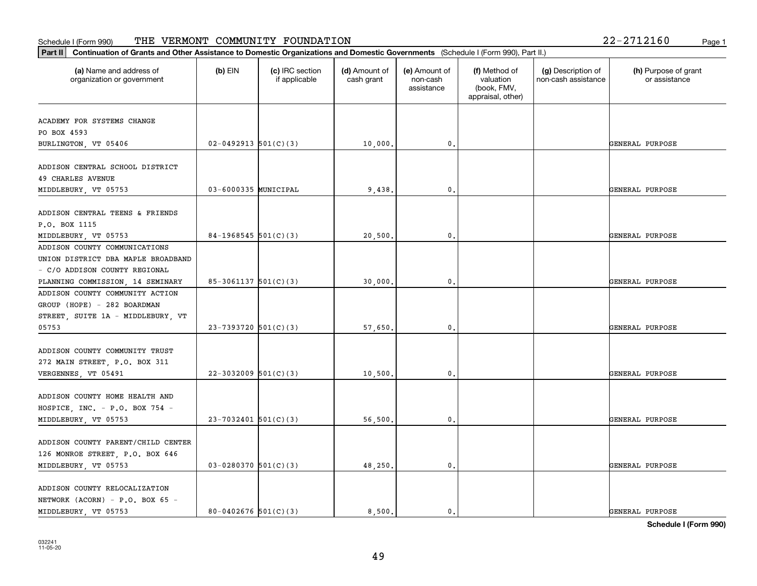Schedule I (Form 990) THE VERMONT COMMUNITY FOUNDATION 22-2712160

**Part II Continuation of Grants and Other Assistance to Domestic Organizations and Domestic Governments** (Schedule I (Form 990), Part II.)

| (a) Name and address of organization or government | (b) EIN | (c) IRC section if applicable | (d) Amount of cash grant | (e) Amount of non-cash assistance | (f) Method of valuation (book, FMV, appraisal, other) | (g) Description of non-cash assistance | (h) Purpose of grant or assistance |
|---|---|---|---|---|---|---|---|
| ACADEMY FOR SYSTEMS CHANGE PO BOX 4593 BURLINGTON, VT 05406 | 02-0492913 | 501(C)(3) | 10,000. | 0. | | | GENERAL PURPOSE |
| ADDISON CENTRAL SCHOOL DISTRICT 49 CHARLES AVENUE MIDDLEBURY, VT 05753 | 03-6000335 | MUNICIPAL | 9,438. | 0. | | | GENERAL PURPOSE |
| ADDISON CENTRAL TEENS & FRIENDS P.O. BOX 1115 MIDDLEBURY, VT 05753 | 84-1968545 | 501(C)(3) | 20,500. | 0. | | | GENERAL PURPOSE |
| ADDISON COUNTY COMMUNICATIONS UNION DISTRICT DBA MAPLE BROADBAND - C/O ADDISON COUNTY REGIONAL PLANNING COMMISSION, 14 SEMINARY | 85-3061137 | 501(C)(3) | 30,000. | 0. | | | GENERAL PURPOSE |
| ADDISON COUNTY COMMUNITY ACTION GROUP (HOPE) - 282 BOARDMAN STREET, SUITE 1A - MIDDLEBURY, VT 05753 | 23-7393720 | 501(C)(3) | 57,650. | 0. | | | GENERAL PURPOSE |
| ADDISON COUNTY COMMUNITY TRUST 272 MAIN STREET, P.O. BOX 311 VERGENNES, VT 05491 | 22-3032009 | 501(C)(3) | 10,500. | 0. | | | GENERAL PURPOSE |
| ADDISON COUNTY HOME HEALTH AND HOSPICE, INC. - P.O. BOX 754 - MIDDLEBURY, VT 05753 | 23-7032401 | 501(C)(3) | 56,500. | 0. | | | GENERAL PURPOSE |
| ADDISON COUNTY PARENT/CHILD CENTER 126 MONROE STREET, P.O. BOX 646 MIDDLEBURY, VT 05753 | 03-0280370 | 501(C)(3) | 48,250. | 0. | | | GENERAL PURPOSE |
| ADDISON COUNTY RELOCALIZATION NETWORK (ACORN) - P.O. BOX 65 - MIDDLEBURY, VT 05753 | 80-0402676 | 501(C)(3) | 8,500. | 0. | | | GENERAL PURPOSE |

**Schedule I (Form 990)**

032241 11-05-20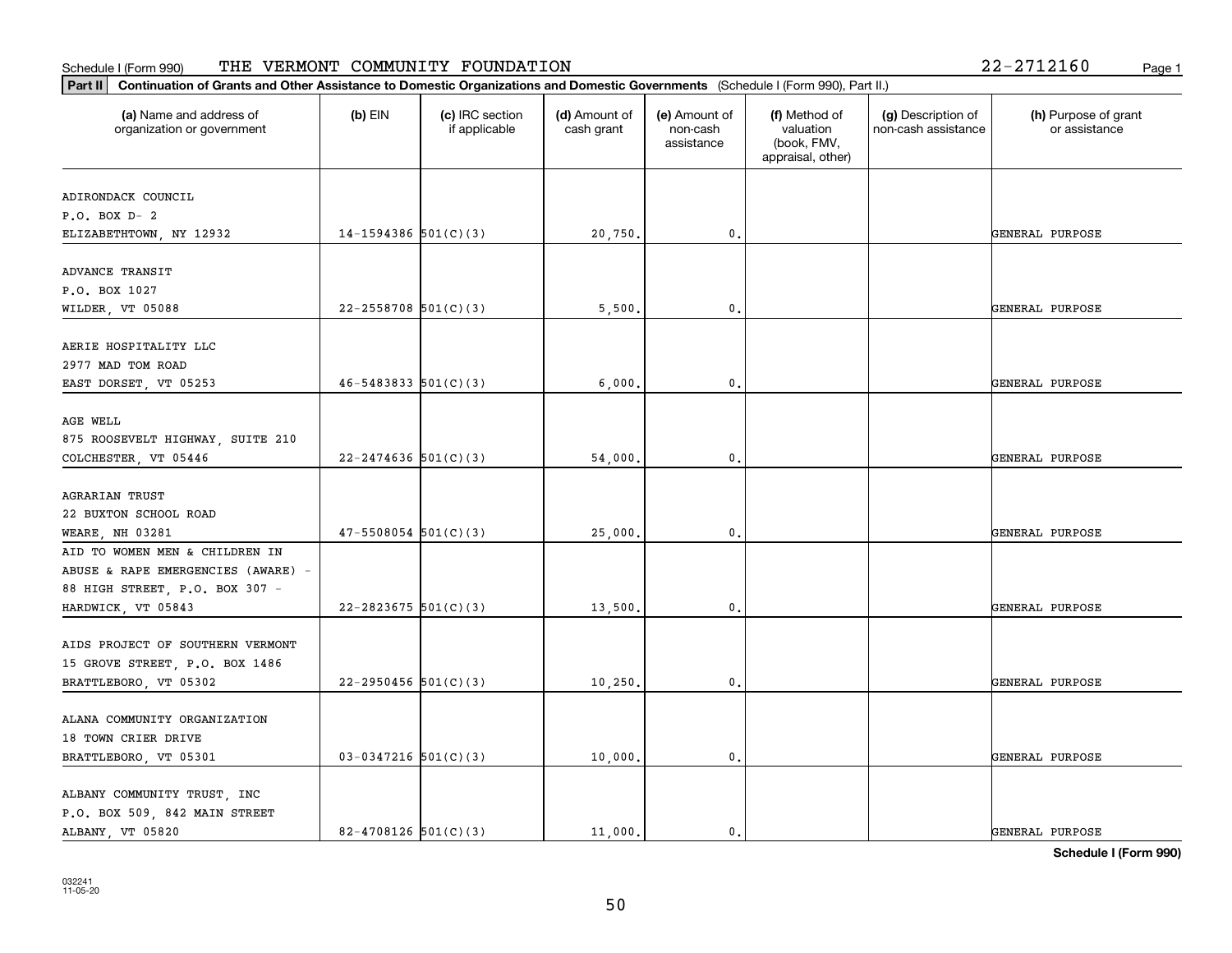Schedule I (Form 990) THE VERMONT COMMUNITY FOUNDATION 22-2712160

**Part II** **Continuation of Grants and Other Assistance to Domestic Organizations and Domestic Governments** (Schedule I (Form 990), Part II.)

| (a) Name and address of organization or government | (b) EIN | (c) IRC section if applicable | (d) Amount of cash grant | (e) Amount of non-cash assistance | (f) Method of valuation (book, FMV, appraisal, other) | (g) Description of non-cash assistance | (h) Purpose of grant or assistance |
|---|---|---|---|---|---|---|---|
| ADIRONDACK COUNCIL<br>P.O. BOX D- 2<br>ELIZABETHTOWN, NY 12932 | 14-1594386 | 501(C)(3) | 20,750. | 0. | | | GENERAL PURPOSE |
| ADVANCE TRANSIT<br>P.O. BOX 1027<br>WILDER, VT 05088 | 22-2558708 | 501(C)(3) | 5,500. | 0. | | | GENERAL PURPOSE |
| AERIE HOSPITALITY LLC<br>2977 MAD TOM ROAD<br>EAST DORSET, VT 05253 | 46-5483833 | 501(C)(3) | 6,000. | 0. | | | GENERAL PURPOSE |
| AGE WELL<br>875 ROOSEVELT HIGHWAY, SUITE 210<br>COLCHESTER, VT 05446 | 22-2474636 | 501(C)(3) | 54,000. | 0. | | | GENERAL PURPOSE |
| AGRARIAN TRUST<br>22 BUXTON SCHOOL ROAD<br>WEARE, NH 03281 | 47-5508054 | 501(C)(3) | 25,000. | 0. | | | GENERAL PURPOSE |
| AID TO WOMEN MEN & CHILDREN IN ABUSE & RAPE EMERGENCIES (AWARE) -<br>88 HIGH STREET, P.O. BOX 307 -<br>HARDWICK, VT 05843 | 22-2823675 | 501(C)(3) | 13,500. | 0. | | | GENERAL PURPOSE |
| AIDS PROJECT OF SOUTHERN VERMONT<br>15 GROVE STREET, P.O. BOX 1486<br>BRATTLEBORO, VT 05302 | 22-2950456 | 501(C)(3) | 10,250. | 0. | | | GENERAL PURPOSE |
| ALANA COMMUNITY ORGANIZATION<br>18 TOWN CRIER DRIVE<br>BRATTLEBORO, VT 05301 | 03-0347216 | 501(C)(3) | 10,000. | 0. | | | GENERAL PURPOSE |
| ALBANY COMMUNITY TRUST, INC<br>P.O. BOX 509, 842 MAIN STREET<br>ALBANY, VT 05820 | 82-4708126 | 501(C)(3) | 11,000. | 0. | | | GENERAL PURPOSE |

**Schedule I (Form 990)**

032241
11-05-20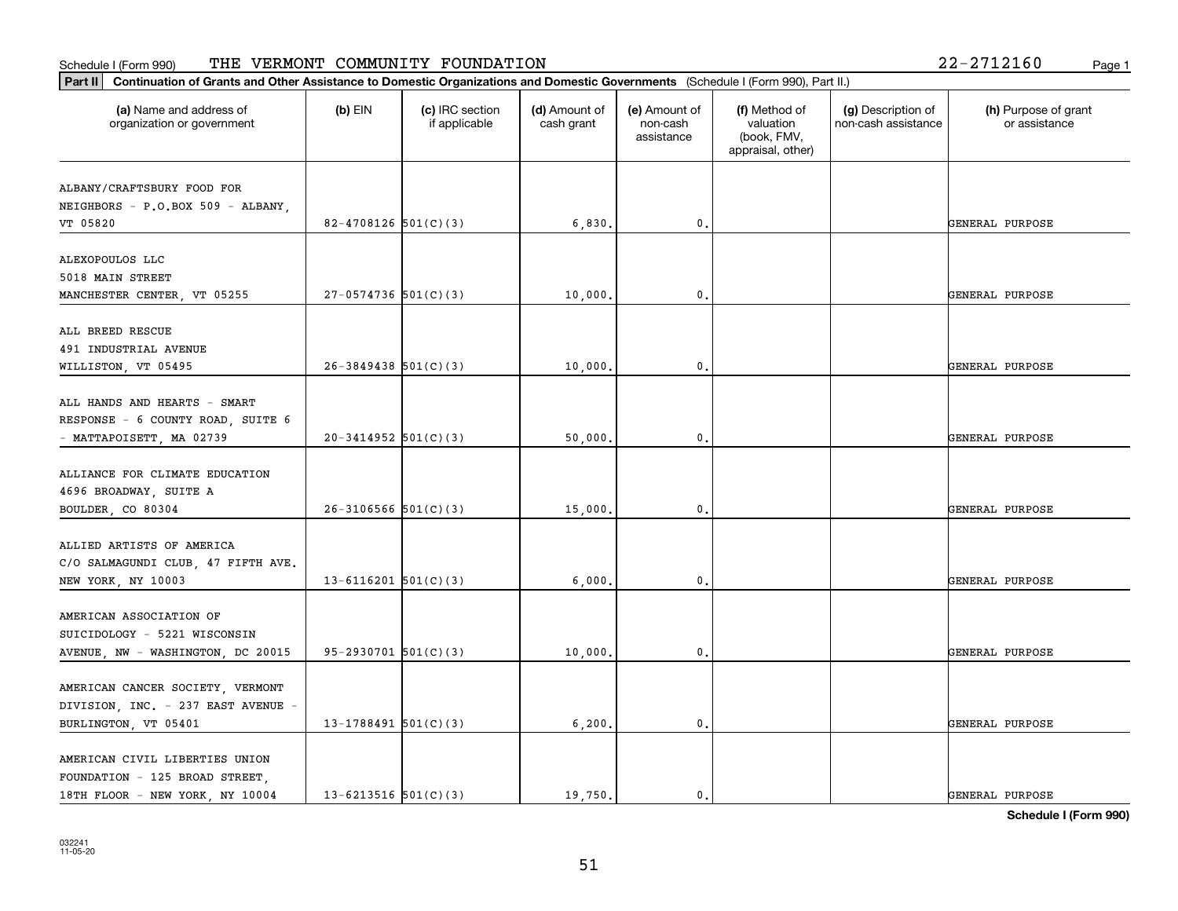Schedule I (Form 990) THE VERMONT COMMUNITY FOUNDATION 22-2712160

**Part II** **Continuation of Grants and Other Assistance to Domestic Organizations and Domestic Governments** (Schedule I (Form 990), Part II.)

| (a) Name and address of organization or government | (b) EIN | (c) IRC section if applicable | (d) Amount of cash grant | (e) Amount of non-cash assistance | (f) Method of valuation (book, FMV, appraisal, other) | (g) Description of non-cash assistance | (h) Purpose of grant or assistance |
|---|---|---|---|---|---|---|---|
| ALBANY/CRAFTSBURY FOOD FOR NEIGHBORS - P.O.BOX 509 - ALBANY, VT 05820 | 82-4708126 | 501(C)(3) | 6,830. | 0. | | | GENERAL PURPOSE |
| ALEXOPOULOS LLC 5018 MAIN STREET MANCHESTER CENTER, VT 05255 | 27-0574736 | 501(C)(3) | 10,000. | 0. | | | GENERAL PURPOSE |
| ALL BREED RESCUE 491 INDUSTRIAL AVENUE WILLISTON, VT 05495 | 26-3849438 | 501(C)(3) | 10,000. | 0. | | | GENERAL PURPOSE |
| ALL HANDS AND HEARTS - SMART RESPONSE - 6 COUNTY ROAD, SUITE 6 - MATTAPOISETT, MA 02739 | 20-3414952 | 501(C)(3) | 50,000. | 0. | | | GENERAL PURPOSE |
| ALLIANCE FOR CLIMATE EDUCATION 4696 BROADWAY, SUITE A BOULDER, CO 80304 | 26-3106566 | 501(C)(3) | 15,000. | 0. | | | GENERAL PURPOSE |
| ALLIED ARTISTS OF AMERICA C/O SALMAGUNDI CLUB, 47 FIFTH AVE. NEW YORK, NY 10003 | 13-6116201 | 501(C)(3) | 6,000. | 0. | | | GENERAL PURPOSE |
| AMERICAN ASSOCIATION OF SUICIDOLOGY - 5221 WISCONSIN AVENUE, NW - WASHINGTON, DC 20015 | 95-2930701 | 501(C)(3) | 10,000. | 0. | | | GENERAL PURPOSE |
| AMERICAN CANCER SOCIETY, VERMONT DIVISION, INC. - 237 EAST AVENUE - BURLINGTON, VT 05401 | 13-1788491 | 501(C)(3) | 6,200. | 0. | | | GENERAL PURPOSE |
| AMERICAN CIVIL LIBERTIES UNION FOUNDATION - 125 BROAD STREET, 18TH FLOOR - NEW YORK, NY 10004 | 13-6213516 | 501(C)(3) | 19,750. | 0. | | | GENERAL PURPOSE |

**Schedule I (Form 990)**

032241 11-05-20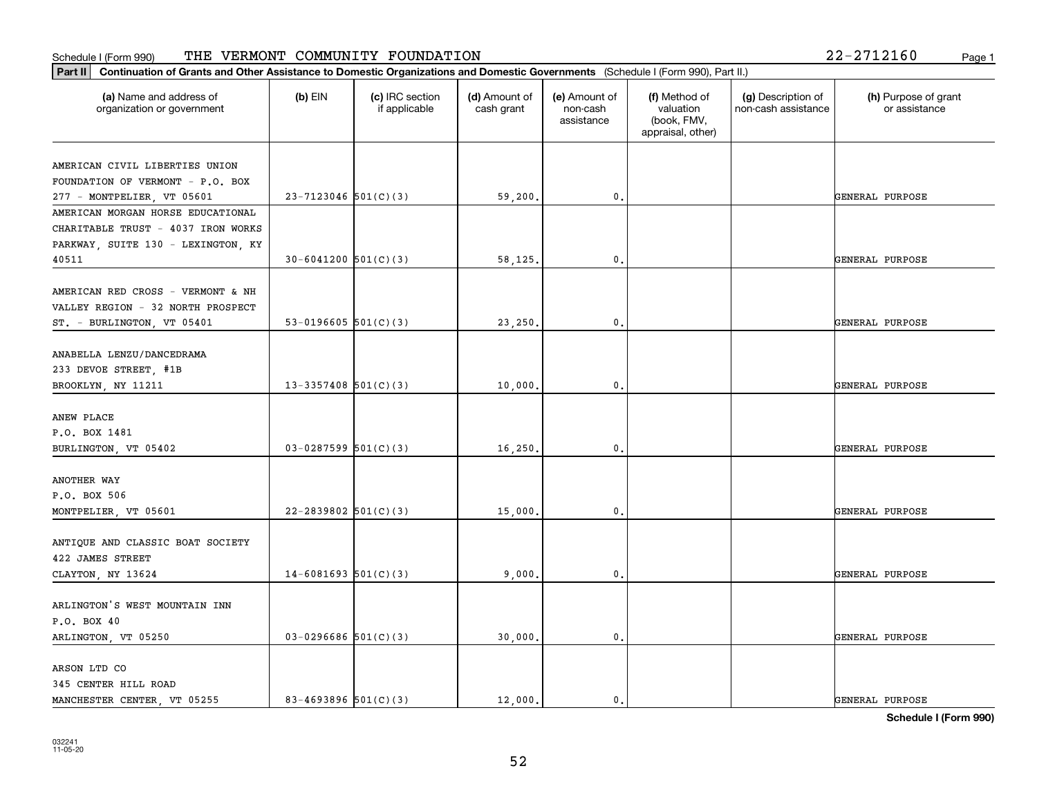Schedule I (Form 990) THE VERMONT COMMUNITY FOUNDATION 22-2712160

**Part II** Continuation of Grants and Other Assistance to Domestic Organizations and Domestic Governments (Schedule I (Form 990), Part II.)

| (a) Name and address of organization or government | (b) EIN | (c) IRC section if applicable | (d) Amount of cash grant | (e) Amount of non-cash assistance | (f) Method of valuation (book, FMV, appraisal, other) | (g) Description of non-cash assistance | (h) Purpose of grant or assistance |
|---|---|---|---|---|---|---|---|
| AMERICAN CIVIL LIBERTIES UNION FOUNDATION OF VERMONT - P.O. BOX 277 - MONTPELIER, VT 05601 | 23-7123046 | 501(C)(3) | 59,200. | 0. | | | GENERAL PURPOSE |
| AMERICAN MORGAN HORSE EDUCATIONAL CHARITABLE TRUST - 4037 IRON WORKS PARKWAY, SUITE 130 - LEXINGTON, KY 40511 | 30-6041200 | 501(C)(3) | 58,125. | 0. | | | GENERAL PURPOSE |
| AMERICAN RED CROSS - VERMONT & NH VALLEY REGION - 32 NORTH PROSPECT ST. - BURLINGTON, VT 05401 | 53-0196605 | 501(C)(3) | 23,250. | 0. | | | GENERAL PURPOSE |
| ANABELLA LENZU/DANCEDRAMA 233 DEVOE STREET, #1B BROOKLYN, NY 11211 | 13-3357408 | 501(C)(3) | 10,000. | 0. | | | GENERAL PURPOSE |
| ANEW PLACE P.O. BOX 1481 BURLINGTON, VT 05402 | 03-0287599 | 501(C)(3) | 16,250. | 0. | | | GENERAL PURPOSE |
| ANOTHER WAY P.O. BOX 506 MONTPELIER, VT 05601 | 22-2839802 | 501(C)(3) | 15,000. | 0. | | | GENERAL PURPOSE |
| ANTIQUE AND CLASSIC BOAT SOCIETY 422 JAMES STREET CLAYTON, NY 13624 | 14-6081693 | 501(C)(3) | 9,000. | 0. | | | GENERAL PURPOSE |
| ARLINGTON'S WEST MOUNTAIN INN P.O. BOX 40 ARLINGTON, VT 05250 | 03-0296686 | 501(C)(3) | 30,000. | 0. | | | GENERAL PURPOSE |
| ARSON LTD CO 345 CENTER HILL ROAD MANCHESTER CENTER, VT 05255 | 83-4693896 | 501(C)(3) | 12,000. | 0. | | | GENERAL PURPOSE |

**Schedule I (Form 990)**

032241 11-05-20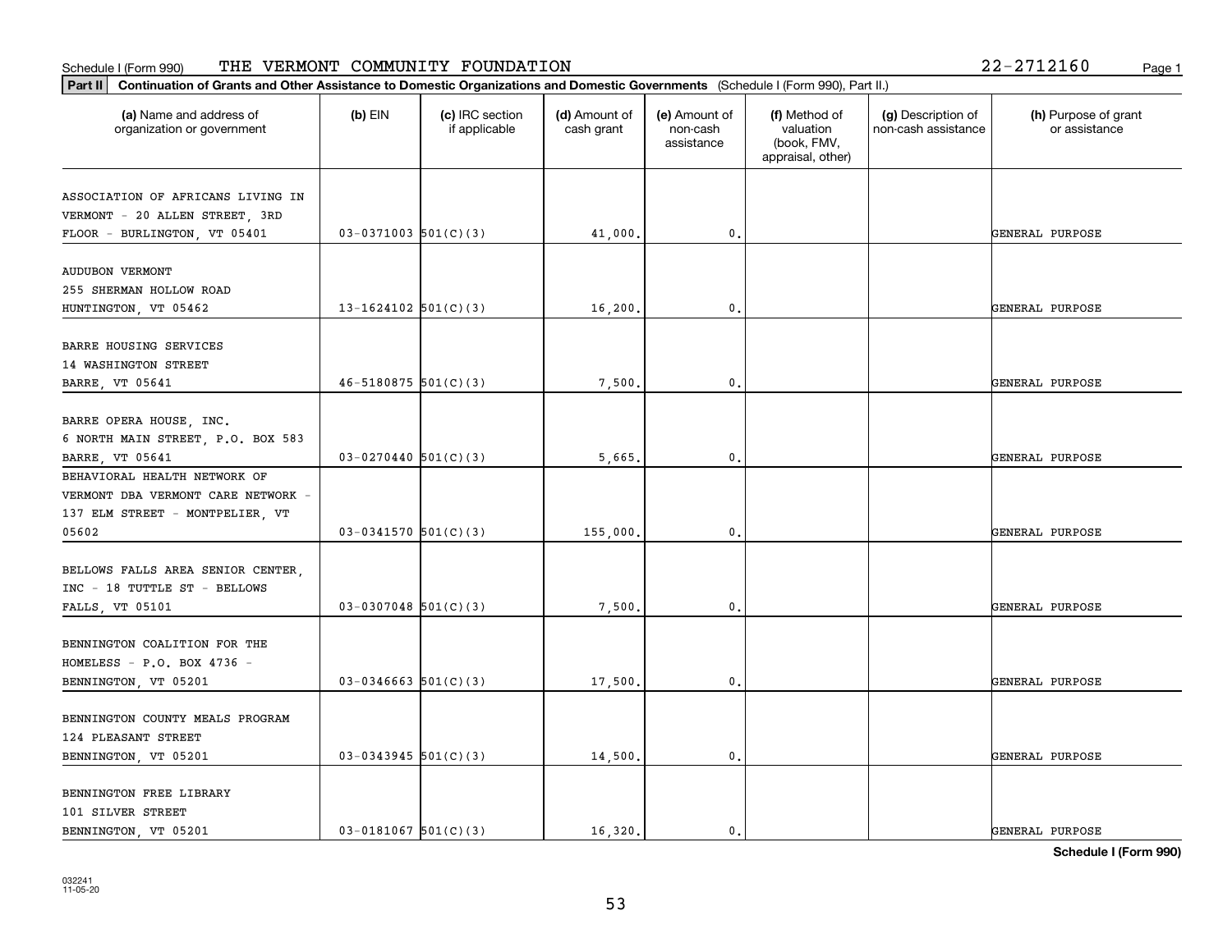Schedule I (Form 990) THE VERMONT COMMUNITY FOUNDATION 22-2712160

**Part II** **Continuation of Grants and Other Assistance to Domestic Organizations and Domestic Governments** (Schedule I (Form 990), Part II.)

| (a) Name and address of organization or government | (b) EIN | (c) IRC section if applicable | (d) Amount of cash grant | (e) Amount of non-cash assistance | (f) Method of valuation (book, FMV, appraisal, other) | (g) Description of non-cash assistance | (h) Purpose of grant or assistance |
|---|---|---|---|---|---|---|---|
| ASSOCIATION OF AFRICANS LIVING IN VERMONT - 20 ALLEN STREET, 3RD FLOOR - BURLINGTON, VT 05401 | 03-0371003 | 501(C)(3) | 41,000. | 0. | | | GENERAL PURPOSE |
| AUDUBON VERMONT 255 SHERMAN HOLLOW ROAD HUNTINGTON, VT 05462 | 13-1624102 | 501(C)(3) | 16,200. | 0. | | | GENERAL PURPOSE |
| BARRE HOUSING SERVICES 14 WASHINGTON STREET BARRE, VT 05641 | 46-5180875 | 501(C)(3) | 7,500. | 0. | | | GENERAL PURPOSE |
| BARRE OPERA HOUSE, INC. 6 NORTH MAIN STREET, P.O. BOX 583 BARRE, VT 05641 | 03-0270440 | 501(C)(3) | 5,665. | 0. | | | GENERAL PURPOSE |
| BEHAVIORAL HEALTH NETWORK OF VERMONT DBA VERMONT CARE NETWORK - 137 ELM STREET - MONTPELIER, VT 05602 | 03-0341570 | 501(C)(3) | 155,000. | 0. | | | GENERAL PURPOSE |
| BELLOWS FALLS AREA SENIOR CENTER, INC - 18 TUTTLE ST - BELLOWS FALLS, VT 05101 | 03-0307048 | 501(C)(3) | 7,500. | 0. | | | GENERAL PURPOSE |
| BENNINGTON COALITION FOR THE HOMELESS - P.O. BOX 4736 - BENNINGTON, VT 05201 | 03-0346663 | 501(C)(3) | 17,500. | 0. | | | GENERAL PURPOSE |
| BENNINGTON COUNTY MEALS PROGRAM 124 PLEASANT STREET BENNINGTON, VT 05201 | 03-0343945 | 501(C)(3) | 14,500. | 0. | | | GENERAL PURPOSE |
| BENNINGTON FREE LIBRARY 101 SILVER STREET BENNINGTON, VT 05201 | 03-0181067 | 501(C)(3) | 16,320. | 0. | | | GENERAL PURPOSE |

**Schedule I (Form 990)**

032241 11-05-20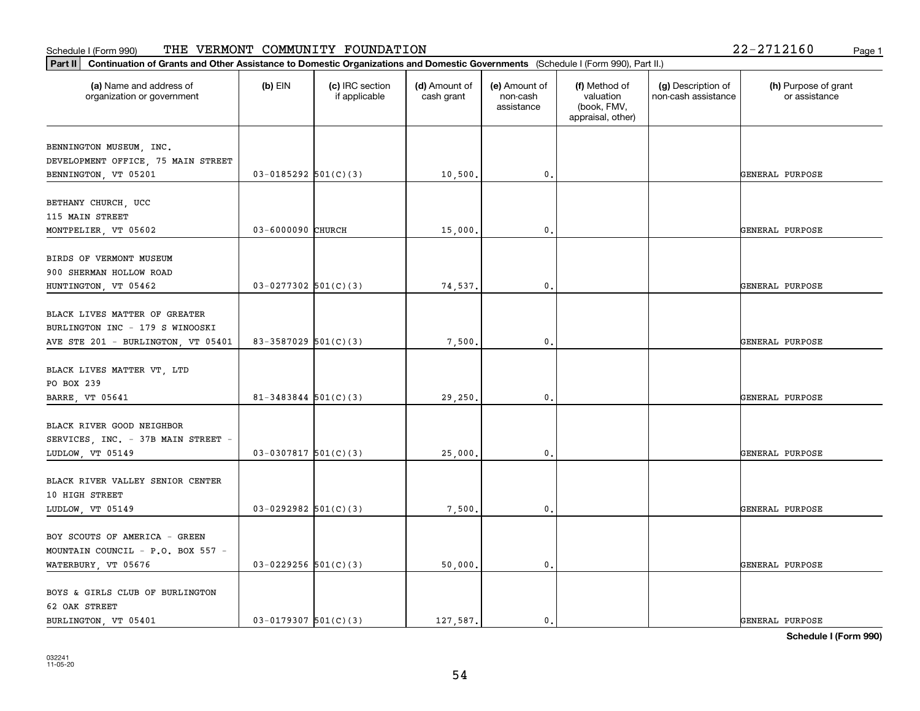Schedule I (Form 990) THE VERMONT COMMUNITY FOUNDATION 22-2712160

**Part II** **Continuation of Grants and Other Assistance to Domestic Organizations and Domestic Governments** (Schedule I (Form 990), Part II.)

| (a) Name and address of organization or government | (b) EIN | (c) IRC section if applicable | (d) Amount of cash grant | (e) Amount of non-cash assistance | (f) Method of valuation (book, FMV, appraisal, other) | (g) Description of non-cash assistance | (h) Purpose of grant or assistance |
|---|---|---|---|---|---|---|---|
| BENNINGTON MUSEUM, INC. DEVELOPMENT OFFICE, 75 MAIN STREET BENNINGTON, VT 05201 | 03-0185292 | 501(C)(3) | 10,500. | 0. | | | GENERAL PURPOSE |
| BETHANY CHURCH, UCC 115 MAIN STREET MONTPELIER, VT 05602 | 03-6000090 | CHURCH | 15,000. | 0. | | | GENERAL PURPOSE |
| BIRDS OF VERMONT MUSEUM 900 SHERMAN HOLLOW ROAD HUNTINGTON, VT 05462 | 03-0277302 | 501(C)(3) | 74,537. | 0. | | | GENERAL PURPOSE |
| BLACK LIVES MATTER OF GREATER BURLINGTON INC - 179 S WINOOSKI AVE STE 201 - BURLINGTON, VT 05401 | 83-3587029 | 501(C)(3) | 7,500. | 0. | | | GENERAL PURPOSE |
| BLACK LIVES MATTER VT, LTD PO BOX 239 BARRE, VT 05641 | 81-3483844 | 501(C)(3) | 29,250. | 0. | | | GENERAL PURPOSE |
| BLACK RIVER GOOD NEIGHBOR SERVICES, INC. - 37B MAIN STREET - LUDLOW, VT 05149 | 03-0307817 | 501(C)(3) | 25,000. | 0. | | | GENERAL PURPOSE |
| BLACK RIVER VALLEY SENIOR CENTER 10 HIGH STREET LUDLOW, VT 05149 | 03-0292982 | 501(C)(3) | 7,500. | 0. | | | GENERAL PURPOSE |
| BOY SCOUTS OF AMERICA - GREEN MOUNTAIN COUNCIL - P.O. BOX 557 - WATERBURY, VT 05676 | 03-0229256 | 501(C)(3) | 50,000. | 0. | | | GENERAL PURPOSE |
| BOYS & GIRLS CLUB OF BURLINGTON 62 OAK STREET BURLINGTON, VT 05401 | 03-0179307 | 501(C)(3) | 127,587. | 0. | | | GENERAL PURPOSE |

**Schedule I (Form 990)**

032241 11-05-20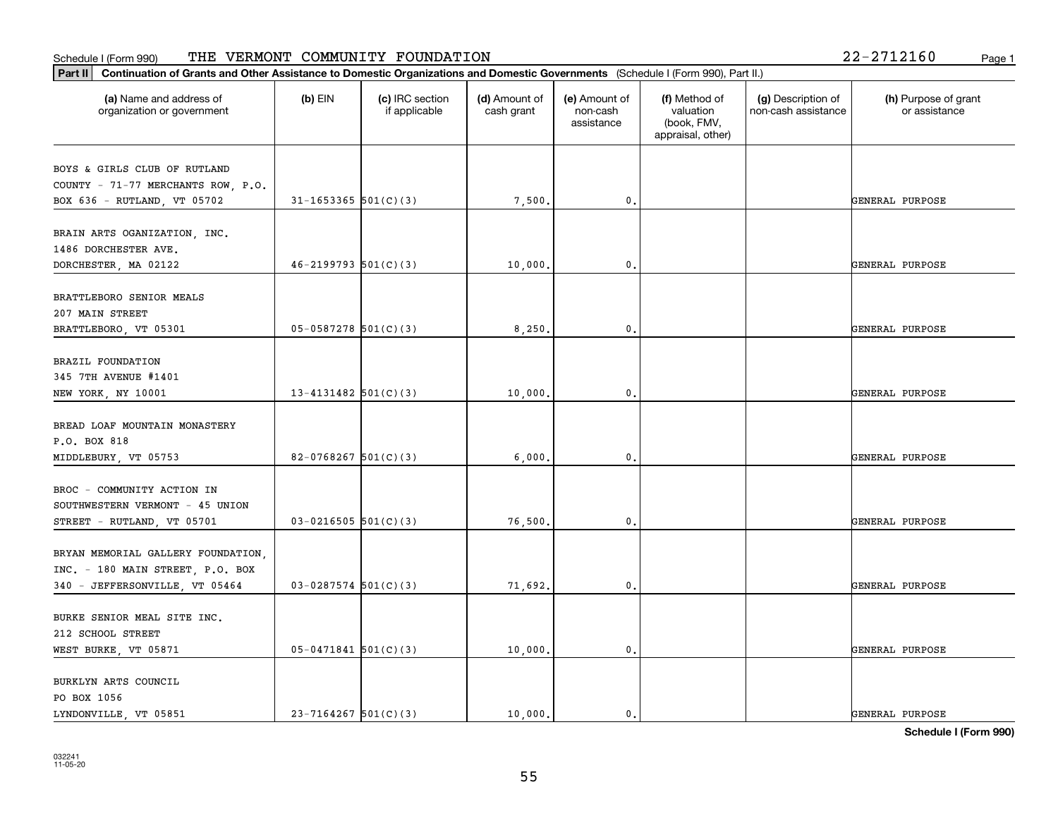Schedule I (Form 990) THE VERMONT COMMUNITY FOUNDATION 22-2712160

**Part II Continuation of Grants and Other Assistance to Domestic Organizations and Domestic Governments** (Schedule I (Form 990), Part II.)

| (a) Name and address of organization or government | (b) EIN | (c) IRC section if applicable | (d) Amount of cash grant | (e) Amount of non-cash assistance | (f) Method of valuation (book, FMV, appraisal, other) | (g) Description of non-cash assistance | (h) Purpose of grant or assistance |
|---|---|---|---|---|---|---|---|
| BOYS & GIRLS CLUB OF RUTLAND COUNTY - 71-77 MERCHANTS ROW, P.O. BOX 636 - RUTLAND, VT 05702 | 31-1653365 | 501(C)(3) | 7,500. | 0. | | | GENERAL PURPOSE |
| BRAIN ARTS OGANIZATION, INC. 1486 DORCHESTER AVE. DORCHESTER, MA 02122 | 46-2199793 | 501(C)(3) | 10,000. | 0. | | | GENERAL PURPOSE |
| BRATTLEBORO SENIOR MEALS 207 MAIN STREET BRATTLEBORO, VT 05301 | 05-0587278 | 501(C)(3) | 8,250. | 0. | | | GENERAL PURPOSE |
| BRAZIL FOUNDATION 345 7TH AVENUE #1401 NEW YORK, NY 10001 | 13-4131482 | 501(C)(3) | 10,000. | 0. | | | GENERAL PURPOSE |
| BREAD LOAF MOUNTAIN MONASTERY P.O. BOX 818 MIDDLEBURY, VT 05753 | 82-0768267 | 501(C)(3) | 6,000. | 0. | | | GENERAL PURPOSE |
| BROC - COMMUNITY ACTION IN SOUTHWESTERN VERMONT - 45 UNION STREET - RUTLAND, VT 05701 | 03-0216505 | 501(C)(3) | 76,500. | 0. | | | GENERAL PURPOSE |
| BRYAN MEMORIAL GALLERY FOUNDATION, INC. - 180 MAIN STREET, P.O. BOX 340 - JEFFERSONVILLE, VT 05464 | 03-0287574 | 501(C)(3) | 71,692. | 0. | | | GENERAL PURPOSE |
| BURKE SENIOR MEAL SITE INC. 212 SCHOOL STREET WEST BURKE, VT 05871 | 05-0471841 | 501(C)(3) | 10,000. | 0. | | | GENERAL PURPOSE |
| BURKLYN ARTS COUNCIL PO BOX 1056 LYNDONVILLE, VT 05851 | 23-7164267 | 501(C)(3) | 10,000. | 0. | | | GENERAL PURPOSE |

**Schedule I (Form 990)**

032241 11-05-20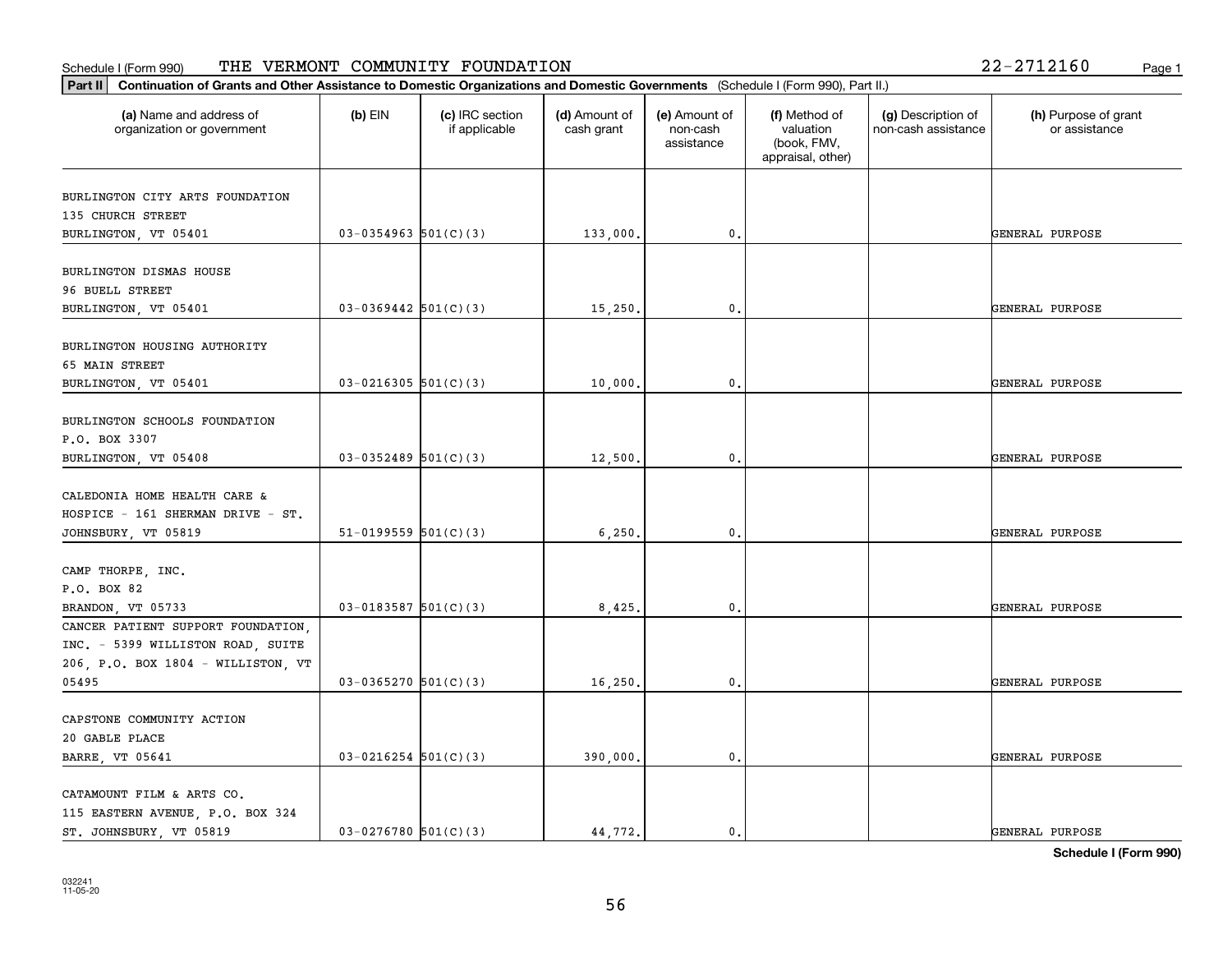Schedule I (Form 990) THE VERMONT COMMUNITY FOUNDATION 22-2712160

**Part II** **Continuation of Grants and Other Assistance to Domestic Organizations and Domestic Governments** (Schedule I (Form 990), Part II.)

| (a) Name and address of organization or government | (b) EIN | (c) IRC section if applicable | (d) Amount of cash grant | (e) Amount of non-cash assistance | (f) Method of valuation (book, FMV, appraisal, other) | (g) Description of non-cash assistance | (h) Purpose of grant or assistance |
|---|---|---|---|---|---|---|---|
| BURLINGTON CITY ARTS FOUNDATION 135 CHURCH STREET BURLINGTON, VT 05401 | 03-0354963 | 501(C)(3) | 133,000. | 0. | | | GENERAL PURPOSE |
| BURLINGTON DISMAS HOUSE 96 BUELL STREET BURLINGTON, VT 05401 | 03-0369442 | 501(C)(3) | 15,250. | 0. | | | GENERAL PURPOSE |
| BURLINGTON HOUSING AUTHORITY 65 MAIN STREET BURLINGTON, VT 05401 | 03-0216305 | 501(C)(3) | 10,000. | 0. | | | GENERAL PURPOSE |
| BURLINGTON SCHOOLS FOUNDATION P.O. BOX 3307 BURLINGTON, VT 05408 | 03-0352489 | 501(C)(3) | 12,500. | 0. | | | GENERAL PURPOSE |
| CALEDONIA HOME HEALTH CARE & HOSPICE - 161 SHERMAN DRIVE - ST. JOHNSBURY, VT 05819 | 51-0199559 | 501(C)(3) | 6,250. | 0. | | | GENERAL PURPOSE |
| CAMP THORPE, INC. P.O. BOX 82 BRANDON, VT 05733 | 03-0183587 | 501(C)(3) | 8,425. | 0. | | | GENERAL PURPOSE |
| CANCER PATIENT SUPPORT FOUNDATION, INC. - 5399 WILLISTON ROAD, SUITE 206, P.O. BOX 1804 - WILLISTON, VT 05495 | 03-0365270 | 501(C)(3) | 16,250. | 0. | | | GENERAL PURPOSE |
| CAPSTONE COMMUNITY ACTION 20 GABLE PLACE BARRE, VT 05641 | 03-0216254 | 501(C)(3) | 390,000. | 0. | | | GENERAL PURPOSE |
| CATAMOUNT FILM & ARTS CO. 115 EASTERN AVENUE, P.O. BOX 324 ST. JOHNSBURY, VT 05819 | 03-0276780 | 501(C)(3) | 44,772. | 0. | | | GENERAL PURPOSE |

**Schedule I (Form 990)**

032241 11-05-20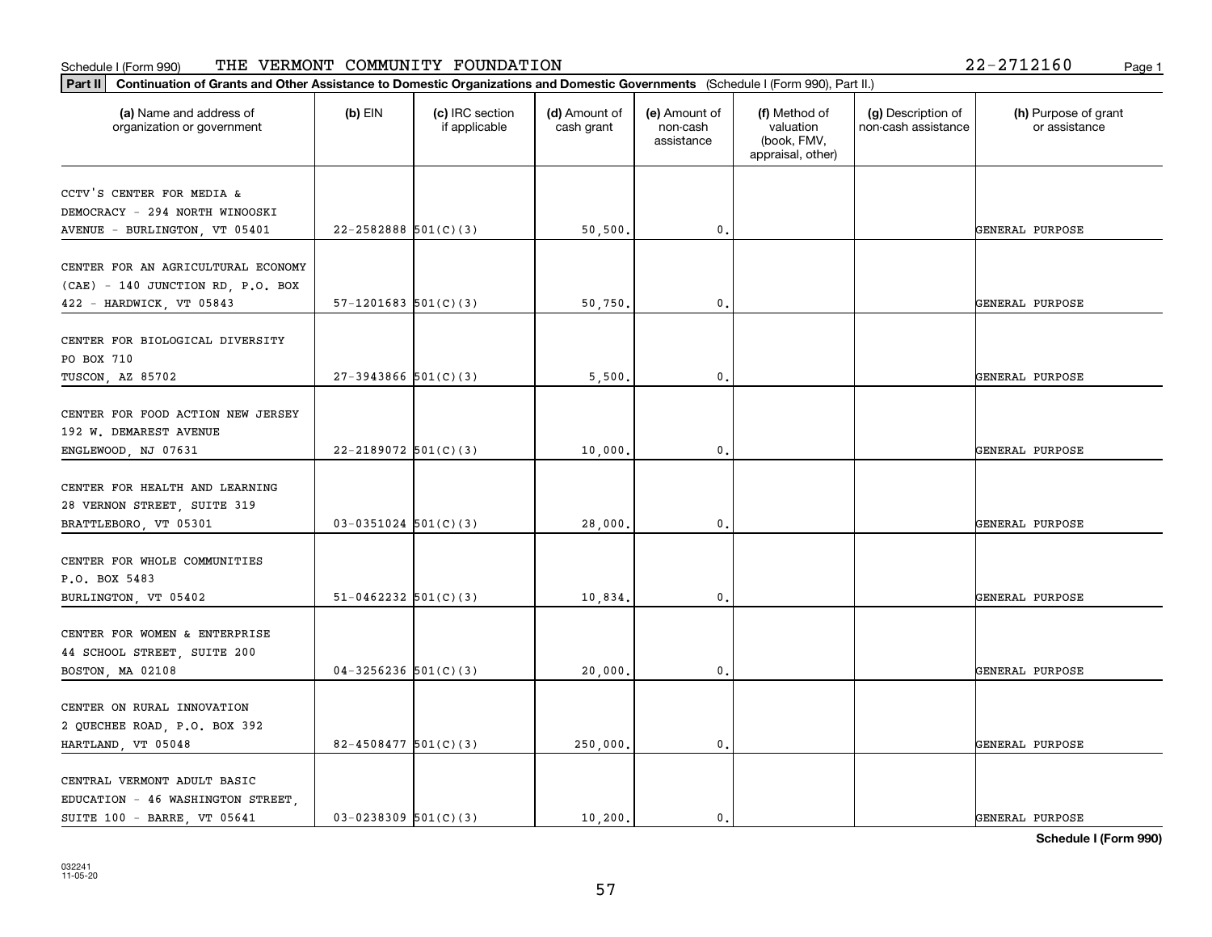Schedule I (Form 990) THE VERMONT COMMUNITY FOUNDATION 22-2712160

**Part II** Continuation of Grants and Other Assistance to Domestic Organizations and Domestic Governments (Schedule I (Form 990), Part II.)

| (a) Name and address of organization or government | (b) EIN | (c) IRC section if applicable | (d) Amount of cash grant | (e) Amount of non-cash assistance | (f) Method of valuation (book, FMV, appraisal, other) | (g) Description of non-cash assistance | (h) Purpose of grant or assistance |
|---|---|---|---|---|---|---|---|
| CCTV'S CENTER FOR MEDIA & DEMOCRACY - 294 NORTH WINOOSKI AVENUE - BURLINGTON, VT 05401 | 22-2582888 | 501(C)(3) | 50,500. | 0. | | | GENERAL PURPOSE |
| CENTER FOR AN AGRICULTURAL ECONOMY (CAE) - 140 JUNCTION RD, P.O. BOX 422 - HARDWICK, VT 05843 | 57-1201683 | 501(C)(3) | 50,750. | 0. | | | GENERAL PURPOSE |
| CENTER FOR BIOLOGICAL DIVERSITY PO BOX 710 TUSCON, AZ 85702 | 27-3943866 | 501(C)(3) | 5,500. | 0. | | | GENERAL PURPOSE |
| CENTER FOR FOOD ACTION NEW JERSEY 192 W. DEMAREST AVENUE ENGLEWOOD, NJ 07631 | 22-2189072 | 501(C)(3) | 10,000. | 0. | | | GENERAL PURPOSE |
| CENTER FOR HEALTH AND LEARNING 28 VERNON STREET, SUITE 319 BRATTLEBORO, VT 05301 | 03-0351024 | 501(C)(3) | 28,000. | 0. | | | GENERAL PURPOSE |
| CENTER FOR WHOLE COMMUNITIES P.O. BOX 5483 BURLINGTON, VT 05402 | 51-0462232 | 501(C)(3) | 10,834. | 0. | | | GENERAL PURPOSE |
| CENTER FOR WOMEN & ENTERPRISE 44 SCHOOL STREET, SUITE 200 BOSTON, MA 02108 | 04-3256236 | 501(C)(3) | 20,000. | 0. | | | GENERAL PURPOSE |
| CENTER ON RURAL INNOVATION 2 QUECHEE ROAD, P.O. BOX 392 HARTLAND, VT 05048 | 82-4508477 | 501(C)(3) | 250,000. | 0. | | | GENERAL PURPOSE |
| CENTRAL VERMONT ADULT BASIC EDUCATION - 46 WASHINGTON STREET, SUITE 100 - BARRE, VT 05641 | 03-0238309 | 501(C)(3) | 10,200. | 0. | | | GENERAL PURPOSE |

Schedule I (Form 990)

032241 11-05-20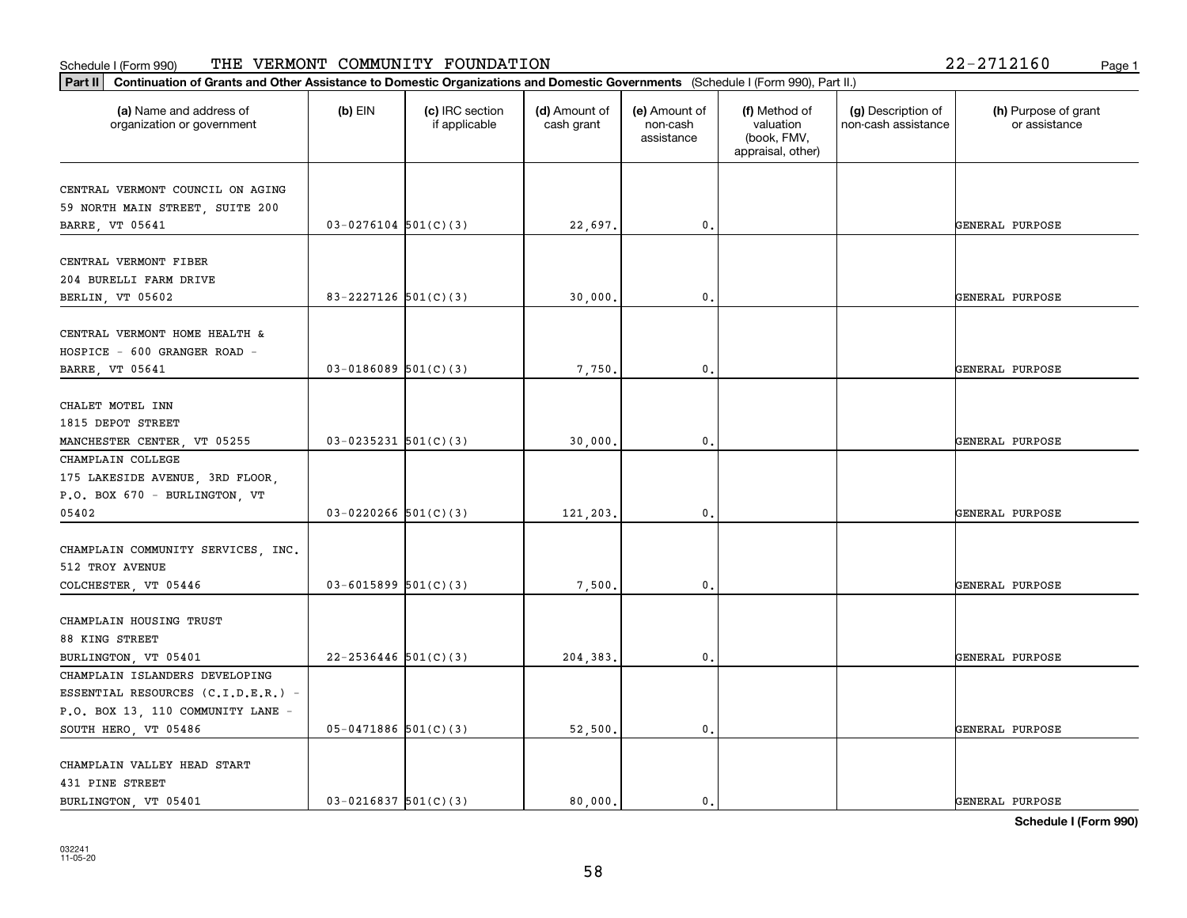Schedule I (Form 990) THE VERMONT COMMUNITY FOUNDATION 22-2712160

**Part II** **Continuation of Grants and Other Assistance to Domestic Organizations and Domestic Governments** (Schedule I (Form 990), Part II.)

| (a) Name and address of organization or government | (b) EIN | (c) IRC section if applicable | (d) Amount of cash grant | (e) Amount of non-cash assistance | (f) Method of valuation (book, FMV, appraisal, other) | (g) Description of non-cash assistance | (h) Purpose of grant or assistance |
|---|---|---|---|---|---|---|---|
| CENTRAL VERMONT COUNCIL ON AGING 59 NORTH MAIN STREET, SUITE 200 BARRE, VT 05641 | 03-0276104 | 501(C)(3) | 22,697. | 0. | | | GENERAL PURPOSE |
| CENTRAL VERMONT FIBER 204 BURELLI FARM DRIVE BERLIN, VT 05602 | 83-2227126 | 501(C)(3) | 30,000. | 0. | | | GENERAL PURPOSE |
| CENTRAL VERMONT HOME HEALTH & HOSPICE - 600 GRANGER ROAD - BARRE, VT 05641 | 03-0186089 | 501(C)(3) | 7,750. | 0. | | | GENERAL PURPOSE |
| CHALET MOTEL INN 1815 DEPOT STREET MANCHESTER CENTER, VT 05255 | 03-0235231 | 501(C)(3) | 30,000. | 0. | | | GENERAL PURPOSE |
| CHAMPLAIN COLLEGE 175 LAKESIDE AVENUE, 3RD FLOOR, P.O. BOX 670 - BURLINGTON, VT 05402 | 03-0220266 | 501(C)(3) | 121,203. | 0. | | | GENERAL PURPOSE |
| CHAMPLAIN COMMUNITY SERVICES, INC. 512 TROY AVENUE COLCHESTER, VT 05446 | 03-6015899 | 501(C)(3) | 7,500. | 0. | | | GENERAL PURPOSE |
| CHAMPLAIN HOUSING TRUST 88 KING STREET BURLINGTON, VT 05401 | 22-2536446 | 501(C)(3) | 204,383. | 0. | | | GENERAL PURPOSE |
| CHAMPLAIN ISLANDERS DEVELOPING ESSENTIAL RESOURCES (C.I.D.E.R.) - P.O. BOX 13, 110 COMMUNITY LANE - SOUTH HERO, VT 05486 | 05-0471886 | 501(C)(3) | 52,500. | 0. | | | GENERAL PURPOSE |
| CHAMPLAIN VALLEY HEAD START 431 PINE STREET BURLINGTON, VT 05401 | 03-0216837 | 501(C)(3) | 80,000. | 0. | | | GENERAL PURPOSE |

**Schedule I (Form 990)**

032241
11-05-20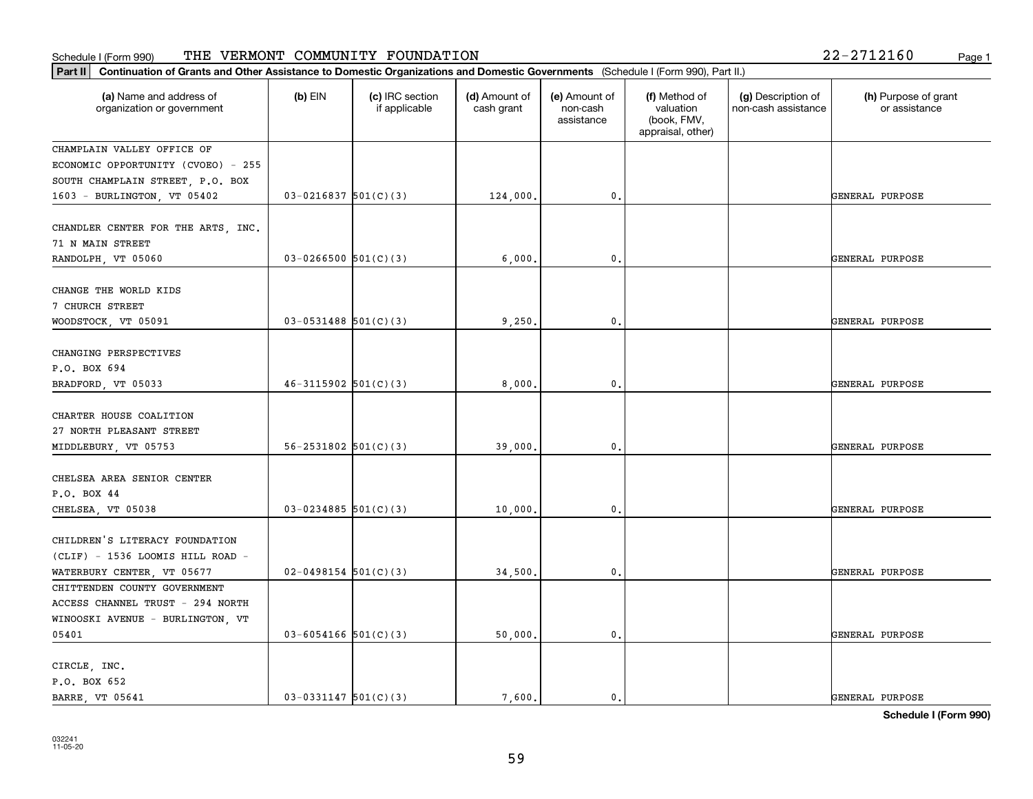Schedule I (Form 990) THE VERMONT COMMUNITY FOUNDATION 22-2712160

**Part II** **Continuation of Grants and Other Assistance to Domestic Organizations and Domestic Governments** (Schedule I (Form 990), Part II.)

| (a) Name and address of organization or government | (b) EIN | (c) IRC section if applicable | (d) Amount of cash grant | (e) Amount of non-cash assistance | (f) Method of valuation (book, FMV, appraisal, other) | (g) Description of non-cash assistance | (h) Purpose of grant or assistance |
|---|---|---|---|---|---|---|---|
| CHAMPLAIN VALLEY OFFICE OF ECONOMIC OPPORTUNITY (CVOEO) - 255 SOUTH CHAMPLAIN STREET, P.O. BOX 1603 - BURLINGTON, VT 05402 | 03-0216837 | 501(C)(3) | 124,000. | 0. | | | GENERAL PURPOSE |
| CHANDLER CENTER FOR THE ARTS, INC. 71 N MAIN STREET RANDOLPH, VT 05060 | 03-0266500 | 501(C)(3) | 6,000. | 0. | | | GENERAL PURPOSE |
| CHANGE THE WORLD KIDS 7 CHURCH STREET WOODSTOCK, VT 05091 | 03-0531488 | 501(C)(3) | 9,250. | 0. | | | GENERAL PURPOSE |
| CHANGING PERSPECTIVES P.O. BOX 694 BRADFORD, VT 05033 | 46-3115902 | 501(C)(3) | 8,000. | 0. | | | GENERAL PURPOSE |
| CHARTER HOUSE COALITION 27 NORTH PLEASANT STREET MIDDLEBURY, VT 05753 | 56-2531802 | 501(C)(3) | 39,000. | 0. | | | GENERAL PURPOSE |
| CHELSEA AREA SENIOR CENTER P.O. BOX 44 CHELSEA, VT 05038 | 03-0234885 | 501(C)(3) | 10,000. | 0. | | | GENERAL PURPOSE |
| CHILDREN'S LITERACY FOUNDATION (CLIF) - 1536 LOOMIS HILL ROAD - WATERBURY CENTER, VT 05677 | 02-0498154 | 501(C)(3) | 34,500. | 0. | | | GENERAL PURPOSE |
| CHITTENDEN COUNTY GOVERNMENT ACCESS CHANNEL TRUST - 294 NORTH WINOOSKI AVENUE - BURLINGTON, VT 05401 | 03-6054166 | 501(C)(3) | 50,000. | 0. | | | GENERAL PURPOSE |
| CIRCLE, INC. P.O. BOX 652 BARRE, VT 05641 | 03-0331147 | 501(C)(3) | 7,600. | 0. | | | GENERAL PURPOSE |

**Schedule I (Form 990)**

032241 11-05-20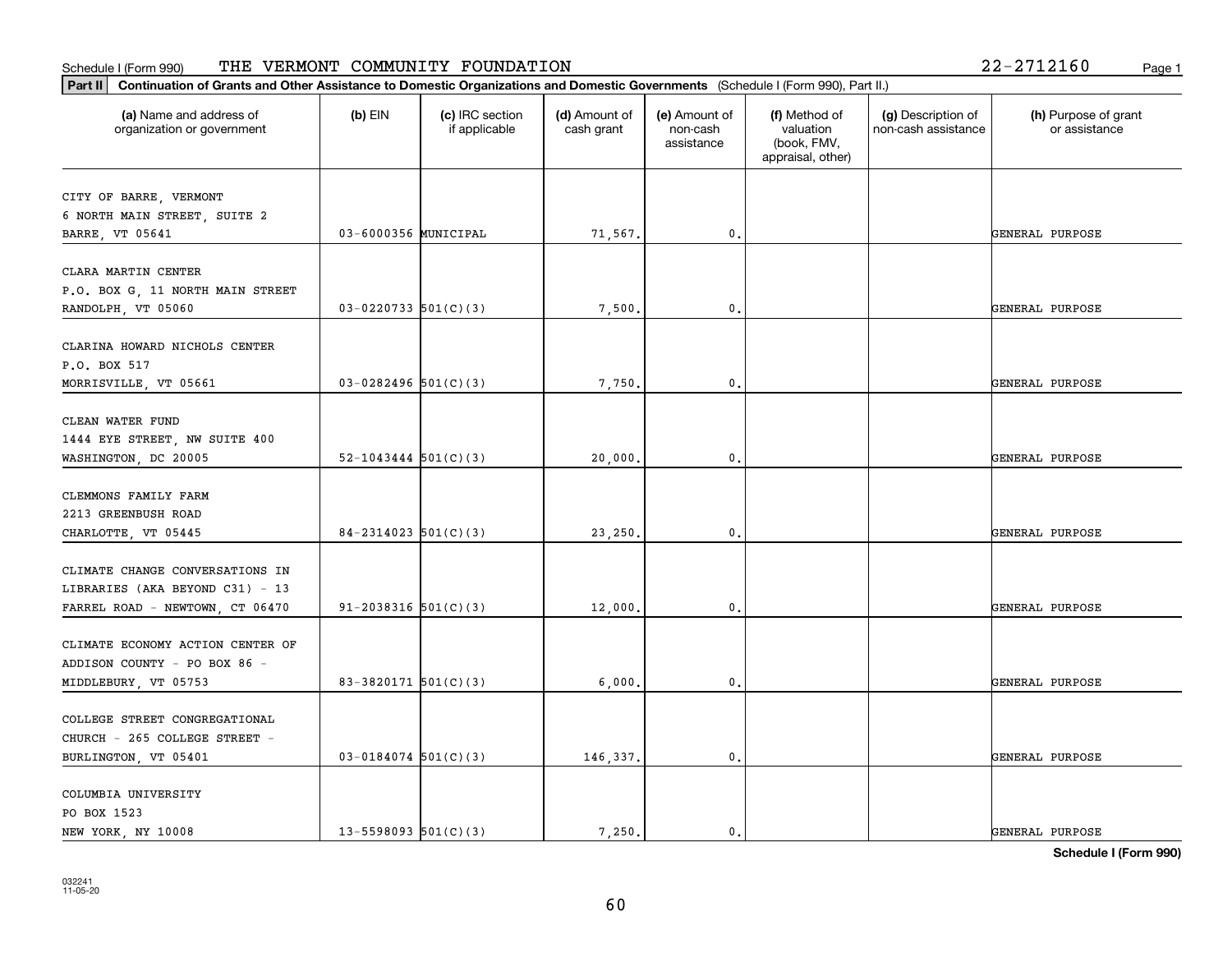Schedule I (Form 990) THE VERMONT COMMUNITY FOUNDATION 22-2712160

**Part II** Continuation of Grants and Other Assistance to Domestic Organizations and Domestic Governments (Schedule I (Form 990), Part II.)

| (a) Name and address of organization or government | (b) EIN | (c) IRC section if applicable | (d) Amount of cash grant | (e) Amount of non-cash assistance | (f) Method of valuation (book, FMV, appraisal, other) | (g) Description of non-cash assistance | (h) Purpose of grant or assistance |
|---|---|---|---|---|---|---|---|
| CITY OF BARRE, VERMONT<br>6 NORTH MAIN STREET, SUITE 2<br>BARRE, VT 05641 | 03-6000356 | MUNICIPAL | 71,567. | 0. | | | GENERAL PURPOSE |
| CLARA MARTIN CENTER<br>P.O. BOX G, 11 NORTH MAIN STREET<br>RANDOLPH, VT 05060 | 03-0220733 | 501(C)(3) | 7,500. | 0. | | | GENERAL PURPOSE |
| CLARINA HOWARD NICHOLS CENTER<br>P.O. BOX 517<br>MORRISVILLE, VT 05661 | 03-0282496 | 501(C)(3) | 7,750. | 0. | | | GENERAL PURPOSE |
| CLEAN WATER FUND<br>1444 EYE STREET, NW SUITE 400<br>WASHINGTON, DC 20005 | 52-1043444 | 501(C)(3) | 20,000. | 0. | | | GENERAL PURPOSE |
| CLEMMONS FAMILY FARM<br>2213 GREENBUSH ROAD<br>CHARLOTTE, VT 05445 | 84-2314023 | 501(C)(3) | 23,250. | 0. | | | GENERAL PURPOSE |
| CLIMATE CHANGE CONVERSATIONS IN LIBRARIES (AKA BEYOND C31) - 13 FARREL ROAD - NEWTOWN, CT 06470 | 91-2038316 | 501(C)(3) | 12,000. | 0. | | | GENERAL PURPOSE |
| CLIMATE ECONOMY ACTION CENTER OF ADDISON COUNTY - PO BOX 86 - MIDDLEBURY, VT 05753 | 83-3820171 | 501(C)(3) | 6,000. | 0. | | | GENERAL PURPOSE |
| COLLEGE STREET CONGREGATIONAL CHURCH - 265 COLLEGE STREET - BURLINGTON, VT 05401 | 03-0184074 | 501(C)(3) | 146,337. | 0. | | | GENERAL PURPOSE |
| COLUMBIA UNIVERSITY<br>PO BOX 1523<br>NEW YORK, NY 10008 | 13-5598093 | 501(C)(3) | 7,250. | 0. | | | GENERAL PURPOSE |

**Schedule I (Form 990)**

032241
11-05-20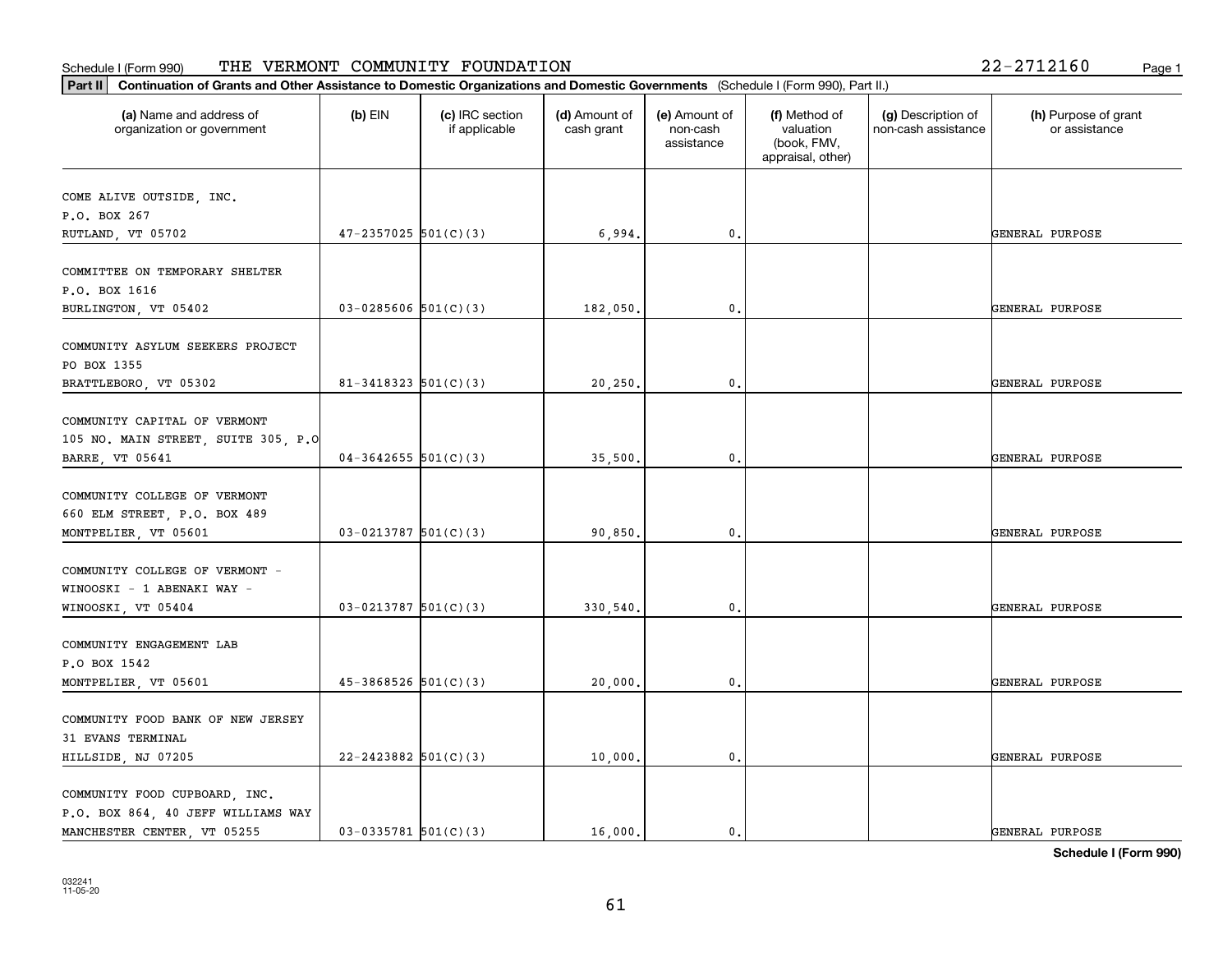Schedule I (Form 990) THE VERMONT COMMUNITY FOUNDATION 22-2712160

**Part II** **Continuation of Grants and Other Assistance to Domestic Organizations and Domestic Governments** (Schedule I (Form 990), Part II.)

| (a) Name and address of organization or government | (b) EIN | (c) IRC section if applicable | (d) Amount of cash grant | (e) Amount of non-cash assistance | (f) Method of valuation (book, FMV, appraisal, other) | (g) Description of non-cash assistance | (h) Purpose of grant or assistance |
|---|---|---|---|---|---|---|---|
| COME ALIVE OUTSIDE, INC.<br>P.O. BOX 267<br>RUTLAND, VT 05702 | 47-2357025 | 501(C)(3) | 6,994. | 0. | | | GENERAL PURPOSE |
| COMMITTEE ON TEMPORARY SHELTER<br>P.O. BOX 1616<br>BURLINGTON, VT 05402 | 03-0285606 | 501(C)(3) | 182,050. | 0. | | | GENERAL PURPOSE |
| COMMUNITY ASYLUM SEEKERS PROJECT<br>PO BOX 1355<br>BRATTLEBORO, VT 05302 | 81-3418323 | 501(C)(3) | 20,250. | 0. | | | GENERAL PURPOSE |
| COMMUNITY CAPITAL OF VERMONT<br>105 NO. MAIN STREET, SUITE 305, P.O<br>BARRE, VT 05641 | 04-3642655 | 501(C)(3) | 35,500. | 0. | | | GENERAL PURPOSE |
| COMMUNITY COLLEGE OF VERMONT<br>660 ELM STREET, P.O. BOX 489<br>MONTPELIER, VT 05601 | 03-0213787 | 501(C)(3) | 90,850. | 0. | | | GENERAL PURPOSE |
| COMMUNITY COLLEGE OF VERMONT -<br>WINOOSKI - 1 ABENAKI WAY -<br>WINOOSKI, VT 05404 | 03-0213787 | 501(C)(3) | 330,540. | 0. | | | GENERAL PURPOSE |
| COMMUNITY ENGAGEMENT LAB<br>P.O BOX 1542<br>MONTPELIER, VT 05601 | 45-3868526 | 501(C)(3) | 20,000. | 0. | | | GENERAL PURPOSE |
| COMMUNITY FOOD BANK OF NEW JERSEY<br>31 EVANS TERMINAL<br>HILLSIDE, NJ 07205 | 22-2423882 | 501(C)(3) | 10,000. | 0. | | | GENERAL PURPOSE |
| COMMUNITY FOOD CUPBOARD, INC.<br>P.O. BOX 864, 40 JEFF WILLIAMS WAY<br>MANCHESTER CENTER, VT 05255 | 03-0335781 | 501(C)(3) | 16,000. | 0. | | | GENERAL PURPOSE |

**Schedule I (Form 990)**

032241
11-05-20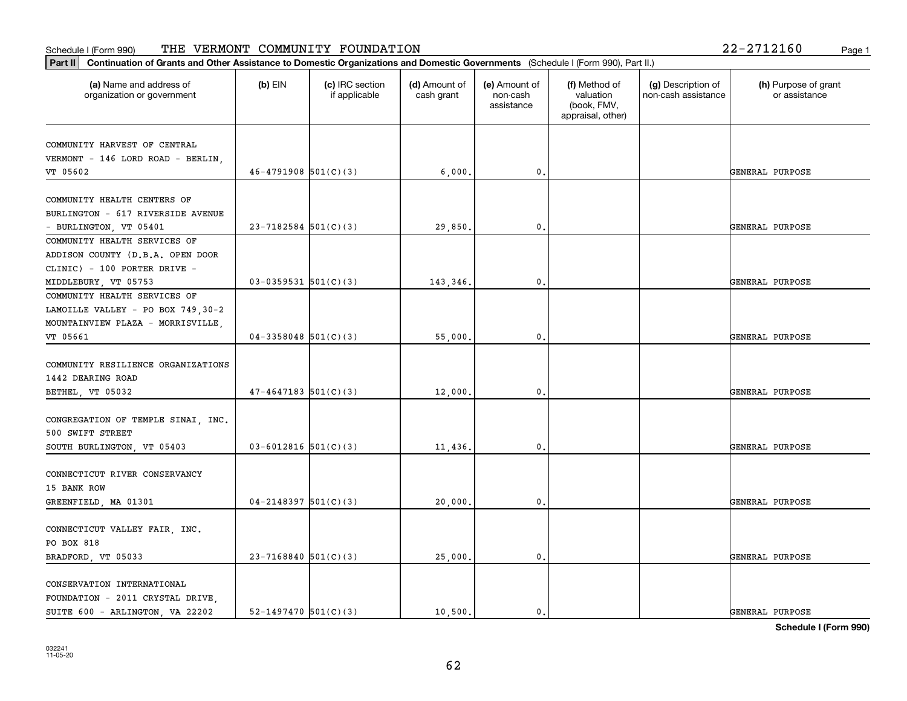Schedule I (Form 990) THE VERMONT COMMUNITY FOUNDATION 22-2712160

**Part II** **Continuation of Grants and Other Assistance to Domestic Organizations and Domestic Governments** (Schedule I (Form 990), Part II.)

| (a) Name and address of organization or government | (b) EIN | (c) IRC section if applicable | (d) Amount of cash grant | (e) Amount of non-cash assistance | (f) Method of valuation (book, FMV, appraisal, other) | (g) Description of non-cash assistance | (h) Purpose of grant or assistance |
|---|---|---|---|---|---|---|---|
| COMMUNITY HARVEST OF CENTRAL VERMONT - 146 LORD ROAD - BERLIN, VT 05602 | 46-4791908 | 501(C)(3) | 6,000. | 0. | | | GENERAL PURPOSE |
| COMMUNITY HEALTH CENTERS OF BURLINGTON - 617 RIVERSIDE AVENUE - BURLINGTON, VT 05401 | 23-7182584 | 501(C)(3) | 29,850. | 0. | | | GENERAL PURPOSE |
| COMMUNITY HEALTH SERVICES OF ADDISON COUNTY (D.B.A. OPEN DOOR CLINIC) - 100 PORTER DRIVE - MIDDLEBURY, VT 05753 | 03-0359531 | 501(C)(3) | 143,346. | 0. | | | GENERAL PURPOSE |
| COMMUNITY HEALTH SERVICES OF LAMOILLE VALLEY - PO BOX 749,30-2 MOUNTAINVIEW PLAZA - MORRISVILLE, VT 05661 | 04-3358048 | 501(C)(3) | 55,000. | 0. | | | GENERAL PURPOSE |
| COMMUNITY RESILIENCE ORGANIZATIONS 1442 DEARING ROAD BETHEL, VT 05032 | 47-4647183 | 501(C)(3) | 12,000. | 0. | | | GENERAL PURPOSE |
| CONGREGATION OF TEMPLE SINAI, INC. 500 SWIFT STREET SOUTH BURLINGTON, VT 05403 | 03-6012816 | 501(C)(3) | 11,436. | 0. | | | GENERAL PURPOSE |
| CONNECTICUT RIVER CONSERVANCY 15 BANK ROW GREENFIELD, MA 01301 | 04-2148397 | 501(C)(3) | 20,000. | 0. | | | GENERAL PURPOSE |
| CONNECTICUT VALLEY FAIR, INC. PO BOX 818 BRADFORD, VT 05033 | 23-7168840 | 501(C)(3) | 25,000. | 0. | | | GENERAL PURPOSE |
| CONSERVATION INTERNATIONAL FOUNDATION - 2011 CRYSTAL DRIVE, SUITE 600 - ARLINGTON, VA 22202 | 52-1497470 | 501(C)(3) | 10,500. | 0. | | | GENERAL PURPOSE |

**Schedule I (Form 990)**

032241
11-05-20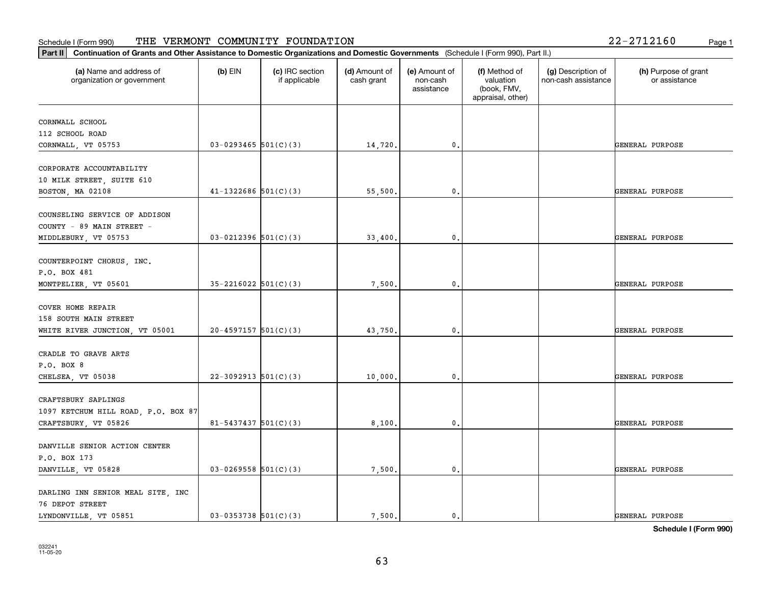Schedule I (Form 990) THE VERMONT COMMUNITY FOUNDATION 22-2712160

**Part II Continuation of Grants and Other Assistance to Domestic Organizations and Domestic Governments** (Schedule I (Form 990), Part II.)

| (a) Name and address of organization or government | (b) EIN | (c) IRC section if applicable | (d) Amount of cash grant | (e) Amount of non-cash assistance | (f) Method of valuation (book, FMV, appraisal, other) | (g) Description of non-cash assistance | (h) Purpose of grant or assistance |
|---|---|---|---|---|---|---|---|
| CORNWALL SCHOOL<br>112 SCHOOL ROAD<br>CORNWALL, VT 05753 | 03-0293465 | 501(C)(3) | 14,720. | 0. | | | GENERAL PURPOSE |
| CORPORATE ACCOUNTABILITY<br>10 MILK STREET, SUITE 610<br>BOSTON, MA 02108 | 41-1322686 | 501(C)(3) | 55,500. | 0. | | | GENERAL PURPOSE |
| COUNSELING SERVICE OF ADDISON<br>COUNTY - 89 MAIN STREET -<br>MIDDLEBURY, VT 05753 | 03-0212396 | 501(C)(3) | 33,400. | 0. | | | GENERAL PURPOSE |
| COUNTERPOINT CHORUS, INC.<br>P.O. BOX 481<br>MONTPELIER, VT 05601 | 35-2216022 | 501(C)(3) | 7,500. | 0. | | | GENERAL PURPOSE |
| COVER HOME REPAIR<br>158 SOUTH MAIN STREET<br>WHITE RIVER JUNCTION, VT 05001 | 20-4597157 | 501(C)(3) | 43,750. | 0. | | | GENERAL PURPOSE |
| CRADLE TO GRAVE ARTS<br>P.O. BOX 8<br>CHELSEA, VT 05038 | 22-3092913 | 501(C)(3) | 10,000. | 0. | | | GENERAL PURPOSE |
| CRAFTSBURY SAPLINGS<br>1097 KETCHUM HILL ROAD, P.O. BOX 87<br>CRAFTSBURY, VT 05826 | 81-5437437 | 501(C)(3) | 8,100. | 0. | | | GENERAL PURPOSE |
| DANVILLE SENIOR ACTION CENTER<br>P.O. BOX 173<br>DANVILLE, VT 05828 | 03-0269558 | 501(C)(3) | 7,500. | 0. | | | GENERAL PURPOSE |
| DARLING INN SENIOR MEAL SITE, INC<br>76 DEPOT STREET<br>LYNDONVILLE, VT 05851 | 03-0353738 | 501(C)(3) | 7,500. | 0. | | | GENERAL PURPOSE |

**Schedule I (Form 990)**

032241
11-05-20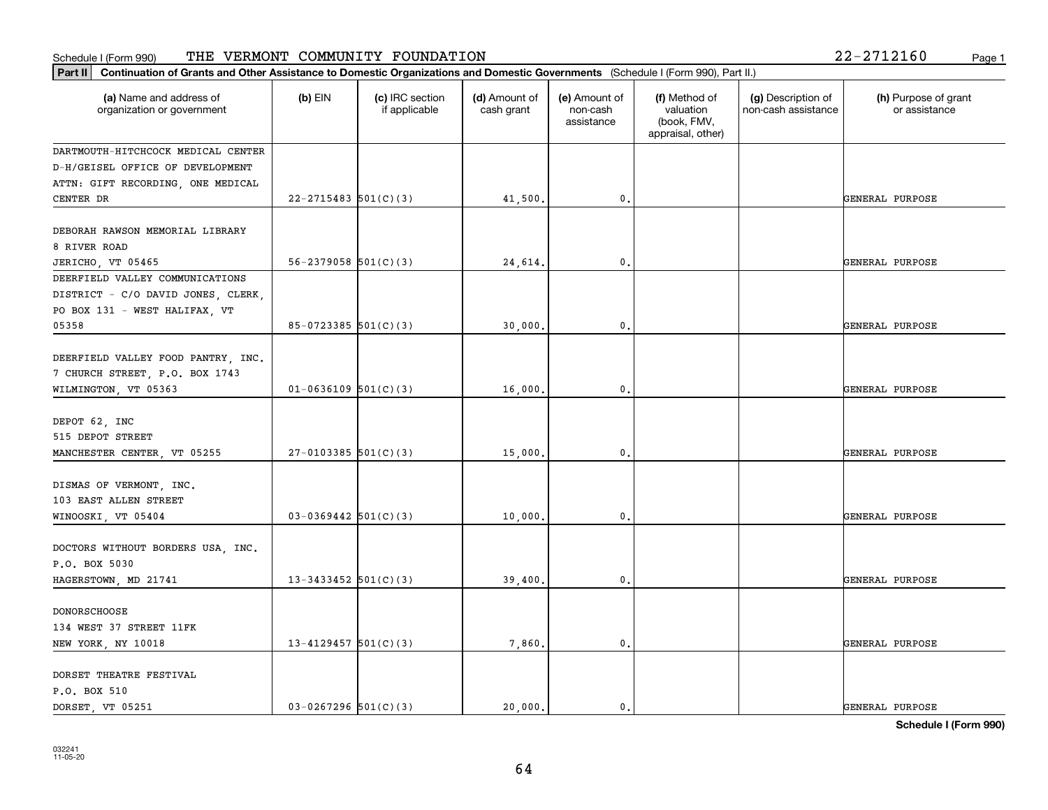Schedule I (Form 990) THE VERMONT COMMUNITY FOUNDATION 22-2712160

**Part II** **Continuation of Grants and Other Assistance to Domestic Organizations and Domestic Governments** (Schedule I (Form 990), Part II.)

| (a) Name and address of organization or government | (b) EIN | (c) IRC section if applicable | (d) Amount of cash grant | (e) Amount of non-cash assistance | (f) Method of valuation (book, FMV, appraisal, other) | (g) Description of non-cash assistance | (h) Purpose of grant or assistance |
|---|---|---|---|---|---|---|---|
| DARTMOUTH-HITCHCOCK MEDICAL CENTER D-H/GEISEL OFFICE OF DEVELOPMENT ATTN: GIFT RECORDING, ONE MEDICAL CENTER DR | 22-2715483 | 501(C)(3) | 41,500. | 0. | | | GENERAL PURPOSE |
| DEBORAH RAWSON MEMORIAL LIBRARY 8 RIVER ROAD JERICHO, VT 05465 | 56-2379058 | 501(C)(3) | 24,614. | 0. | | | GENERAL PURPOSE |
| DEERFIELD VALLEY COMMUNICATIONS DISTRICT - C/O DAVID JONES, CLERK, PO BOX 131 - WEST HALIFAX, VT 05358 | 85-0723385 | 501(C)(3) | 30,000. | 0. | | | GENERAL PURPOSE |
| DEERFIELD VALLEY FOOD PANTRY, INC. 7 CHURCH STREET, P.O. BOX 1743 WILMINGTON, VT 05363 | 01-0636109 | 501(C)(3) | 16,000. | 0. | | | GENERAL PURPOSE |
| DEPOT 62, INC 515 DEPOT STREET MANCHESTER CENTER, VT 05255 | 27-0103385 | 501(C)(3) | 15,000. | 0. | | | GENERAL PURPOSE |
| DISMAS OF VERMONT, INC. 103 EAST ALLEN STREET WINOOSKI, VT 05404 | 03-0369442 | 501(C)(3) | 10,000. | 0. | | | GENERAL PURPOSE |
| DOCTORS WITHOUT BORDERS USA, INC. P.O. BOX 5030 HAGERSTOWN, MD 21741 | 13-3433452 | 501(C)(3) | 39,400. | 0. | | | GENERAL PURPOSE |
| DONORSCHOOSE 134 WEST 37 STREET 11FK NEW YORK, NY 10018 | 13-4129457 | 501(C)(3) | 7,860. | 0. | | | GENERAL PURPOSE |
| DORSET THEATRE FESTIVAL P.O. BOX 510 DORSET, VT 05251 | 03-0267296 | 501(C)(3) | 20,000. | 0. | | | GENERAL PURPOSE |

**Schedule I (Form 990)**

032241 11-05-20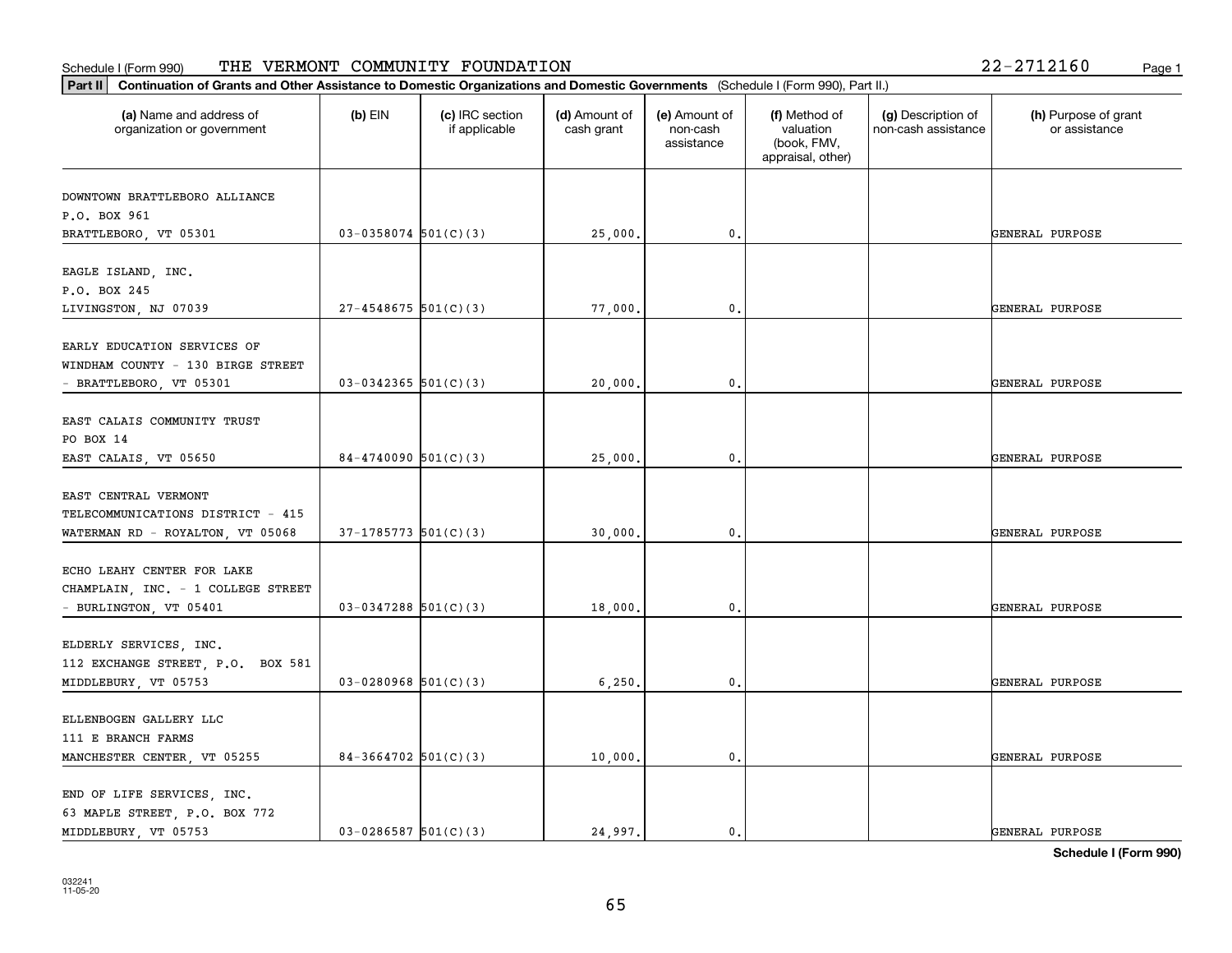Schedule I (Form 990) THE VERMONT COMMUNITY FOUNDATION 22-2712160

**Part II** **Continuation of Grants and Other Assistance to Domestic Organizations and Domestic Governments** (Schedule I (Form 990), Part II.)

| (a) Name and address of organization or government | (b) EIN | (c) IRC section if applicable | (d) Amount of cash grant | (e) Amount of non-cash assistance | (f) Method of valuation (book, FMV, appraisal, other) | (g) Description of non-cash assistance | (h) Purpose of grant or assistance |
|---|---|---|---|---|---|---|---|
| DOWNTOWN BRATTLEBORO ALLIANCE P.O. BOX 961 BRATTLEBORO, VT 05301 | 03-0358074 | 501(C)(3) | 25,000. | 0. | | | GENERAL PURPOSE |
| EAGLE ISLAND, INC. P.O. BOX 245 LIVINGSTON, NJ 07039 | 27-4548675 | 501(C)(3) | 77,000. | 0. | | | GENERAL PURPOSE |
| EARLY EDUCATION SERVICES OF WINDHAM COUNTY - 130 BIRGE STREET - BRATTLEBORO, VT 05301 | 03-0342365 | 501(C)(3) | 20,000. | 0. | | | GENERAL PURPOSE |
| EAST CALAIS COMMUNITY TRUST PO BOX 14 EAST CALAIS, VT 05650 | 84-4740090 | 501(C)(3) | 25,000. | 0. | | | GENERAL PURPOSE |
| EAST CENTRAL VERMONT TELECOMMUNICATIONS DISTRICT - 415 WATERMAN RD - ROYALTON, VT 05068 | 37-1785773 | 501(C)(3) | 30,000. | 0. | | | GENERAL PURPOSE |
| ECHO LEAHY CENTER FOR LAKE CHAMPLAIN, INC. - 1 COLLEGE STREET - BURLINGTON, VT 05401 | 03-0347288 | 501(C)(3) | 18,000. | 0. | | | GENERAL PURPOSE |
| ELDERLY SERVICES, INC. 112 EXCHANGE STREET, P.O. BOX 581 MIDDLEBURY, VT 05753 | 03-0280968 | 501(C)(3) | 6,250. | 0. | | | GENERAL PURPOSE |
| ELLENBOGEN GALLERY LLC 111 E BRANCH FARMS MANCHESTER CENTER, VT 05255 | 84-3664702 | 501(C)(3) | 10,000. | 0. | | | GENERAL PURPOSE |
| END OF LIFE SERVICES, INC. 63 MAPLE STREET, P.O. BOX 772 MIDDLEBURY, VT 05753 | 03-0286587 | 501(C)(3) | 24,997. | 0. | | | GENERAL PURPOSE |

**Schedule I (Form 990)**

032241 11-05-20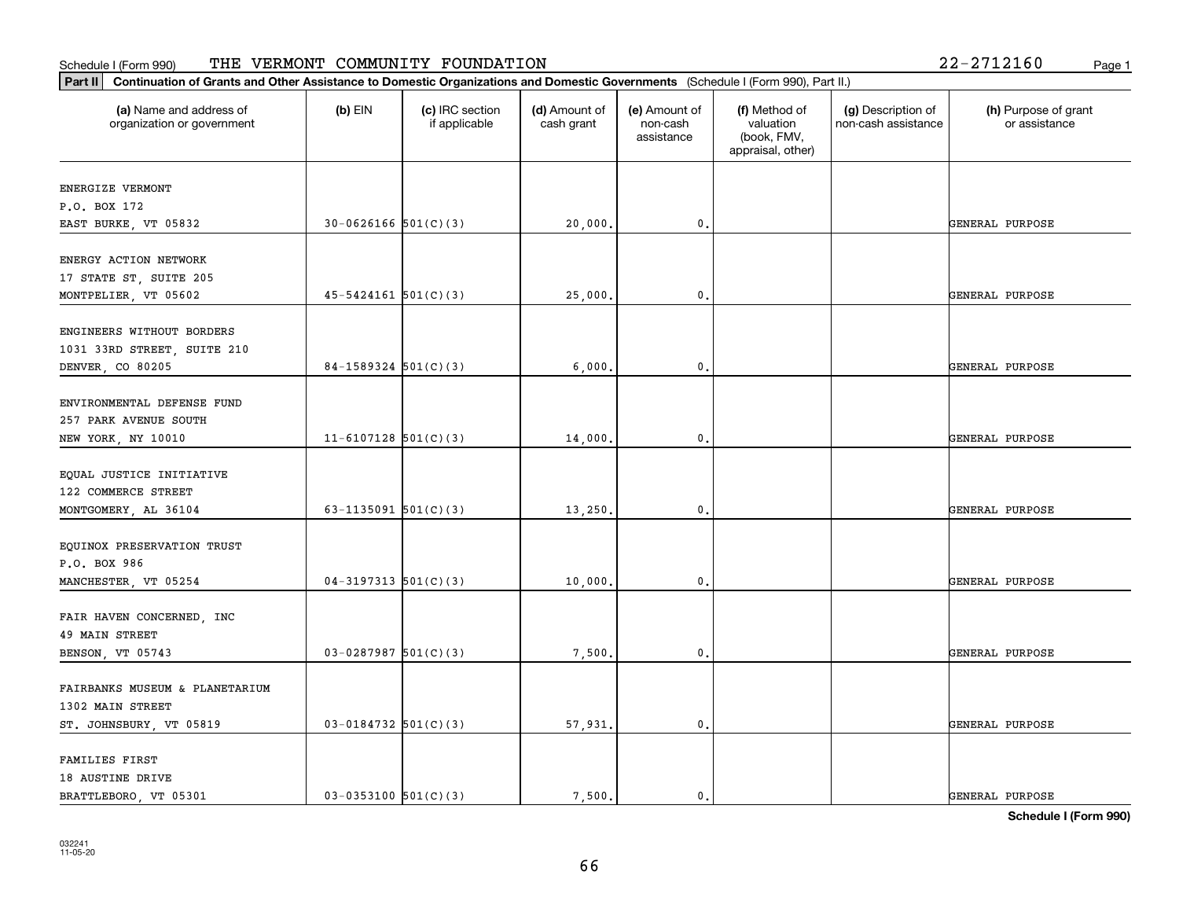Schedule I (Form 990) THE VERMONT COMMUNITY FOUNDATION 22-2712160

**Part II** **Continuation of Grants and Other Assistance to Domestic Organizations and Domestic Governments** (Schedule I (Form 990), Part II.)

| (a) Name and address of organization or government | (b) EIN | (c) IRC section if applicable | (d) Amount of cash grant | (e) Amount of non-cash assistance | (f) Method of valuation (book, FMV, appraisal, other) | (g) Description of non-cash assistance | (h) Purpose of grant or assistance |
|---|---|---|---|---|---|---|---|
| ENERGIZE VERMONT<br>P.O. BOX 172<br>EAST BURKE, VT 05832 | 30-0626166 | 501(C)(3) | 20,000. | 0. | | | GENERAL PURPOSE |
| ENERGY ACTION NETWORK<br>17 STATE ST, SUITE 205<br>MONTPELIER, VT 05602 | 45-5424161 | 501(C)(3) | 25,000. | 0. | | | GENERAL PURPOSE |
| ENGINEERS WITHOUT BORDERS<br>1031 33RD STREET, SUITE 210<br>DENVER, CO 80205 | 84-1589324 | 501(C)(3) | 6,000. | 0. | | | GENERAL PURPOSE |
| ENVIRONMENTAL DEFENSE FUND<br>257 PARK AVENUE SOUTH<br>NEW YORK, NY 10010 | 11-6107128 | 501(C)(3) | 14,000. | 0. | | | GENERAL PURPOSE |
| EQUAL JUSTICE INITIATIVE<br>122 COMMERCE STREET<br>MONTGOMERY, AL 36104 | 63-1135091 | 501(C)(3) | 13,250. | 0. | | | GENERAL PURPOSE |
| EQUINOX PRESERVATION TRUST<br>P.O. BOX 986<br>MANCHESTER, VT 05254 | 04-3197313 | 501(C)(3) | 10,000. | 0. | | | GENERAL PURPOSE |
| FAIR HAVEN CONCERNED, INC<br>49 MAIN STREET<br>BENSON, VT 05743 | 03-0287987 | 501(C)(3) | 7,500. | 0. | | | GENERAL PURPOSE |
| FAIRBANKS MUSEUM & PLANETARIUM<br>1302 MAIN STREET<br>ST. JOHNSBURY, VT 05819 | 03-0184732 | 501(C)(3) | 57,931. | 0. | | | GENERAL PURPOSE |
| FAMILIES FIRST<br>18 AUSTINE DRIVE<br>BRATTLEBORO, VT 05301 | 03-0353100 | 501(C)(3) | 7,500. | 0. | | | GENERAL PURPOSE |

**Schedule I (Form 990)**

032241
11-05-20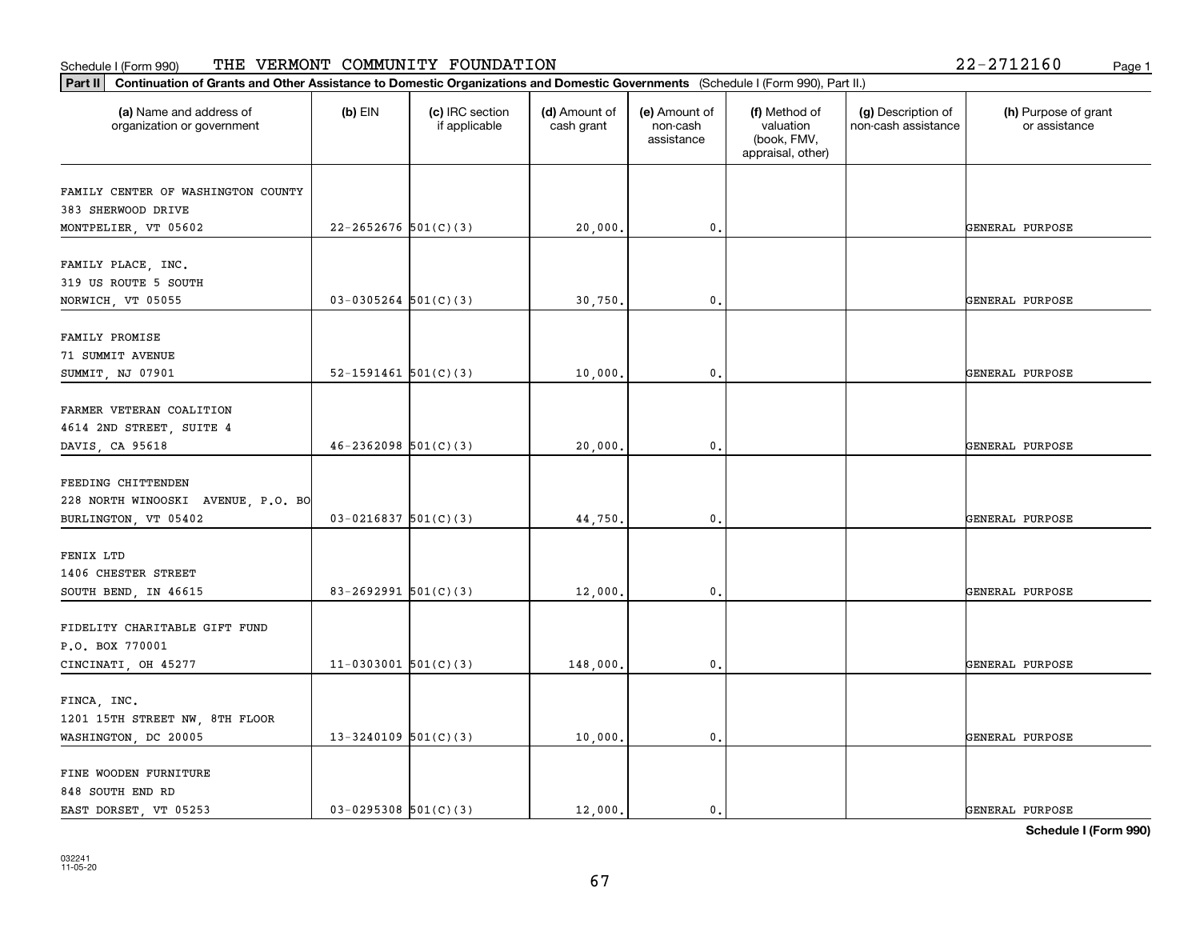Schedule I (Form 990) THE VERMONT COMMUNITY FOUNDATION 22-2712160

**Part II** **Continuation of Grants and Other Assistance to Domestic Organizations and Domestic Governments** (Schedule I (Form 990), Part II.)

| (a) Name and address of organization or government | (b) EIN | (c) IRC section if applicable | (d) Amount of cash grant | (e) Amount of non-cash assistance | (f) Method of valuation (book, FMV, appraisal, other) | (g) Description of non-cash assistance | (h) Purpose of grant or assistance |
|---|---|---|---|---|---|---|---|
| FAMILY CENTER OF WASHINGTON COUNTY<br>383 SHERWOOD DRIVE<br>MONTPELIER, VT 05602 | 22-2652676 | 501(C)(3) | 20,000. | 0. | | | GENERAL PURPOSE |
| FAMILY PLACE, INC.<br>319 US ROUTE 5 SOUTH<br>NORWICH, VT 05055 | 03-0305264 | 501(C)(3) | 30,750. | 0. | | | GENERAL PURPOSE |
| FAMILY PROMISE<br>71 SUMMIT AVENUE<br>SUMMIT, NJ 07901 | 52-1591461 | 501(C)(3) | 10,000. | 0. | | | GENERAL PURPOSE |
| FARMER VETERAN COALITION<br>4614 2ND STREET, SUITE 4<br>DAVIS, CA 95618 | 46-2362098 | 501(C)(3) | 20,000. | 0. | | | GENERAL PURPOSE |
| FEEDING CHITTENDEN<br>228 NORTH WINOOSKI AVENUE, P.O. BO<br>BURLINGTON, VT 05402 | 03-0216837 | 501(C)(3) | 44,750. | 0. | | | GENERAL PURPOSE |
| FENIX LTD<br>1406 CHESTER STREET<br>SOUTH BEND, IN 46615 | 83-2692991 | 501(C)(3) | 12,000. | 0. | | | GENERAL PURPOSE |
| FIDELITY CHARITABLE GIFT FUND<br>P.O. BOX 770001<br>CINCINATI, OH 45277 | 11-0303001 | 501(C)(3) | 148,000. | 0. | | | GENERAL PURPOSE |
| FINCA, INC.<br>1201 15TH STREET NW, 8TH FLOOR<br>WASHINGTON, DC 20005 | 13-3240109 | 501(C)(3) | 10,000. | 0. | | | GENERAL PURPOSE |
| FINE WOODEN FURNITURE<br>848 SOUTH END RD<br>EAST DORSET, VT 05253 | 03-0295308 | 501(C)(3) | 12,000. | 0. | | | GENERAL PURPOSE |

**Schedule I (Form 990)**

032241
11-05-20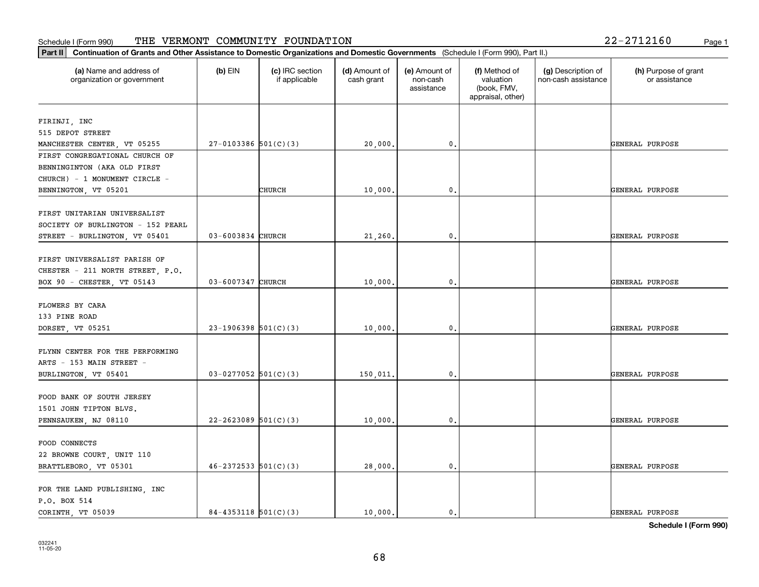Schedule I (Form 990) THE VERMONT COMMUNITY FOUNDATION 22-2712160

**Part II** **Continuation of Grants and Other Assistance to Domestic Organizations and Domestic Governments** (Schedule I (Form 990), Part II.)

| (a) Name and address of organization or government | (b) EIN | (c) IRC section if applicable | (d) Amount of cash grant | (e) Amount of non-cash assistance | (f) Method of valuation (book, FMV, appraisal, other) | (g) Description of non-cash assistance | (h) Purpose of grant or assistance |
|---|---|---|---|---|---|---|---|
| FIRINJI, INC 515 DEPOT STREET MANCHESTER CENTER, VT 05255 | 27-0103386 | 501(C)(3) | 20,000. | 0. | | | GENERAL PURPOSE |
| FIRST CONGREGATIONAL CHURCH OF BENNINGINTON (AKA OLD FIRST CHURCH) - 1 MONUMENT CIRCLE - BENNINGTON, VT 05201 | | CHURCH | 10,000. | 0. | | | GENERAL PURPOSE |
| FIRST UNITARIAN UNIVERSALIST SOCIETY OF BURLINGTON - 152 PEARL STREET - BURLINGTON, VT 05401 | 03-6003834 | CHURCH | 21,260. | 0. | | | GENERAL PURPOSE |
| FIRST UNIVERSALIST PARISH OF CHESTER - 211 NORTH STREET, P.O. BOX 90 - CHESTER, VT 05143 | 03-6007347 | CHURCH | 10,000. | 0. | | | GENERAL PURPOSE |
| FLOWERS BY CARA 133 PINE ROAD DORSET, VT 05251 | 23-1906398 | 501(C)(3) | 10,000. | 0. | | | GENERAL PURPOSE |
| FLYNN CENTER FOR THE PERFORMING ARTS - 153 MAIN STREET - BURLINGTON, VT 05401 | 03-0277052 | 501(C)(3) | 150,011. | 0. | | | GENERAL PURPOSE |
| FOOD BANK OF SOUTH JERSEY 1501 JOHN TIPTON BLVS. PENNSAUKEN, NJ 08110 | 22-2623089 | 501(C)(3) | 10,000. | 0. | | | GENERAL PURPOSE |
| FOOD CONNECTS 22 BROWNE COURT, UNIT 110 BRATTLEBORO, VT 05301 | 46-2372533 | 501(C)(3) | 28,000. | 0. | | | GENERAL PURPOSE |
| FOR THE LAND PUBLISHING, INC P.O. BOX 514 CORINTH, VT 05039 | 84-4353118 | 501(C)(3) | 10,000. | 0. | | | GENERAL PURPOSE |

**Schedule I (Form 990)**

032241
11-05-20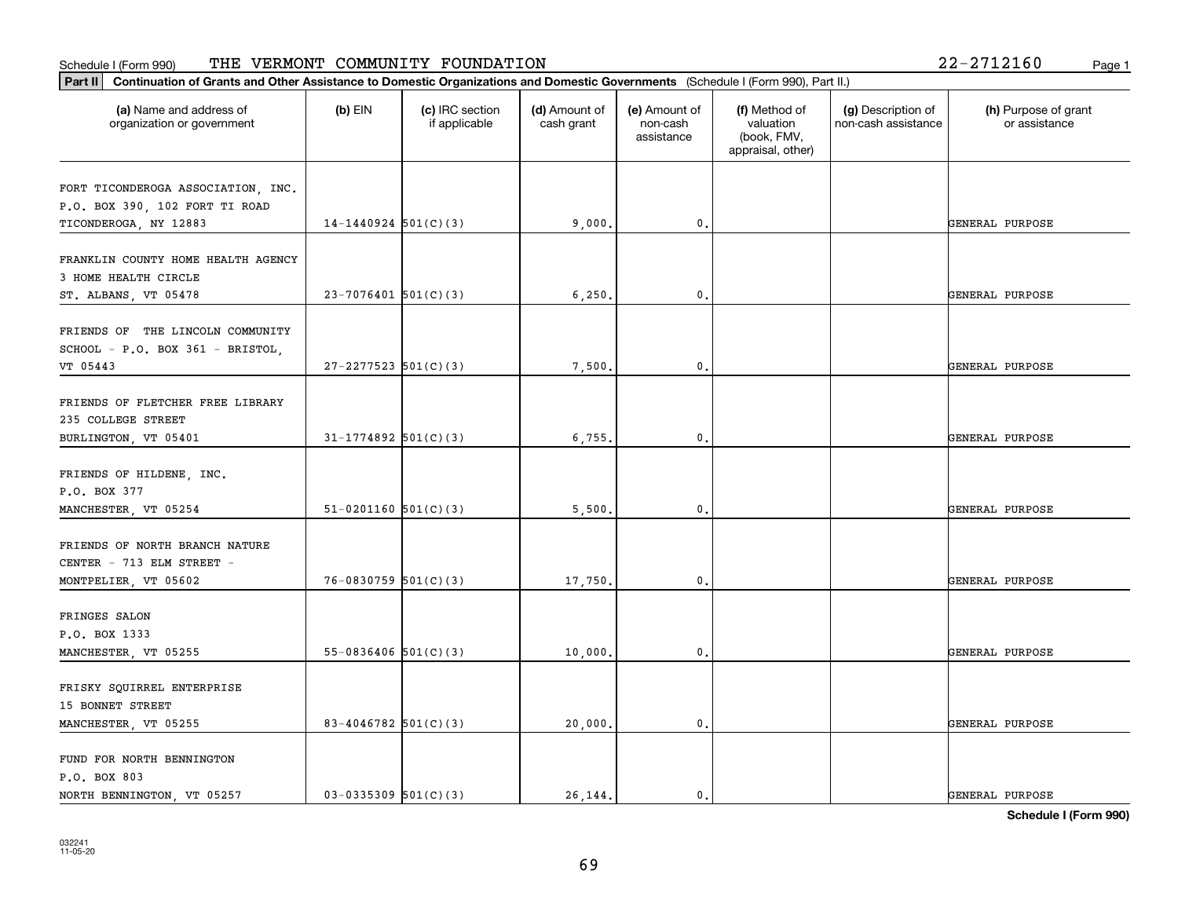Schedule I (Form 990) THE VERMONT COMMUNITY FOUNDATION 22-2712160

**Part II** **Continuation of Grants and Other Assistance to Domestic Organizations and Domestic Governments** (Schedule I (Form 990), Part II.)

| (a) Name and address of organization or government | (b) EIN | (c) IRC section if applicable | (d) Amount of cash grant | (e) Amount of non-cash assistance | (f) Method of valuation (book, FMV, appraisal, other) | (g) Description of non-cash assistance | (h) Purpose of grant or assistance |
|---|---|---|---|---|---|---|---|
| FORT TICONDEROGA ASSOCIATION, INC. P.O. BOX 390, 102 FORT TI ROAD TICONDEROGA, NY 12883 | 14-1440924 | 501(C)(3) | 9,000. | 0. | | | GENERAL PURPOSE |
| FRANKLIN COUNTY HOME HEALTH AGENCY 3 HOME HEALTH CIRCLE ST. ALBANS, VT 05478 | 23-7076401 | 501(C)(3) | 6,250. | 0. | | | GENERAL PURPOSE |
| FRIENDS OF THE LINCOLN COMMUNITY SCHOOL - P.O. BOX 361 - BRISTOL, VT 05443 | 27-2277523 | 501(C)(3) | 7,500. | 0. | | | GENERAL PURPOSE |
| FRIENDS OF FLETCHER FREE LIBRARY 235 COLLEGE STREET BURLINGTON, VT 05401 | 31-1774892 | 501(C)(3) | 6,755. | 0. | | | GENERAL PURPOSE |
| FRIENDS OF HILDENE, INC. P.O. BOX 377 MANCHESTER, VT 05254 | 51-0201160 | 501(C)(3) | 5,500. | 0. | | | GENERAL PURPOSE |
| FRIENDS OF NORTH BRANCH NATURE CENTER - 713 ELM STREET - MONTPELIER, VT 05602 | 76-0830759 | 501(C)(3) | 17,750. | 0. | | | GENERAL PURPOSE |
| FRINGES SALON P.O. BOX 1333 MANCHESTER, VT 05255 | 55-0836406 | 501(C)(3) | 10,000. | 0. | | | GENERAL PURPOSE |
| FRISKY SQUIRREL ENTERPRISE 15 BONNET STREET MANCHESTER, VT 05255 | 83-4046782 | 501(C)(3) | 20,000. | 0. | | | GENERAL PURPOSE |
| FUND FOR NORTH BENNINGTON P.O. BOX 803 NORTH BENNINGTON, VT 05257 | 03-0335309 | 501(C)(3) | 26,144. | 0. | | | GENERAL PURPOSE |

**Schedule I (Form 990)**

032241 11-05-20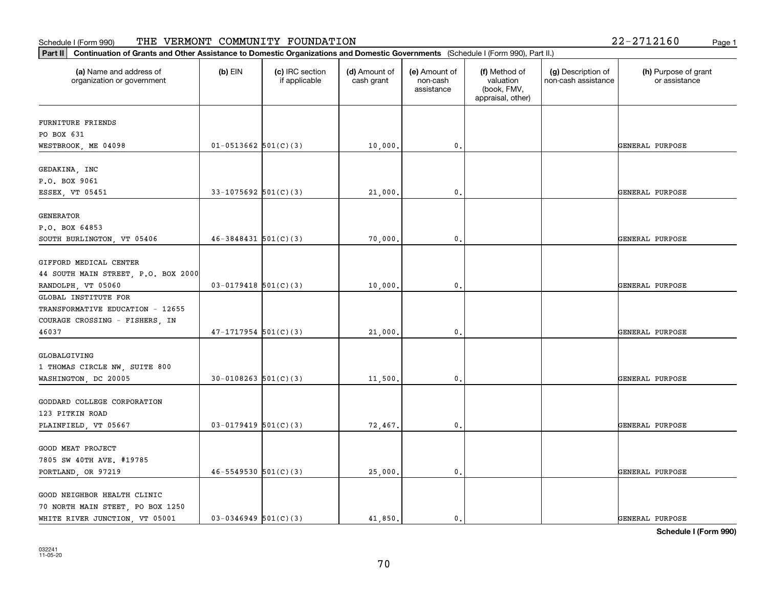Schedule I (Form 990) THE VERMONT COMMUNITY FOUNDATION 22-2712160

**Part II Continuation of Grants and Other Assistance to Domestic Organizations and Domestic Governments** (Schedule I (Form 990), Part II.)

| (a) Name and address of organization or government | (b) EIN | (c) IRC section if applicable | (d) Amount of cash grant | (e) Amount of non-cash assistance | (f) Method of valuation (book, FMV, appraisal, other) | (g) Description of non-cash assistance | (h) Purpose of grant or assistance |
|---|---|---|---|---|---|---|---|
| FURNITURE FRIENDS PO BOX 631 WESTBROOK, ME 04098 | 01-0513662 | 501(C)(3) | 10,000. | 0. | | | GENERAL PURPOSE |
| GEDAKINA, INC P.O. BOX 9061 ESSEX, VT 05451 | 33-1075692 | 501(C)(3) | 21,000. | 0. | | | GENERAL PURPOSE |
| GENERATOR P.O. BOX 64853 SOUTH BURLINGTON, VT 05406 | 46-3848431 | 501(C)(3) | 70,000. | 0. | | | GENERAL PURPOSE |
| GIFFORD MEDICAL CENTER 44 SOUTH MAIN STREET, P.O. BOX 2000 RANDOLPH, VT 05060 | 03-0179418 | 501(C)(3) | 10,000. | 0. | | | GENERAL PURPOSE |
| GLOBAL INSTITUTE FOR TRANSFORMATIVE EDUCATION - 12655 COURAGE CROSSING - FISHERS, IN 46037 | 47-1717954 | 501(C)(3) | 21,000. | 0. | | | GENERAL PURPOSE |
| GLOBALGIVING 1 THOMAS CIRCLE NW, SUITE 800 WASHINGTON, DC 20005 | 30-0108263 | 501(C)(3) | 11,500. | 0. | | | GENERAL PURPOSE |
| GODDARD COLLEGE CORPORATION 123 PITKIN ROAD PLAINFIELD, VT 05667 | 03-0179419 | 501(C)(3) | 72,467. | 0. | | | GENERAL PURPOSE |
| GOOD MEAT PROJECT 7805 SW 40TH AVE. #19785 PORTLAND, OR 97219 | 46-5549530 | 501(C)(3) | 25,000. | 0. | | | GENERAL PURPOSE |
| GOOD NEIGHBOR HEALTH CLINIC 70 NORTH MAIN STEET, PO BOX 1250 WHITE RIVER JUNCTION, VT 05001 | 03-0346949 | 501(C)(3) | 41,850. | 0. | | | GENERAL PURPOSE |

**Schedule I (Form 990)**

032241 11-05-20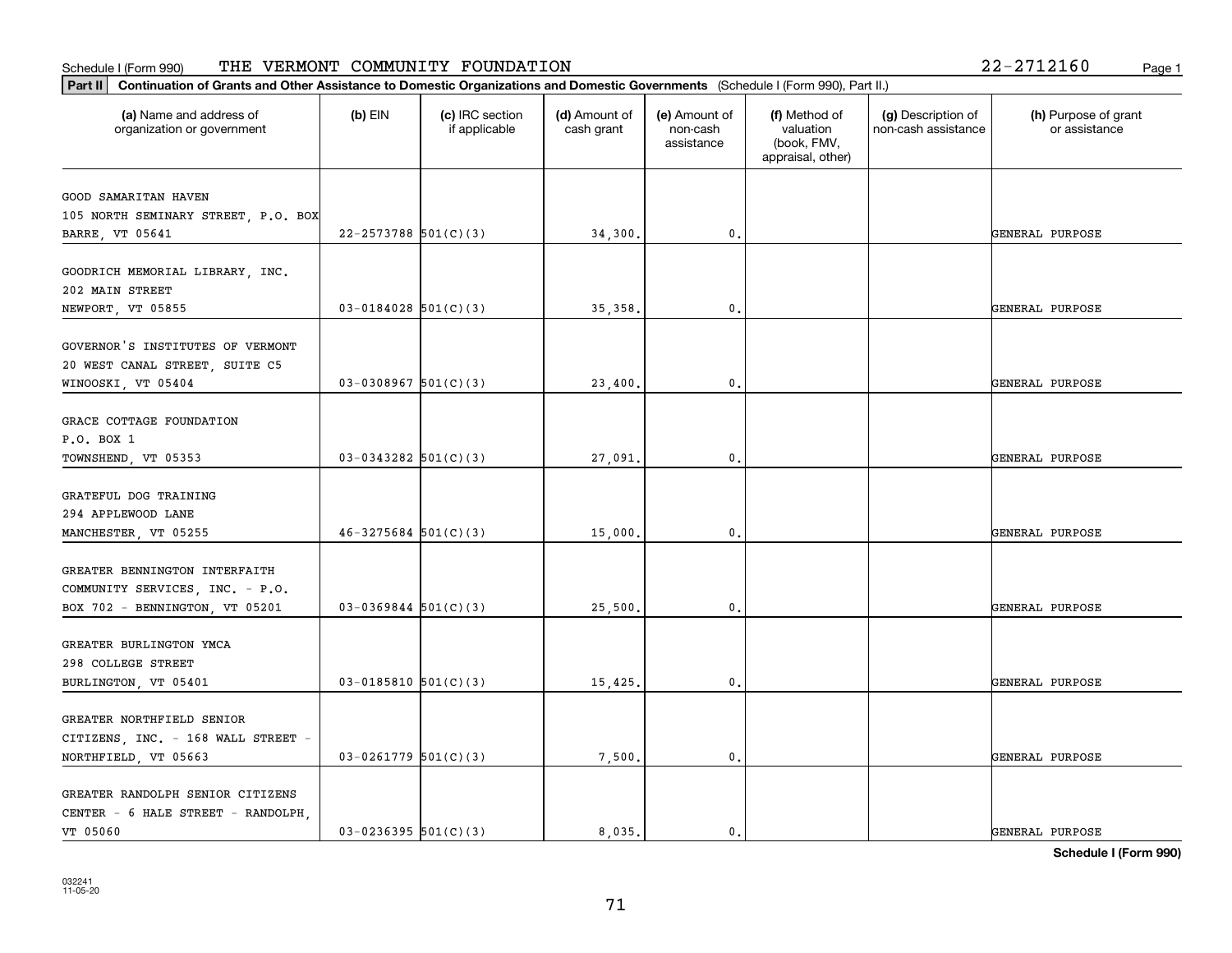Schedule I (Form 990) THE VERMONT COMMUNITY FOUNDATION 22-2712160

**Part II** **Continuation of Grants and Other Assistance to Domestic Organizations and Domestic Governments** (Schedule I (Form 990), Part II.)

| (a) Name and address of organization or government | (b) EIN | (c) IRC section if applicable | (d) Amount of cash grant | (e) Amount of non-cash assistance | (f) Method of valuation (book, FMV, appraisal, other) | (g) Description of non-cash assistance | (h) Purpose of grant or assistance |
|---|---|---|---|---|---|---|---|
| GOOD SAMARITAN HAVEN 105 NORTH SEMINARY STREET, P.O. BOX BARRE, VT 05641 | 22-2573788 | 501(C)(3) | 34,300. | 0. | | | GENERAL PURPOSE |
| GOODRICH MEMORIAL LIBRARY, INC. 202 MAIN STREET NEWPORT, VT 05855 | 03-0184028 | 501(C)(3) | 35,358. | 0. | | | GENERAL PURPOSE |
| GOVERNOR'S INSTITUTES OF VERMONT 20 WEST CANAL STREET, SUITE C5 WINOOSKI, VT 05404 | 03-0308967 | 501(C)(3) | 23,400. | 0. | | | GENERAL PURPOSE |
| GRACE COTTAGE FOUNDATION P.O. BOX 1 TOWNSHEND, VT 05353 | 03-0343282 | 501(C)(3) | 27,091. | 0. | | | GENERAL PURPOSE |
| GRATEFUL DOG TRAINING 294 APPLEWOOD LANE MANCHESTER, VT 05255 | 46-3275684 | 501(C)(3) | 15,000. | 0. | | | GENERAL PURPOSE |
| GREATER BENNINGTON INTERFAITH COMMUNITY SERVICES, INC. - P.O. BOX 702 - BENNINGTON, VT 05201 | 03-0369844 | 501(C)(3) | 25,500. | 0. | | | GENERAL PURPOSE |
| GREATER BURLINGTON YMCA 298 COLLEGE STREET BURLINGTON, VT 05401 | 03-0185810 | 501(C)(3) | 15,425. | 0. | | | GENERAL PURPOSE |
| GREATER NORTHFIELD SENIOR CITIZENS, INC. - 168 WALL STREET - NORTHFIELD, VT 05663 | 03-0261779 | 501(C)(3) | 7,500. | 0. | | | GENERAL PURPOSE |
| GREATER RANDOLPH SENIOR CITIZENS CENTER - 6 HALE STREET - RANDOLPH, VT 05060 | 03-0236395 | 501(C)(3) | 8,035. | 0. | | | GENERAL PURPOSE |

**Schedule I (Form 990)**

032241 11-05-20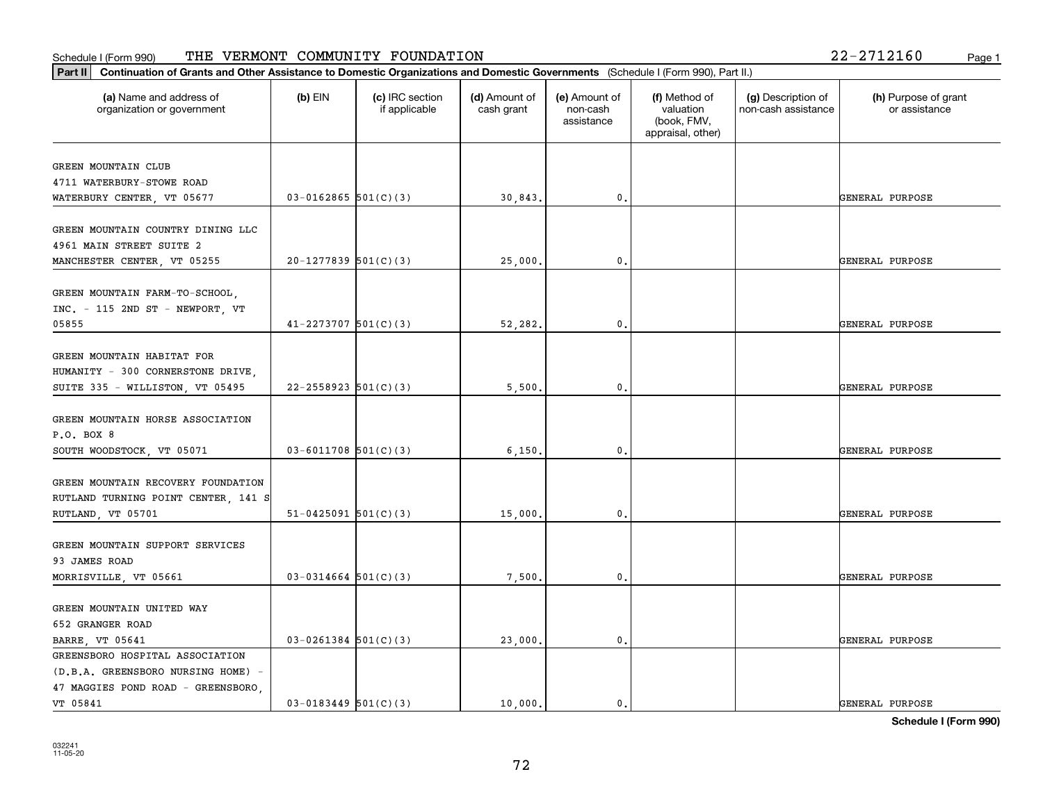Schedule I (Form 990) THE VERMONT COMMUNITY FOUNDATION 22-2712160

**Part II** **Continuation of Grants and Other Assistance to Domestic Organizations and Domestic Governments** (Schedule I (Form 990), Part II.)

| (a) Name and address of organization or government | (b) EIN | (c) IRC section if applicable | (d) Amount of cash grant | (e) Amount of non-cash assistance | (f) Method of valuation (book, FMV, appraisal, other) | (g) Description of non-cash assistance | (h) Purpose of grant or assistance |
|---|---|---|---|---|---|---|---|
| GREEN MOUNTAIN CLUB 4711 WATERBURY-STOWE ROAD WATERBURY CENTER, VT 05677 | 03-0162865 | 501(C)(3) | 30,843. | 0. | | | GENERAL PURPOSE |
| GREEN MOUNTAIN COUNTRY DINING LLC 4961 MAIN STREET SUITE 2 MANCHESTER CENTER, VT 05255 | 20-1277839 | 501(C)(3) | 25,000. | 0. | | | GENERAL PURPOSE |
| GREEN MOUNTAIN FARM-TO-SCHOOL, INC. - 115 2ND ST - NEWPORT, VT 05855 | 41-2273707 | 501(C)(3) | 52,282. | 0. | | | GENERAL PURPOSE |
| GREEN MOUNTAIN HABITAT FOR HUMANITY - 300 CORNERSTONE DRIVE, SUITE 335 - WILLISTON, VT 05495 | 22-2558923 | 501(C)(3) | 5,500. | 0. | | | GENERAL PURPOSE |
| GREEN MOUNTAIN HORSE ASSOCIATION P.O. BOX 8 SOUTH WOODSTOCK, VT 05071 | 03-6011708 | 501(C)(3) | 6,150. | 0. | | | GENERAL PURPOSE |
| GREEN MOUNTAIN RECOVERY FOUNDATION RUTLAND TURNING POINT CENTER, 141 S RUTLAND, VT 05701 | 51-0425091 | 501(C)(3) | 15,000. | 0. | | | GENERAL PURPOSE |
| GREEN MOUNTAIN SUPPORT SERVICES 93 JAMES ROAD MORRISVILLE, VT 05661 | 03-0314664 | 501(C)(3) | 7,500. | 0. | | | GENERAL PURPOSE |
| GREEN MOUNTAIN UNITED WAY 652 GRANGER ROAD BARRE, VT 05641 | 03-0261384 | 501(C)(3) | 23,000. | 0. | | | GENERAL PURPOSE |
| GREENSBORO HOSPITAL ASSOCIATION (D.B.A. GREENSBORO NURSING HOME) - 47 MAGGIES POND ROAD - GREENSBORO, VT 05841 | 03-0183449 | 501(C)(3) | 10,000. | 0. | | | GENERAL PURPOSE |

**Schedule I (Form 990)**

032241 11-05-20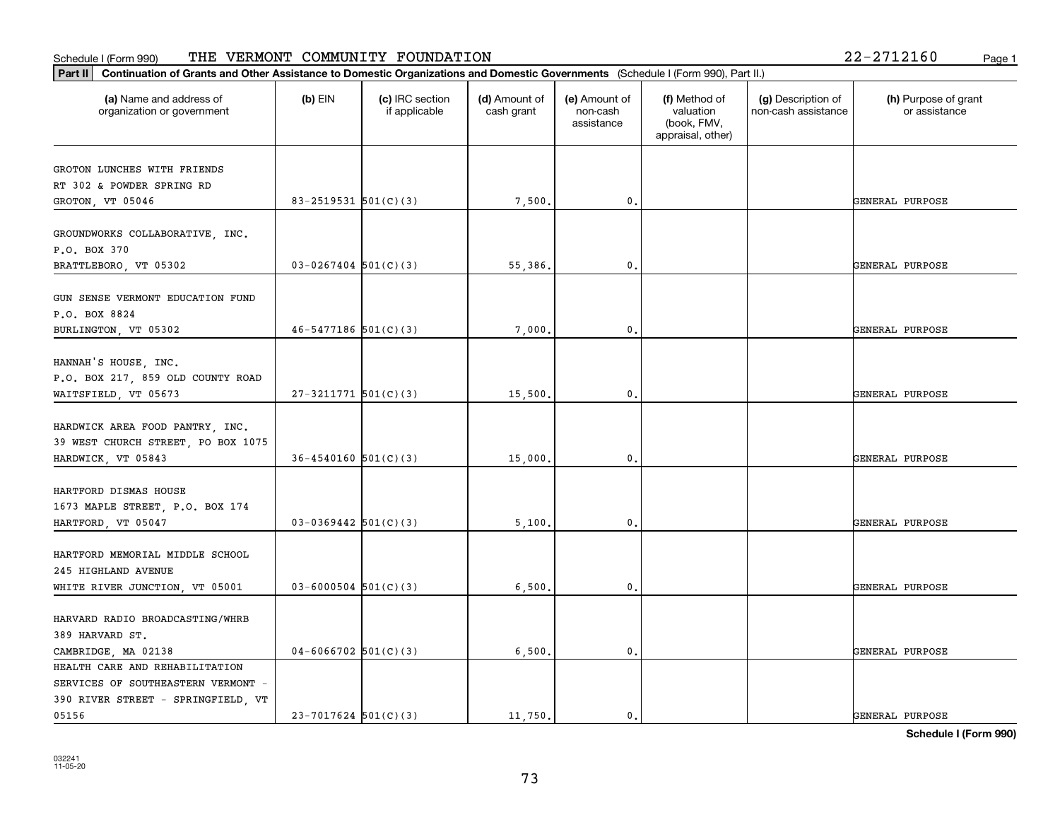Schedule I (Form 990) THE VERMONT COMMUNITY FOUNDATION 22-2712160

**Part II** **Continuation of Grants and Other Assistance to Domestic Organizations and Domestic Governments** (Schedule I (Form 990), Part II.)

| (a) Name and address of organization or government | (b) EIN | (c) IRC section if applicable | (d) Amount of cash grant | (e) Amount of non-cash assistance | (f) Method of valuation (book, FMV, appraisal, other) | (g) Description of non-cash assistance | (h) Purpose of grant or assistance |
|---|---|---|---|---|---|---|---|
| GROTON LUNCHES WITH FRIENDS<br>RT 302 & POWDER SPRING RD<br>GROTON, VT 05046 | 83-2519531 | 501(C)(3) | 7,500. | 0. | | | GENERAL PURPOSE |
| GROUNDWORKS COLLABORATIVE, INC.<br>P.O. BOX 370<br>BRATTLEBORO, VT 05302 | 03-0267404 | 501(C)(3) | 55,386. | 0. | | | GENERAL PURPOSE |
| GUN SENSE VERMONT EDUCATION FUND<br>P.O. BOX 8824<br>BURLINGTON, VT 05302 | 46-5477186 | 501(C)(3) | 7,000. | 0. | | | GENERAL PURPOSE |
| HANNAH'S HOUSE, INC.<br>P.O. BOX 217, 859 OLD COUNTY ROAD<br>WAITSFIELD, VT 05673 | 27-3211771 | 501(C)(3) | 15,500. | 0. | | | GENERAL PURPOSE |
| HARDWICK AREA FOOD PANTRY, INC.<br>39 WEST CHURCH STREET, PO BOX 1075<br>HARDWICK, VT 05843 | 36-4540160 | 501(C)(3) | 15,000. | 0. | | | GENERAL PURPOSE |
| HARTFORD DISMAS HOUSE<br>1673 MAPLE STREET, P.O. BOX 174<br>HARTFORD, VT 05047 | 03-0369442 | 501(C)(3) | 5,100. | 0. | | | GENERAL PURPOSE |
| HARTFORD MEMORIAL MIDDLE SCHOOL<br>245 HIGHLAND AVENUE<br>WHITE RIVER JUNCTION, VT 05001 | 03-6000504 | 501(C)(3) | 6,500. | 0. | | | GENERAL PURPOSE |
| HARVARD RADIO BROADCASTING/WHRB<br>389 HARVARD ST.<br>CAMBRIDGE, MA 02138 | 04-6066702 | 501(C)(3) | 6,500. | 0. | | | GENERAL PURPOSE |
| HEALTH CARE AND REHABILITATION SERVICES OF SOUTHEASTERN VERMONT - 390 RIVER STREET - SPRINGFIELD, VT 05156 | 23-7017624 | 501(C)(3) | 11,750. | 0. | | | GENERAL PURPOSE |

**Schedule I (Form 990)**

032241
11-05-20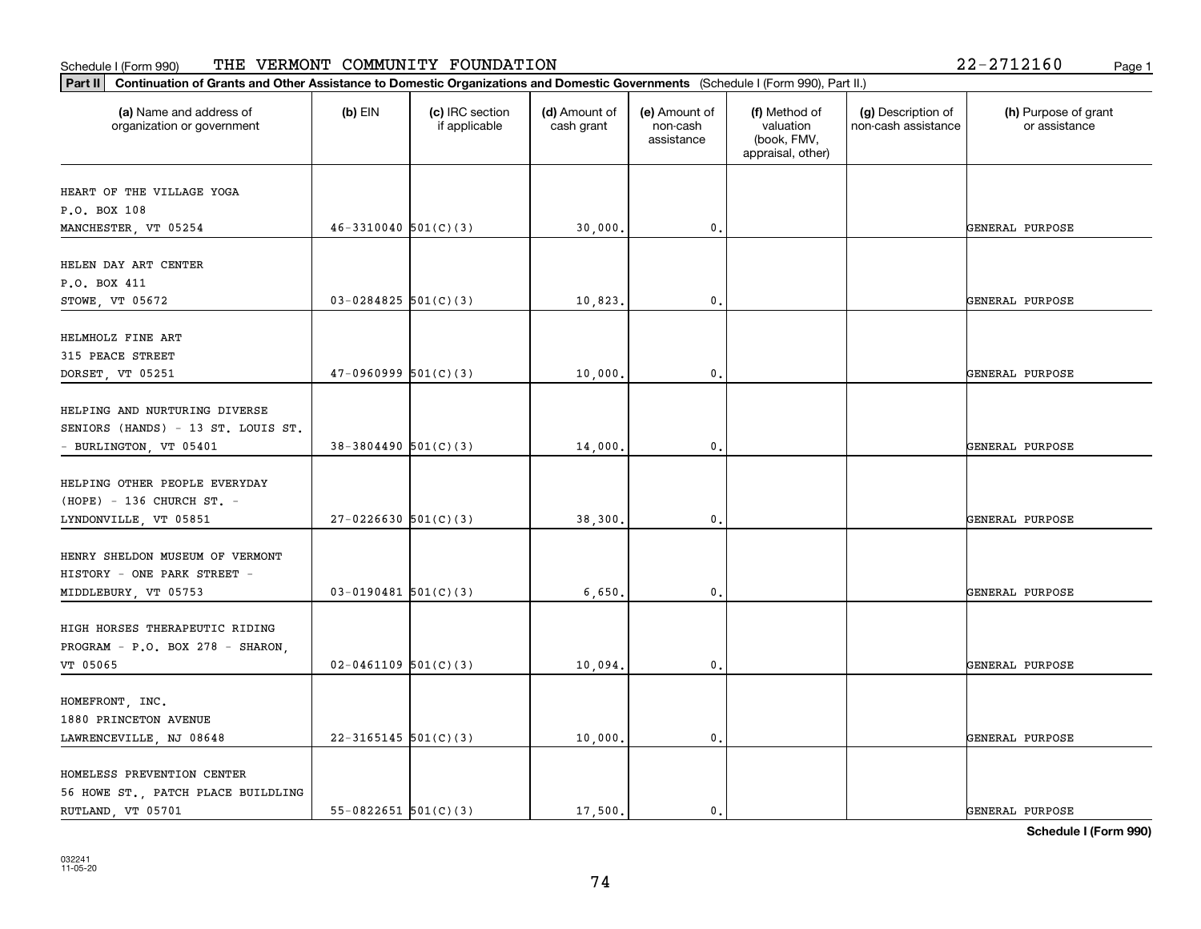Schedule I (Form 990) THE VERMONT COMMUNITY FOUNDATION 22-2712160

**Part II** **Continuation of Grants and Other Assistance to Domestic Organizations and Domestic Governments** (Schedule I (Form 990), Part II.)

| (a) Name and address of organization or government | (b) EIN | (c) IRC section if applicable | (d) Amount of cash grant | (e) Amount of non-cash assistance | (f) Method of valuation (book, FMV, appraisal, other) | (g) Description of non-cash assistance | (h) Purpose of grant or assistance |
|---|---|---|---|---|---|---|---|
| HEART OF THE VILLAGE YOGA P.O. BOX 108 MANCHESTER, VT 05254 | 46-3310040 | 501(C)(3) | 30,000. | 0. | | | GENERAL PURPOSE |
| HELEN DAY ART CENTER P.O. BOX 411 STOWE, VT 05672 | 03-0284825 | 501(C)(3) | 10,823. | 0. | | | GENERAL PURPOSE |
| HELMHOLZ FINE ART 315 PEACE STREET DORSET, VT 05251 | 47-0960999 | 501(C)(3) | 10,000. | 0. | | | GENERAL PURPOSE |
| HELPING AND NURTURING DIVERSE SENIORS (HANDS) - 13 ST. LOUIS ST. - BURLINGTON, VT 05401 | 38-3804490 | 501(C)(3) | 14,000. | 0. | | | GENERAL PURPOSE |
| HELPING OTHER PEOPLE EVERYDAY (HOPE) - 136 CHURCH ST. - LYNDONVILLE, VT 05851 | 27-0226630 | 501(C)(3) | 38,300. | 0. | | | GENERAL PURPOSE |
| HENRY SHELDON MUSEUM OF VERMONT HISTORY - ONE PARK STREET - MIDDLEBURY, VT 05753 | 03-0190481 | 501(C)(3) | 6,650. | 0. | | | GENERAL PURPOSE |
| HIGH HORSES THERAPEUTIC RIDING PROGRAM - P.O. BOX 278 - SHARON, VT 05065 | 02-0461109 | 501(C)(3) | 10,094. | 0. | | | GENERAL PURPOSE |
| HOMEFRONT, INC. 1880 PRINCETON AVENUE LAWRENCEVILLE, NJ 08648 | 22-3165145 | 501(C)(3) | 10,000. | 0. | | | GENERAL PURPOSE |
| HOMELESS PREVENTION CENTER 56 HOWE ST., PATCH PLACE BUILDLING RUTLAND, VT 05701 | 55-0822651 | 501(C)(3) | 17,500. | 0. | | | GENERAL PURPOSE |

**Schedule I (Form 990)**

032241 11-05-20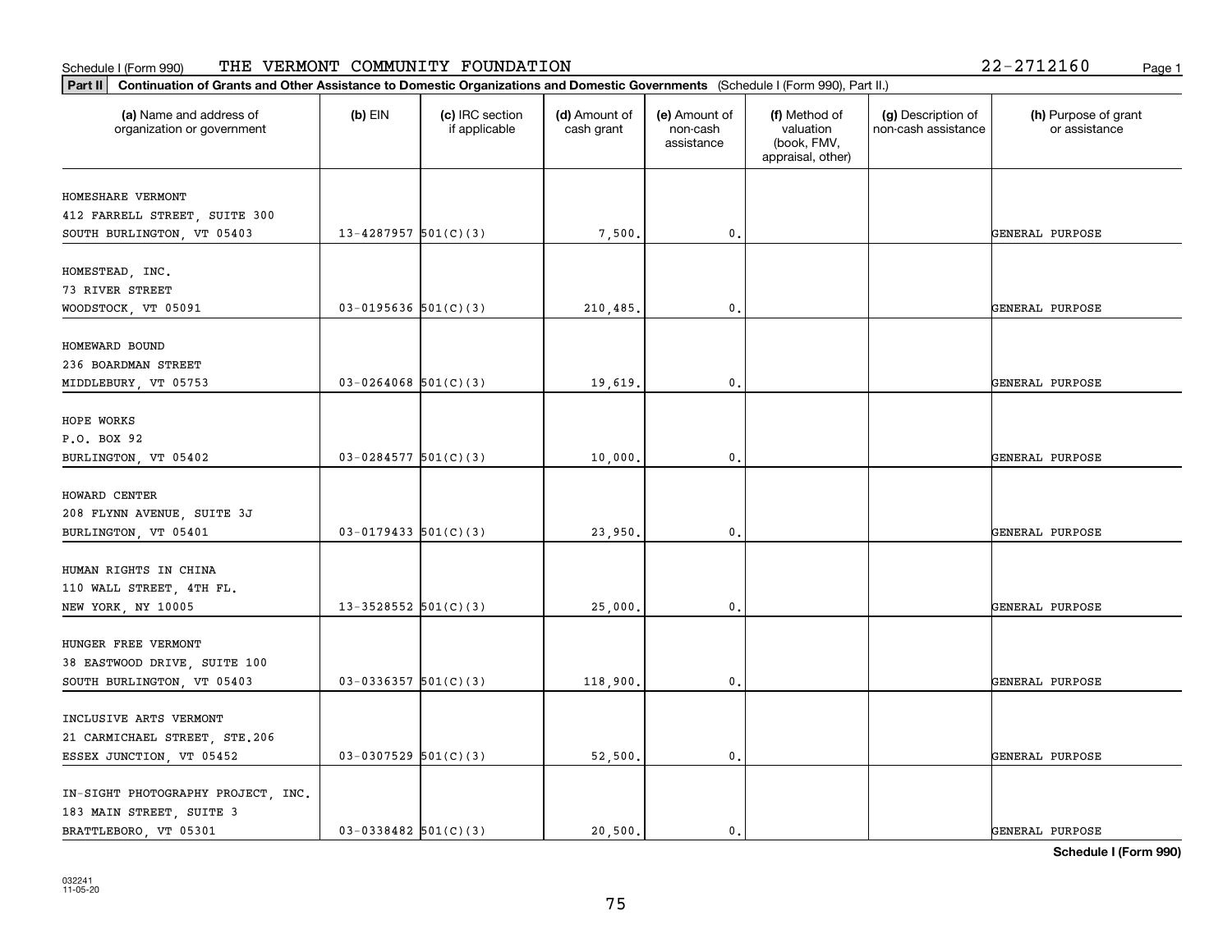Schedule I (Form 990) THE VERMONT COMMUNITY FOUNDATION 22-2712160

**Part II** **Continuation of Grants and Other Assistance to Domestic Organizations and Domestic Governments** (Schedule I (Form 990), Part II.)

| (a) Name and address of organization or government | (b) EIN | (c) IRC section if applicable | (d) Amount of cash grant | (e) Amount of non-cash assistance | (f) Method of valuation (book, FMV, appraisal, other) | (g) Description of non-cash assistance | (h) Purpose of grant or assistance |
|---|---|---|---|---|---|---|---|
| HOMESHARE VERMONT<br>412 FARRELL STREET, SUITE 300<br>SOUTH BURLINGTON, VT 05403 | 13-4287957 | 501(C)(3) | 7,500. | 0. | | | GENERAL PURPOSE |
| HOMESTEAD, INC.<br>73 RIVER STREET<br>WOODSTOCK, VT 05091 | 03-0195636 | 501(C)(3) | 210,485. | 0. | | | GENERAL PURPOSE |
| HOMEWARD BOUND<br>236 BOARDMAN STREET<br>MIDDLEBURY, VT 05753 | 03-0264068 | 501(C)(3) | 19,619. | 0. | | | GENERAL PURPOSE |
| HOPE WORKS<br>P.O. BOX 92<br>BURLINGTON, VT 05402 | 03-0284577 | 501(C)(3) | 10,000. | 0. | | | GENERAL PURPOSE |
| HOWARD CENTER<br>208 FLYNN AVENUE, SUITE 3J<br>BURLINGTON, VT 05401 | 03-0179433 | 501(C)(3) | 23,950. | 0. | | | GENERAL PURPOSE |
| HUMAN RIGHTS IN CHINA<br>110 WALL STREET, 4TH FL.<br>NEW YORK, NY 10005 | 13-3528552 | 501(C)(3) | 25,000. | 0. | | | GENERAL PURPOSE |
| HUNGER FREE VERMONT<br>38 EASTWOOD DRIVE, SUITE 100<br>SOUTH BURLINGTON, VT 05403 | 03-0336357 | 501(C)(3) | 118,900. | 0. | | | GENERAL PURPOSE |
| INCLUSIVE ARTS VERMONT<br>21 CARMICHAEL STREET, STE.206<br>ESSEX JUNCTION, VT 05452 | 03-0307529 | 501(C)(3) | 52,500. | 0. | | | GENERAL PURPOSE |
| IN-SIGHT PHOTOGRAPHY PROJECT, INC.<br>183 MAIN STREET, SUITE 3<br>BRATTLEBORO, VT 05301 | 03-0338482 | 501(C)(3) | 20,500. | 0. | | | GENERAL PURPOSE |

**Schedule I (Form 990)**

032241
11-05-20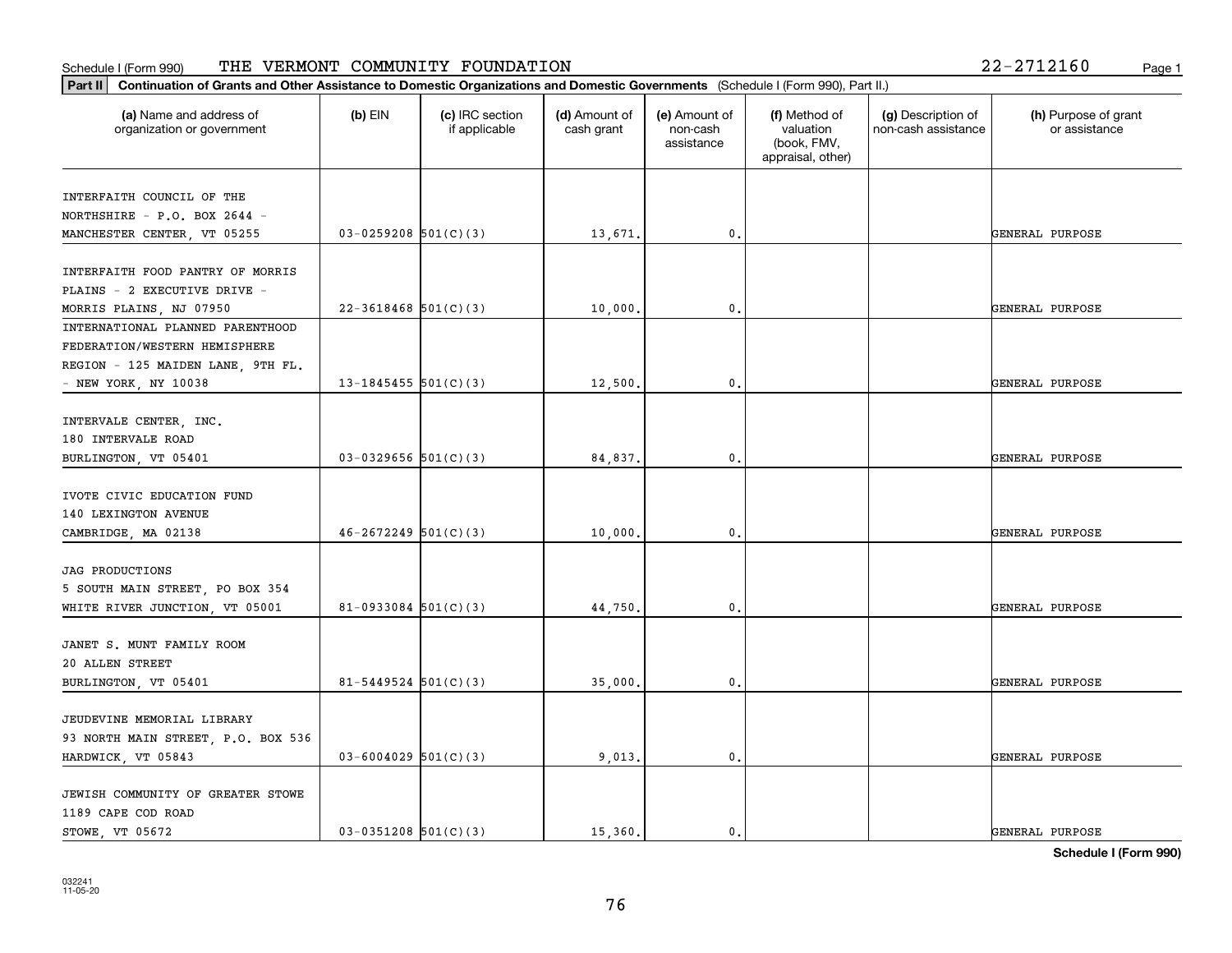Schedule I (Form 990) THE VERMONT COMMUNITY FOUNDATION 22-2712160

**Part II** **Continuation of Grants and Other Assistance to Domestic Organizations and Domestic Governments** (Schedule I (Form 990), Part II.)

| (a) Name and address of organization or government | (b) EIN | (c) IRC section if applicable | (d) Amount of cash grant | (e) Amount of non-cash assistance | (f) Method of valuation (book, FMV, appraisal, other) | (g) Description of non-cash assistance | (h) Purpose of grant or assistance |
|---|---|---|---|---|---|---|---|
| INTERFAITH COUNCIL OF THE NORTHSHIRE - P.O. BOX 2644 - MANCHESTER CENTER, VT 05255 | 03-0259208 | 501(C)(3) | 13,671. | 0. | | | GENERAL PURPOSE |
| INTERFAITH FOOD PANTRY OF MORRIS PLAINS - 2 EXECUTIVE DRIVE - MORRIS PLAINS, NJ 07950 | 22-3618468 | 501(C)(3) | 10,000. | 0. | | | GENERAL PURPOSE |
| INTERNATIONAL PLANNED PARENTHOOD FEDERATION/WESTERN HEMISPHERE REGION - 125 MAIDEN LANE, 9TH FL. - NEW YORK, NY 10038 | 13-1845455 | 501(C)(3) | 12,500. | 0. | | | GENERAL PURPOSE |
| INTERVALE CENTER, INC. 180 INTERVALE ROAD BURLINGTON, VT 05401 | 03-0329656 | 501(C)(3) | 84,837. | 0. | | | GENERAL PURPOSE |
| IVOTE CIVIC EDUCATION FUND 140 LEXINGTON AVENUE CAMBRIDGE, MA 02138 | 46-2672249 | 501(C)(3) | 10,000. | 0. | | | GENERAL PURPOSE |
| JAG PRODUCTIONS 5 SOUTH MAIN STREET, PO BOX 354 WHITE RIVER JUNCTION, VT 05001 | 81-0933084 | 501(C)(3) | 44,750. | 0. | | | GENERAL PURPOSE |
| JANET S. MUNT FAMILY ROOM 20 ALLEN STREET BURLINGTON, VT 05401 | 81-5449524 | 501(C)(3) | 35,000. | 0. | | | GENERAL PURPOSE |
| JEUDEVINE MEMORIAL LIBRARY 93 NORTH MAIN STREET, P.O. BOX 536 HARDWICK, VT 05843 | 03-6004029 | 501(C)(3) | 9,013. | 0. | | | GENERAL PURPOSE |
| JEWISH COMMUNITY OF GREATER STOWE 1189 CAPE COD ROAD STOWE, VT 05672 | 03-0351208 | 501(C)(3) | 15,360. | 0. | | | GENERAL PURPOSE |

**Schedule I (Form 990)**

032241 11-05-20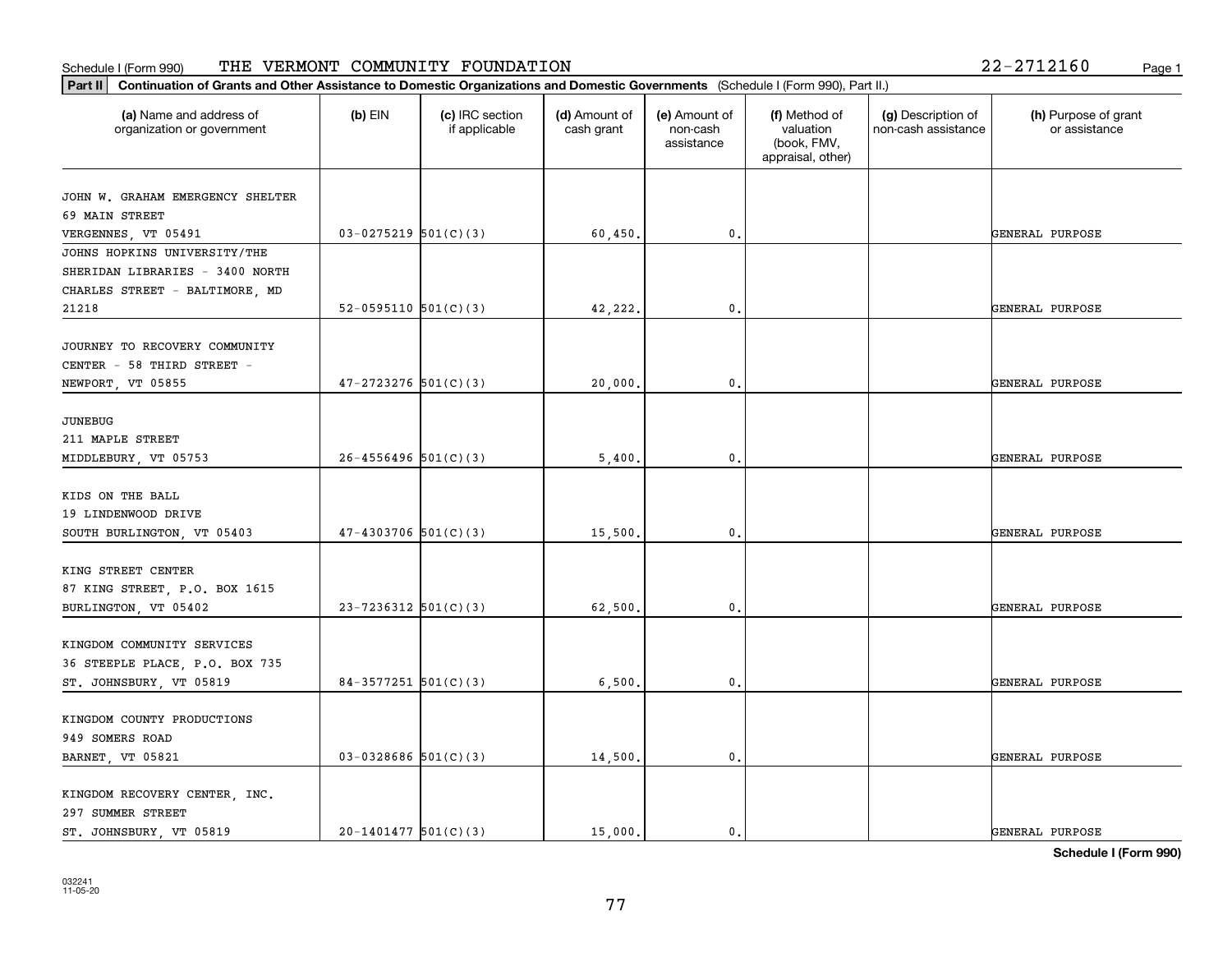Schedule I (Form 990) THE VERMONT COMMUNITY FOUNDATION 22-2712160

**Part II** **Continuation of Grants and Other Assistance to Domestic Organizations and Domestic Governments** (Schedule I (Form 990), Part II.)

| (a) Name and address of organization or government | (b) EIN | (c) IRC section if applicable | (d) Amount of cash grant | (e) Amount of non-cash assistance | (f) Method of valuation (book, FMV, appraisal, other) | (g) Description of non-cash assistance | (h) Purpose of grant or assistance |
|---|---|---|---|---|---|---|---|
| JOHN W. GRAHAM EMERGENCY SHELTER 69 MAIN STREET VERGENNES, VT 05491 | 03-0275219 | 501(C)(3) | 60,450. | 0. | | | GENERAL PURPOSE |
| JOHNS HOPKINS UNIVERSITY/THE SHERIDAN LIBRARIES - 3400 NORTH CHARLES STREET - BALTIMORE, MD 21218 | 52-0595110 | 501(C)(3) | 42,222. | 0. | | | GENERAL PURPOSE |
| JOURNEY TO RECOVERY COMMUNITY CENTER - 58 THIRD STREET - NEWPORT, VT 05855 | 47-2723276 | 501(C)(3) | 20,000. | 0. | | | GENERAL PURPOSE |
| JUNEBUG 211 MAPLE STREET MIDDLEBURY, VT 05753 | 26-4556496 | 501(C)(3) | 5,400. | 0. | | | GENERAL PURPOSE |
| KIDS ON THE BALL 19 LINDENWOOD DRIVE SOUTH BURLINGTON, VT 05403 | 47-4303706 | 501(C)(3) | 15,500. | 0. | | | GENERAL PURPOSE |
| KING STREET CENTER 87 KING STREET, P.O. BOX 1615 BURLINGTON, VT 05402 | 23-7236312 | 501(C)(3) | 62,500. | 0. | | | GENERAL PURPOSE |
| KINGDOM COMMUNITY SERVICES 36 STEEPLE PLACE, P.O. BOX 735 ST. JOHNSBURY, VT 05819 | 84-3577251 | 501(C)(3) | 6,500. | 0. | | | GENERAL PURPOSE |
| KINGDOM COUNTY PRODUCTIONS 949 SOMERS ROAD BARNET, VT 05821 | 03-0328686 | 501(C)(3) | 14,500. | 0. | | | GENERAL PURPOSE |
| KINGDOM RECOVERY CENTER, INC. 297 SUMMER STREET ST. JOHNSBURY, VT 05819 | 20-1401477 | 501(C)(3) | 15,000. | 0. | | | GENERAL PURPOSE |

**Schedule I (Form 990)**

032241 11-05-20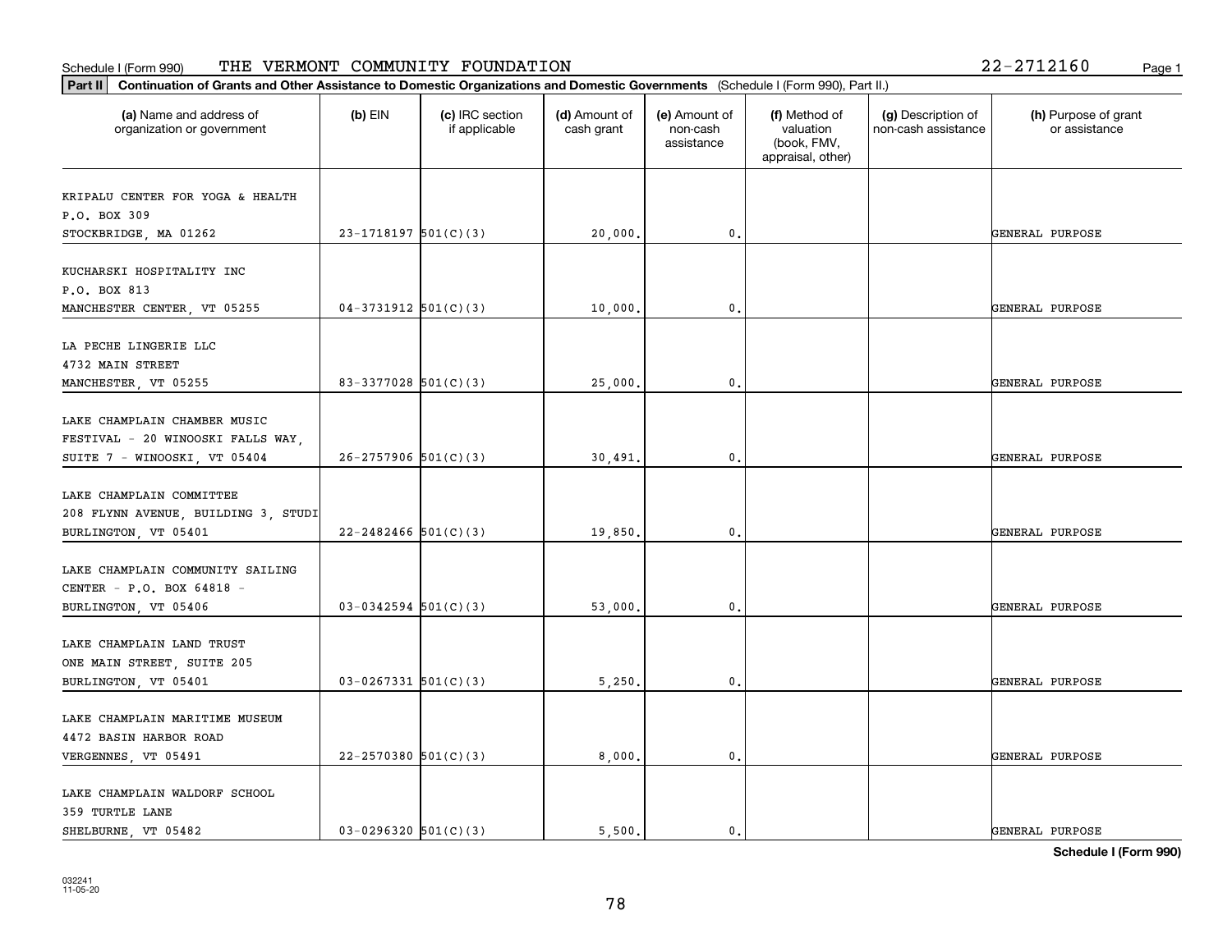Schedule I (Form 990) THE VERMONT COMMUNITY FOUNDATION 22-2712160

**Part II** **Continuation of Grants and Other Assistance to Domestic Organizations and Domestic Governments** (Schedule I (Form 990), Part II.)

| (a) Name and address of organization or government | (b) EIN | (c) IRC section if applicable | (d) Amount of cash grant | (e) Amount of non-cash assistance | (f) Method of valuation (book, FMV, appraisal, other) | (g) Description of non-cash assistance | (h) Purpose of grant or assistance |
|---|---|---|---|---|---|---|---|
| KRIPALU CENTER FOR YOGA & HEALTH P.O. BOX 309 STOCKBRIDGE, MA 01262 | 23-1718197 | 501(C)(3) | 20,000. | 0. | | | GENERAL PURPOSE |
| KUCHARSKI HOSPITALITY INC P.O. BOX 813 MANCHESTER CENTER, VT 05255 | 04-3731912 | 501(C)(3) | 10,000. | 0. | | | GENERAL PURPOSE |
| LA PECHE LINGERIE LLC 4732 MAIN STREET MANCHESTER, VT 05255 | 83-3377028 | 501(C)(3) | 25,000. | 0. | | | GENERAL PURPOSE |
| LAKE CHAMPLAIN CHAMBER MUSIC FESTIVAL - 20 WINOOSKI FALLS WAY, SUITE 7 - WINOOSKI, VT 05404 | 26-2757906 | 501(C)(3) | 30,491. | 0. | | | GENERAL PURPOSE |
| LAKE CHAMPLAIN COMMITTEE 208 FLYNN AVENUE, BUILDING 3, STUDI BURLINGTON, VT 05401 | 22-2482466 | 501(C)(3) | 19,850. | 0. | | | GENERAL PURPOSE |
| LAKE CHAMPLAIN COMMUNITY SAILING CENTER - P.O. BOX 64818 - BURLINGTON, VT 05406 | 03-0342594 | 501(C)(3) | 53,000. | 0. | | | GENERAL PURPOSE |
| LAKE CHAMPLAIN LAND TRUST ONE MAIN STREET, SUITE 205 BURLINGTON, VT 05401 | 03-0267331 | 501(C)(3) | 5,250. | 0. | | | GENERAL PURPOSE |
| LAKE CHAMPLAIN MARITIME MUSEUM 4472 BASIN HARBOR ROAD VERGENNES, VT 05491 | 22-2570380 | 501(C)(3) | 8,000. | 0. | | | GENERAL PURPOSE |
| LAKE CHAMPLAIN WALDORF SCHOOL 359 TURTLE LANE SHELBURNE, VT 05482 | 03-0296320 | 501(C)(3) | 5,500. | 0. | | | GENERAL PURPOSE |

**Schedule I (Form 990)**

032241 11-05-20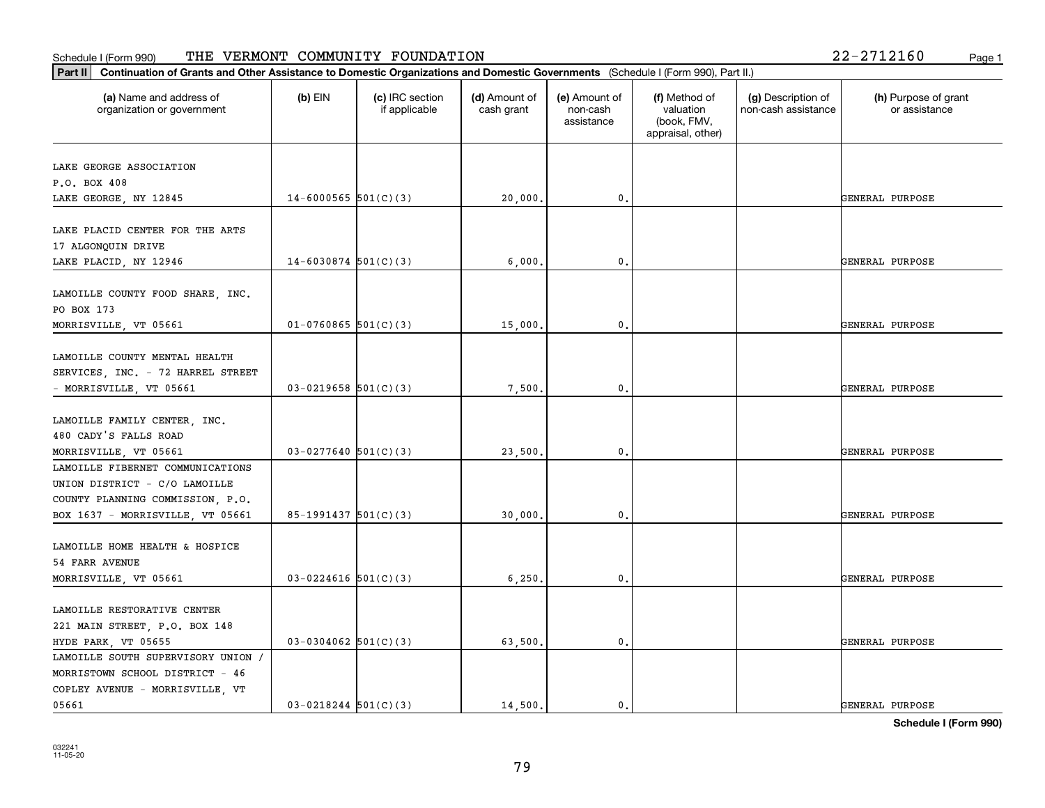Schedule I (Form 990) THE VERMONT COMMUNITY FOUNDATION 22-2712160

**Part II** **Continuation of Grants and Other Assistance to Domestic Organizations and Domestic Governments** (Schedule I (Form 990), Part II.)

| (a) Name and address of organization or government | (b) EIN | (c) IRC section if applicable | (d) Amount of cash grant | (e) Amount of non-cash assistance | (f) Method of valuation (book, FMV, appraisal, other) | (g) Description of non-cash assistance | (h) Purpose of grant or assistance |
|---|---|---|---|---|---|---|---|
| LAKE GEORGE ASSOCIATION P.O. BOX 408 LAKE GEORGE, NY 12845 | 14-6000565 | 501(C)(3) | 20,000. | 0. | | | GENERAL PURPOSE |
| LAKE PLACID CENTER FOR THE ARTS 17 ALGONQUIN DRIVE LAKE PLACID, NY 12946 | 14-6030874 | 501(C)(3) | 6,000. | 0. | | | GENERAL PURPOSE |
| LAMOILLE COUNTY FOOD SHARE, INC. PO BOX 173 MORRISVILLE, VT 05661 | 01-0760865 | 501(C)(3) | 15,000. | 0. | | | GENERAL PURPOSE |
| LAMOILLE COUNTY MENTAL HEALTH SERVICES, INC. - 72 HARREL STREET - MORRISVILLE, VT 05661 | 03-0219658 | 501(C)(3) | 7,500. | 0. | | | GENERAL PURPOSE |
| LAMOILLE FAMILY CENTER, INC. 480 CADY'S FALLS ROAD MORRISVILLE, VT 05661 | 03-0277640 | 501(C)(3) | 23,500. | 0. | | | GENERAL PURPOSE |
| LAMOILLE FIBERNET COMMUNICATIONS UNION DISTRICT - C/O LAMOILLE COUNTY PLANNING COMMISSION, P.O. BOX 1637 - MORRISVILLE, VT 05661 | 85-1991437 | 501(C)(3) | 30,000. | 0. | | | GENERAL PURPOSE |
| LAMOILLE HOME HEALTH & HOSPICE 54 FARR AVENUE MORRISVILLE, VT 05661 | 03-0224616 | 501(C)(3) | 6,250. | 0. | | | GENERAL PURPOSE |
| LAMOILLE RESTORATIVE CENTER 221 MAIN STREET, P.O. BOX 148 HYDE PARK, VT 05655 | 03-0304062 | 501(C)(3) | 63,500. | 0. | | | GENERAL PURPOSE |
| LAMOILLE SOUTH SUPERVISORY UNION / MORRISTOWN SCHOOL DISTRICT - 46 COPLEY AVENUE - MORRISVILLE, VT 05661 | 03-0218244 | 501(C)(3) | 14,500. | 0. | | | GENERAL PURPOSE |

**Schedule I (Form 990)**

032241 11-05-20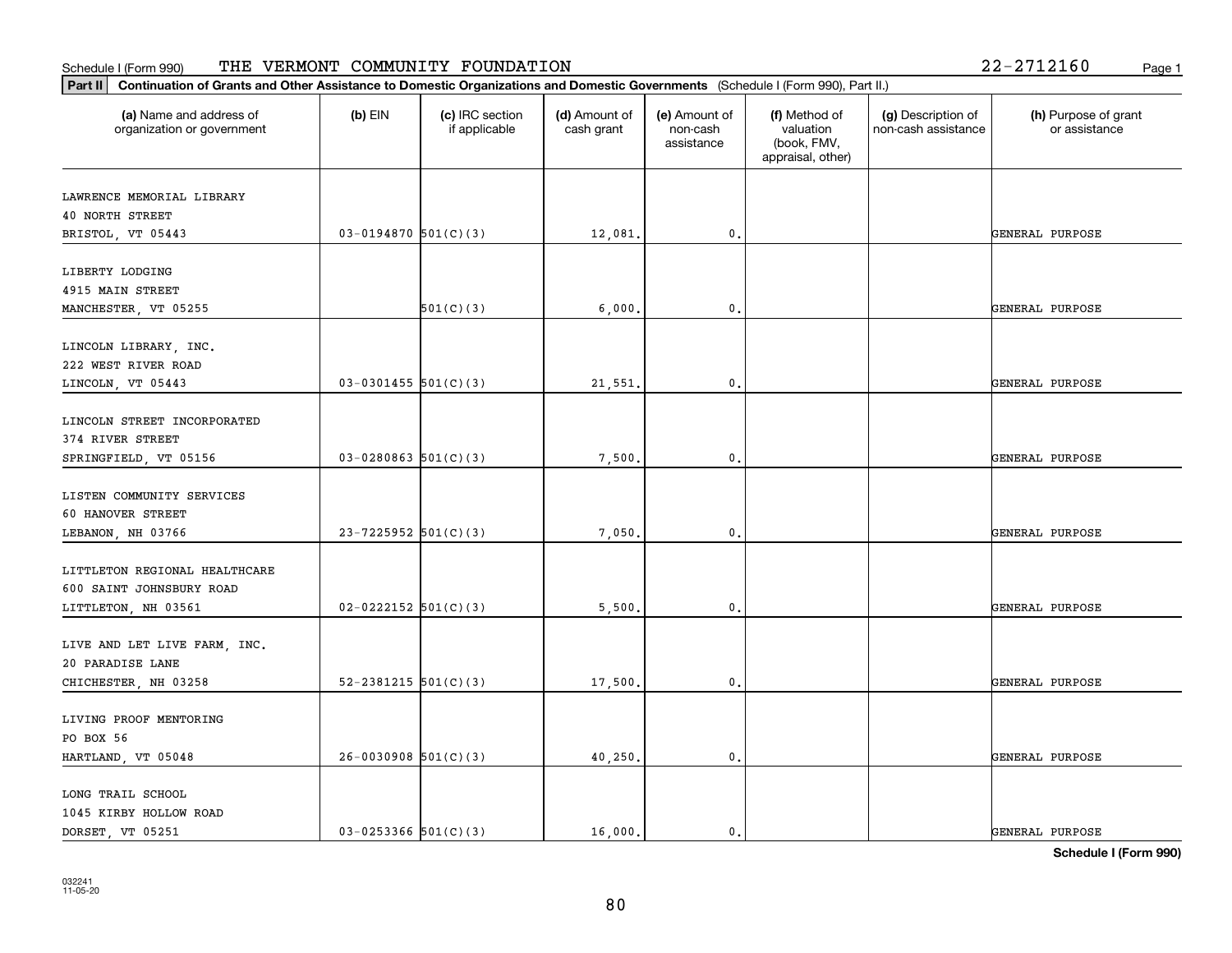Schedule I (Form 990) THE VERMONT COMMUNITY FOUNDATION 22-2712160

**Part II** **Continuation of Grants and Other Assistance to Domestic Organizations and Domestic Governments** (Schedule I (Form 990), Part II.)

| (a) Name and address of organization or government | (b) EIN | (c) IRC section if applicable | (d) Amount of cash grant | (e) Amount of non-cash assistance | (f) Method of valuation (book, FMV, appraisal, other) | (g) Description of non-cash assistance | (h) Purpose of grant or assistance |
|---|---|---|---|---|---|---|---|
| LAWRENCE MEMORIAL LIBRARY<br>40 NORTH STREET<br>BRISTOL, VT 05443 | 03-0194870 | 501(C)(3) | 12,081. | 0. | | | GENERAL PURPOSE |
| LIBERTY LODGING<br>4915 MAIN STREET<br>MANCHESTER, VT 05255 | | 501(C)(3) | 6,000. | 0. | | | GENERAL PURPOSE |
| LINCOLN LIBRARY, INC.<br>222 WEST RIVER ROAD<br>LINCOLN, VT 05443 | 03-0301455 | 501(C)(3) | 21,551. | 0. | | | GENERAL PURPOSE |
| LINCOLN STREET INCORPORATED<br>374 RIVER STREET<br>SPRINGFIELD, VT 05156 | 03-0280863 | 501(C)(3) | 7,500. | 0. | | | GENERAL PURPOSE |
| LISTEN COMMUNITY SERVICES<br>60 HANOVER STREET<br>LEBANON, NH 03766 | 23-7225952 | 501(C)(3) | 7,050. | 0. | | | GENERAL PURPOSE |
| LITTLETON REGIONAL HEALTHCARE<br>600 SAINT JOHNSBURY ROAD<br>LITTLETON, NH 03561 | 02-0222152 | 501(C)(3) | 5,500. | 0. | | | GENERAL PURPOSE |
| LIVE AND LET LIVE FARM, INC.<br>20 PARADISE LANE<br>CHICHESTER, NH 03258 | 52-2381215 | 501(C)(3) | 17,500. | 0. | | | GENERAL PURPOSE |
| LIVING PROOF MENTORING<br>PO BOX 56<br>HARTLAND, VT 05048 | 26-0030908 | 501(C)(3) | 40,250. | 0. | | | GENERAL PURPOSE |
| LONG TRAIL SCHOOL<br>1045 KIRBY HOLLOW ROAD<br>DORSET, VT 05251 | 03-0253366 | 501(C)(3) | 16,000. | 0. | | | GENERAL PURPOSE |

**Schedule I (Form 990)**

032241
11-05-20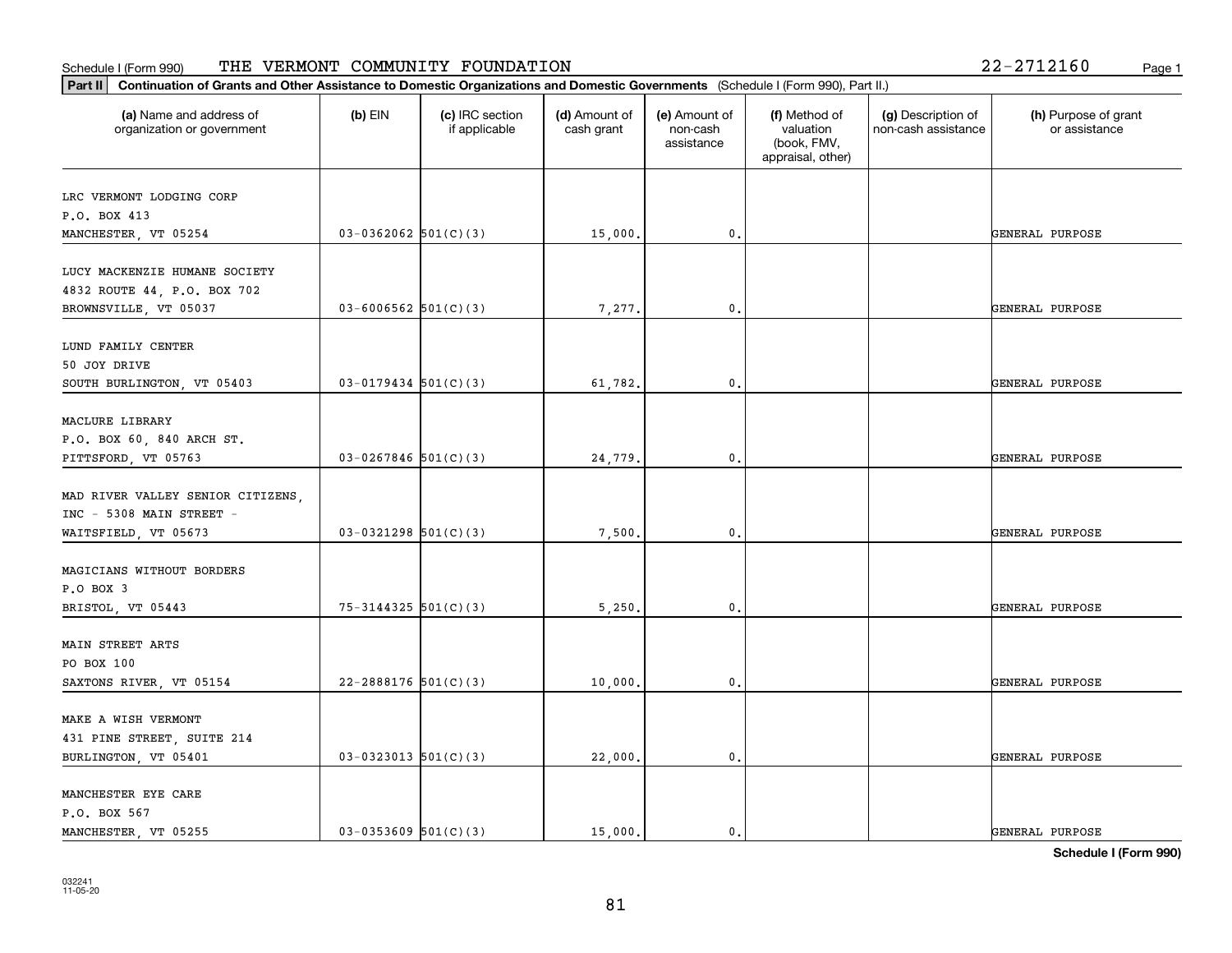Schedule I (Form 990) THE VERMONT COMMUNITY FOUNDATION 22-2712160

**Part II** **Continuation of Grants and Other Assistance to Domestic Organizations and Domestic Governments** (Schedule I (Form 990), Part II.)

| (a) Name and address of organization or government | (b) EIN | (c) IRC section if applicable | (d) Amount of cash grant | (e) Amount of non-cash assistance | (f) Method of valuation (book, FMV, appraisal, other) | (g) Description of non-cash assistance | (h) Purpose of grant or assistance |
|---|---|---|---|---|---|---|---|
| LRC VERMONT LODGING CORP<br>P.O. BOX 413<br>MANCHESTER, VT 05254 | 03-0362062 | 501(C)(3) | 15,000. | 0. | | | GENERAL PURPOSE |
| LUCY MACKENZIE HUMANE SOCIETY<br>4832 ROUTE 44, P.O. BOX 702<br>BROWNSVILLE, VT 05037 | 03-6006562 | 501(C)(3) | 7,277. | 0. | | | GENERAL PURPOSE |
| LUND FAMILY CENTER<br>50 JOY DRIVE<br>SOUTH BURLINGTON, VT 05403 | 03-0179434 | 501(C)(3) | 61,782. | 0. | | | GENERAL PURPOSE |
| MACLURE LIBRARY<br>P.O. BOX 60, 840 ARCH ST.<br>PITTSFORD, VT 05763 | 03-0267846 | 501(C)(3) | 24,779. | 0. | | | GENERAL PURPOSE |
| MAD RIVER VALLEY SENIOR CITIZENS,<br>INC - 5308 MAIN STREET -<br>WAITSFIELD, VT 05673 | 03-0321298 | 501(C)(3) | 7,500. | 0. | | | GENERAL PURPOSE |
| MAGICIANS WITHOUT BORDERS<br>P.O BOX 3<br>BRISTOL, VT 05443 | 75-3144325 | 501(C)(3) | 5,250. | 0. | | | GENERAL PURPOSE |
| MAIN STREET ARTS<br>PO BOX 100<br>SAXTONS RIVER, VT 05154 | 22-2888176 | 501(C)(3) | 10,000. | 0. | | | GENERAL PURPOSE |
| MAKE A WISH VERMONT<br>431 PINE STREET, SUITE 214<br>BURLINGTON, VT 05401 | 03-0323013 | 501(C)(3) | 22,000. | 0. | | | GENERAL PURPOSE |
| MANCHESTER EYE CARE<br>P.O. BOX 567<br>MANCHESTER, VT 05255 | 03-0353609 | 501(C)(3) | 15,000. | 0. | | | GENERAL PURPOSE |

**Schedule I (Form 990)**

032241
11-05-20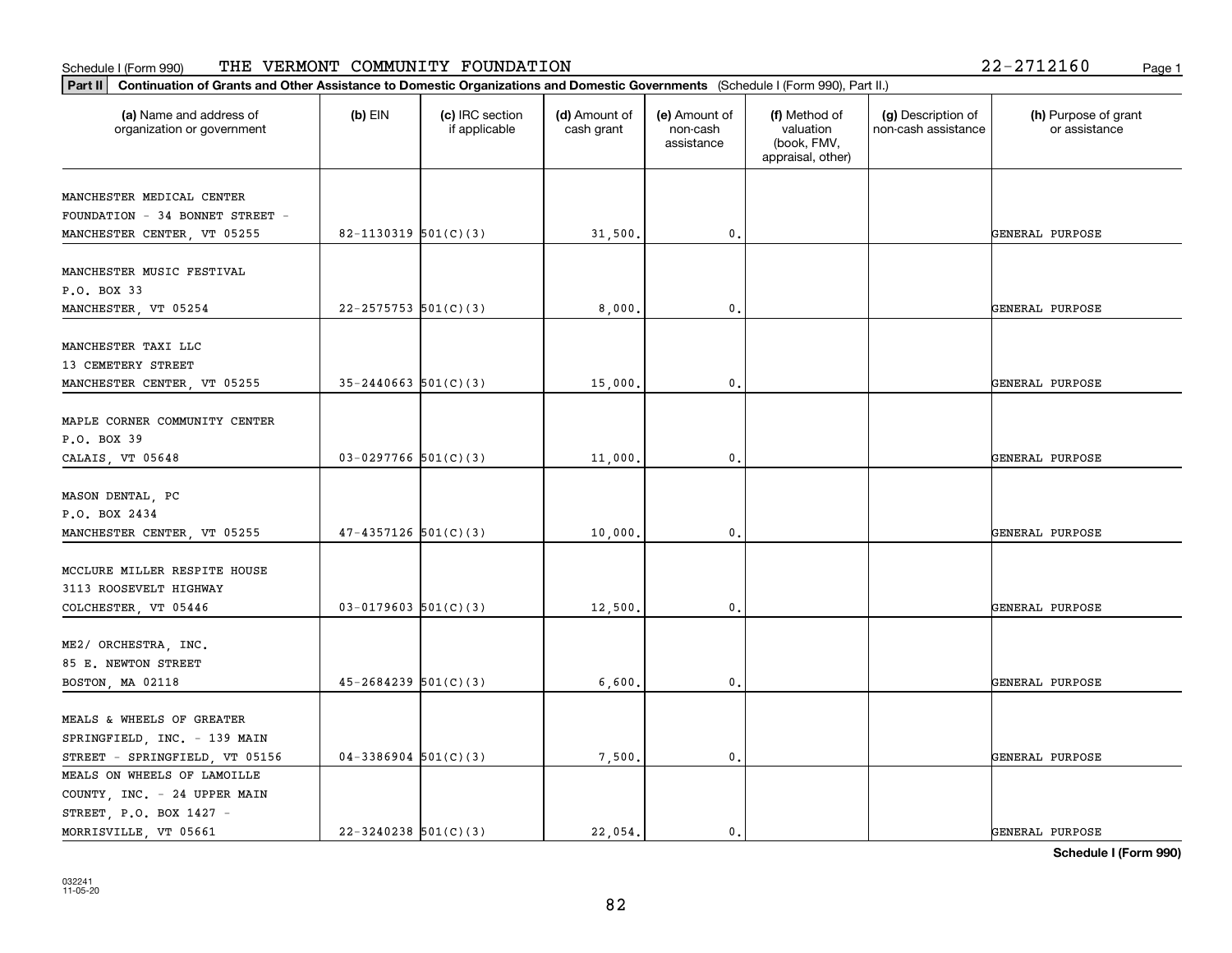Schedule I (Form 990) THE VERMONT COMMUNITY FOUNDATION 22-2712160

**Part II** **Continuation of Grants and Other Assistance to Domestic Organizations and Domestic Governments** (Schedule I (Form 990), Part II.)

| (a) Name and address of organization or government | (b) EIN | (c) IRC section if applicable | (d) Amount of cash grant | (e) Amount of non-cash assistance | (f) Method of valuation (book, FMV, appraisal, other) | (g) Description of non-cash assistance | (h) Purpose of grant or assistance |
|---|---|---|---|---|---|---|---|
| MANCHESTER MEDICAL CENTER FOUNDATION - 34 BONNET STREET - MANCHESTER CENTER, VT 05255 | 82-1130319 | 501(C)(3) | 31,500. | 0. | | | GENERAL PURPOSE |
| MANCHESTER MUSIC FESTIVAL P.O. BOX 33 MANCHESTER, VT 05254 | 22-2575753 | 501(C)(3) | 8,000. | 0. | | | GENERAL PURPOSE |
| MANCHESTER TAXI LLC 13 CEMETERY STREET MANCHESTER CENTER, VT 05255 | 35-2440663 | 501(C)(3) | 15,000. | 0. | | | GENERAL PURPOSE |
| MAPLE CORNER COMMUNITY CENTER P.O. BOX 39 CALAIS, VT 05648 | 03-0297766 | 501(C)(3) | 11,000. | 0. | | | GENERAL PURPOSE |
| MASON DENTAL, PC P.O. BOX 2434 MANCHESTER CENTER, VT 05255 | 47-4357126 | 501(C)(3) | 10,000. | 0. | | | GENERAL PURPOSE |
| MCCLURE MILLER RESPITE HOUSE 3113 ROOSEVELT HIGHWAY COLCHESTER, VT 05446 | 03-0179603 | 501(C)(3) | 12,500. | 0. | | | GENERAL PURPOSE |
| ME2/ ORCHESTRA, INC. 85 E. NEWTON STREET BOSTON, MA 02118 | 45-2684239 | 501(C)(3) | 6,600. | 0. | | | GENERAL PURPOSE |
| MEALS & WHEELS OF GREATER SPRINGFIELD, INC. - 139 MAIN STREET - SPRINGFIELD, VT 05156 | 04-3386904 | 501(C)(3) | 7,500. | 0. | | | GENERAL PURPOSE |
| MEALS ON WHEELS OF LAMOILLE COUNTY, INC. - 24 UPPER MAIN STREET, P.O. BOX 1427 - MORRISVILLE, VT 05661 | 22-3240238 | 501(C)(3) | 22,054. | 0. | | | GENERAL PURPOSE |

**Schedule I (Form 990)**

032241 11-05-20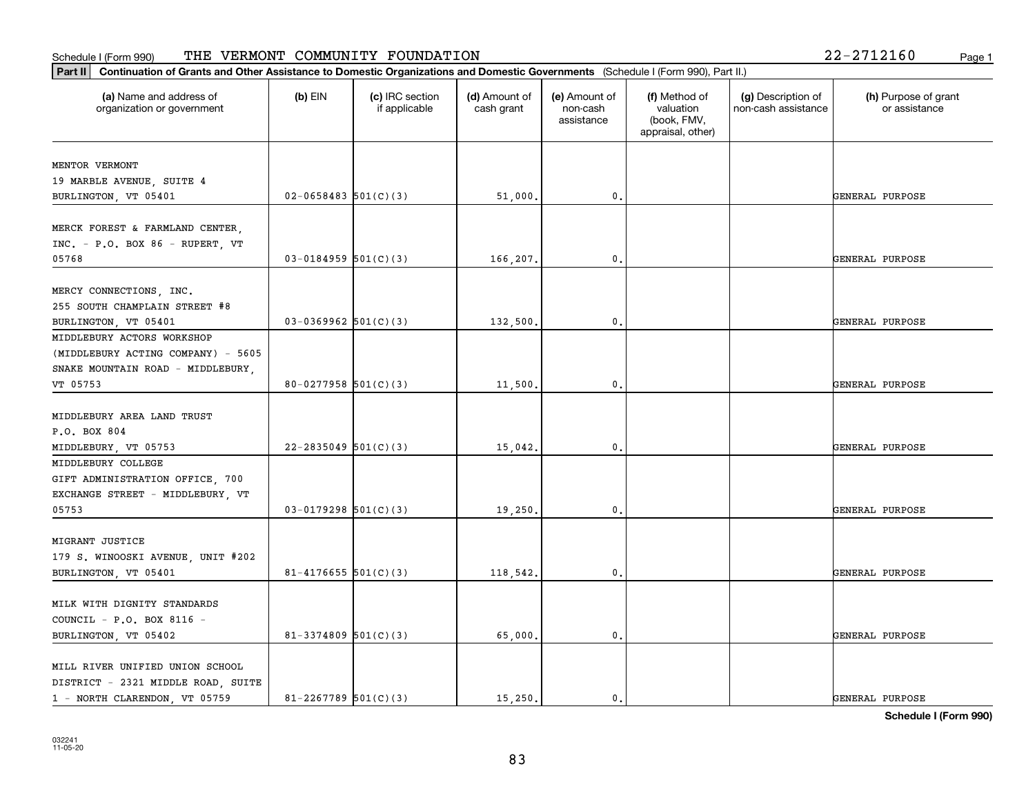Schedule I (Form 990) THE VERMONT COMMUNITY FOUNDATION 22-2712160

**Part II** **Continuation of Grants and Other Assistance to Domestic Organizations and Domestic Governments** (Schedule I (Form 990), Part II.)

| (a) Name and address of organization or government | (b) EIN | (c) IRC section if applicable | (d) Amount of cash grant | (e) Amount of non-cash assistance | (f) Method of valuation (book, FMV, appraisal, other) | (g) Description of non-cash assistance | (h) Purpose of grant or assistance |
|---|---|---|---|---|---|---|---|
| MENTOR VERMONT 19 MARBLE AVENUE, SUITE 4 BURLINGTON, VT 05401 | 02-0658483 | 501(C)(3) | 51,000. | 0. | | | GENERAL PURPOSE |
| MERCK FOREST & FARMLAND CENTER, INC. - P.O. BOX 86 - RUPERT, VT 05768 | 03-0184959 | 501(C)(3) | 166,207. | 0. | | | GENERAL PURPOSE |
| MERCY CONNECTIONS, INC. 255 SOUTH CHAMPLAIN STREET #8 BURLINGTON, VT 05401 | 03-0369962 | 501(C)(3) | 132,500. | 0. | | | GENERAL PURPOSE |
| MIDDLEBURY ACTORS WORKSHOP (MIDDLEBURY ACTING COMPANY) - 5605 SNAKE MOUNTAIN ROAD - MIDDLEBURY, VT 05753 | 80-0277958 | 501(C)(3) | 11,500. | 0. | | | GENERAL PURPOSE |
| MIDDLEBURY AREA LAND TRUST P.O. BOX 804 MIDDLEBURY, VT 05753 | 22-2835049 | 501(C)(3) | 15,042. | 0. | | | GENERAL PURPOSE |
| MIDDLEBURY COLLEGE GIFT ADMINISTRATION OFFICE, 700 EXCHANGE STREET - MIDDLEBURY, VT 05753 | 03-0179298 | 501(C)(3) | 19,250. | 0. | | | GENERAL PURPOSE |
| MIGRANT JUSTICE 179 S. WINOOSKI AVENUE, UNIT #202 BURLINGTON, VT 05401 | 81-4176655 | 501(C)(3) | 118,542. | 0. | | | GENERAL PURPOSE |
| MILK WITH DIGNITY STANDARDS COUNCIL - P.O. BOX 8116 - BURLINGTON, VT 05402 | 81-3374809 | 501(C)(3) | 65,000. | 0. | | | GENERAL PURPOSE |
| MILL RIVER UNIFIED UNION SCHOOL DISTRICT - 2321 MIDDLE ROAD, SUITE 1 - NORTH CLARENDON, VT 05759 | 81-2267789 | 501(C)(3) | 15,250. | 0. | | | GENERAL PURPOSE |

**Schedule I (Form 990)**

032241 11-05-20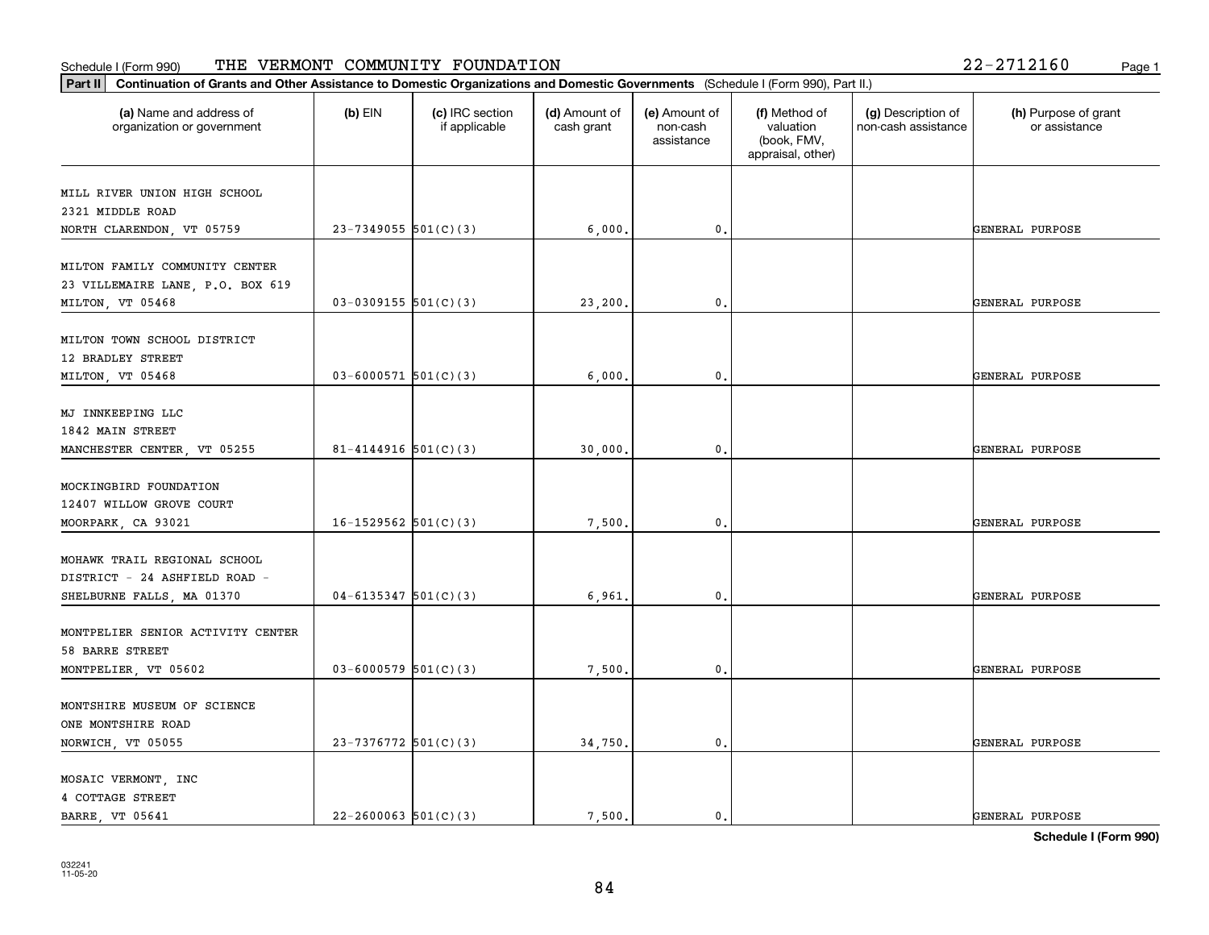Schedule I (Form 990) THE VERMONT COMMUNITY FOUNDATION 22-2712160

**Part II** **Continuation of Grants and Other Assistance to Domestic Organizations and Domestic Governments** (Schedule I (Form 990), Part II.)

| (a) Name and address of organization or government | (b) EIN | (c) IRC section if applicable | (d) Amount of cash grant | (e) Amount of non-cash assistance | (f) Method of valuation (book, FMV, appraisal, other) | (g) Description of non-cash assistance | (h) Purpose of grant or assistance |
|---|---|---|---|---|---|---|---|
| MILL RIVER UNION HIGH SCHOOL 2321 MIDDLE ROAD NORTH CLARENDON, VT 05759 | 23-7349055 | 501(C)(3) | 6,000. | 0. | | | GENERAL PURPOSE |
| MILTON FAMILY COMMUNITY CENTER 23 VILLEMAIRE LANE, P.O. BOX 619 MILTON, VT 05468 | 03-0309155 | 501(C)(3) | 23,200. | 0. | | | GENERAL PURPOSE |
| MILTON TOWN SCHOOL DISTRICT 12 BRADLEY STREET MILTON, VT 05468 | 03-6000571 | 501(C)(3) | 6,000. | 0. | | | GENERAL PURPOSE |
| MJ INNKEEPING LLC 1842 MAIN STREET MANCHESTER CENTER, VT 05255 | 81-4144916 | 501(C)(3) | 30,000. | 0. | | | GENERAL PURPOSE |
| MOCKINGBIRD FOUNDATION 12407 WILLOW GROVE COURT MOORPARK, CA 93021 | 16-1529562 | 501(C)(3) | 7,500. | 0. | | | GENERAL PURPOSE |
| MOHAWK TRAIL REGIONAL SCHOOL DISTRICT - 24 ASHFIELD ROAD - SHELBURNE FALLS, MA 01370 | 04-6135347 | 501(C)(3) | 6,961. | 0. | | | GENERAL PURPOSE |
| MONTPELIER SENIOR ACTIVITY CENTER 58 BARRE STREET MONTPELIER, VT 05602 | 03-6000579 | 501(C)(3) | 7,500. | 0. | | | GENERAL PURPOSE |
| MONTSHIRE MUSEUM OF SCIENCE ONE MONTSHIRE ROAD NORWICH, VT 05055 | 23-7376772 | 501(C)(3) | 34,750. | 0. | | | GENERAL PURPOSE |
| MOSAIC VERMONT, INC 4 COTTAGE STREET BARRE, VT 05641 | 22-2600063 | 501(C)(3) | 7,500. | 0. | | | GENERAL PURPOSE |

**Schedule I (Form 990)**

032241 11-05-20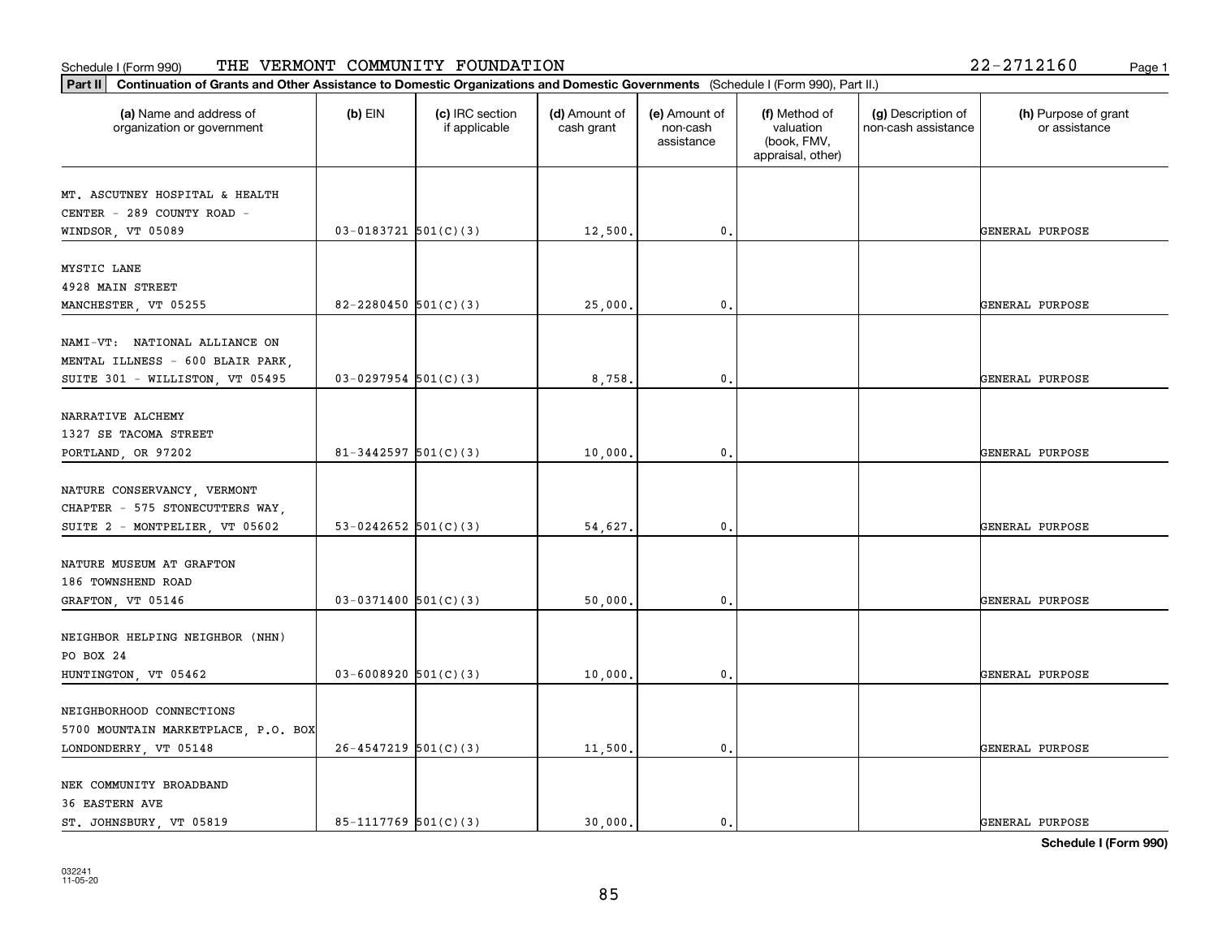Schedule I (Form 990) THE VERMONT COMMUNITY FOUNDATION 22-2712160

**Part II** **Continuation of Grants and Other Assistance to Domestic Organizations and Domestic Governments** (Schedule I (Form 990), Part II.)

| (a) Name and address of organization or government | (b) EIN | (c) IRC section if applicable | (d) Amount of cash grant | (e) Amount of non-cash assistance | (f) Method of valuation (book, FMV, appraisal, other) | (g) Description of non-cash assistance | (h) Purpose of grant or assistance |
|---|---|---|---|---|---|---|---|
| MT. ASCUTNEY HOSPITAL & HEALTH CENTER - 289 COUNTY ROAD - WINDSOR, VT 05089 | 03-0183721 | 501(C)(3) | 12,500. | 0. | | | GENERAL PURPOSE |
| MYSTIC LANE 4928 MAIN STREET MANCHESTER, VT 05255 | 82-2280450 | 501(C)(3) | 25,000. | 0. | | | GENERAL PURPOSE |
| NAMI-VT: NATIONAL ALLIANCE ON MENTAL ILLNESS - 600 BLAIR PARK, SUITE 301 - WILLISTON, VT 05495 | 03-0297954 | 501(C)(3) | 8,758. | 0. | | | GENERAL PURPOSE |
| NARRATIVE ALCHEMY 1327 SE TACOMA STREET PORTLAND, OR 97202 | 81-3442597 | 501(C)(3) | 10,000. | 0. | | | GENERAL PURPOSE |
| NATURE CONSERVANCY, VERMONT CHAPTER - 575 STONECUTTERS WAY, SUITE 2 - MONTPELIER, VT 05602 | 53-0242652 | 501(C)(3) | 54,627. | 0. | | | GENERAL PURPOSE |
| NATURE MUSEUM AT GRAFTON 186 TOWNSHEND ROAD GRAFTON, VT 05146 | 03-0371400 | 501(C)(3) | 50,000. | 0. | | | GENERAL PURPOSE |
| NEIGHBOR HELPING NEIGHBOR (NHN) PO BOX 24 HUNTINGTON, VT 05462 | 03-6008920 | 501(C)(3) | 10,000. | 0. | | | GENERAL PURPOSE |
| NEIGHBORHOOD CONNECTIONS 5700 MOUNTAIN MARKETPLACE, P.O. BOX LONDONDERRY, VT 05148 | 26-4547219 | 501(C)(3) | 11,500. | 0. | | | GENERAL PURPOSE |
| NEK COMMUNITY BROADBAND 36 EASTERN AVE ST. JOHNSBURY, VT 05819 | 85-1117769 | 501(C)(3) | 30,000. | 0. | | | GENERAL PURPOSE |

**Schedule I (Form 990)**

032241 11-05-20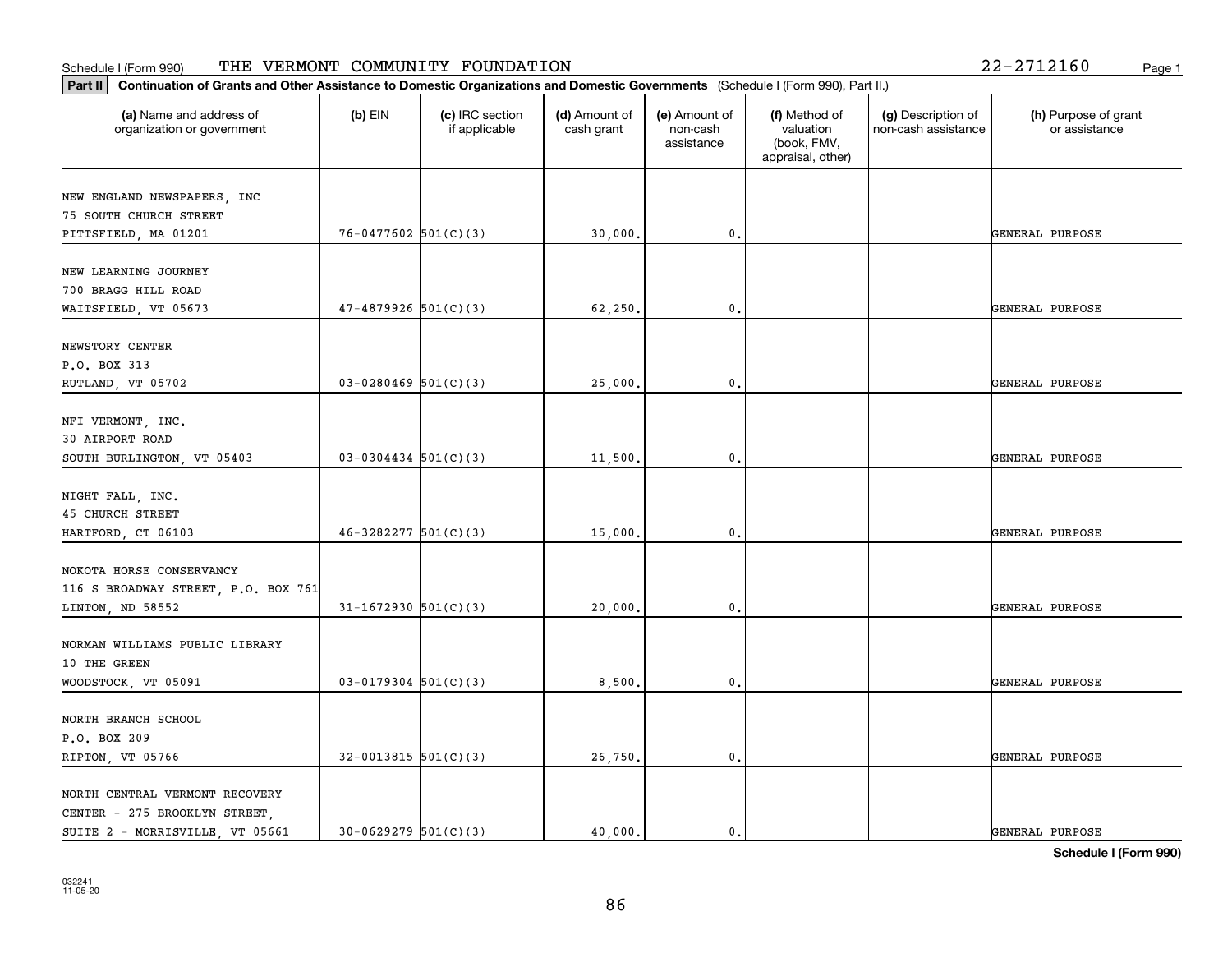Schedule I (Form 990) THE VERMONT COMMUNITY FOUNDATION 22-2712160

**Part II Continuation of Grants and Other Assistance to Domestic Organizations and Domestic Governments** (Schedule I (Form 990), Part II.)

| (a) Name and address of organization or government | (b) EIN | (c) IRC section if applicable | (d) Amount of cash grant | (e) Amount of non-cash assistance | (f) Method of valuation (book, FMV, appraisal, other) | (g) Description of non-cash assistance | (h) Purpose of grant or assistance |
|---|---|---|---|---|---|---|---|
| NEW ENGLAND NEWSPAPERS, INC<br>75 SOUTH CHURCH STREET<br>PITTSFIELD, MA 01201 | 76-0477602 | 501(C)(3) | 30,000. | 0. | | | GENERAL PURPOSE |
| NEW LEARNING JOURNEY<br>700 BRAGG HILL ROAD<br>WAITSFIELD, VT 05673 | 47-4879926 | 501(C)(3) | 62,250. | 0. | | | GENERAL PURPOSE |
| NEWSTORY CENTER<br>P.O. BOX 313<br>RUTLAND, VT 05702 | 03-0280469 | 501(C)(3) | 25,000. | 0. | | | GENERAL PURPOSE |
| NFI VERMONT, INC.<br>30 AIRPORT ROAD<br>SOUTH BURLINGTON, VT 05403 | 03-0304434 | 501(C)(3) | 11,500. | 0. | | | GENERAL PURPOSE |
| NIGHT FALL, INC.<br>45 CHURCH STREET<br>HARTFORD, CT 06103 | 46-3282277 | 501(C)(3) | 15,000. | 0. | | | GENERAL PURPOSE |
| NOKOTA HORSE CONSERVANCY<br>116 S BROADWAY STREET, P.O. BOX 761<br>LINTON, ND 58552 | 31-1672930 | 501(C)(3) | 20,000. | 0. | | | GENERAL PURPOSE |
| NORMAN WILLIAMS PUBLIC LIBRARY<br>10 THE GREEN<br>WOODSTOCK, VT 05091 | 03-0179304 | 501(C)(3) | 8,500. | 0. | | | GENERAL PURPOSE |
| NORTH BRANCH SCHOOL<br>P.O. BOX 209<br>RIPTON, VT 05766 | 32-0013815 | 501(C)(3) | 26,750. | 0. | | | GENERAL PURPOSE |
| NORTH CENTRAL VERMONT RECOVERY<br>CENTER - 275 BROOKLYN STREET,<br>SUITE 2 - MORRISVILLE, VT 05661 | 30-0629279 | 501(C)(3) | 40,000. | 0. | | | GENERAL PURPOSE |

**Schedule I (Form 990)**

032241
11-05-20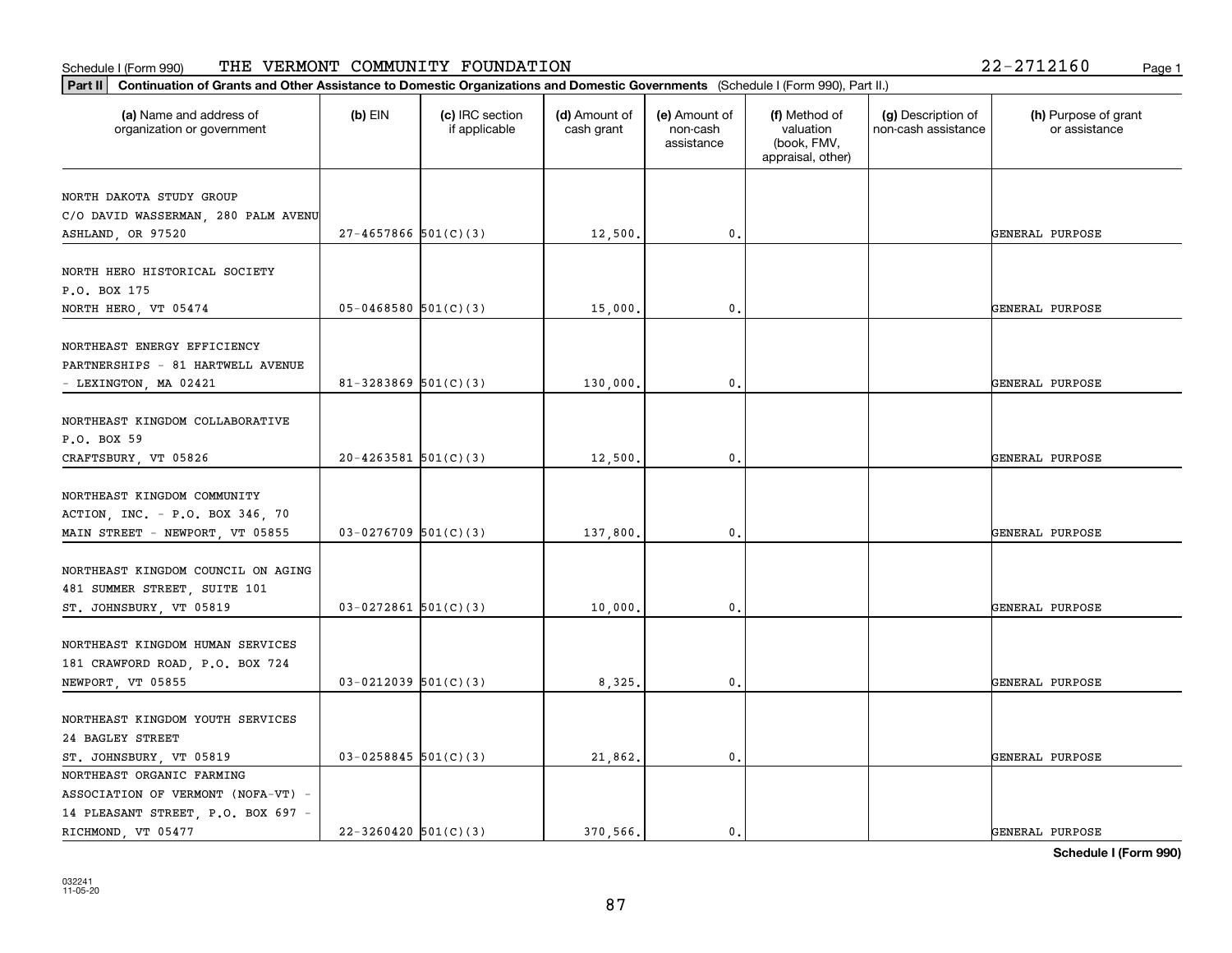Schedule I (Form 990) THE VERMONT COMMUNITY FOUNDATION 22-2712160

**Part II** Continuation of Grants and Other Assistance to Domestic Organizations and Domestic Governments (Schedule I (Form 990), Part II.)

| (a) Name and address of organization or government | (b) EIN | (c) IRC section if applicable | (d) Amount of cash grant | (e) Amount of non-cash assistance | (f) Method of valuation (book, FMV, appraisal, other) | (g) Description of non-cash assistance | (h) Purpose of grant or assistance |
|---|---|---|---|---|---|---|---|
| NORTH DAKOTA STUDY GROUP C/O DAVID WASSERMAN, 280 PALM AVENU ASHLAND, OR 97520 | 27-4657866 | 501(C)(3) | 12,500. | 0. | | | GENERAL PURPOSE |
| NORTH HERO HISTORICAL SOCIETY P.O. BOX 175 NORTH HERO, VT 05474 | 05-0468580 | 501(C)(3) | 15,000. | 0. | | | GENERAL PURPOSE |
| NORTHEAST ENERGY EFFICIENCY PARTNERSHIPS - 81 HARTWELL AVENUE - LEXINGTON, MA 02421 | 81-3283869 | 501(C)(3) | 130,000. | 0. | | | GENERAL PURPOSE |
| NORTHEAST KINGDOM COLLABORATIVE P.O. BOX 59 CRAFTSBURY, VT 05826 | 20-4263581 | 501(C)(3) | 12,500. | 0. | | | GENERAL PURPOSE |
| NORTHEAST KINGDOM COMMUNITY ACTION, INC. - P.O. BOX 346, 70 MAIN STREET - NEWPORT, VT 05855 | 03-0276709 | 501(C)(3) | 137,800. | 0. | | | GENERAL PURPOSE |
| NORTHEAST KINGDOM COUNCIL ON AGING 481 SUMMER STREET, SUITE 101 ST. JOHNSBURY, VT 05819 | 03-0272861 | 501(C)(3) | 10,000. | 0. | | | GENERAL PURPOSE |
| NORTHEAST KINGDOM HUMAN SERVICES 181 CRAWFORD ROAD, P.O. BOX 724 NEWPORT, VT 05855 | 03-0212039 | 501(C)(3) | 8,325. | 0. | | | GENERAL PURPOSE |
| NORTHEAST KINGDOM YOUTH SERVICES 24 BAGLEY STREET ST. JOHNSBURY, VT 05819 | 03-0258845 | 501(C)(3) | 21,862. | 0. | | | GENERAL PURPOSE |
| NORTHEAST ORGANIC FARMING ASSOCIATION OF VERMONT (NOFA-VT) - 14 PLEASANT STREET, P.O. BOX 697 - RICHMOND, VT 05477 | 22-3260420 | 501(C)(3) | 370,566. | 0. | | | GENERAL PURPOSE |

**Schedule I (Form 990)**

032241
11-05-20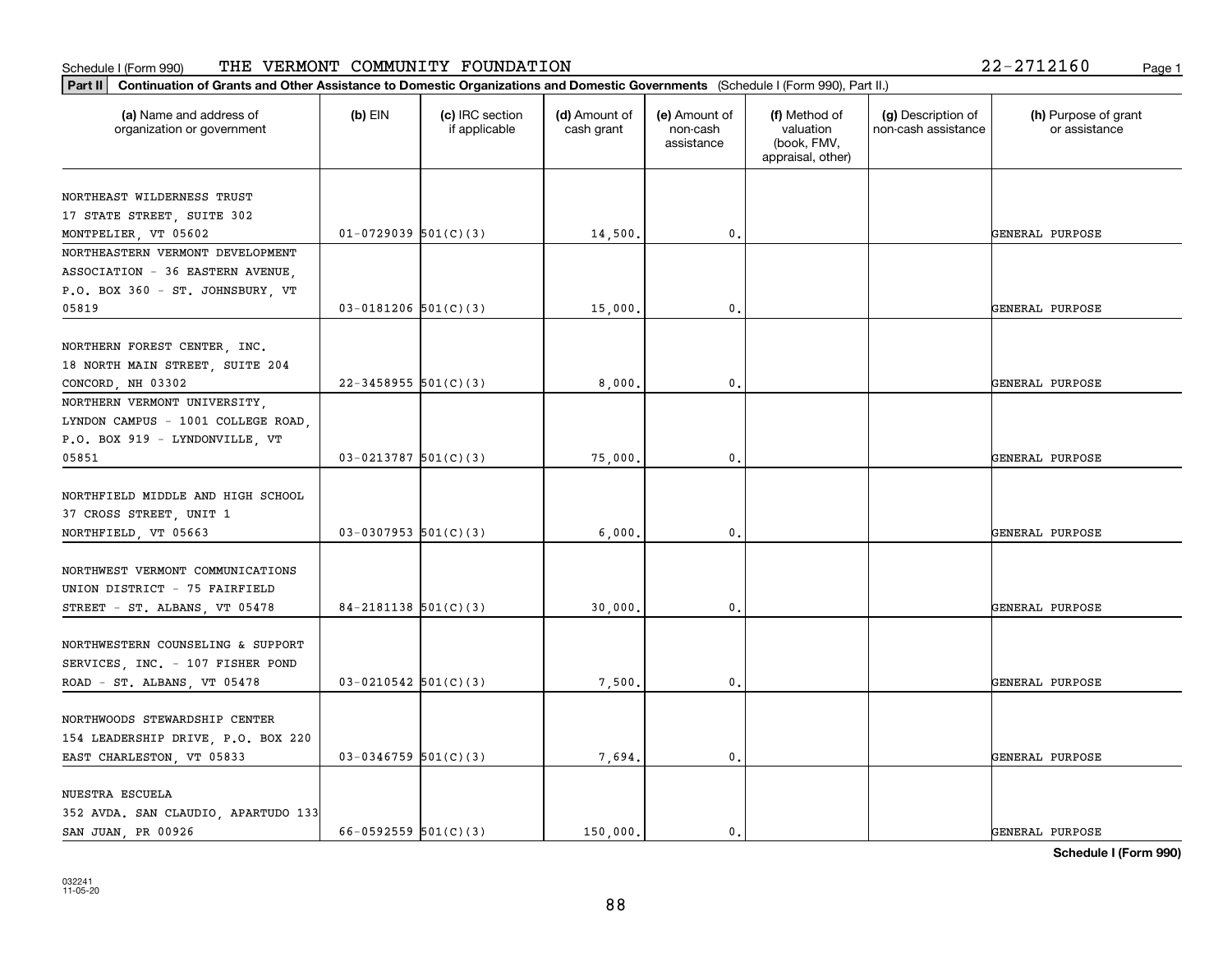Schedule I (Form 990) THE VERMONT COMMUNITY FOUNDATION 22-2712160

**Part II** **Continuation of Grants and Other Assistance to Domestic Organizations and Domestic Governments** (Schedule I (Form 990), Part II.)

| (a) Name and address of organization or government | (b) EIN | (c) IRC section if applicable | (d) Amount of cash grant | (e) Amount of non-cash assistance | (f) Method of valuation (book, FMV, appraisal, other) | (g) Description of non-cash assistance | (h) Purpose of grant or assistance |
|---|---|---|---|---|---|---|---|
| NORTHEAST WILDERNESS TRUST 17 STATE STREET, SUITE 302 MONTPELIER, VT 05602 | 01-0729039 | 501(C)(3) | 14,500. | 0. | | | GENERAL PURPOSE |
| NORTHEASTERN VERMONT DEVELOPMENT ASSOCIATION - 36 EASTERN AVENUE, P.O. BOX 360 - ST. JOHNSBURY, VT 05819 | 03-0181206 | 501(C)(3) | 15,000. | 0. | | | GENERAL PURPOSE |
| NORTHERN FOREST CENTER, INC. 18 NORTH MAIN STREET, SUITE 204 CONCORD, NH 03302 | 22-3458955 | 501(C)(3) | 8,000. | 0. | | | GENERAL PURPOSE |
| NORTHERN VERMONT UNIVERSITY, LYNDON CAMPUS - 1001 COLLEGE ROAD, P.O. BOX 919 - LYNDONVILLE, VT 05851 | 03-0213787 | 501(C)(3) | 75,000. | 0. | | | GENERAL PURPOSE |
| NORTHFIELD MIDDLE AND HIGH SCHOOL 37 CROSS STREET, UNIT 1 NORTHFIELD, VT 05663 | 03-0307953 | 501(C)(3) | 6,000. | 0. | | | GENERAL PURPOSE |
| NORTHWEST VERMONT COMMUNICATIONS UNION DISTRICT - 75 FAIRFIELD STREET - ST. ALBANS, VT 05478 | 84-2181138 | 501(C)(3) | 30,000. | 0. | | | GENERAL PURPOSE |
| NORTHWESTERN COUNSELING & SUPPORT SERVICES, INC. - 107 FISHER POND ROAD - ST. ALBANS, VT 05478 | 03-0210542 | 501(C)(3) | 7,500. | 0. | | | GENERAL PURPOSE |
| NORTHWOODS STEWARDSHIP CENTER 154 LEADERSHIP DRIVE, P.O. BOX 220 EAST CHARLESTON, VT 05833 | 03-0346759 | 501(C)(3) | 7,694. | 0. | | | GENERAL PURPOSE |
| NUESTRA ESCUELA 352 AVDA. SAN CLAUDIO, APARTUDO 133 SAN JUAN, PR 00926 | 66-0592559 | 501(C)(3) | 150,000. | 0. | | | GENERAL PURPOSE |

**Schedule I (Form 990)**

032241 11-05-20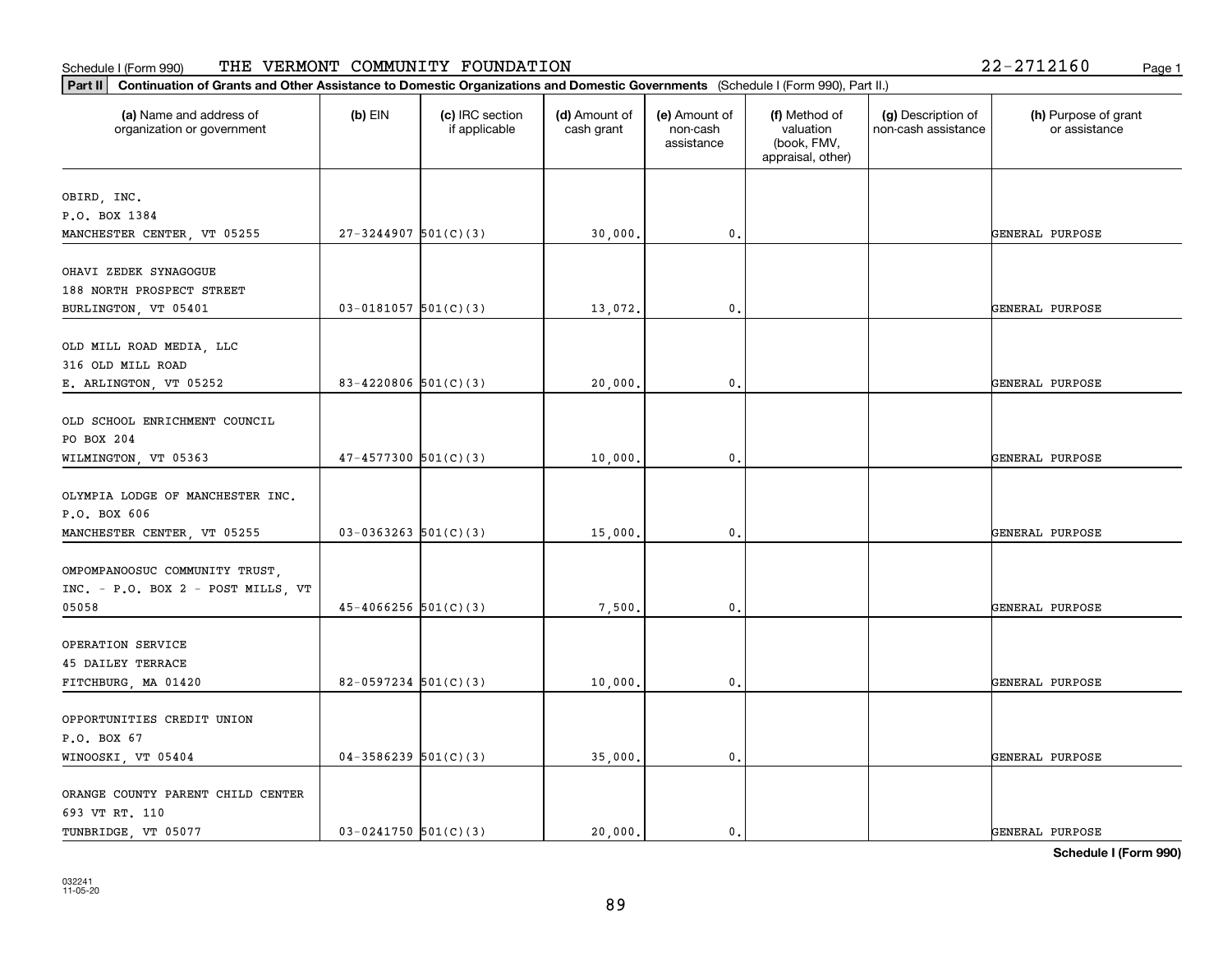Schedule I (Form 990) THE VERMONT COMMUNITY FOUNDATION 22-2712160

**Part II** **Continuation of Grants and Other Assistance to Domestic Organizations and Domestic Governments** (Schedule I (Form 990), Part II.)

| (a) Name and address of organization or government | (b) EIN | (c) IRC section if applicable | (d) Amount of cash grant | (e) Amount of non-cash assistance | (f) Method of valuation (book, FMV, appraisal, other) | (g) Description of non-cash assistance | (h) Purpose of grant or assistance |
|---|---|---|---|---|---|---|---|
| OBIRD, INC.<br>P.O. BOX 1384<br>MANCHESTER CENTER, VT 05255 | 27-3244907 | 501(C)(3) | 30,000. | 0. | | | GENERAL PURPOSE |
| OHAVI ZEDEK SYNAGOGUE<br>188 NORTH PROSPECT STREET<br>BURLINGTON, VT 05401 | 03-0181057 | 501(C)(3) | 13,072. | 0. | | | GENERAL PURPOSE |
| OLD MILL ROAD MEDIA, LLC<br>316 OLD MILL ROAD<br>E. ARLINGTON, VT 05252 | 83-4220806 | 501(C)(3) | 20,000. | 0. | | | GENERAL PURPOSE |
| OLD SCHOOL ENRICHMENT COUNCIL<br>PO BOX 204<br>WILMINGTON, VT 05363 | 47-4577300 | 501(C)(3) | 10,000. | 0. | | | GENERAL PURPOSE |
| OLYMPIA LODGE OF MANCHESTER INC.<br>P.O. BOX 606<br>MANCHESTER CENTER, VT 05255 | 03-0363263 | 501(C)(3) | 15,000. | 0. | | | GENERAL PURPOSE |
| OMPOMPANOOSUC COMMUNITY TRUST,<br>INC. - P.O. BOX 2 - POST MILLS, VT<br>05058 | 45-4066256 | 501(C)(3) | 7,500. | 0. | | | GENERAL PURPOSE |
| OPERATION SERVICE<br>45 DAILEY TERRACE<br>FITCHBURG, MA 01420 | 82-0597234 | 501(C)(3) | 10,000. | 0. | | | GENERAL PURPOSE |
| OPPORTUNITIES CREDIT UNION<br>P.O. BOX 67<br>WINOOSKI, VT 05404 | 04-3586239 | 501(C)(3) | 35,000. | 0. | | | GENERAL PURPOSE |
| ORANGE COUNTY PARENT CHILD CENTER<br>693 VT RT. 110<br>TUNBRIDGE, VT 05077 | 03-0241750 | 501(C)(3) | 20,000. | 0. | | | GENERAL PURPOSE |

**Schedule I (Form 990)**

032241
11-05-20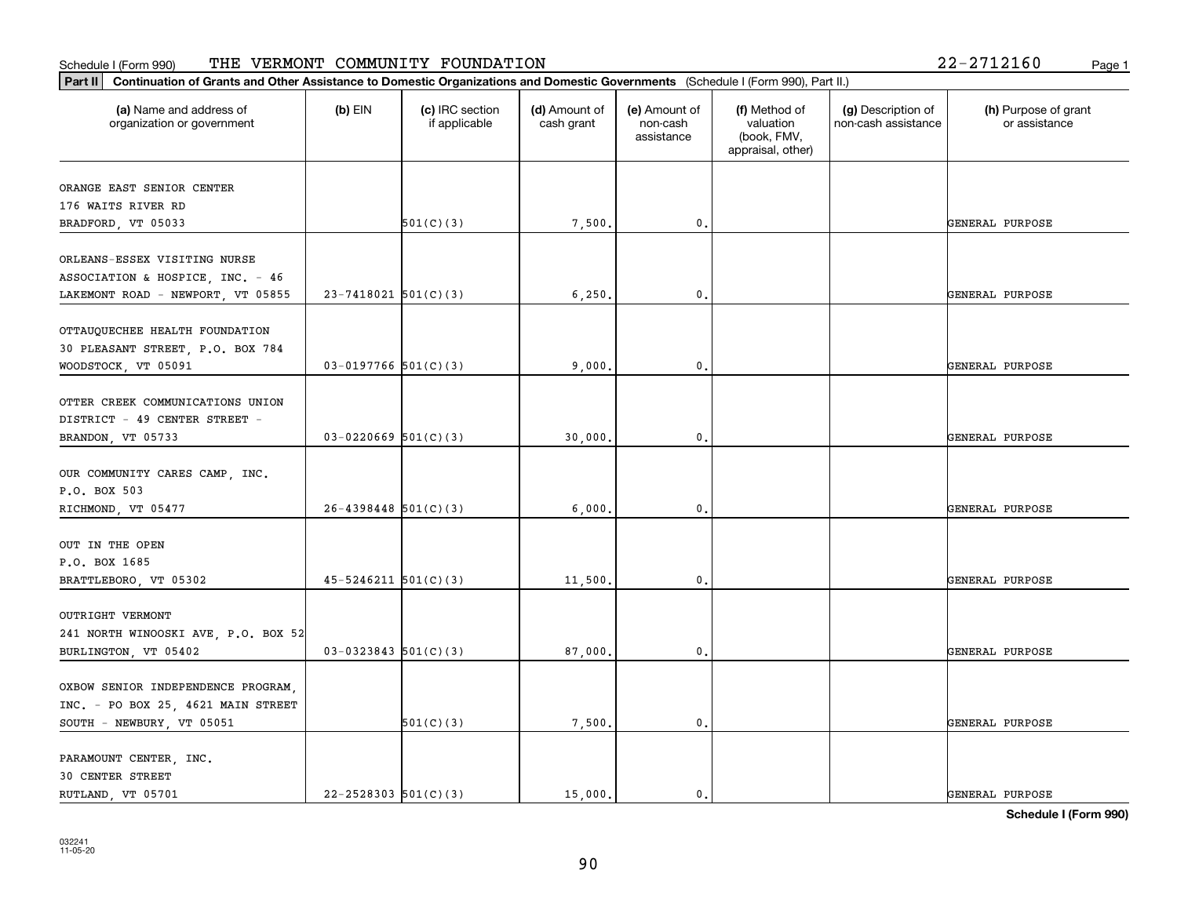Schedule I (Form 990) THE VERMONT COMMUNITY FOUNDATION 22-2712160

**Part II** **Continuation of Grants and Other Assistance to Domestic Organizations and Domestic Governments** (Schedule I (Form 990), Part II.)

| (a) Name and address of organization or government | (b) EIN | (c) IRC section if applicable | (d) Amount of cash grant | (e) Amount of non-cash assistance | (f) Method of valuation (book, FMV, appraisal, other) | (g) Description of non-cash assistance | (h) Purpose of grant or assistance |
|---|---|---|---|---|---|---|---|
| ORANGE EAST SENIOR CENTER 176 WAITS RIVER RD BRADFORD, VT 05033 | | 501(C)(3) | 7,500. | 0. | | | GENERAL PURPOSE |
| ORLEANS-ESSEX VISITING NURSE ASSOCIATION & HOSPICE, INC. - 46 LAKEMONT ROAD - NEWPORT, VT 05855 | 23-7418021 | 501(C)(3) | 6,250. | 0. | | | GENERAL PURPOSE |
| OTTAUQUECHEE HEALTH FOUNDATION 30 PLEASANT STREET, P.O. BOX 784 WOODSTOCK, VT 05091 | 03-0197766 | 501(C)(3) | 9,000. | 0. | | | GENERAL PURPOSE |
| OTTER CREEK COMMUNICATIONS UNION DISTRICT - 49 CENTER STREET - BRANDON, VT 05733 | 03-0220669 | 501(C)(3) | 30,000. | 0. | | | GENERAL PURPOSE |
| OUR COMMUNITY CARES CAMP, INC. P.O. BOX 503 RICHMOND, VT 05477 | 26-4398448 | 501(C)(3) | 6,000. | 0. | | | GENERAL PURPOSE |
| OUT IN THE OPEN P.O. BOX 1685 BRATTLEBORO, VT 05302 | 45-5246211 | 501(C)(3) | 11,500. | 0. | | | GENERAL PURPOSE |
| OUTRIGHT VERMONT 241 NORTH WINOOSKI AVE, P.O. BOX 52 BURLINGTON, VT 05402 | 03-0323843 | 501(C)(3) | 87,000. | 0. | | | GENERAL PURPOSE |
| OXBOW SENIOR INDEPENDENCE PROGRAM, INC. - PO BOX 25, 4621 MAIN STREET SOUTH - NEWBURY, VT 05051 | | 501(C)(3) | 7,500. | 0. | | | GENERAL PURPOSE |
| PARAMOUNT CENTER, INC. 30 CENTER STREET RUTLAND, VT 05701 | 22-2528303 | 501(C)(3) | 15,000. | 0. | | | GENERAL PURPOSE |

**Schedule I (Form 990)**

032241 11-05-20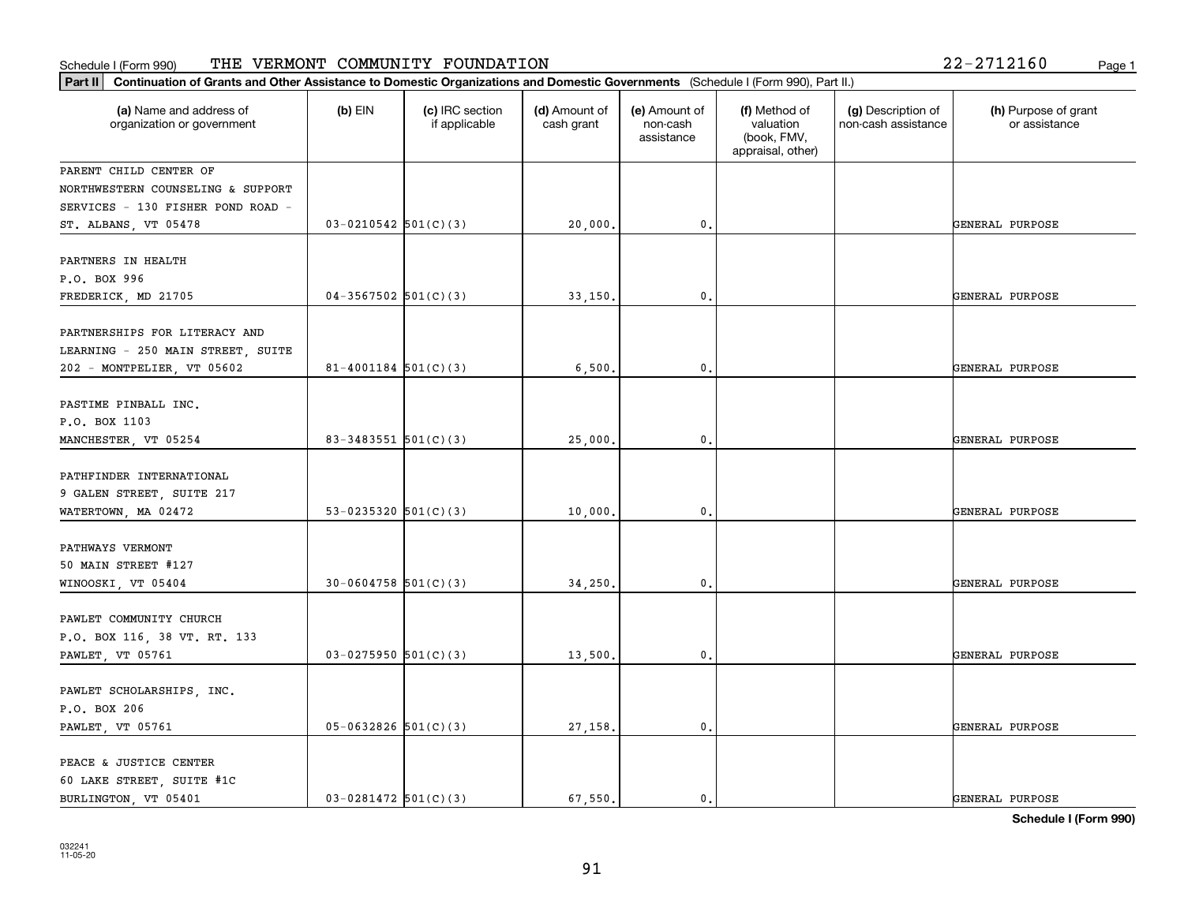Schedule I (Form 990) THE VERMONT COMMUNITY FOUNDATION 22-2712160

**Part II Continuation of Grants and Other Assistance to Domestic Organizations and Domestic Governments** (Schedule I (Form 990), Part II.)

| (a) Name and address of organization or government | (b) EIN | (c) IRC section if applicable | (d) Amount of cash grant | (e) Amount of non-cash assistance | (f) Method of valuation (book, FMV, appraisal, other) | (g) Description of non-cash assistance | (h) Purpose of grant or assistance |
|---|---|---|---|---|---|---|---|
| PARENT CHILD CENTER OF NORTHWESTERN COUNSELING & SUPPORT SERVICES - 130 FISHER POND ROAD - ST. ALBANS, VT 05478 | 03-0210542 | 501(C)(3) | 20,000. | 0. | | | GENERAL PURPOSE |
| PARTNERS IN HEALTH P.O. BOX 996 FREDERICK, MD 21705 | 04-3567502 | 501(C)(3) | 33,150. | 0. | | | GENERAL PURPOSE |
| PARTNERSHIPS FOR LITERACY AND LEARNING - 250 MAIN STREET, SUITE 202 - MONTPELIER, VT 05602 | 81-4001184 | 501(C)(3) | 6,500. | 0. | | | GENERAL PURPOSE |
| PASTIME PINBALL INC. P.O. BOX 1103 MANCHESTER, VT 05254 | 83-3483551 | 501(C)(3) | 25,000. | 0. | | | GENERAL PURPOSE |
| PATHFINDER INTERNATIONAL 9 GALEN STREET, SUITE 217 WATERTOWN, MA 02472 | 53-0235320 | 501(C)(3) | 10,000. | 0. | | | GENERAL PURPOSE |
| PATHWAYS VERMONT 50 MAIN STREET #127 WINOOSKI, VT 05404 | 30-0604758 | 501(C)(3) | 34,250. | 0. | | | GENERAL PURPOSE |
| PAWLET COMMUNITY CHURCH P.O. BOX 116, 38 VT. RT. 133 PAWLET, VT 05761 | 03-0275950 | 501(C)(3) | 13,500. | 0. | | | GENERAL PURPOSE |
| PAWLET SCHOLARSHIPS, INC. P.O. BOX 206 PAWLET, VT 05761 | 05-0632826 | 501(C)(3) | 27,158. | 0. | | | GENERAL PURPOSE |
| PEACE & JUSTICE CENTER 60 LAKE STREET, SUITE #1C BURLINGTON, VT 05401 | 03-0281472 | 501(C)(3) | 67,550. | 0. | | | GENERAL PURPOSE |

**Schedule I (Form 990)**

032241 11-05-20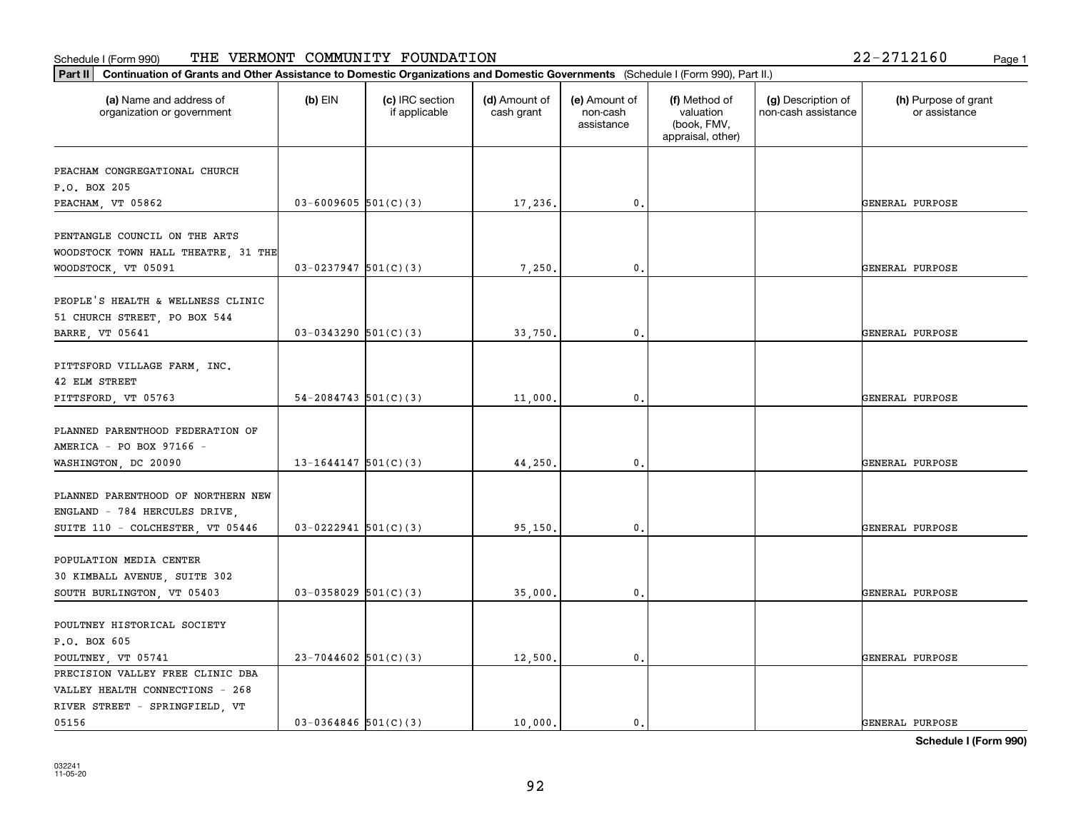Schedule I (Form 990) THE VERMONT COMMUNITY FOUNDATION 22-2712160

**Part II** **Continuation of Grants and Other Assistance to Domestic Organizations and Domestic Governments** (Schedule I (Form 990), Part II.)

| (a) Name and address of organization or government | (b) EIN | (c) IRC section if applicable | (d) Amount of cash grant | (e) Amount of non-cash assistance | (f) Method of valuation (book, FMV, appraisal, other) | (g) Description of non-cash assistance | (h) Purpose of grant or assistance |
|---|---|---|---|---|---|---|---|
| PEACHAM CONGREGATIONAL CHURCH<br>P.O. BOX 205<br>PEACHAM, VT 05862 | 03-6009605 | 501(C)(3) | 17,236. | 0. | | | GENERAL PURPOSE |
| PENTANGLE COUNCIL ON THE ARTS<br>WOODSTOCK TOWN HALL THEATRE, 31 THE<br>WOODSTOCK, VT 05091 | 03-0237947 | 501(C)(3) | 7,250. | 0. | | | GENERAL PURPOSE |
| PEOPLE'S HEALTH & WELLNESS CLINIC<br>51 CHURCH STREET, PO BOX 544<br>BARRE, VT 05641 | 03-0343290 | 501(C)(3) | 33,750. | 0. | | | GENERAL PURPOSE |
| PITTSFORD VILLAGE FARM, INC.<br>42 ELM STREET<br>PITTSFORD, VT 05763 | 54-2084743 | 501(C)(3) | 11,000. | 0. | | | GENERAL PURPOSE |
| PLANNED PARENTHOOD FEDERATION OF<br>AMERICA - PO BOX 97166 -<br>WASHINGTON, DC 20090 | 13-1644147 | 501(C)(3) | 44,250. | 0. | | | GENERAL PURPOSE |
| PLANNED PARENTHOOD OF NORTHERN NEW<br>ENGLAND - 784 HERCULES DRIVE,<br>SUITE 110 - COLCHESTER, VT 05446 | 03-0222941 | 501(C)(3) | 95,150. | 0. | | | GENERAL PURPOSE |
| POPULATION MEDIA CENTER<br>30 KIMBALL AVENUE, SUITE 302<br>SOUTH BURLINGTON, VT 05403 | 03-0358029 | 501(C)(3) | 35,000. | 0. | | | GENERAL PURPOSE |
| POULTNEY HISTORICAL SOCIETY<br>P.O. BOX 605<br>POULTNEY, VT 05741 | 23-7044602 | 501(C)(3) | 12,500. | 0. | | | GENERAL PURPOSE |
| PRECISION VALLEY FREE CLINIC DBA<br>VALLEY HEALTH CONNECTIONS - 268<br>RIVER STREET - SPRINGFIELD, VT<br>05156 | 03-0364846 | 501(C)(3) | 10,000. | 0. | | | GENERAL PURPOSE |

**Schedule I (Form 990)**

032241
11-05-20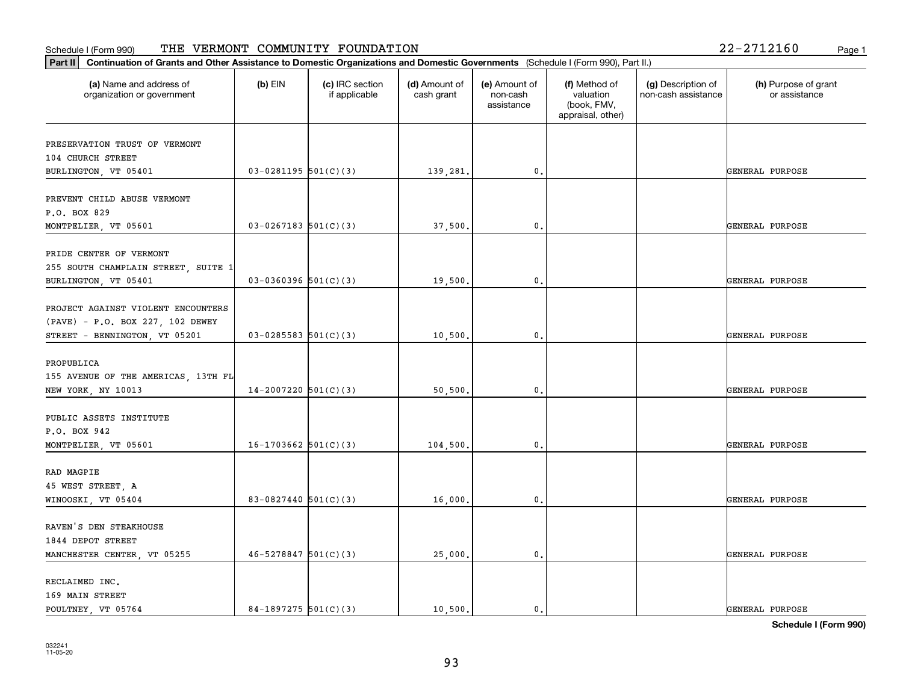Schedule I (Form 990) THE VERMONT COMMUNITY FOUNDATION 22-2712160

**Part II** **Continuation of Grants and Other Assistance to Domestic Organizations and Domestic Governments** (Schedule I (Form 990), Part II.)

| (a) Name and address of organization or government | (b) EIN | (c) IRC section if applicable | (d) Amount of cash grant | (e) Amount of non-cash assistance | (f) Method of valuation (book, FMV, appraisal, other) | (g) Description of non-cash assistance | (h) Purpose of grant or assistance |
|---|---|---|---|---|---|---|---|
| PRESERVATION TRUST OF VERMONT<br>104 CHURCH STREET<br>BURLINGTON, VT 05401 | 03-0281195 | 501(C)(3) | 139,281. | 0. | | | GENERAL PURPOSE |
| PREVENT CHILD ABUSE VERMONT<br>P.O. BOX 829<br>MONTPELIER, VT 05601 | 03-0267183 | 501(C)(3) | 37,500. | 0. | | | GENERAL PURPOSE |
| PRIDE CENTER OF VERMONT<br>255 SOUTH CHAMPLAIN STREET, SUITE 1<br>BURLINGTON, VT 05401 | 03-0360396 | 501(C)(3) | 19,500. | 0. | | | GENERAL PURPOSE |
| PROJECT AGAINST VIOLENT ENCOUNTERS (PAVE) - P.O. BOX 227, 102 DEWEY STREET - BENNINGTON, VT 05201 | 03-0285583 | 501(C)(3) | 10,500. | 0. | | | GENERAL PURPOSE |
| PROPUBLICA<br>155 AVENUE OF THE AMERICAS, 13TH FL<br>NEW YORK, NY 10013 | 14-2007220 | 501(C)(3) | 50,500. | 0. | | | GENERAL PURPOSE |
| PUBLIC ASSETS INSTITUTE<br>P.O. BOX 942<br>MONTPELIER, VT 05601 | 16-1703662 | 501(C)(3) | 104,500. | 0. | | | GENERAL PURPOSE |
| RAD MAGPIE<br>45 WEST STREET, A<br>WINOOSKI, VT 05404 | 83-0827440 | 501(C)(3) | 16,000. | 0. | | | GENERAL PURPOSE |
| RAVEN'S DEN STEAKHOUSE<br>1844 DEPOT STREET<br>MANCHESTER CENTER, VT 05255 | 46-5278847 | 501(C)(3) | 25,000. | 0. | | | GENERAL PURPOSE |
| RECLAIMED INC.<br>169 MAIN STREET<br>POULTNEY, VT 05764 | 84-1897275 | 501(C)(3) | 10,500. | 0. | | | GENERAL PURPOSE |

**Schedule I (Form 990)**

032241
11-05-20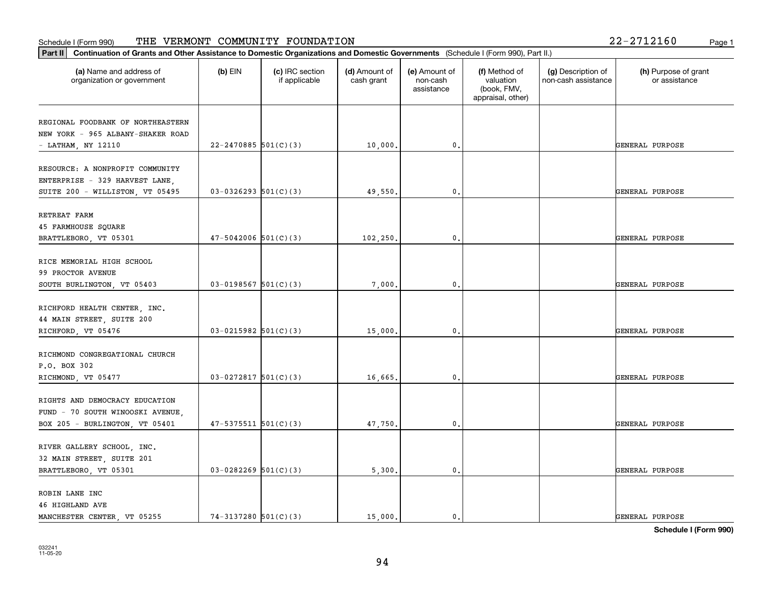Schedule I (Form 990) THE VERMONT COMMUNITY FOUNDATION 22-2712160

**Part II** **Continuation of Grants and Other Assistance to Domestic Organizations and Domestic Governments** (Schedule I (Form 990), Part II.)

| (a) Name and address of organization or government | (b) EIN | (c) IRC section if applicable | (d) Amount of cash grant | (e) Amount of non-cash assistance | (f) Method of valuation (book, FMV, appraisal, other) | (g) Description of non-cash assistance | (h) Purpose of grant or assistance |
|---|---|---|---|---|---|---|---|
| REGIONAL FOODBANK OF NORTHEASTERN NEW YORK - 965 ALBANY-SHAKER ROAD - LATHAM, NY 12110 | 22-2470885 | 501(C)(3) | 10,000. | 0. | | | GENERAL PURPOSE |
| RESOURCE: A NONPROFIT COMMUNITY ENTERPRISE - 329 HARVEST LANE, SUITE 200 - WILLISTON, VT 05495 | 03-0326293 | 501(C)(3) | 49,550. | 0. | | | GENERAL PURPOSE |
| RETREAT FARM 45 FARMHOUSE SQUARE BRATTLEBORO, VT 05301 | 47-5042006 | 501(C)(3) | 102,250. | 0. | | | GENERAL PURPOSE |
| RICE MEMORIAL HIGH SCHOOL 99 PROCTOR AVENUE SOUTH BURLINGTON, VT 05403 | 03-0198567 | 501(C)(3) | 7,000. | 0. | | | GENERAL PURPOSE |
| RICHFORD HEALTH CENTER, INC. 44 MAIN STREET, SUITE 200 RICHFORD, VT 05476 | 03-0215982 | 501(C)(3) | 15,000. | 0. | | | GENERAL PURPOSE |
| RICHMOND CONGREGATIONAL CHURCH P.O. BOX 302 RICHMOND, VT 05477 | 03-0272817 | 501(C)(3) | 16,665. | 0. | | | GENERAL PURPOSE |
| RIGHTS AND DEMOCRACY EDUCATION FUND - 70 SOUTH WINOOSKI AVENUE, BOX 205 - BURLINGTON, VT 05401 | 47-5375511 | 501(C)(3) | 47,750. | 0. | | | GENERAL PURPOSE |
| RIVER GALLERY SCHOOL, INC. 32 MAIN STREET, SUITE 201 BRATTLEBORO, VT 05301 | 03-0282269 | 501(C)(3) | 5,300. | 0. | | | GENERAL PURPOSE |
| ROBIN LANE INC 46 HIGHLAND AVE MANCHESTER CENTER, VT 05255 | 74-3137280 | 501(C)(3) | 15,000. | 0. | | | GENERAL PURPOSE |

**Schedule I (Form 990)**

032241 11-05-20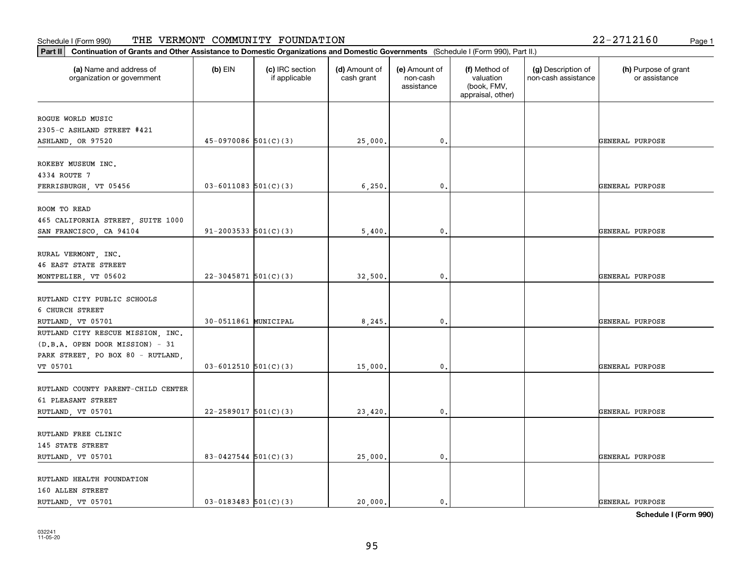Schedule I (Form 990) THE VERMONT COMMUNITY FOUNDATION 22-2712160

**Part II** **Continuation of Grants and Other Assistance to Domestic Organizations and Domestic Governments** (Schedule I (Form 990), Part II.)

| (a) Name and address of organization or government | (b) EIN | (c) IRC section if applicable | (d) Amount of cash grant | (e) Amount of non-cash assistance | (f) Method of valuation (book, FMV, appraisal, other) | (g) Description of non-cash assistance | (h) Purpose of grant or assistance |
|---|---|---|---|---|---|---|---|
| ROGUE WORLD MUSIC<br>2305-C ASHLAND STREET #421<br>ASHLAND, OR 97520 | 45-0970086 | 501(C)(3) | 25,000. | 0. | | | GENERAL PURPOSE |
| ROKEBY MUSEUM INC.<br>4334 ROUTE 7<br>FERRISBURGH, VT 05456 | 03-6011083 | 501(C)(3) | 6,250. | 0. | | | GENERAL PURPOSE |
| ROOM TO READ<br>465 CALIFORNIA STREET, SUITE 1000<br>SAN FRANCISCO, CA 94104 | 91-2003533 | 501(C)(3) | 5,400. | 0. | | | GENERAL PURPOSE |
| RURAL VERMONT, INC.<br>46 EAST STATE STREET<br>MONTPELIER, VT 05602 | 22-3045871 | 501(C)(3) | 32,500. | 0. | | | GENERAL PURPOSE |
| RUTLAND CITY PUBLIC SCHOOLS<br>6 CHURCH STREET<br>RUTLAND, VT 05701 | 30-0511861 | MUNICIPAL | 8,245. | 0. | | | GENERAL PURPOSE |
| RUTLAND CITY RESCUE MISSION, INC.<br>(D.B.A. OPEN DOOR MISSION) - 31<br>PARK STREET, PO BOX 80 - RUTLAND,<br>VT 05701 | 03-6012510 | 501(C)(3) | 15,000. | 0. | | | GENERAL PURPOSE |
| RUTLAND COUNTY PARENT-CHILD CENTER<br>61 PLEASANT STREET<br>RUTLAND, VT 05701 | 22-2589017 | 501(C)(3) | 23,420. | 0. | | | GENERAL PURPOSE |
| RUTLAND FREE CLINIC<br>145 STATE STREET<br>RUTLAND, VT 05701 | 83-0427544 | 501(C)(3) | 25,000. | 0. | | | GENERAL PURPOSE |
| RUTLAND HEALTH FOUNDATION<br>160 ALLEN STREET<br>RUTLAND, VT 05701 | 03-0183483 | 501(C)(3) | 20,000. | 0. | | | GENERAL PURPOSE |

**Schedule I (Form 990)**

032241
11-05-20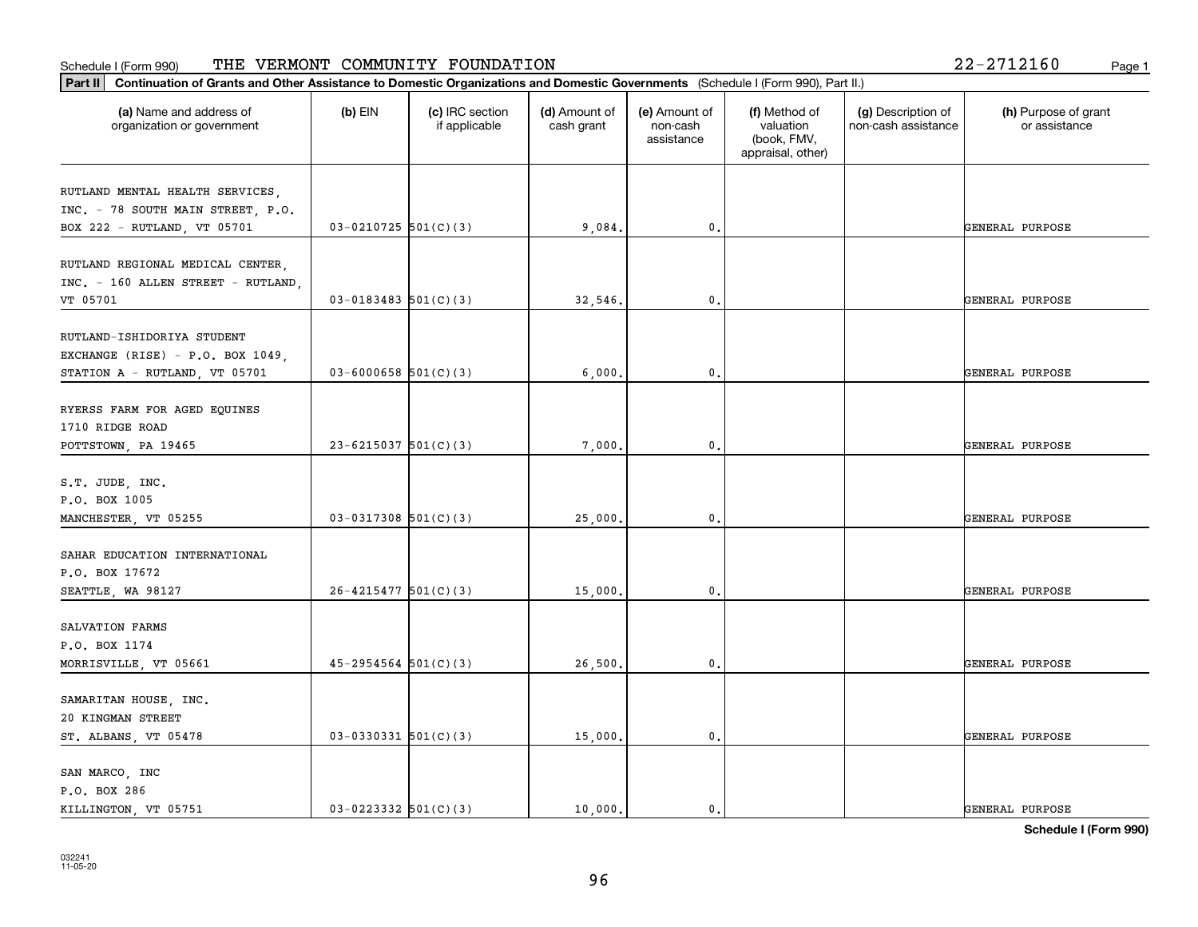Schedule I (Form 990) THE VERMONT COMMUNITY FOUNDATION 22-2712160

**Part II Continuation of Grants and Other Assistance to Domestic Organizations and Domestic Governments** (Schedule I (Form 990), Part II.)

| (a) Name and address of organization or government | (b) EIN | (c) IRC section if applicable | (d) Amount of cash grant | (e) Amount of non-cash assistance | (f) Method of valuation (book, FMV, appraisal, other) | (g) Description of non-cash assistance | (h) Purpose of grant or assistance |
|---|---|---|---|---|---|---|---|
| RUTLAND MENTAL HEALTH SERVICES, INC. - 78 SOUTH MAIN STREET, P.O. BOX 222 - RUTLAND, VT 05701 | 03-0210725 | 501(C)(3) | 9,084. | 0. | | | GENERAL PURPOSE |
| RUTLAND REGIONAL MEDICAL CENTER, INC. - 160 ALLEN STREET - RUTLAND, VT 05701 | 03-0183483 | 501(C)(3) | 32,546. | 0. | | | GENERAL PURPOSE |
| RUTLAND-ISHIDORIYA STUDENT EXCHANGE (RISE) - P.O. BOX 1049, STATION A - RUTLAND, VT 05701 | 03-6000658 | 501(C)(3) | 6,000. | 0. | | | GENERAL PURPOSE |
| RYERSS FARM FOR AGED EQUINES 1710 RIDGE ROAD POTTSTOWN, PA 19465 | 23-6215037 | 501(C)(3) | 7,000. | 0. | | | GENERAL PURPOSE |
| S.T. JUDE, INC. P.O. BOX 1005 MANCHESTER, VT 05255 | 03-0317308 | 501(C)(3) | 25,000. | 0. | | | GENERAL PURPOSE |
| SAHAR EDUCATION INTERNATIONAL P.O. BOX 17672 SEATTLE, WA 98127 | 26-4215477 | 501(C)(3) | 15,000. | 0. | | | GENERAL PURPOSE |
| SALVATION FARMS P.O. BOX 1174 MORRISVILLE, VT 05661 | 45-2954564 | 501(C)(3) | 26,500. | 0. | | | GENERAL PURPOSE |
| SAMARITAN HOUSE, INC. 20 KINGMAN STREET ST. ALBANS, VT 05478 | 03-0330331 | 501(C)(3) | 15,000. | 0. | | | GENERAL PURPOSE |
| SAN MARCO, INC P.O. BOX 286 KILLINGTON, VT 05751 | 03-0223332 | 501(C)(3) | 10,000. | 0. | | | GENERAL PURPOSE |

**Schedule I (Form 990)**

032241 11-05-20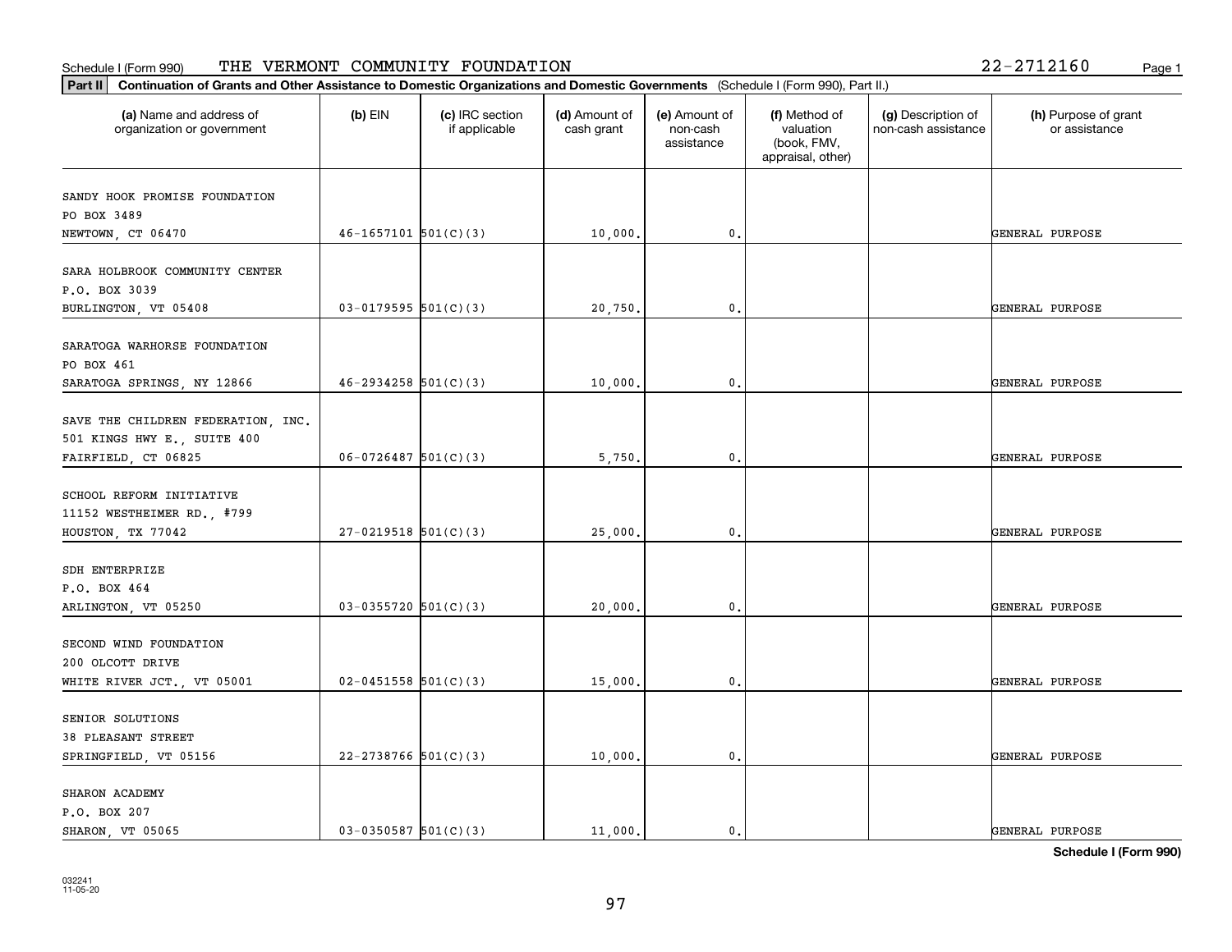Schedule I (Form 990) THE VERMONT COMMUNITY FOUNDATION 22-2712160

**Part II** **Continuation of Grants and Other Assistance to Domestic Organizations and Domestic Governments** (Schedule I (Form 990), Part II.)

| (a) Name and address of organization or government | (b) EIN | (c) IRC section if applicable | (d) Amount of cash grant | (e) Amount of non-cash assistance | (f) Method of valuation (book, FMV, appraisal, other) | (g) Description of non-cash assistance | (h) Purpose of grant or assistance |
|---|---|---|---|---|---|---|---|
| SANDY HOOK PROMISE FOUNDATION<br>PO BOX 3489<br>NEWTOWN, CT 06470 | 46-1657101 | 501(C)(3) | 10,000. | 0. | | | GENERAL PURPOSE |
| SARA HOLBROOK COMMUNITY CENTER<br>P.O. BOX 3039<br>BURLINGTON, VT 05408 | 03-0179595 | 501(C)(3) | 20,750. | 0. | | | GENERAL PURPOSE |
| SARATOGA WARHORSE FOUNDATION<br>PO BOX 461<br>SARATOGA SPRINGS, NY 12866 | 46-2934258 | 501(C)(3) | 10,000. | 0. | | | GENERAL PURPOSE |
| SAVE THE CHILDREN FEDERATION, INC.<br>501 KINGS HWY E., SUITE 400<br>FAIRFIELD, CT 06825 | 06-0726487 | 501(C)(3) | 5,750. | 0. | | | GENERAL PURPOSE |
| SCHOOL REFORM INITIATIVE<br>11152 WESTHEIMER RD., #799<br>HOUSTON, TX 77042 | 27-0219518 | 501(C)(3) | 25,000. | 0. | | | GENERAL PURPOSE |
| SDH ENTERPRIZE<br>P.O. BOX 464<br>ARLINGTON, VT 05250 | 03-0355720 | 501(C)(3) | 20,000. | 0. | | | GENERAL PURPOSE |
| SECOND WIND FOUNDATION<br>200 OLCOTT DRIVE<br>WHITE RIVER JCT., VT 05001 | 02-0451558 | 501(C)(3) | 15,000. | 0. | | | GENERAL PURPOSE |
| SENIOR SOLUTIONS<br>38 PLEASANT STREET<br>SPRINGFIELD, VT 05156 | 22-2738766 | 501(C)(3) | 10,000. | 0. | | | GENERAL PURPOSE |
| SHARON ACADEMY<br>P.O. BOX 207<br>SHARON, VT 05065 | 03-0350587 | 501(C)(3) | 11,000. | 0. | | | GENERAL PURPOSE |

**Schedule I (Form 990)**

032241
11-05-20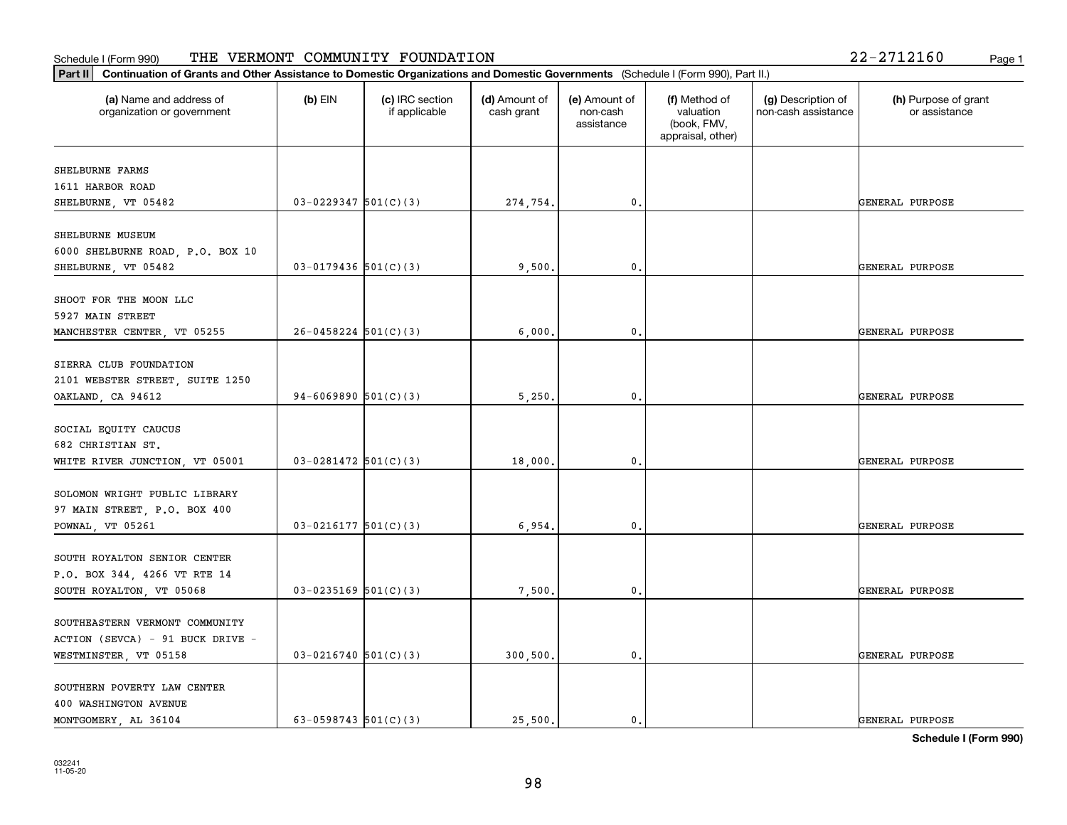Schedule I (Form 990) THE VERMONT COMMUNITY FOUNDATION 22-2712160

**Part II Continuation of Grants and Other Assistance to Domestic Organizations and Domestic Governments** (Schedule I (Form 990), Part II.)

| (a) Name and address of organization or government | (b) EIN | (c) IRC section if applicable | (d) Amount of cash grant | (e) Amount of non-cash assistance | (f) Method of valuation (book, FMV, appraisal, other) | (g) Description of non-cash assistance | (h) Purpose of grant or assistance |
|---|---|---|---|---|---|---|---|
| SHELBURNE FARMS<br>1611 HARBOR ROAD<br>SHELBURNE, VT 05482 | 03-0229347 | 501(C)(3) | 274,754. | 0. | | | GENERAL PURPOSE |
| SHELBURNE MUSEUM<br>6000 SHELBURNE ROAD, P.O. BOX 10<br>SHELBURNE, VT 05482 | 03-0179436 | 501(C)(3) | 9,500. | 0. | | | GENERAL PURPOSE |
| SHOOT FOR THE MOON LLC<br>5927 MAIN STREET<br>MANCHESTER CENTER, VT 05255 | 26-0458224 | 501(C)(3) | 6,000. | 0. | | | GENERAL PURPOSE |
| SIERRA CLUB FOUNDATION<br>2101 WEBSTER STREET, SUITE 1250<br>OAKLAND, CA 94612 | 94-6069890 | 501(C)(3) | 5,250. | 0. | | | GENERAL PURPOSE |
| SOCIAL EQUITY CAUCUS<br>682 CHRISTIAN ST.<br>WHITE RIVER JUNCTION, VT 05001 | 03-0281472 | 501(C)(3) | 18,000. | 0. | | | GENERAL PURPOSE |
| SOLOMON WRIGHT PUBLIC LIBRARY<br>97 MAIN STREET, P.O. BOX 400<br>POWNAL, VT 05261 | 03-0216177 | 501(C)(3) | 6,954. | 0. | | | GENERAL PURPOSE |
| SOUTH ROYALTON SENIOR CENTER<br>P.O. BOX 344, 4266 VT RTE 14<br>SOUTH ROYALTON, VT 05068 | 03-0235169 | 501(C)(3) | 7,500. | 0. | | | GENERAL PURPOSE |
| SOUTHEASTERN VERMONT COMMUNITY ACTION (SEVCA) - 91 BUCK DRIVE -<br>WESTMINSTER, VT 05158 | 03-0216740 | 501(C)(3) | 300,500. | 0. | | | GENERAL PURPOSE |
| SOUTHERN POVERTY LAW CENTER<br>400 WASHINGTON AVENUE<br>MONTGOMERY, AL 36104 | 63-0598743 | 501(C)(3) | 25,500. | 0. | | | GENERAL PURPOSE |

**Schedule I (Form 990)**

032241
11-05-20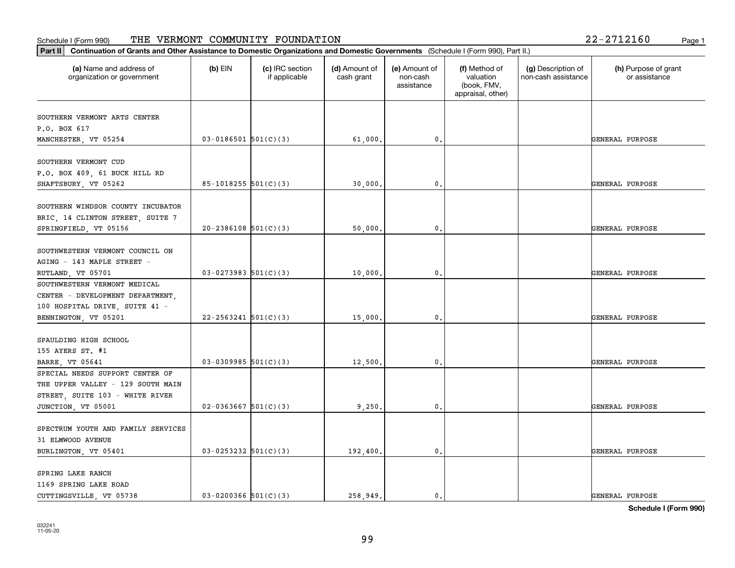Schedule I (Form 990) THE VERMONT COMMUNITY FOUNDATION 22-2712160

**Part II** **Continuation of Grants and Other Assistance to Domestic Organizations and Domestic Governments** (Schedule I (Form 990), Part II.)

| (a) Name and address of organization or government | (b) EIN | (c) IRC section if applicable | (d) Amount of cash grant | (e) Amount of non-cash assistance | (f) Method of valuation (book, FMV, appraisal, other) | (g) Description of non-cash assistance | (h) Purpose of grant or assistance |
|---|---|---|---|---|---|---|---|
| SOUTHERN VERMONT ARTS CENTER P.O. BOX 617 MANCHESTER, VT 05254 | 03-0186501 | 501(C)(3) | 61,000. | 0. | | | GENERAL PURPOSE |
| SOUTHERN VERMONT CUD P.O. BOX 409, 61 BUCK HILL RD SHAFTSBURY, VT 05262 | 85-1018255 | 501(C)(3) | 30,000. | 0. | | | GENERAL PURPOSE |
| SOUTHERN WINDSOR COUNTY INCUBATOR BRIC, 14 CLINTON STREET, SUITE 7 SPRINGFIELD, VT 05156 | 20-2386108 | 501(C)(3) | 50,000. | 0. | | | GENERAL PURPOSE |
| SOUTHWESTERN VERMONT COUNCIL ON AGING - 143 MAPLE STREET - RUTLAND, VT 05701 | 03-0273983 | 501(C)(3) | 10,000. | 0. | | | GENERAL PURPOSE |
| SOUTHWESTERN VERMONT MEDICAL CENTER - DEVELOPMENT DEPARTMENT, 100 HOSPITAL DRIVE, SUITE 41 - BENNINGTON, VT 05201 | 22-2563241 | 501(C)(3) | 15,000. | 0. | | | GENERAL PURPOSE |
| SPAULDING HIGH SCHOOL 155 AYERS ST. #1 BARRE, VT 05641 | 03-0309985 | 501(C)(3) | 12,500. | 0. | | | GENERAL PURPOSE |
| SPECIAL NEEDS SUPPORT CENTER OF THE UPPER VALLEY - 129 SOUTH MAIN STREET, SUITE 103 - WHITE RIVER JUNCTION, VT 05001 | 02-0363667 | 501(C)(3) | 9,250. | 0. | | | GENERAL PURPOSE |
| SPECTRUM YOUTH AND FAMILY SERVICES 31 ELMWOOD AVENUE BURLINGTON, VT 05401 | 03-0253232 | 501(C)(3) | 192,400. | 0. | | | GENERAL PURPOSE |
| SPRING LAKE RANCH 1169 SPRING LAKE ROAD CUTTINGSVILLE, VT 05738 | 03-0200366 | 501(C)(3) | 258,949. | 0. | | | GENERAL PURPOSE |

**Schedule I (Form 990)**

032241 11-05-20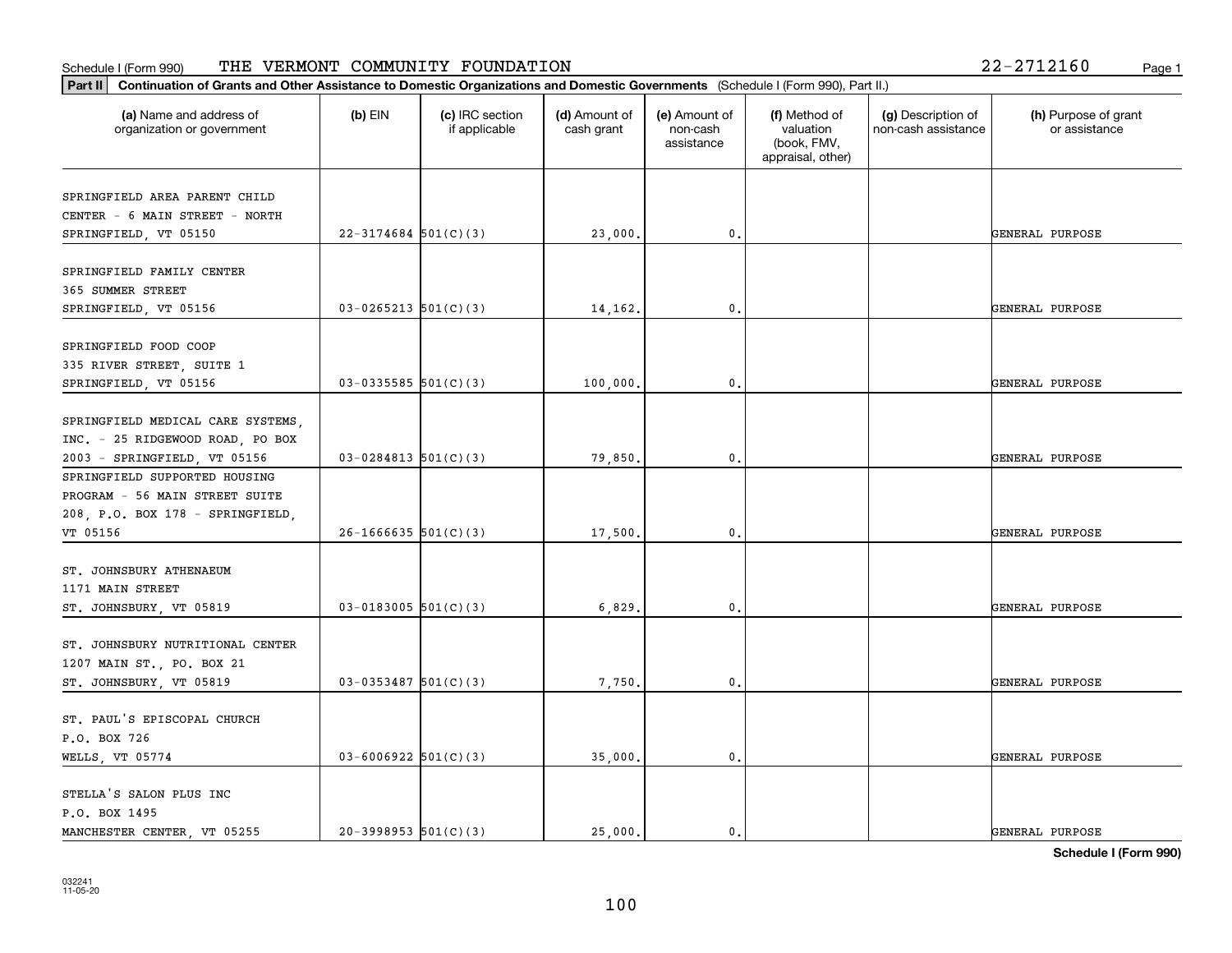Schedule I (Form 990) THE VERMONT COMMUNITY FOUNDATION 22-2712160

**Part II** Continuation of Grants and Other Assistance to Domestic Organizations and Domestic Governments (Schedule I (Form 990), Part II.)

| (a) Name and address of organization or government | (b) EIN | (c) IRC section if applicable | (d) Amount of cash grant | (e) Amount of non-cash assistance | (f) Method of valuation (book, FMV, appraisal, other) | (g) Description of non-cash assistance | (h) Purpose of grant or assistance |
|---|---|---|---|---|---|---|---|
| SPRINGFIELD AREA PARENT CHILD CENTER - 6 MAIN STREET - NORTH SPRINGFIELD, VT 05150 | 22-3174684 | 501(C)(3) | 23,000. | 0. | | | GENERAL PURPOSE |
| SPRINGFIELD FAMILY CENTER 365 SUMMER STREET SPRINGFIELD, VT 05156 | 03-0265213 | 501(C)(3) | 14,162. | 0. | | | GENERAL PURPOSE |
| SPRINGFIELD FOOD COOP 335 RIVER STREET, SUITE 1 SPRINGFIELD, VT 05156 | 03-0335585 | 501(C)(3) | 100,000. | 0. | | | GENERAL PURPOSE |
| SPRINGFIELD MEDICAL CARE SYSTEMS, INC. - 25 RIDGEWOOD ROAD, PO BOX 2003 - SPRINGFIELD, VT 05156 | 03-0284813 | 501(C)(3) | 79,850. | 0. | | | GENERAL PURPOSE |
| SPRINGFIELD SUPPORTED HOUSING PROGRAM - 56 MAIN STREET SUITE 208, P.O. BOX 178 - SPRINGFIELD, VT 05156 | 26-1666635 | 501(C)(3) | 17,500. | 0. | | | GENERAL PURPOSE |
| ST. JOHNSBURY ATHENAEUM 1171 MAIN STREET ST. JOHNSBURY, VT 05819 | 03-0183005 | 501(C)(3) | 6,829. | 0. | | | GENERAL PURPOSE |
| ST. JOHNSBURY NUTRITIONAL CENTER 1207 MAIN ST., PO. BOX 21 ST. JOHNSBURY, VT 05819 | 03-0353487 | 501(C)(3) | 7,750. | 0. | | | GENERAL PURPOSE |
| ST. PAUL'S EPISCOPAL CHURCH P.O. BOX 726 WELLS, VT 05774 | 03-6006922 | 501(C)(3) | 35,000. | 0. | | | GENERAL PURPOSE |
| STELLA'S SALON PLUS INC P.O. BOX 1495 MANCHESTER CENTER, VT 05255 | 20-3998953 | 501(C)(3) | 25,000. | 0. | | | GENERAL PURPOSE |

**Schedule I (Form 990)**

032241 11-05-20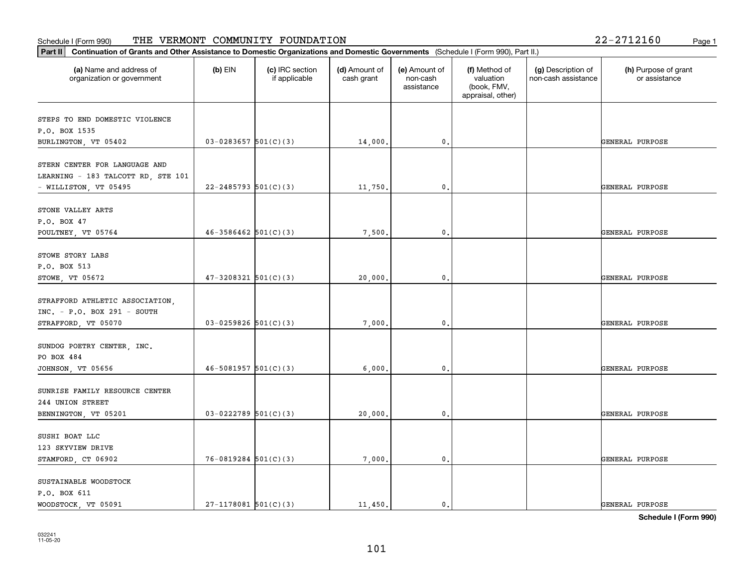Schedule I (Form 990) THE VERMONT COMMUNITY FOUNDATION 22-2712160

**Part II** **Continuation of Grants and Other Assistance to Domestic Organizations and Domestic Governments** (Schedule I (Form 990), Part II.)

| (a) Name and address of organization or government | (b) EIN | (c) IRC section if applicable | (d) Amount of cash grant | (e) Amount of non-cash assistance | (f) Method of valuation (book, FMV, appraisal, other) | (g) Description of non-cash assistance | (h) Purpose of grant or assistance |
|---|---|---|---|---|---|---|---|
| STEPS TO END DOMESTIC VIOLENCE P.O. BOX 1535 BURLINGTON, VT 05402 | 03-0283657 | 501(C)(3) | 14,000. | 0. | | | GENERAL PURPOSE |
| STERN CENTER FOR LANGUAGE AND LEARNING - 183 TALCOTT RD, STE 101 - WILLISTON, VT 05495 | 22-2485793 | 501(C)(3) | 11,750. | 0. | | | GENERAL PURPOSE |
| STONE VALLEY ARTS P.O. BOX 47 POULTNEY, VT 05764 | 46-3586462 | 501(C)(3) | 7,500. | 0. | | | GENERAL PURPOSE |
| STOWE STORY LABS P.O. BOX 513 STOWE, VT 05672 | 47-3208321 | 501(C)(3) | 20,000. | 0. | | | GENERAL PURPOSE |
| STRAFFORD ATHLETIC ASSOCIATION, INC. - P.O. BOX 291 - SOUTH STRAFFORD, VT 05070 | 03-0259826 | 501(C)(3) | 7,000. | 0. | | | GENERAL PURPOSE |
| SUNDOG POETRY CENTER, INC. PO BOX 484 JOHNSON, VT 05656 | 46-5081957 | 501(C)(3) | 6,000. | 0. | | | GENERAL PURPOSE |
| SUNRISE FAMILY RESOURCE CENTER 244 UNION STREET BENNINGTON, VT 05201 | 03-0222789 | 501(C)(3) | 20,000. | 0. | | | GENERAL PURPOSE |
| SUSHI BOAT LLC 123 SKYVIEW DRIVE STAMFORD, CT 06902 | 76-0819284 | 501(C)(3) | 7,000. | 0. | | | GENERAL PURPOSE |
| SUSTAINABLE WOODSTOCK P.O. BOX 611 WOODSTOCK, VT 05091 | 27-1178081 | 501(C)(3) | 11,450. | 0. | | | GENERAL PURPOSE |

**Schedule I (Form 990)**

032241 11-05-20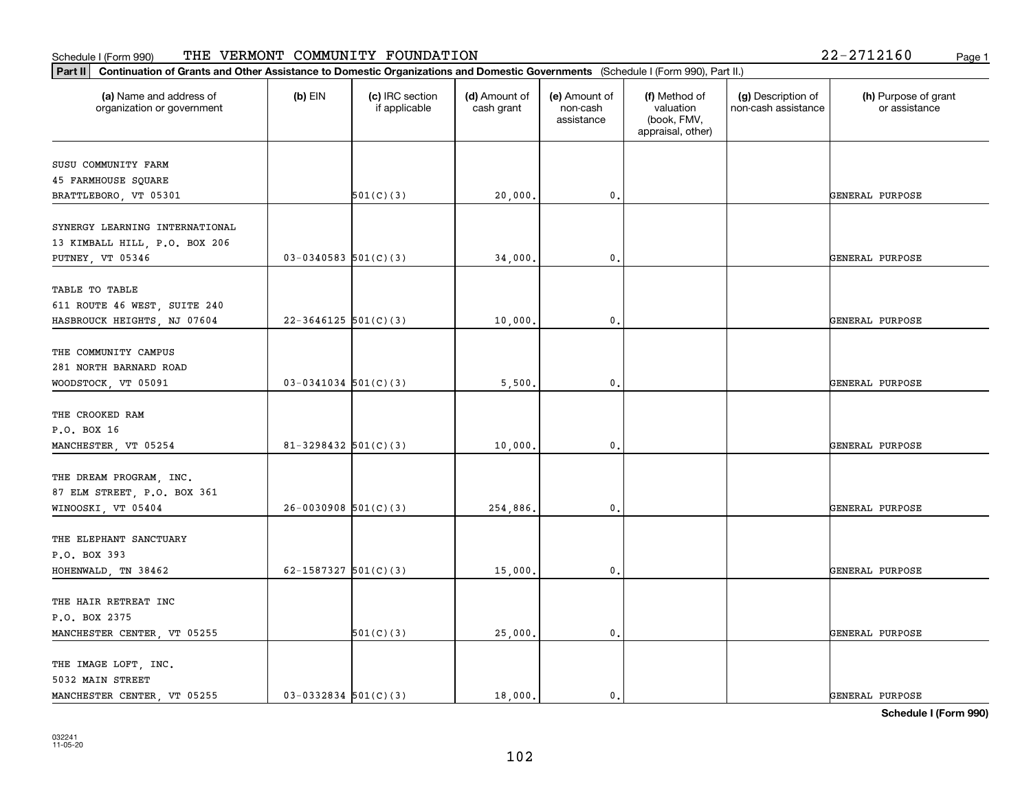Schedule I (Form 990) THE VERMONT COMMUNITY FOUNDATION 22-2712160

**Part II Continuation of Grants and Other Assistance to Domestic Organizations and Domestic Governments** (Schedule I (Form 990), Part II.)

| (a) Name and address of organization or government | (b) EIN | (c) IRC section if applicable | (d) Amount of cash grant | (e) Amount of non-cash assistance | (f) Method of valuation (book, FMV, appraisal, other) | (g) Description of non-cash assistance | (h) Purpose of grant or assistance |
|---|---|---|---|---|---|---|---|
| SUSU COMMUNITY FARM<br>45 FARMHOUSE SQUARE<br>BRATTLEBORO, VT 05301 | | 501(C)(3) | 20,000. | 0. | | | GENERAL PURPOSE |
| SYNERGY LEARNING INTERNATIONAL<br>13 KIMBALL HILL, P.O. BOX 206<br>PUTNEY, VT 05346 | 03-0340583 | 501(C)(3) | 34,000. | 0. | | | GENERAL PURPOSE |
| TABLE TO TABLE<br>611 ROUTE 46 WEST, SUITE 240<br>HASBROUCK HEIGHTS, NJ 07604 | 22-3646125 | 501(C)(3) | 10,000. | 0. | | | GENERAL PURPOSE |
| THE COMMUNITY CAMPUS<br>281 NORTH BARNARD ROAD<br>WOODSTOCK, VT 05091 | 03-0341034 | 501(C)(3) | 5,500. | 0. | | | GENERAL PURPOSE |
| THE CROOKED RAM<br>P.O. BOX 16<br>MANCHESTER, VT 05254 | 81-3298432 | 501(C)(3) | 10,000. | 0. | | | GENERAL PURPOSE |
| THE DREAM PROGRAM, INC.<br>87 ELM STREET, P.O. BOX 361<br>WINOOSKI, VT 05404 | 26-0030908 | 501(C)(3) | 254,886. | 0. | | | GENERAL PURPOSE |
| THE ELEPHANT SANCTUARY<br>P.O. BOX 393<br>HOHENWALD, TN 38462 | 62-1587327 | 501(C)(3) | 15,000. | 0. | | | GENERAL PURPOSE |
| THE HAIR RETREAT INC<br>P.O. BOX 2375<br>MANCHESTER CENTER, VT 05255 | | 501(C)(3) | 25,000. | 0. | | | GENERAL PURPOSE |
| THE IMAGE LOFT, INC.<br>5032 MAIN STREET<br>MANCHESTER CENTER, VT 05255 | 03-0332834 | 501(C)(3) | 18,000. | 0. | | | GENERAL PURPOSE |

**Schedule I (Form 990)**

032241
11-05-20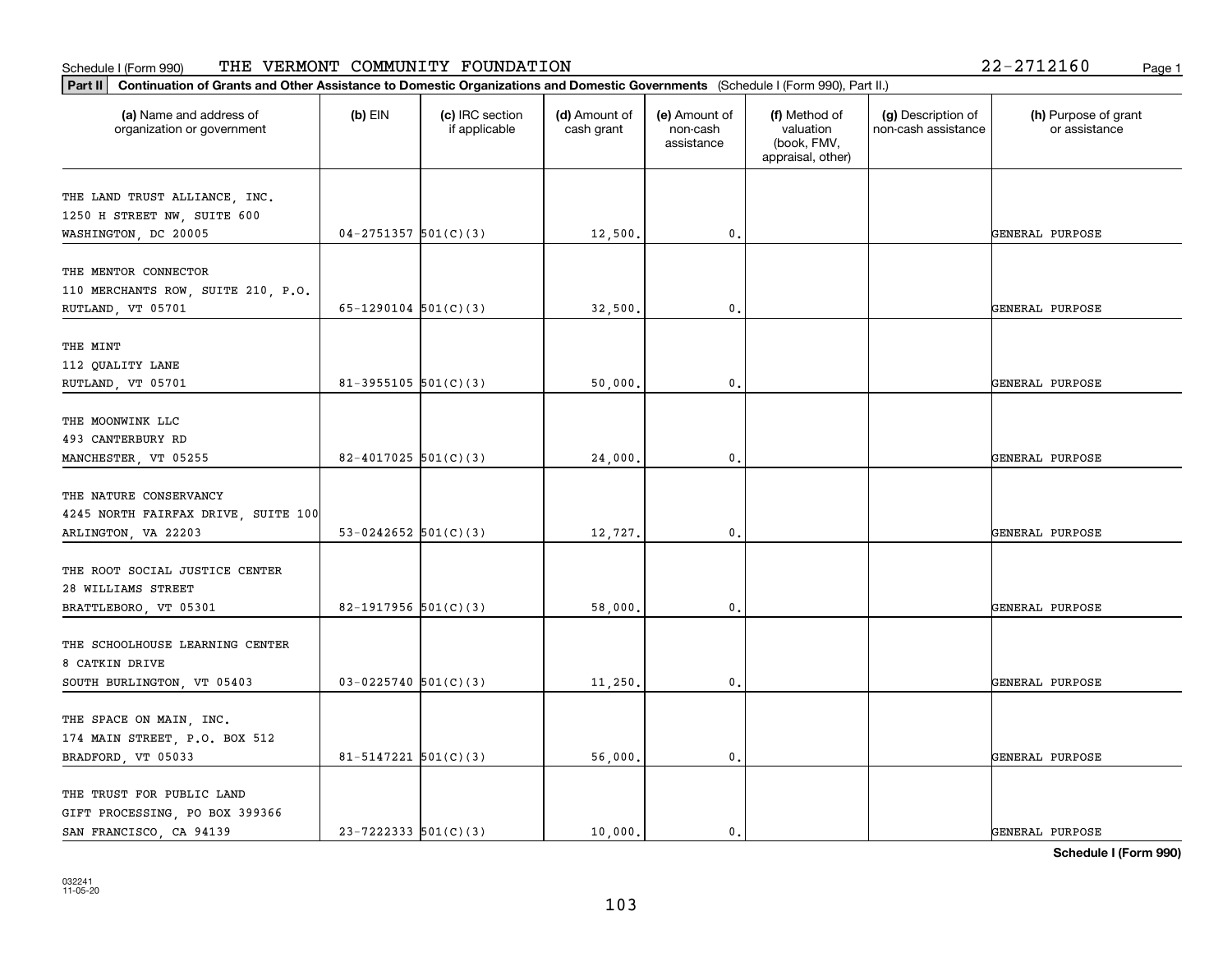Schedule I (Form 990) THE VERMONT COMMUNITY FOUNDATION 22-2712160

**Part II** **Continuation of Grants and Other Assistance to Domestic Organizations and Domestic Governments** (Schedule I (Form 990), Part II.)

| (a) Name and address of organization or government | (b) EIN | (c) IRC section if applicable | (d) Amount of cash grant | (e) Amount of non-cash assistance | (f) Method of valuation (book, FMV, appraisal, other) | (g) Description of non-cash assistance | (h) Purpose of grant or assistance |
|---|---|---|---|---|---|---|---|
| THE LAND TRUST ALLIANCE, INC.<br>1250 H STREET NW, SUITE 600<br>WASHINGTON, DC 20005 | 04-2751357 | 501(C)(3) | 12,500. | 0. | | | GENERAL PURPOSE |
| THE MENTOR CONNECTOR<br>110 MERCHANTS ROW, SUITE 210, P.O.<br>RUTLAND, VT 05701 | 65-1290104 | 501(C)(3) | 32,500. | 0. | | | GENERAL PURPOSE |
| THE MINT<br>112 QUALITY LANE<br>RUTLAND, VT 05701 | 81-3955105 | 501(C)(3) | 50,000. | 0. | | | GENERAL PURPOSE |
| THE MOONWINK LLC<br>493 CANTERBURY RD<br>MANCHESTER, VT 05255 | 82-4017025 | 501(C)(3) | 24,000. | 0. | | | GENERAL PURPOSE |
| THE NATURE CONSERVANCY<br>4245 NORTH FAIRFAX DRIVE, SUITE 100<br>ARLINGTON, VA 22203 | 53-0242652 | 501(C)(3) | 12,727. | 0. | | | GENERAL PURPOSE |
| THE ROOT SOCIAL JUSTICE CENTER<br>28 WILLIAMS STREET<br>BRATTLEBORO, VT 05301 | 82-1917956 | 501(C)(3) | 58,000. | 0. | | | GENERAL PURPOSE |
| THE SCHOOLHOUSE LEARNING CENTER<br>8 CATKIN DRIVE<br>SOUTH BURLINGTON, VT 05403 | 03-0225740 | 501(C)(3) | 11,250. | 0. | | | GENERAL PURPOSE |
| THE SPACE ON MAIN, INC.<br>174 MAIN STREET, P.O. BOX 512<br>BRADFORD, VT 05033 | 81-5147221 | 501(C)(3) | 56,000. | 0. | | | GENERAL PURPOSE |
| THE TRUST FOR PUBLIC LAND<br>GIFT PROCESSING, PO BOX 399366<br>SAN FRANCISCO, CA 94139 | 23-7222333 | 501(C)(3) | 10,000. | 0. | | | GENERAL PURPOSE |

**Schedule I (Form 990)**

032241
11-05-20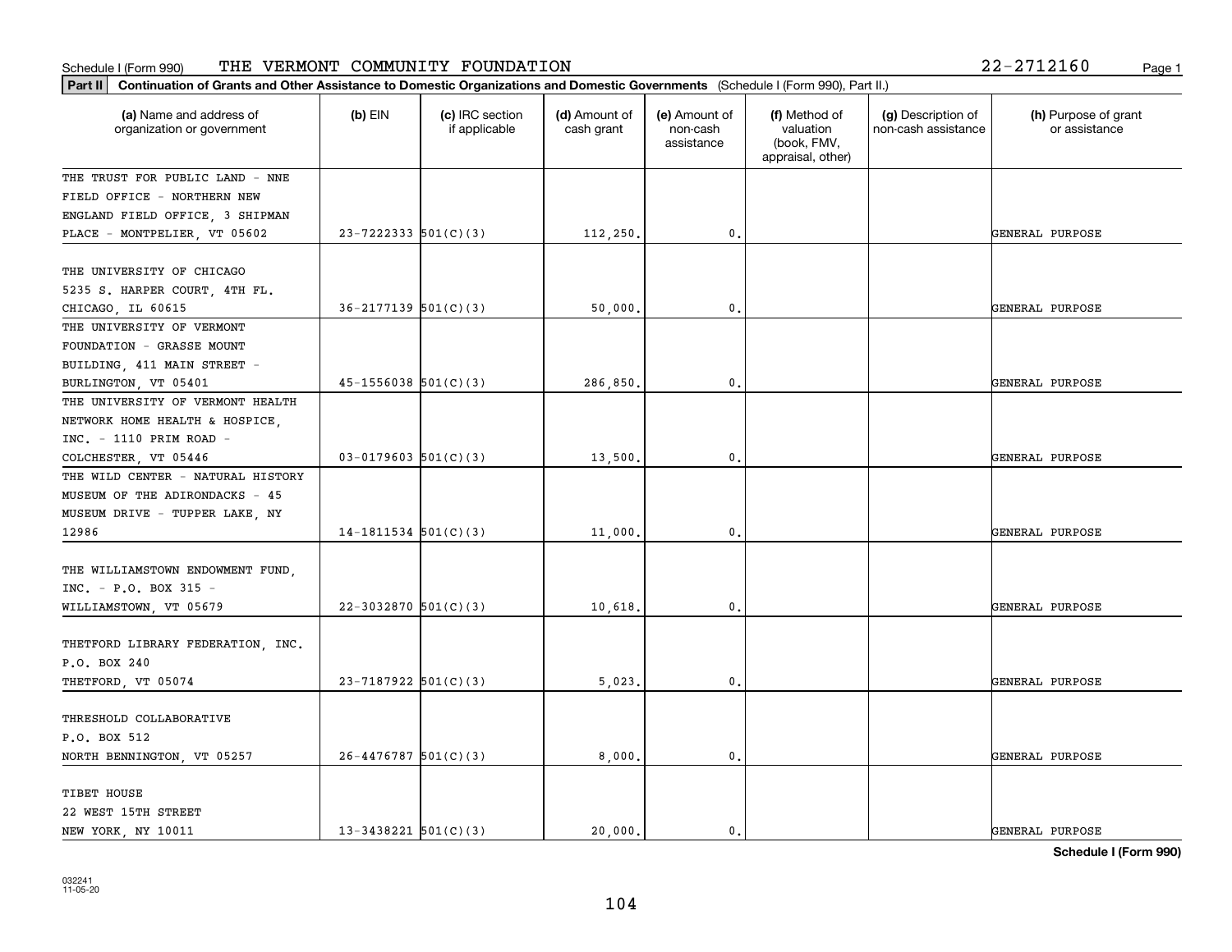Schedule I (Form 990) THE VERMONT COMMUNITY FOUNDATION 22-2712160

**Part II** **Continuation of Grants and Other Assistance to Domestic Organizations and Domestic Governments** (Schedule I (Form 990), Part II.)

| (a) Name and address of organization or government | (b) EIN | (c) IRC section if applicable | (d) Amount of cash grant | (e) Amount of non-cash assistance | (f) Method of valuation (book, FMV, appraisal, other) | (g) Description of non-cash assistance | (h) Purpose of grant or assistance |
|---|---|---|---|---|---|---|---|
| THE TRUST FOR PUBLIC LAND - NNE FIELD OFFICE - NORTHERN NEW ENGLAND FIELD OFFICE, 3 SHIPMAN PLACE - MONTPELIER, VT 05602 | 23-7222333 | 501(C)(3) | 112,250. | 0. | | | GENERAL PURPOSE |
| THE UNIVERSITY OF CHICAGO 5235 S. HARPER COURT, 4TH FL. CHICAGO, IL 60615 | 36-2177139 | 501(C)(3) | 50,000. | 0. | | | GENERAL PURPOSE |
| THE UNIVERSITY OF VERMONT FOUNDATION - GRASSE MOUNT BUILDING, 411 MAIN STREET - BURLINGTON, VT 05401 | 45-1556038 | 501(C)(3) | 286,850. | 0. | | | GENERAL PURPOSE |
| THE UNIVERSITY OF VERMONT HEALTH NETWORK HOME HEALTH & HOSPICE, INC. - 1110 PRIM ROAD - COLCHESTER, VT 05446 | 03-0179603 | 501(C)(3) | 13,500. | 0. | | | GENERAL PURPOSE |
| THE WILD CENTER - NATURAL HISTORY MUSEUM OF THE ADIRONDACKS - 45 MUSEUM DRIVE - TUPPER LAKE, NY 12986 | 14-1811534 | 501(C)(3) | 11,000. | 0. | | | GENERAL PURPOSE |
| THE WILLIAMSTOWN ENDOWMENT FUND, INC. - P.O. BOX 315 - WILLIAMSTOWN, VT 05679 | 22-3032870 | 501(C)(3) | 10,618. | 0. | | | GENERAL PURPOSE |
| THETFORD LIBRARY FEDERATION, INC. P.O. BOX 240 THETFORD, VT 05074 | 23-7187922 | 501(C)(3) | 5,023. | 0. | | | GENERAL PURPOSE |
| THRESHOLD COLLABORATIVE P.O. BOX 512 NORTH BENNINGTON, VT 05257 | 26-4476787 | 501(C)(3) | 8,000. | 0. | | | GENERAL PURPOSE |
| TIBET HOUSE 22 WEST 15TH STREET NEW YORK, NY 10011 | 13-3438221 | 501(C)(3) | 20,000. | 0. | | | GENERAL PURPOSE |

**Schedule I (Form 990)**

032241 11-05-20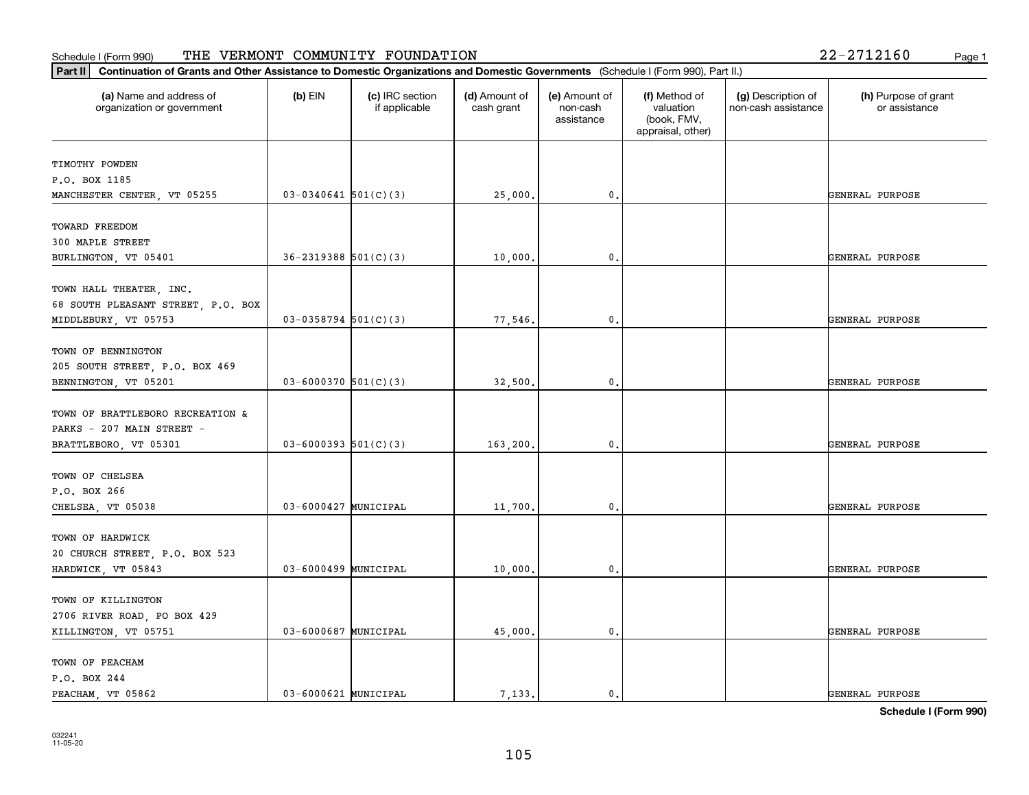Schedule I (Form 990) THE VERMONT COMMUNITY FOUNDATION 22-2712160

**Part II** **Continuation of Grants and Other Assistance to Domestic Organizations and Domestic Governments** (Schedule I (Form 990), Part II.)

| (a) Name and address of organization or government | (b) EIN | (c) IRC section if applicable | (d) Amount of cash grant | (e) Amount of non-cash assistance | (f) Method of valuation (book, FMV, appraisal, other) | (g) Description of non-cash assistance | (h) Purpose of grant or assistance |
|---|---|---|---|---|---|---|---|
| TIMOTHY POWDEN<br>P.O. BOX 1185<br>MANCHESTER CENTER, VT 05255 | 03-0340641 | 501(C)(3) | 25,000. | 0. | | | GENERAL PURPOSE |
| TOWARD FREEDOM<br>300 MAPLE STREET<br>BURLINGTON, VT 05401 | 36-2319388 | 501(C)(3) | 10,000. | 0. | | | GENERAL PURPOSE |
| TOWN HALL THEATER, INC.<br>68 SOUTH PLEASANT STREET, P.O. BOX<br>MIDDLEBURY, VT 05753 | 03-0358794 | 501(C)(3) | 77,546. | 0. | | | GENERAL PURPOSE |
| TOWN OF BENNINGTON<br>205 SOUTH STREET, P.O. BOX 469<br>BENNINGTON, VT 05201 | 03-6000370 | 501(C)(3) | 32,500. | 0. | | | GENERAL PURPOSE |
| TOWN OF BRATTLEBORO RECREATION &<br>PARKS - 207 MAIN STREET -<br>BRATTLEBORO, VT 05301 | 03-6000393 | 501(C)(3) | 163,200. | 0. | | | GENERAL PURPOSE |
| TOWN OF CHELSEA<br>P.O. BOX 266<br>CHELSEA, VT 05038 | 03-6000427 | MUNICIPAL | 11,700. | 0. | | | GENERAL PURPOSE |
| TOWN OF HARDWICK<br>20 CHURCH STREET, P.O. BOX 523<br>HARDWICK, VT 05843 | 03-6000499 | MUNICIPAL | 10,000. | 0. | | | GENERAL PURPOSE |
| TOWN OF KILLINGTON<br>2706 RIVER ROAD, PO BOX 429<br>KILLINGTON, VT 05751 | 03-6000687 | MUNICIPAL | 45,000. | 0. | | | GENERAL PURPOSE |
| TOWN OF PEACHAM<br>P.O. BOX 244<br>PEACHAM, VT 05862 | 03-6000621 | MUNICIPAL | 7,133. | 0. | | | GENERAL PURPOSE |

**Schedule I (Form 990)**

032241 11-05-20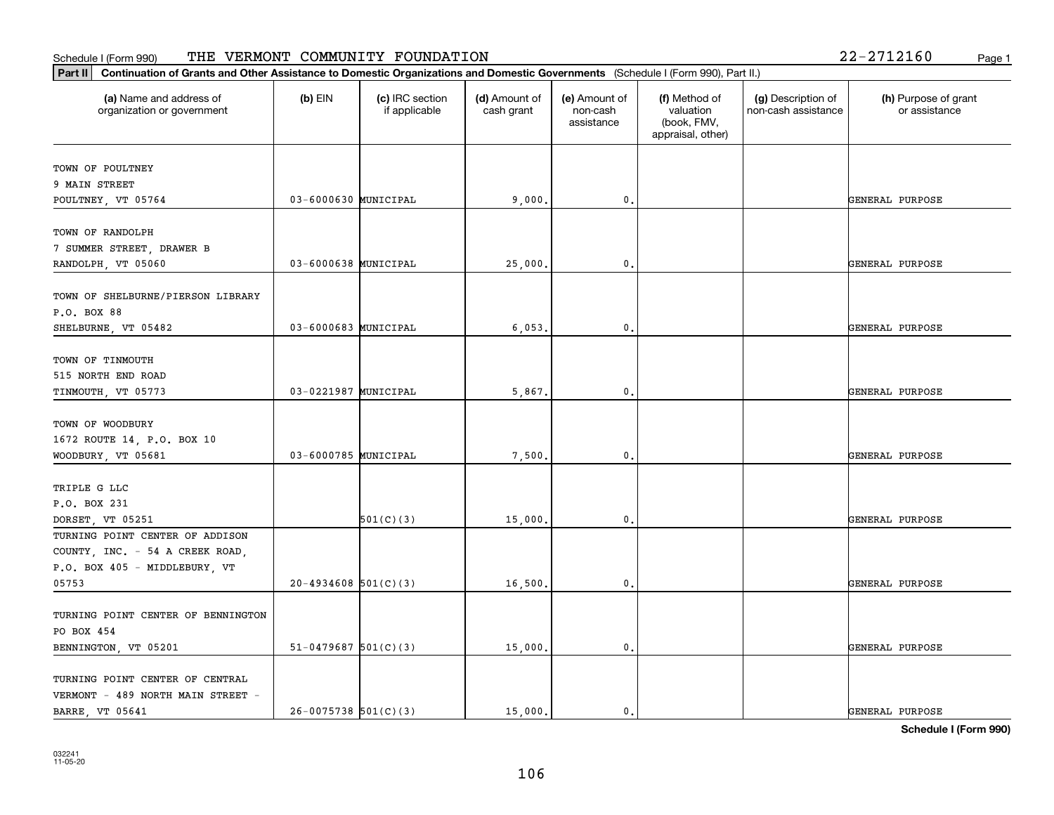Schedule I (Form 990) THE VERMONT COMMUNITY FOUNDATION 22-2712160

**Part II** **Continuation of Grants and Other Assistance to Domestic Organizations and Domestic Governments** (Schedule I (Form 990), Part II.)

| (a) Name and address of organization or government | (b) EIN | (c) IRC section if applicable | (d) Amount of cash grant | (e) Amount of non-cash assistance | (f) Method of valuation (book, FMV, appraisal, other) | (g) Description of non-cash assistance | (h) Purpose of grant or assistance |
|---|---|---|---|---|---|---|---|
| TOWN OF POULTNEY<br>9 MAIN STREET<br>POULTNEY, VT 05764 | 03-6000630 | MUNICIPAL | 9,000. | 0. | | | GENERAL PURPOSE |
| TOWN OF RANDOLPH<br>7 SUMMER STREET, DRAWER B<br>RANDOLPH, VT 05060 | 03-6000638 | MUNICIPAL | 25,000. | 0. | | | GENERAL PURPOSE |
| TOWN OF SHELBURNE/PIERSON LIBRARY<br>P.O. BOX 88<br>SHELBURNE, VT 05482 | 03-6000683 | MUNICIPAL | 6,053. | 0. | | | GENERAL PURPOSE |
| TOWN OF TINMOUTH<br>515 NORTH END ROAD<br>TINMOUTH, VT 05773 | 03-0221987 | MUNICIPAL | 5,867. | 0. | | | GENERAL PURPOSE |
| TOWN OF WOODBURY<br>1672 ROUTE 14, P.O. BOX 10<br>WOODBURY, VT 05681 | 03-6000785 | MUNICIPAL | 7,500. | 0. | | | GENERAL PURPOSE |
| TRIPLE G LLC<br>P.O. BOX 231<br>DORSET, VT 05251 | | 501(C)(3) | 15,000. | 0. | | | GENERAL PURPOSE |
| TURNING POINT CENTER OF ADDISON COUNTY, INC. - 54 A CREEK ROAD, P.O. BOX 405 - MIDDLEBURY, VT 05753 | 20-4934608 | 501(C)(3) | 16,500. | 0. | | | GENERAL PURPOSE |
| TURNING POINT CENTER OF BENNINGTON<br>PO BOX 454<br>BENNINGTON, VT 05201 | 51-0479687 | 501(C)(3) | 15,000. | 0. | | | GENERAL PURPOSE |
| TURNING POINT CENTER OF CENTRAL VERMONT - 489 NORTH MAIN STREET - BARRE, VT 05641 | 26-0075738 | 501(C)(3) | 15,000. | 0. | | | GENERAL PURPOSE |

**Schedule I (Form 990)**

032241
11-05-20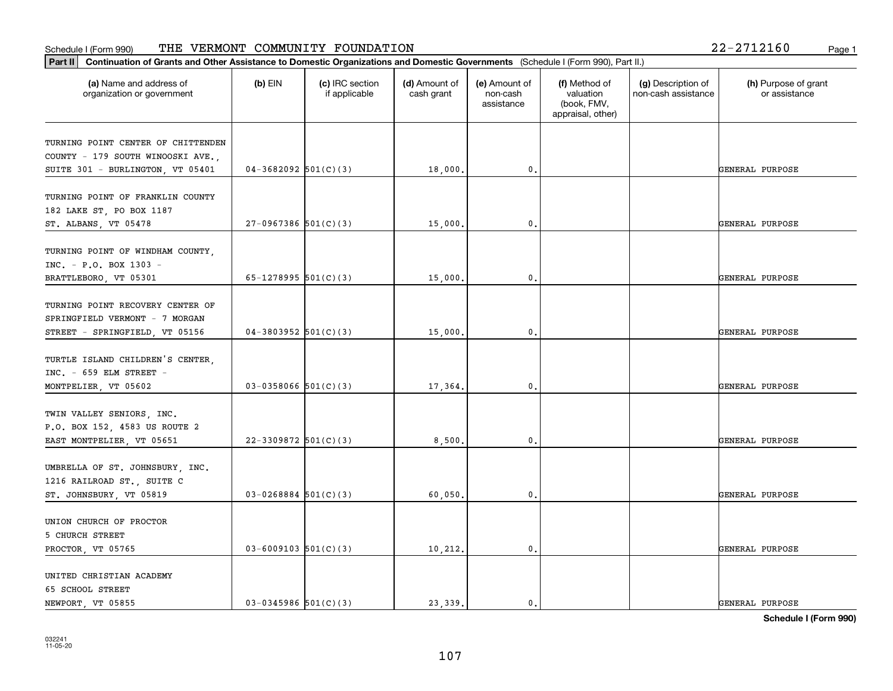Schedule I (Form 990) THE VERMONT COMMUNITY FOUNDATION 22-2712160

**Part II** **Continuation of Grants and Other Assistance to Domestic Organizations and Domestic Governments** (Schedule I (Form 990), Part II.)

| (a) Name and address of organization or government | (b) EIN | (c) IRC section if applicable | (d) Amount of cash grant | (e) Amount of non-cash assistance | (f) Method of valuation (book, FMV, appraisal, other) | (g) Description of non-cash assistance | (h) Purpose of grant or assistance |
|---|---|---|---|---|---|---|---|
| TURNING POINT CENTER OF CHITTENDEN COUNTY - 179 SOUTH WINOOSKI AVE., SUITE 301 - BURLINGTON, VT 05401 | 04-3682092 | 501(C)(3) | 18,000. | 0. | | | GENERAL PURPOSE |
| TURNING POINT OF FRANKLIN COUNTY 182 LAKE ST, PO BOX 1187 ST. ALBANS, VT 05478 | 27-0967386 | 501(C)(3) | 15,000. | 0. | | | GENERAL PURPOSE |
| TURNING POINT OF WINDHAM COUNTY, INC. - P.O. BOX 1303 - BRATTLEBORO, VT 05301 | 65-1278995 | 501(C)(3) | 15,000. | 0. | | | GENERAL PURPOSE |
| TURNING POINT RECOVERY CENTER OF SPRINGFIELD VERMONT - 7 MORGAN STREET - SPRINGFIELD, VT 05156 | 04-3803952 | 501(C)(3) | 15,000. | 0. | | | GENERAL PURPOSE |
| TURTLE ISLAND CHILDREN'S CENTER, INC. - 659 ELM STREET - MONTPELIER, VT 05602 | 03-0358066 | 501(C)(3) | 17,364. | 0. | | | GENERAL PURPOSE |
| TWIN VALLEY SENIORS, INC. P.O. BOX 152, 4583 US ROUTE 2 EAST MONTPELIER, VT 05651 | 22-3309872 | 501(C)(3) | 8,500. | 0. | | | GENERAL PURPOSE |
| UMBRELLA OF ST. JOHNSBURY, INC. 1216 RAILROAD ST., SUITE C ST. JOHNSBURY, VT 05819 | 03-0268884 | 501(C)(3) | 60,050. | 0. | | | GENERAL PURPOSE |
| UNION CHURCH OF PROCTOR 5 CHURCH STREET PROCTOR, VT 05765 | 03-6009103 | 501(C)(3) | 10,212. | 0. | | | GENERAL PURPOSE |
| UNITED CHRISTIAN ACADEMY 65 SCHOOL STREET NEWPORT, VT 05855 | 03-0345986 | 501(C)(3) | 23,339. | 0. | | | GENERAL PURPOSE |

**Schedule I (Form 990)**

032241
11-05-20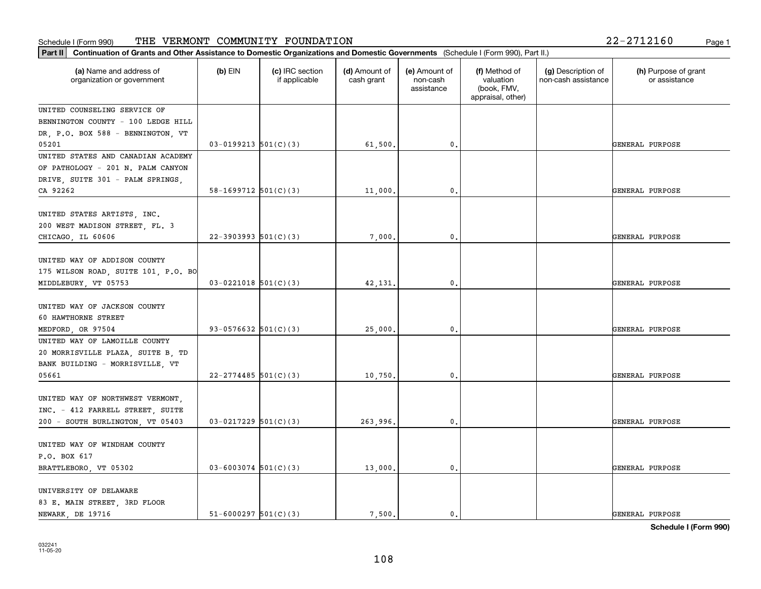Schedule I (Form 990) THE VERMONT COMMUNITY FOUNDATION 22-2712160

**Part II** **Continuation of Grants and Other Assistance to Domestic Organizations and Domestic Governments** (Schedule I (Form 990), Part II.)

| (a) Name and address of organization or government | (b) EIN | (c) IRC section if applicable | (d) Amount of cash grant | (e) Amount of non-cash assistance | (f) Method of valuation (book, FMV, appraisal, other) | (g) Description of non-cash assistance | (h) Purpose of grant or assistance |
|---|---|---|---|---|---|---|---|
| UNITED COUNSELING SERVICE OF BENNINGTON COUNTY - 100 LEDGE HILL DR, P.O. BOX 588 - BENNINGTON, VT 05201 | 03-0199213 | 501(C)(3) | 61,500. | 0. | | | GENERAL PURPOSE |
| UNITED STATES AND CANADIAN ACADEMY OF PATHOLOGY - 201 N. PALM CANYON DRIVE, SUITE 301 - PALM SPRINGS, CA 92262 | 58-1699712 | 501(C)(3) | 11,000. | 0. | | | GENERAL PURPOSE |
| UNITED STATES ARTISTS, INC. 200 WEST MADISON STREET, FL. 3 CHICAGO, IL 60606 | 22-3903993 | 501(C)(3) | 7,000. | 0. | | | GENERAL PURPOSE |
| UNITED WAY OF ADDISON COUNTY 175 WILSON ROAD, SUITE 101, P.O. BO MIDDLEBURY, VT 05753 | 03-0221018 | 501(C)(3) | 42,131. | 0. | | | GENERAL PURPOSE |
| UNITED WAY OF JACKSON COUNTY 60 HAWTHORNE STREET MEDFORD, OR 97504 | 93-0576632 | 501(C)(3) | 25,000. | 0. | | | GENERAL PURPOSE |
| UNITED WAY OF LAMOILLE COUNTY 20 MORRISVILLE PLAZA, SUITE B, TD BANK BUILDING - MORRISVILLE, VT 05661 | 22-2774485 | 501(C)(3) | 10,750. | 0. | | | GENERAL PURPOSE |
| UNITED WAY OF NORTHWEST VERMONT, INC. - 412 FARRELL STREET, SUITE 200 - SOUTH BURLINGTON, VT 05403 | 03-0217229 | 501(C)(3) | 263,996. | 0. | | | GENERAL PURPOSE |
| UNITED WAY OF WINDHAM COUNTY P.O. BOX 617 BRATTLEBORO, VT 05302 | 03-6003074 | 501(C)(3) | 13,000. | 0. | | | GENERAL PURPOSE |
| UNIVERSITY OF DELAWARE 83 E. MAIN STREET, 3RD FLOOR NEWARK, DE 19716 | 51-6000297 | 501(C)(3) | 7,500. | 0. | | | GENERAL PURPOSE |

**Schedule I (Form 990)**

032241 11-05-20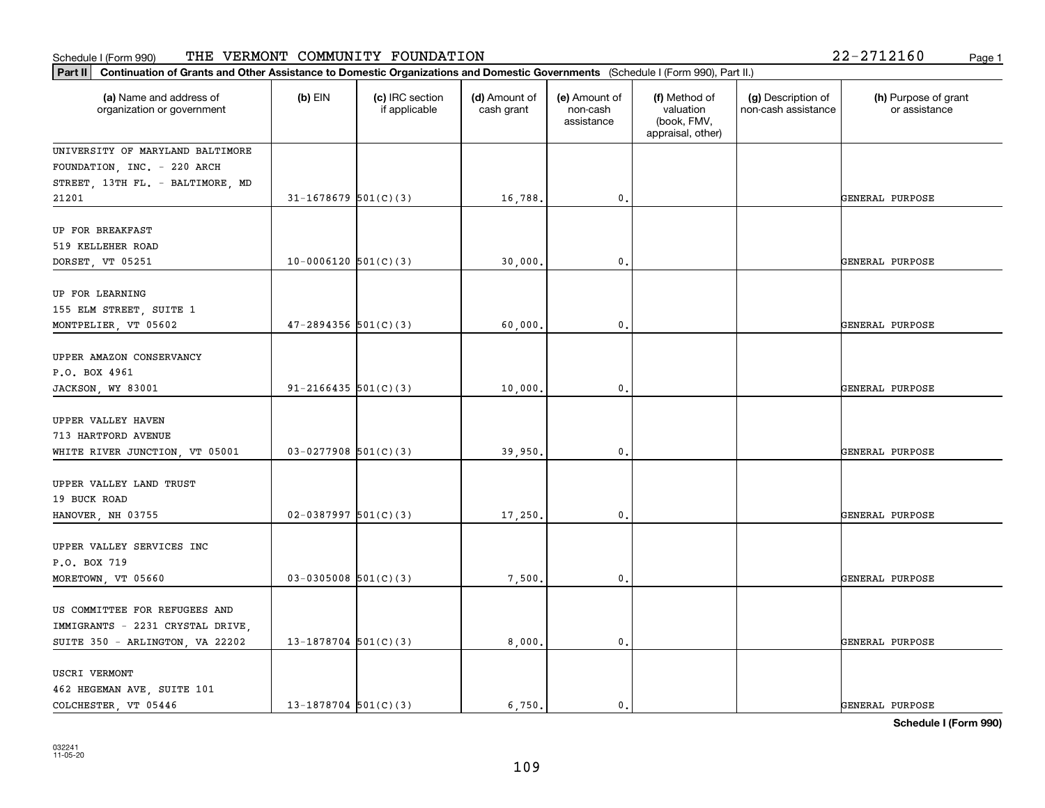Schedule I (Form 990) THE VERMONT COMMUNITY FOUNDATION 22-2712160

**Part II** **Continuation of Grants and Other Assistance to Domestic Organizations and Domestic Governments** (Schedule I (Form 990), Part II.)

| (a) Name and address of organization or government | (b) EIN | (c) IRC section if applicable | (d) Amount of cash grant | (e) Amount of non-cash assistance | (f) Method of valuation (book, FMV, appraisal, other) | (g) Description of non-cash assistance | (h) Purpose of grant or assistance |
|---|---|---|---|---|---|---|---|
| UNIVERSITY OF MARYLAND BALTIMORE FOUNDATION, INC. - 220 ARCH STREET, 13TH FL. - BALTIMORE, MD 21201 | 31-1678679 | 501(C)(3) | 16,788. | 0. | | | GENERAL PURPOSE |
| UP FOR BREAKFAST 519 KELLEHER ROAD DORSET, VT 05251 | 10-0006120 | 501(C)(3) | 30,000. | 0. | | | GENERAL PURPOSE |
| UP FOR LEARNING 155 ELM STREET, SUITE 1 MONTPELIER, VT 05602 | 47-2894356 | 501(C)(3) | 60,000. | 0. | | | GENERAL PURPOSE |
| UPPER AMAZON CONSERVANCY P.O. BOX 4961 JACKSON, WY 83001 | 91-2166435 | 501(C)(3) | 10,000. | 0. | | | GENERAL PURPOSE |
| UPPER VALLEY HAVEN 713 HARTFORD AVENUE WHITE RIVER JUNCTION, VT 05001 | 03-0277908 | 501(C)(3) | 39,950. | 0. | | | GENERAL PURPOSE |
| UPPER VALLEY LAND TRUST 19 BUCK ROAD HANOVER, NH 03755 | 02-0387997 | 501(C)(3) | 17,250. | 0. | | | GENERAL PURPOSE |
| UPPER VALLEY SERVICES INC P.O. BOX 719 MORETOWN, VT 05660 | 03-0305008 | 501(C)(3) | 7,500. | 0. | | | GENERAL PURPOSE |
| US COMMITTEE FOR REFUGEES AND IMMIGRANTS - 2231 CRYSTAL DRIVE, SUITE 350 - ARLINGTON, VA 22202 | 13-1878704 | 501(C)(3) | 8,000. | 0. | | | GENERAL PURPOSE |
| USCRI VERMONT 462 HEGEMAN AVE, SUITE 101 COLCHESTER, VT 05446 | 13-1878704 | 501(C)(3) | 6,750. | 0. | | | GENERAL PURPOSE |

**Schedule I (Form 990)**

032241 11-05-20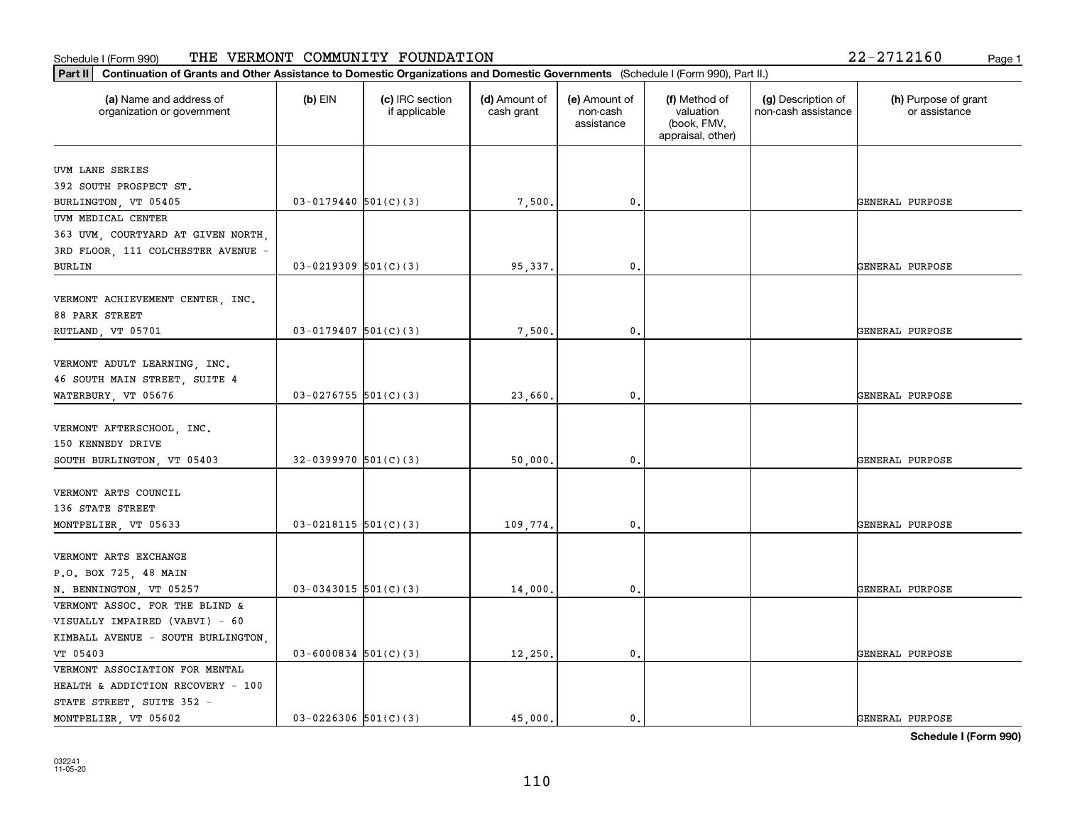Schedule I (Form 990) THE VERMONT COMMUNITY FOUNDATION 22-2712160

**Part II** **Continuation of Grants and Other Assistance to Domestic Organizations and Domestic Governments** (Schedule I (Form 990), Part II.)

| (a) Name and address of organization or government | (b) EIN | (c) IRC section if applicable | (d) Amount of cash grant | (e) Amount of non-cash assistance | (f) Method of valuation (book, FMV, appraisal, other) | (g) Description of non-cash assistance | (h) Purpose of grant or assistance |
|---|---|---|---|---|---|---|---|
| UVM LANE SERIES<br>392 SOUTH PROSPECT ST.<br>BURLINGTON, VT 05405 | 03-0179440 | 501(C)(3) | 7,500. | 0. | | | GENERAL PURPOSE |
| UVM MEDICAL CENTER<br>363 UVM, COURTYARD AT GIVEN NORTH, 3RD FLOOR, 111 COLCHESTER AVENUE - BURLIN | 03-0219309 | 501(C)(3) | 95,337. | 0. | | | GENERAL PURPOSE |
| VERMONT ACHIEVEMENT CENTER, INC.<br>88 PARK STREET<br>RUTLAND, VT 05701 | 03-0179407 | 501(C)(3) | 7,500. | 0. | | | GENERAL PURPOSE |
| VERMONT ADULT LEARNING, INC.<br>46 SOUTH MAIN STREET, SUITE 4<br>WATERBURY, VT 05676 | 03-0276755 | 501(C)(3) | 23,660. | 0. | | | GENERAL PURPOSE |
| VERMONT AFTERSCHOOL, INC.<br>150 KENNEDY DRIVE<br>SOUTH BURLINGTON, VT 05403 | 32-0399970 | 501(C)(3) | 50,000. | 0. | | | GENERAL PURPOSE |
| VERMONT ARTS COUNCIL<br>136 STATE STREET<br>MONTPELIER, VT 05633 | 03-0218115 | 501(C)(3) | 109,774. | 0. | | | GENERAL PURPOSE |
| VERMONT ARTS EXCHANGE<br>P.O. BOX 725, 48 MAIN<br>N. BENNINGTON, VT 05257 | 03-0343015 | 501(C)(3) | 14,000. | 0. | | | GENERAL PURPOSE |
| VERMONT ASSOC. FOR THE BLIND & VISUALLY IMPAIRED (VABVI) - 60 KIMBALL AVENUE - SOUTH BURLINGTON, VT 05403 | 03-6000834 | 501(C)(3) | 12,250. | 0. | | | GENERAL PURPOSE |
| VERMONT ASSOCIATION FOR MENTAL HEALTH & ADDICTION RECOVERY - 100 STATE STREET, SUITE 352 - MONTPELIER, VT 05602 | 03-0226306 | 501(C)(3) | 45,000. | 0. | | | GENERAL PURPOSE |

**Schedule I (Form 990)**

032241
11-05-20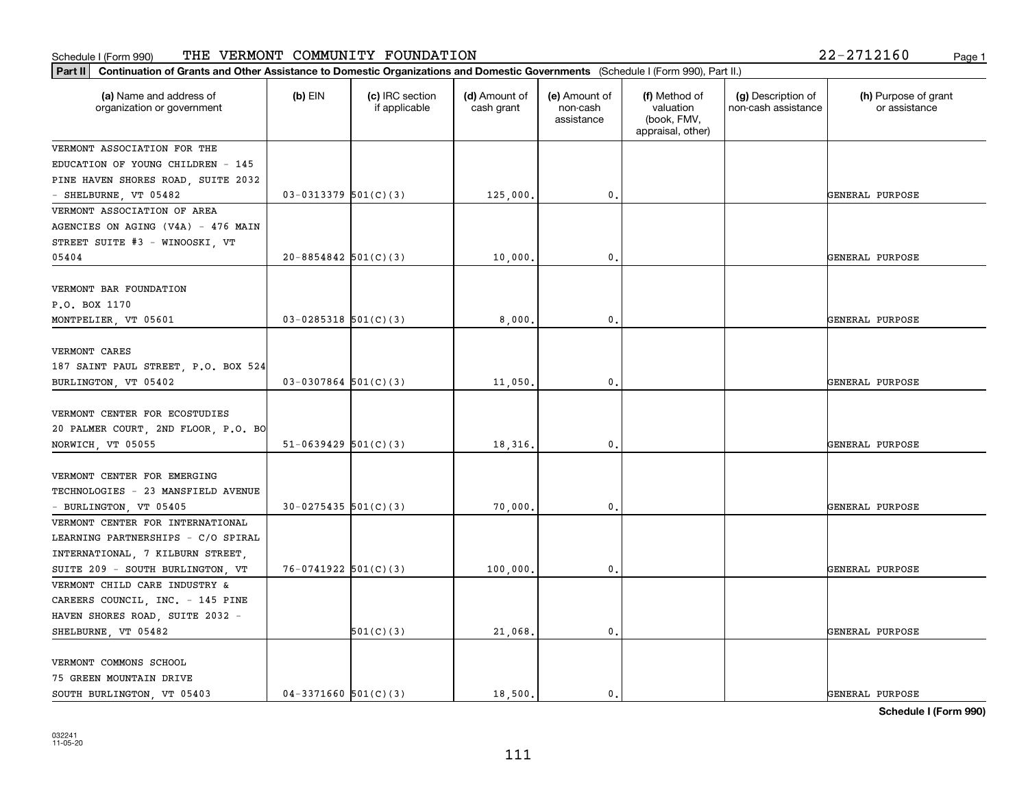Schedule I (Form 990) THE VERMONT COMMUNITY FOUNDATION 22-2712160

**Part II** **Continuation of Grants and Other Assistance to Domestic Organizations and Domestic Governments** (Schedule I (Form 990), Part II.)

| (a) Name and address of organization or government | (b) EIN | (c) IRC section if applicable | (d) Amount of cash grant | (e) Amount of non-cash assistance | (f) Method of valuation (book, FMV, appraisal, other) | (g) Description of non-cash assistance | (h) Purpose of grant or assistance |
|---|---|---|---|---|---|---|---|
| VERMONT ASSOCIATION FOR THE EDUCATION OF YOUNG CHILDREN - 145 PINE HAVEN SHORES ROAD, SUITE 2032 - SHELBURNE, VT 05482 | 03-0313379 | 501(C)(3) | 125,000. | 0. | | | GENERAL PURPOSE |
| VERMONT ASSOCIATION OF AREA AGENCIES ON AGING (V4A) - 476 MAIN STREET SUITE #3 - WINOOSKI, VT 05404 | 20-8854842 | 501(C)(3) | 10,000. | 0. | | | GENERAL PURPOSE |
| VERMONT BAR FOUNDATION P.O. BOX 1170 MONTPELIER, VT 05601 | 03-0285318 | 501(C)(3) | 8,000. | 0. | | | GENERAL PURPOSE |
| VERMONT CARES 187 SAINT PAUL STREET, P.O. BOX 524 BURLINGTON, VT 05402 | 03-0307864 | 501(C)(3) | 11,050. | 0. | | | GENERAL PURPOSE |
| VERMONT CENTER FOR ECOSTUDIES 20 PALMER COURT, 2ND FLOOR, P.O. BO NORWICH, VT 05055 | 51-0639429 | 501(C)(3) | 18,316. | 0. | | | GENERAL PURPOSE |
| VERMONT CENTER FOR EMERGING TECHNOLOGIES - 23 MANSFIELD AVENUE - BURLINGTON, VT 05405 | 30-0275435 | 501(C)(3) | 70,000. | 0. | | | GENERAL PURPOSE |
| VERMONT CENTER FOR INTERNATIONAL LEARNING PARTNERSHIPS - C/O SPIRAL INTERNATIONAL, 7 KILBURN STREET, SUITE 209 - SOUTH BURLINGTON, VT | 76-0741922 | 501(C)(3) | 100,000. | 0. | | | GENERAL PURPOSE |
| VERMONT CHILD CARE INDUSTRY & CAREERS COUNCIL, INC. - 145 PINE HAVEN SHORES ROAD, SUITE 2032 - SHELBURNE, VT 05482 | | 501(C)(3) | 21,068. | 0. | | | GENERAL PURPOSE |
| VERMONT COMMONS SCHOOL 75 GREEN MOUNTAIN DRIVE SOUTH BURLINGTON, VT 05403 | 04-3371660 | 501(C)(3) | 18,500. | 0. | | | GENERAL PURPOSE |

**Schedule I (Form 990)**

032241
11-05-20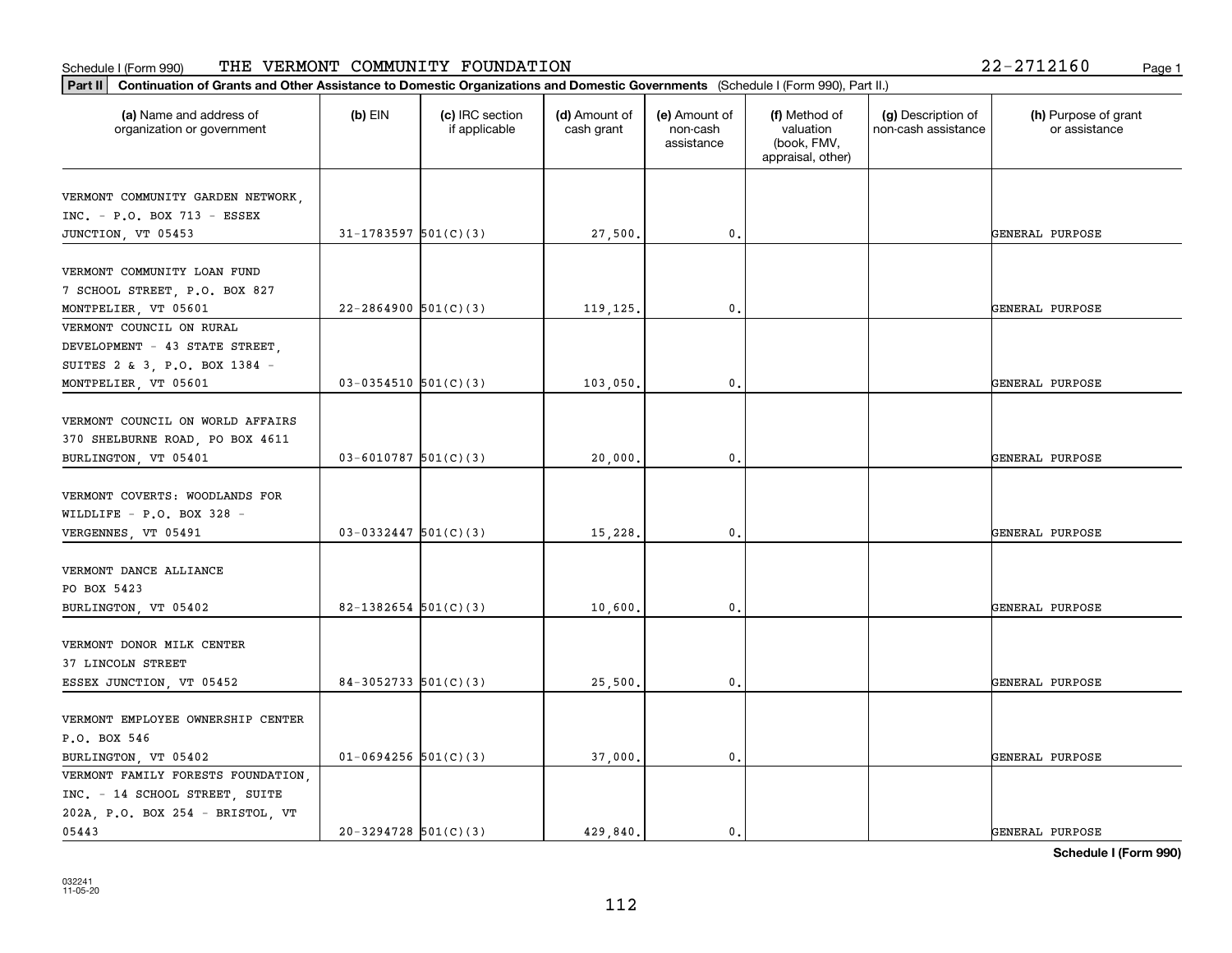Schedule I (Form 990) THE VERMONT COMMUNITY FOUNDATION 22-2712160

**Part II Continuation of Grants and Other Assistance to Domestic Organizations and Domestic Governments** (Schedule I (Form 990), Part II.)

| (a) Name and address of organization or government | (b) EIN | (c) IRC section if applicable | (d) Amount of cash grant | (e) Amount of non-cash assistance | (f) Method of valuation (book, FMV, appraisal, other) | (g) Description of non-cash assistance | (h) Purpose of grant or assistance |
|---|---|---|---|---|---|---|---|
| VERMONT COMMUNITY GARDEN NETWORK, INC. - P.O. BOX 713 - ESSEX JUNCTION, VT 05453 | 31-1783597 | 501(C)(3) | 27,500. | 0. | | | GENERAL PURPOSE |
| VERMONT COMMUNITY LOAN FUND 7 SCHOOL STREET, P.O. BOX 827 MONTPELIER, VT 05601 | 22-2864900 | 501(C)(3) | 119,125. | 0. | | | GENERAL PURPOSE |
| VERMONT COUNCIL ON RURAL DEVELOPMENT - 43 STATE STREET, SUITES 2 & 3, P.O. BOX 1384 - MONTPELIER, VT 05601 | 03-0354510 | 501(C)(3) | 103,050. | 0. | | | GENERAL PURPOSE |
| VERMONT COUNCIL ON WORLD AFFAIRS 370 SHELBURNE ROAD, PO BOX 4611 BURLINGTON, VT 05401 | 03-6010787 | 501(C)(3) | 20,000. | 0. | | | GENERAL PURPOSE |
| VERMONT COVERTS: WOODLANDS FOR WILDLIFE - P.O. BOX 328 - VERGENNES, VT 05491 | 03-0332447 | 501(C)(3) | 15,228. | 0. | | | GENERAL PURPOSE |
| VERMONT DANCE ALLIANCE PO BOX 5423 BURLINGTON, VT 05402 | 82-1382654 | 501(C)(3) | 10,600. | 0. | | | GENERAL PURPOSE |
| VERMONT DONOR MILK CENTER 37 LINCOLN STREET ESSEX JUNCTION, VT 05452 | 84-3052733 | 501(C)(3) | 25,500. | 0. | | | GENERAL PURPOSE |
| VERMONT EMPLOYEE OWNERSHIP CENTER P.O. BOX 546 BURLINGTON, VT 05402 | 01-0694256 | 501(C)(3) | 37,000. | 0. | | | GENERAL PURPOSE |
| VERMONT FAMILY FORESTS FOUNDATION, INC. - 14 SCHOOL STREET, SUITE 202A, P.O. BOX 254 - BRISTOL, VT 05443 | 20-3294728 | 501(C)(3) | 429,840. | 0. | | | GENERAL PURPOSE |

**Schedule I (Form 990)**

032241
11-05-20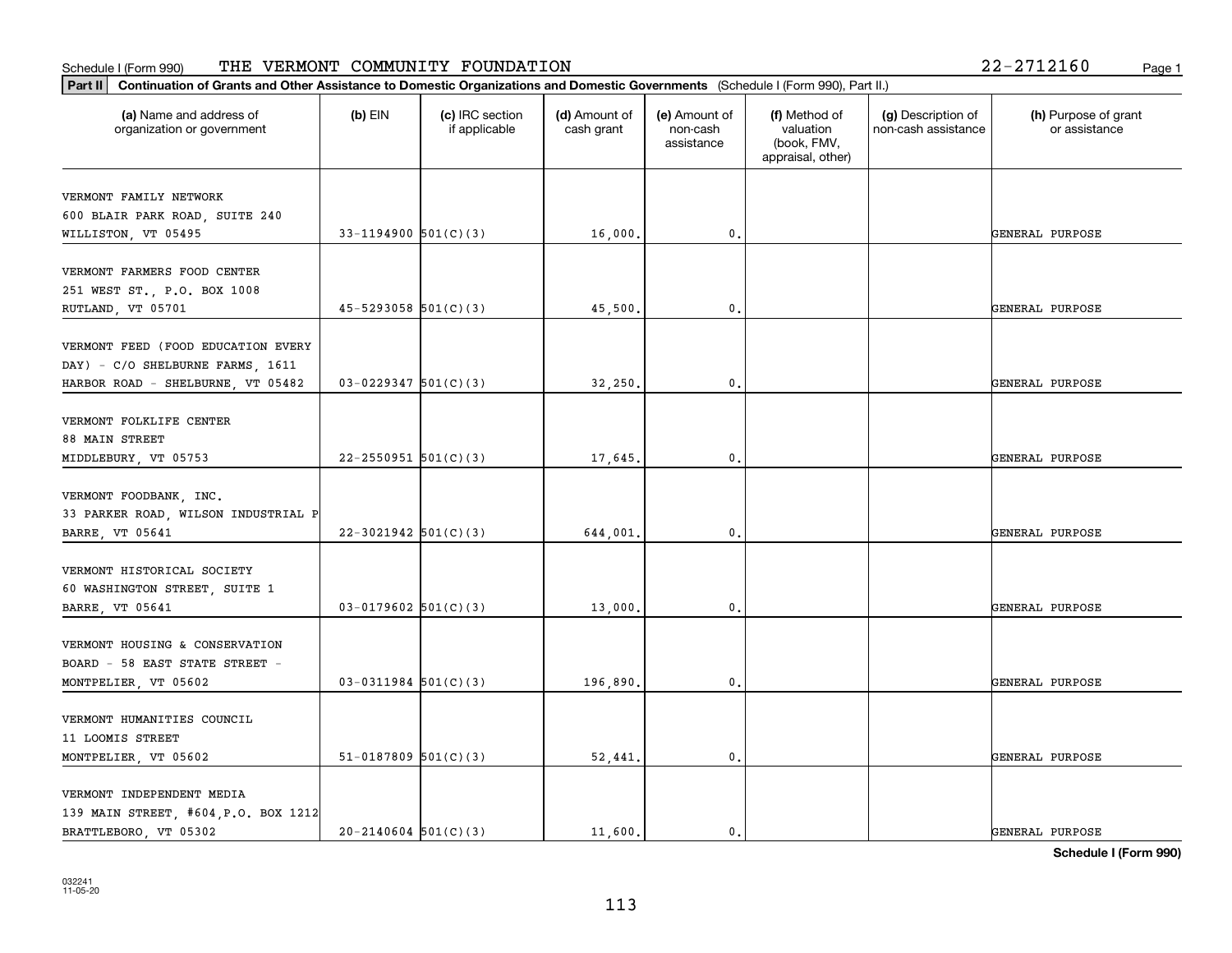Schedule I (Form 990) THE VERMONT COMMUNITY FOUNDATION 22-2712160 Page 1

**Part II** **Continuation of Grants and Other Assistance to Domestic Organizations and Domestic Governments** (Schedule I (Form 990), Part II.)

| (a) Name and address of organization or government | (b) EIN | (c) IRC section if applicable | (d) Amount of cash grant | (e) Amount of non-cash assistance | (f) Method of valuation (book, FMV, appraisal, other) | (g) Description of non-cash assistance | (h) Purpose of grant or assistance |
|---|---|---|---|---|---|---|---|
| VERMONT FAMILY NETWORK<br>600 BLAIR PARK ROAD, SUITE 240<br>WILLISTON, VT 05495 | 33-1194900 | 501(C)(3) | 16,000. | 0. | | | GENERAL PURPOSE |
| VERMONT FARMERS FOOD CENTER<br>251 WEST ST., P.O. BOX 1008<br>RUTLAND, VT 05701 | 45-5293058 | 501(C)(3) | 45,500. | 0. | | | GENERAL PURPOSE |
| VERMONT FEED (FOOD EDUCATION EVERY DAY) - C/O SHELBURNE FARMS, 1611 HARBOR ROAD - SHELBURNE, VT 05482 | 03-0229347 | 501(C)(3) | 32,250. | 0. | | | GENERAL PURPOSE |
| VERMONT FOLKLIFE CENTER<br>88 MAIN STREET<br>MIDDLEBURY, VT 05753 | 22-2550951 | 501(C)(3) | 17,645. | 0. | | | GENERAL PURPOSE |
| VERMONT FOODBANK, INC.<br>33 PARKER ROAD, WILSON INDUSTRIAL P<br>BARRE, VT 05641 | 22-3021942 | 501(C)(3) | 644,001. | 0. | | | GENERAL PURPOSE |
| VERMONT HISTORICAL SOCIETY<br>60 WASHINGTON STREET, SUITE 1<br>BARRE, VT 05641 | 03-0179602 | 501(C)(3) | 13,000. | 0. | | | GENERAL PURPOSE |
| VERMONT HOUSING & CONSERVATION BOARD - 58 EAST STATE STREET - MONTPELIER, VT 05602 | 03-0311984 | 501(C)(3) | 196,890. | 0. | | | GENERAL PURPOSE |
| VERMONT HUMANITIES COUNCIL<br>11 LOOMIS STREET<br>MONTPELIER, VT 05602 | 51-0187809 | 501(C)(3) | 52,441. | 0. | | | GENERAL PURPOSE |
| VERMONT INDEPENDENT MEDIA<br>139 MAIN STREET, #604, P.O. BOX 1212<br>BRATTLEBORO, VT 05302 | 20-2140604 | 501(C)(3) | 11,600. | 0. | | | GENERAL PURPOSE |

**Schedule I (Form 990)**

032241 11-05-20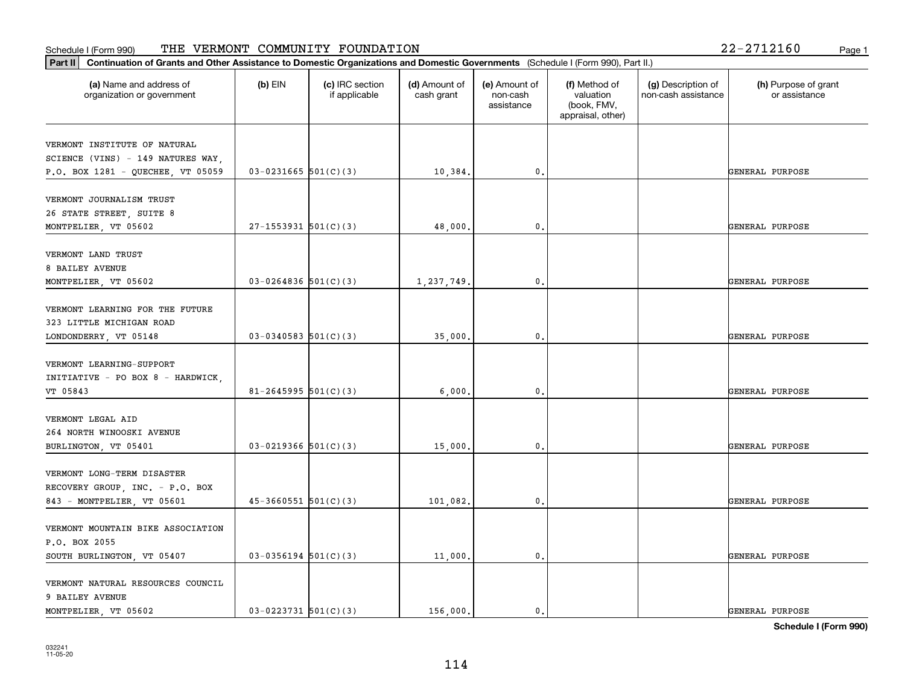Schedule I (Form 990) THE VERMONT COMMUNITY FOUNDATION 22-2712160

**Part II** **Continuation of Grants and Other Assistance to Domestic Organizations and Domestic Governments** (Schedule I (Form 990), Part II.)

| (a) Name and address of organization or government | (b) EIN | (c) IRC section if applicable | (d) Amount of cash grant | (e) Amount of non-cash assistance | (f) Method of valuation (book, FMV, appraisal, other) | (g) Description of non-cash assistance | (h) Purpose of grant or assistance |
|---|---|---|---|---|---|---|---|
| VERMONT INSTITUTE OF NATURAL SCIENCE (VINS) - 149 NATURES WAY, P.O. BOX 1281 - QUECHEE, VT 05059 | 03-0231665 | 501(C)(3) | 10,384. | 0. | | | GENERAL PURPOSE |
| VERMONT JOURNALISM TRUST 26 STATE STREET, SUITE 8 MONTPELIER, VT 05602 | 27-1553931 | 501(C)(3) | 48,000. | 0. | | | GENERAL PURPOSE |
| VERMONT LAND TRUST 8 BAILEY AVENUE MONTPELIER, VT 05602 | 03-0264836 | 501(C)(3) | 1,237,749. | 0. | | | GENERAL PURPOSE |
| VERMONT LEARNING FOR THE FUTURE 323 LITTLE MICHIGAN ROAD LONDONDERRY, VT 05148 | 03-0340583 | 501(C)(3) | 35,000. | 0. | | | GENERAL PURPOSE |
| VERMONT LEARNING-SUPPORT INITIATIVE - PO BOX 8 - HARDWICK, VT 05843 | 81-2645995 | 501(C)(3) | 6,000. | 0. | | | GENERAL PURPOSE |
| VERMONT LEGAL AID 264 NORTH WINOOSKI AVENUE BURLINGTON, VT 05401 | 03-0219366 | 501(C)(3) | 15,000. | 0. | | | GENERAL PURPOSE |
| VERMONT LONG-TERM DISASTER RECOVERY GROUP, INC. - P.O. BOX 843 - MONTPELIER, VT 05601 | 45-3660551 | 501(C)(3) | 101,082. | 0. | | | GENERAL PURPOSE |
| VERMONT MOUNTAIN BIKE ASSOCIATION P.O. BOX 2055 SOUTH BURLINGTON, VT 05407 | 03-0356194 | 501(C)(3) | 11,000. | 0. | | | GENERAL PURPOSE |
| VERMONT NATURAL RESOURCES COUNCIL 9 BAILEY AVENUE MONTPELIER, VT 05602 | 03-0223731 | 501(C)(3) | 156,000. | 0. | | | GENERAL PURPOSE |

**Schedule I (Form 990)**

032241
11-05-20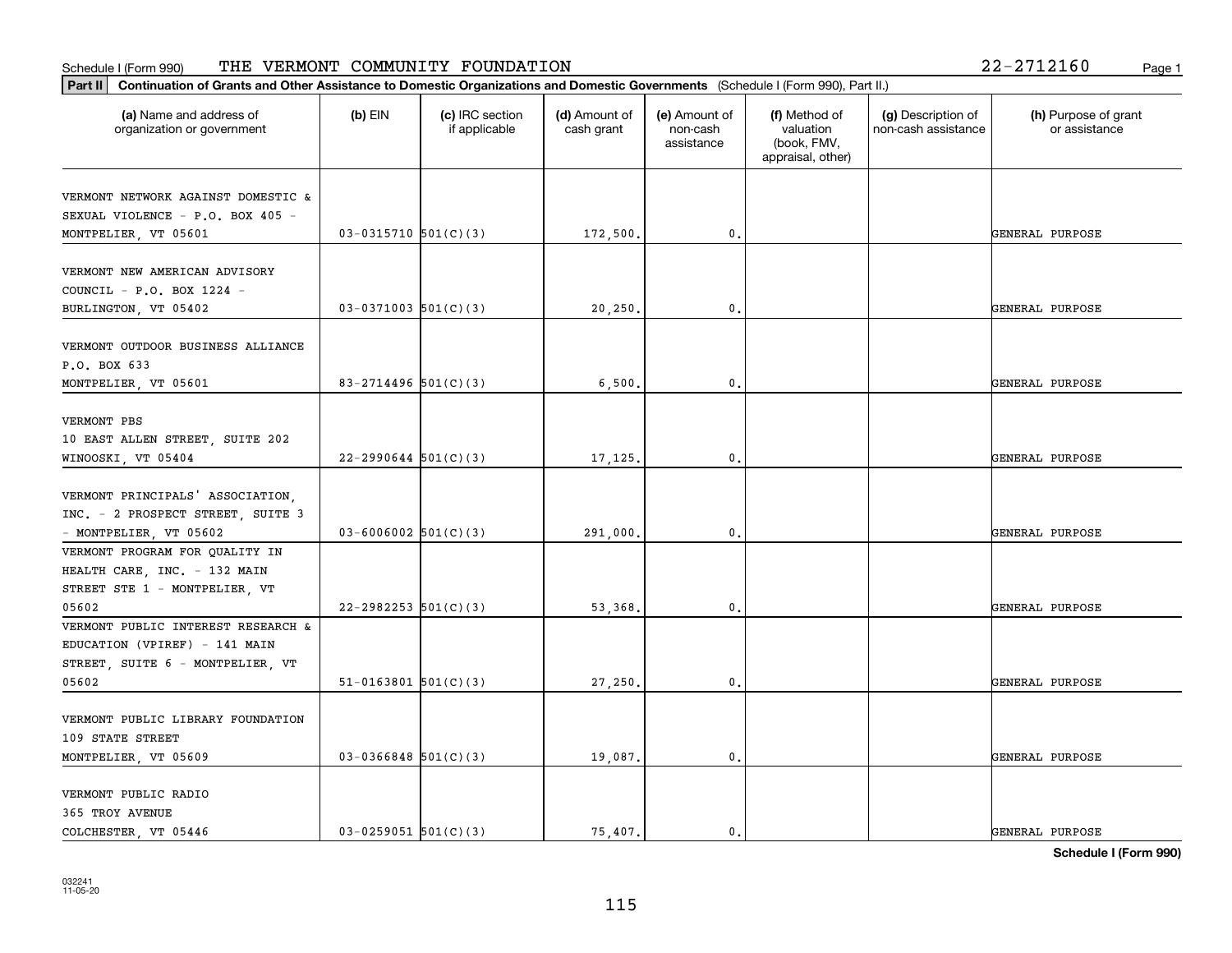Schedule I (Form 990) THE VERMONT COMMUNITY FOUNDATION 22-2712160

**Part II** **Continuation of Grants and Other Assistance to Domestic Organizations and Domestic Governments** (Schedule I (Form 990), Part II.)

| (a) Name and address of organization or government | (b) EIN | (c) IRC section if applicable | (d) Amount of cash grant | (e) Amount of non-cash assistance | (f) Method of valuation (book, FMV, appraisal, other) | (g) Description of non-cash assistance | (h) Purpose of grant or assistance |
|---|---|---|---|---|---|---|---|
| VERMONT NETWORK AGAINST DOMESTIC & SEXUAL VIOLENCE - P.O. BOX 405 - MONTPELIER, VT 05601 | 03-0315710 | 501(C)(3) | 172,500. | 0. | | | GENERAL PURPOSE |
| VERMONT NEW AMERICAN ADVISORY COUNCIL - P.O. BOX 1224 - BURLINGTON, VT 05402 | 03-0371003 | 501(C)(3) | 20,250. | 0. | | | GENERAL PURPOSE |
| VERMONT OUTDOOR BUSINESS ALLIANCE P.O. BOX 633 MONTPELIER, VT 05601 | 83-2714496 | 501(C)(3) | 6,500. | 0. | | | GENERAL PURPOSE |
| VERMONT PBS 10 EAST ALLEN STREET, SUITE 202 WINOOSKI, VT 05404 | 22-2990644 | 501(C)(3) | 17,125. | 0. | | | GENERAL PURPOSE |
| VERMONT PRINCIPALS' ASSOCIATION, INC. - 2 PROSPECT STREET, SUITE 3 - MONTPELIER, VT 05602 | 03-6006002 | 501(C)(3) | 291,000. | 0. | | | GENERAL PURPOSE |
| VERMONT PROGRAM FOR QUALITY IN HEALTH CARE, INC. - 132 MAIN STREET STE 1 - MONTPELIER, VT 05602 | 22-2982253 | 501(C)(3) | 53,368. | 0. | | | GENERAL PURPOSE |
| VERMONT PUBLIC INTEREST RESEARCH & EDUCATION (VPIREF) - 141 MAIN STREET, SUITE 6 - MONTPELIER, VT 05602 | 51-0163801 | 501(C)(3) | 27,250. | 0. | | | GENERAL PURPOSE |
| VERMONT PUBLIC LIBRARY FOUNDATION 109 STATE STREET MONTPELIER, VT 05609 | 03-0366848 | 501(C)(3) | 19,087. | 0. | | | GENERAL PURPOSE |
| VERMONT PUBLIC RADIO 365 TROY AVENUE COLCHESTER, VT 05446 | 03-0259051 | 501(C)(3) | 75,407. | 0. | | | GENERAL PURPOSE |

**Schedule I (Form 990)**

032241
11-05-20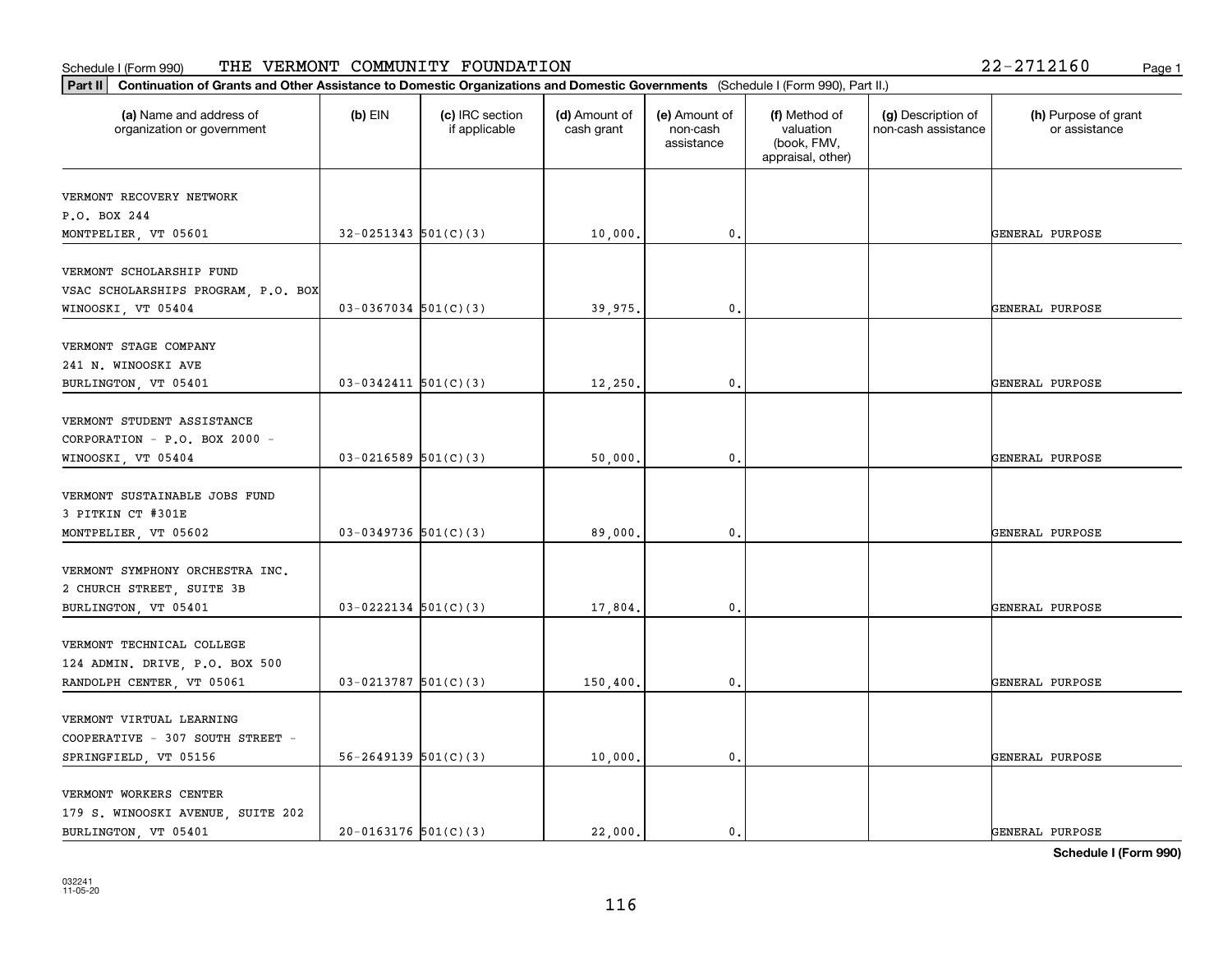Schedule I (Form 990) THE VERMONT COMMUNITY FOUNDATION 22-2712160

**Part II** **Continuation of Grants and Other Assistance to Domestic Organizations and Domestic Governments** (Schedule I (Form 990), Part II.)

| (a) Name and address of organization or government | (b) EIN | (c) IRC section if applicable | (d) Amount of cash grant | (e) Amount of non-cash assistance | (f) Method of valuation (book, FMV, appraisal, other) | (g) Description of non-cash assistance | (h) Purpose of grant or assistance |
|---|---|---|---|---|---|---|---|
| VERMONT RECOVERY NETWORK<br>P.O. BOX 244<br>MONTPELIER, VT 05601 | 32-0251343 | 501(C)(3) | 10,000. | 0. | | | GENERAL PURPOSE |
| VERMONT SCHOLARSHIP FUND<br>VSAC SCHOLARSHIPS PROGRAM, P.O. BOX<br>WINOOSKI, VT 05404 | 03-0367034 | 501(C)(3) | 39,975. | 0. | | | GENERAL PURPOSE |
| VERMONT STAGE COMPANY<br>241 N. WINOOSKI AVE<br>BURLINGTON, VT 05401 | 03-0342411 | 501(C)(3) | 12,250. | 0. | | | GENERAL PURPOSE |
| VERMONT STUDENT ASSISTANCE<br>CORPORATION - P.O. BOX 2000 -<br>WINOOSKI, VT 05404 | 03-0216589 | 501(C)(3) | 50,000. | 0. | | | GENERAL PURPOSE |
| VERMONT SUSTAINABLE JOBS FUND<br>3 PITKIN CT #301E<br>MONTPELIER, VT 05602 | 03-0349736 | 501(C)(3) | 89,000. | 0. | | | GENERAL PURPOSE |
| VERMONT SYMPHONY ORCHESTRA INC.<br>2 CHURCH STREET, SUITE 3B<br>BURLINGTON, VT 05401 | 03-0222134 | 501(C)(3) | 17,804. | 0. | | | GENERAL PURPOSE |
| VERMONT TECHNICAL COLLEGE<br>124 ADMIN. DRIVE, P.O. BOX 500<br>RANDOLPH CENTER, VT 05061 | 03-0213787 | 501(C)(3) | 150,400. | 0. | | | GENERAL PURPOSE |
| VERMONT VIRTUAL LEARNING<br>COOPERATIVE - 307 SOUTH STREET -<br>SPRINGFIELD, VT 05156 | 56-2649139 | 501(C)(3) | 10,000. | 0. | | | GENERAL PURPOSE |
| VERMONT WORKERS CENTER<br>179 S. WINOOSKI AVENUE, SUITE 202<br>BURLINGTON, VT 05401 | 20-0163176 | 501(C)(3) | 22,000. | 0. | | | GENERAL PURPOSE |

**Schedule I (Form 990)**

032241 11-05-20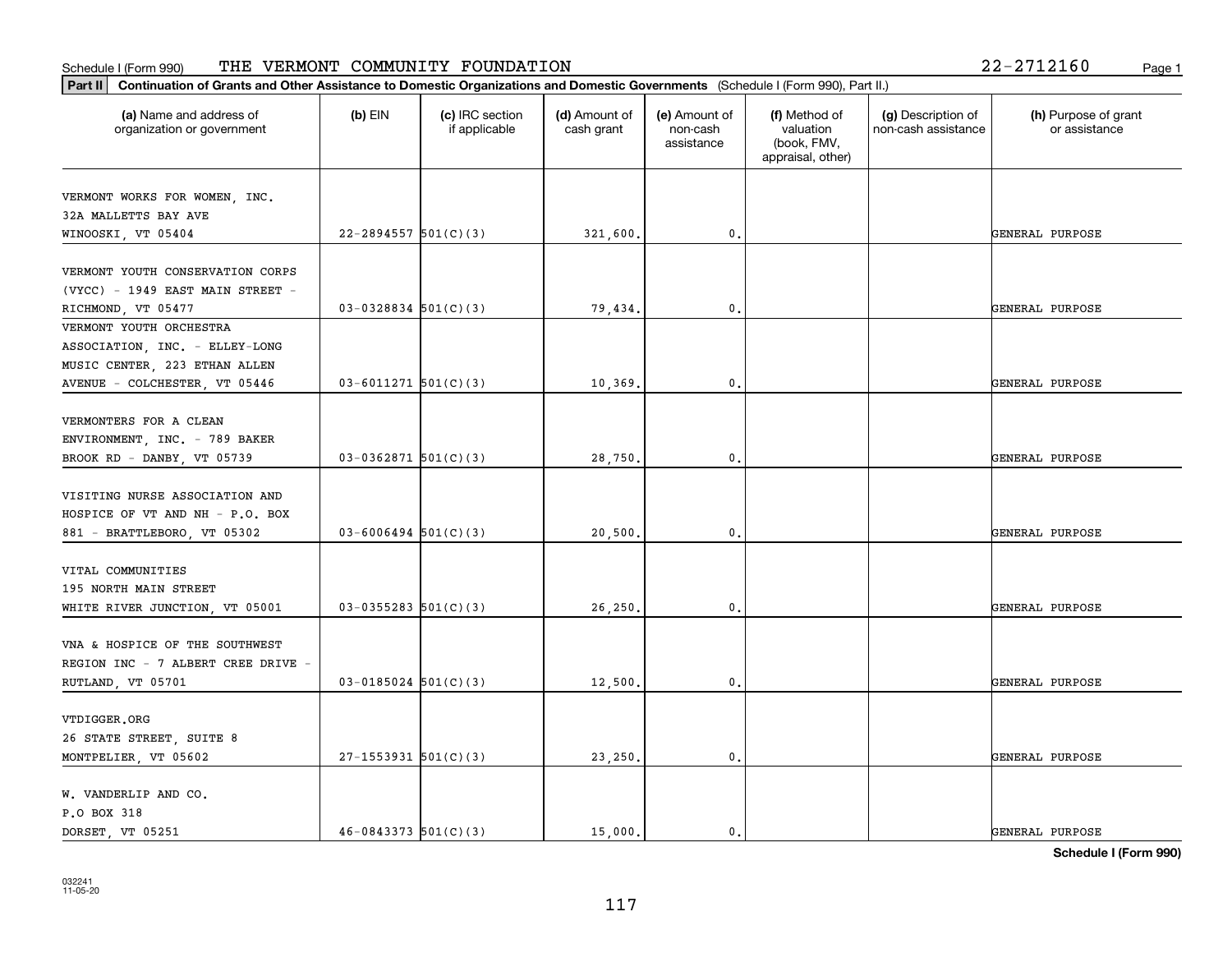Schedule I (Form 990) THE VERMONT COMMUNITY FOUNDATION 22-2712160

**Part II** **Continuation of Grants and Other Assistance to Domestic Organizations and Domestic Governments** (Schedule I (Form 990), Part II.)

| (a) Name and address of organization or government | (b) EIN | (c) IRC section if applicable | (d) Amount of cash grant | (e) Amount of non-cash assistance | (f) Method of valuation (book, FMV, appraisal, other) | (g) Description of non-cash assistance | (h) Purpose of grant or assistance |
|---|---|---|---|---|---|---|---|
| VERMONT WORKS FOR WOMEN, INC. 32A MALLETTS BAY AVE WINOOSKI, VT 05404 | 22-2894557 | 501(C)(3) | 321,600. | 0. | | | GENERAL PURPOSE |
| VERMONT YOUTH CONSERVATION CORPS (VYCC) - 1949 EAST MAIN STREET - RICHMOND, VT 05477 | 03-0328834 | 501(C)(3) | 79,434. | 0. | | | GENERAL PURPOSE |
| VERMONT YOUTH ORCHESTRA ASSOCIATION, INC. - ELLEY-LONG MUSIC CENTER, 223 ETHAN ALLEN AVENUE - COLCHESTER, VT 05446 | 03-6011271 | 501(C)(3) | 10,369. | 0. | | | GENERAL PURPOSE |
| VERMONTERS FOR A CLEAN ENVIRONMENT, INC. - 789 BAKER BROOK RD - DANBY, VT 05739 | 03-0362871 | 501(C)(3) | 28,750. | 0. | | | GENERAL PURPOSE |
| VISITING NURSE ASSOCIATION AND HOSPICE OF VT AND NH - P.O. BOX 881 - BRATTLEBORO, VT 05302 | 03-6006494 | 501(C)(3) | 20,500. | 0. | | | GENERAL PURPOSE |
| VITAL COMMUNITIES 195 NORTH MAIN STREET WHITE RIVER JUNCTION, VT 05001 | 03-0355283 | 501(C)(3) | 26,250. | 0. | | | GENERAL PURPOSE |
| VNA & HOSPICE OF THE SOUTHWEST REGION INC - 7 ALBERT CREE DRIVE - RUTLAND, VT 05701 | 03-0185024 | 501(C)(3) | 12,500. | 0. | | | GENERAL PURPOSE |
| VTDIGGER.ORG 26 STATE STREET, SUITE 8 MONTPELIER, VT 05602 | 27-1553931 | 501(C)(3) | 23,250. | 0. | | | GENERAL PURPOSE |
| W. VANDERLIP AND CO. P.O BOX 318 DORSET, VT 05251 | 46-0843373 | 501(C)(3) | 15,000. | 0. | | | GENERAL PURPOSE |

**Schedule I (Form 990)**

032241
11-05-20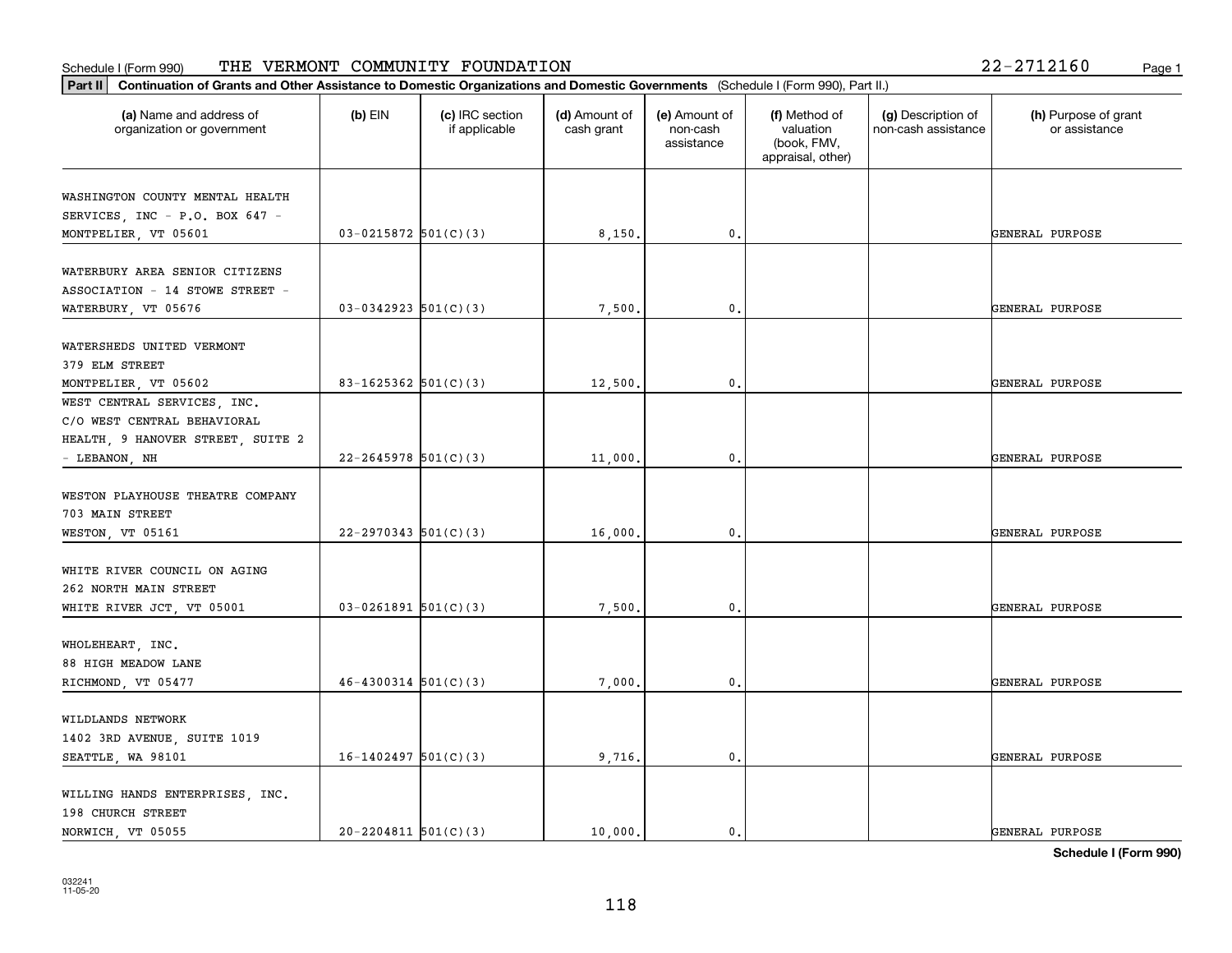Schedule I (Form 990) THE VERMONT COMMUNITY FOUNDATION 22-2712160

**Part II** **Continuation of Grants and Other Assistance to Domestic Organizations and Domestic Governments** (Schedule I (Form 990), Part II.)

| (a) Name and address of organization or government | (b) EIN | (c) IRC section if applicable | (d) Amount of cash grant | (e) Amount of non-cash assistance | (f) Method of valuation (book, FMV, appraisal, other) | (g) Description of non-cash assistance | (h) Purpose of grant or assistance |
|---|---|---|---|---|---|---|---|
| WASHINGTON COUNTY MENTAL HEALTH SERVICES, INC - P.O. BOX 647 - MONTPELIER, VT 05601 | 03-0215872 | 501(C)(3) | 8,150. | 0. | | | GENERAL PURPOSE |
| WATERBURY AREA SENIOR CITIZENS ASSOCIATION - 14 STOWE STREET - WATERBURY, VT 05676 | 03-0342923 | 501(C)(3) | 7,500. | 0. | | | GENERAL PURPOSE |
| WATERSHEDS UNITED VERMONT 379 ELM STREET MONTPELIER, VT 05602 | 83-1625362 | 501(C)(3) | 12,500. | 0. | | | GENERAL PURPOSE |
| WEST CENTRAL SERVICES, INC. C/O WEST CENTRAL BEHAVIORAL HEALTH, 9 HANOVER STREET, SUITE 2 - LEBANON, NH | 22-2645978 | 501(C)(3) | 11,000. | 0. | | | GENERAL PURPOSE |
| WESTON PLAYHOUSE THEATRE COMPANY 703 MAIN STREET WESTON, VT 05161 | 22-2970343 | 501(C)(3) | 16,000. | 0. | | | GENERAL PURPOSE |
| WHITE RIVER COUNCIL ON AGING 262 NORTH MAIN STREET WHITE RIVER JCT, VT 05001 | 03-0261891 | 501(C)(3) | 7,500. | 0. | | | GENERAL PURPOSE |
| WHOLEHEART, INC. 88 HIGH MEADOW LANE RICHMOND, VT 05477 | 46-4300314 | 501(C)(3) | 7,000. | 0. | | | GENERAL PURPOSE |
| WILDLANDS NETWORK 1402 3RD AVENUE, SUITE 1019 SEATTLE, WA 98101 | 16-1402497 | 501(C)(3) | 9,716. | 0. | | | GENERAL PURPOSE |
| WILLING HANDS ENTERPRISES, INC. 198 CHURCH STREET NORWICH, VT 05055 | 20-2204811 | 501(C)(3) | 10,000. | 0. | | | GENERAL PURPOSE |

**Schedule I (Form 990)**

032241
11-05-20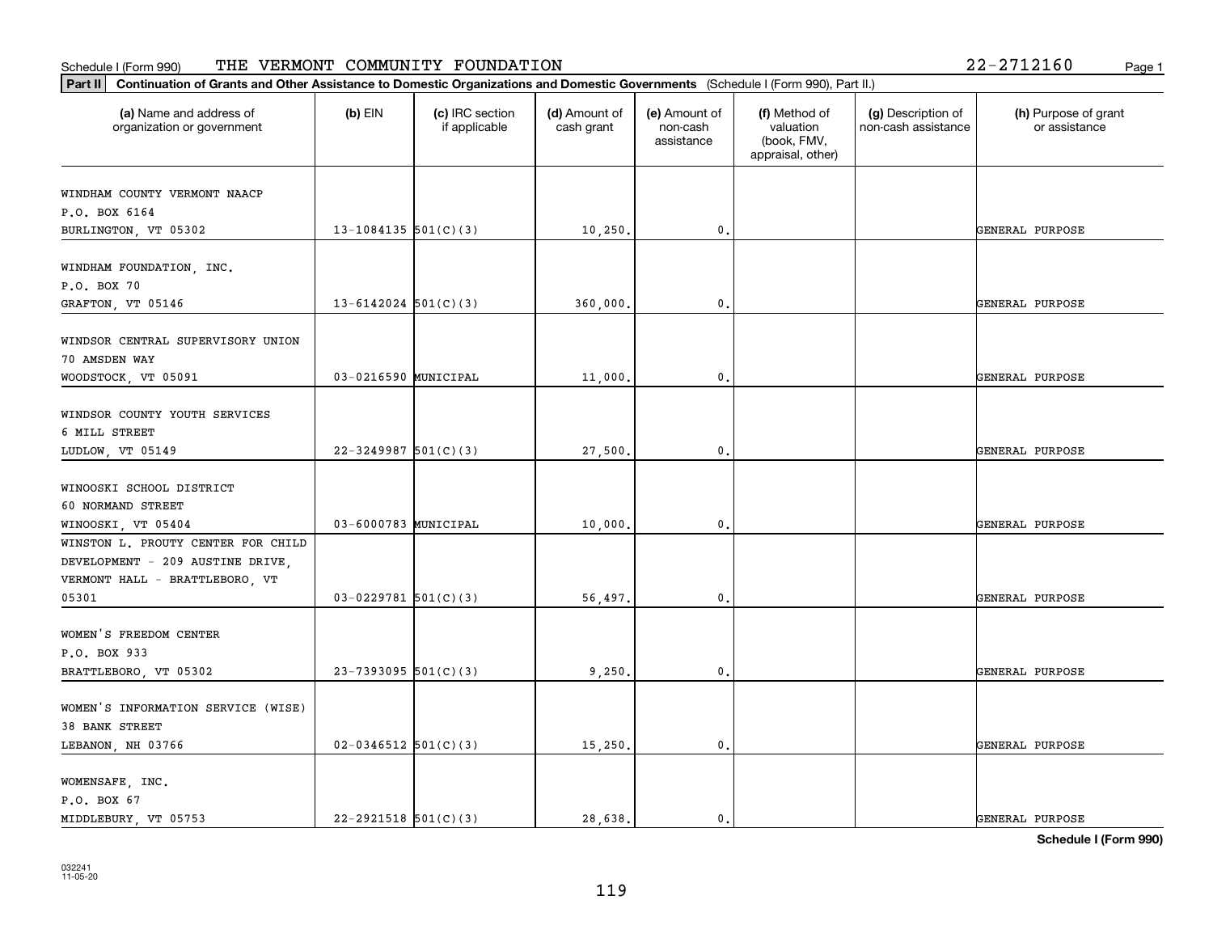Schedule I (Form 990) THE VERMONT COMMUNITY FOUNDATION 22-2712160

**Part II** **Continuation of Grants and Other Assistance to Domestic Organizations and Domestic Governments** (Schedule I (Form 990), Part II.)

| (a) Name and address of organization or government | (b) EIN | (c) IRC section if applicable | (d) Amount of cash grant | (e) Amount of non-cash assistance | (f) Method of valuation (book, FMV, appraisal, other) | (g) Description of non-cash assistance | (h) Purpose of grant or assistance |
|---|---|---|---|---|---|---|---|
| WINDHAM COUNTY VERMONT NAACP<br>P.O. BOX 6164<br>BURLINGTON, VT 05302 | 13-1084135 | 501(C)(3) | 10,250. | 0. | | | GENERAL PURPOSE |
| WINDHAM FOUNDATION, INC.<br>P.O. BOX 70<br>GRAFTON, VT 05146 | 13-6142024 | 501(C)(3) | 360,000. | 0. | | | GENERAL PURPOSE |
| WINDSOR CENTRAL SUPERVISORY UNION<br>70 AMSDEN WAY<br>WOODSTOCK, VT 05091 | 03-0216590 | MUNICIPAL | 11,000. | 0. | | | GENERAL PURPOSE |
| WINDSOR COUNTY YOUTH SERVICES<br>6 MILL STREET<br>LUDLOW, VT 05149 | 22-3249987 | 501(C)(3) | 27,500. | 0. | | | GENERAL PURPOSE |
| WINOOSKI SCHOOL DISTRICT<br>60 NORMAND STREET<br>WINOOSKI, VT 05404 | 03-6000783 | MUNICIPAL | 10,000. | 0. | | | GENERAL PURPOSE |
| WINSTON L. PROUTY CENTER FOR CHILD DEVELOPMENT - 209 AUSTINE DRIVE, VERMONT HALL - BRATTLEBORO, VT 05301 | 03-0229781 | 501(C)(3) | 56,497. | 0. | | | GENERAL PURPOSE |
| WOMEN'S FREEDOM CENTER<br>P.O. BOX 933<br>BRATTLEBORO, VT 05302 | 23-7393095 | 501(C)(3) | 9,250. | 0. | | | GENERAL PURPOSE |
| WOMEN'S INFORMATION SERVICE (WISE)<br>38 BANK STREET<br>LEBANON, NH 03766 | 02-0346512 | 501(C)(3) | 15,250. | 0. | | | GENERAL PURPOSE |
| WOMENSAFE, INC.<br>P.O. BOX 67<br>MIDDLEBURY, VT 05753 | 22-2921518 | 501(C)(3) | 28,638. | 0. | | | GENERAL PURPOSE |

**Schedule I (Form 990)**

032241
11-05-20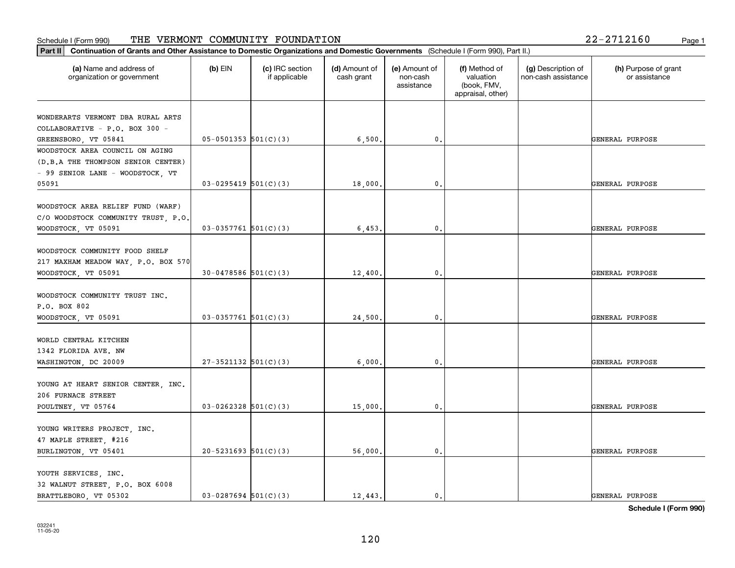Schedule I (Form 990) THE VERMONT COMMUNITY FOUNDATION 22-2712160

**Part II** **Continuation of Grants and Other Assistance to Domestic Organizations and Domestic Governments** (Schedule I (Form 990), Part II.)

| (a) Name and address of organization or government | (b) EIN | (c) IRC section if applicable | (d) Amount of cash grant | (e) Amount of non-cash assistance | (f) Method of valuation (book, FMV, appraisal, other) | (g) Description of non-cash assistance | (h) Purpose of grant or assistance |
|---|---|---|---|---|---|---|---|
| WONDERARTS VERMONT DBA RURAL ARTS COLLABORATIVE - P.O. BOX 300 - GREENSBORO, VT 05841 | 05-0501353 | 501(C)(3) | 6,500. | 0. | | | GENERAL PURPOSE |
| WOODSTOCK AREA COUNCIL ON AGING (D.B.A THE THOMPSON SENIOR CENTER) - 99 SENIOR LANE - WOODSTOCK, VT 05091 | 03-0295419 | 501(C)(3) | 18,000. | 0. | | | GENERAL PURPOSE |
| WOODSTOCK AREA RELIEF FUND (WARF) C/O WOODSTOCK COMMUNITY TRUST, P.O. WOODSTOCK, VT 05091 | 03-0357761 | 501(C)(3) | 6,453. | 0. | | | GENERAL PURPOSE |
| WOODSTOCK COMMUNITY FOOD SHELF 217 MAXHAM MEADOW WAY, P.O. BOX 570 WOODSTOCK, VT 05091 | 30-0478586 | 501(C)(3) | 12,400. | 0. | | | GENERAL PURPOSE |
| WOODSTOCK COMMUNITY TRUST INC. P.O. BOX 802 WOODSTOCK, VT 05091 | 03-0357761 | 501(C)(3) | 24,500. | 0. | | | GENERAL PURPOSE |
| WORLD CENTRAL KITCHEN 1342 FLORIDA AVE. NW WASHINGTON, DC 20009 | 27-3521132 | 501(C)(3) | 6,000. | 0. | | | GENERAL PURPOSE |
| YOUNG AT HEART SENIOR CENTER, INC. 206 FURNACE STREET POULTNEY, VT 05764 | 03-0262328 | 501(C)(3) | 15,000. | 0. | | | GENERAL PURPOSE |
| YOUNG WRITERS PROJECT, INC. 47 MAPLE STREET, #216 BURLINGTON, VT 05401 | 20-5231693 | 501(C)(3) | 56,000. | 0. | | | GENERAL PURPOSE |
| YOUTH SERVICES, INC. 32 WALNUT STREET, P.O. BOX 6008 BRATTLEBORO, VT 05302 | 03-0287694 | 501(C)(3) | 12,443. | 0. | | | GENERAL PURPOSE |

**Schedule I (Form 990)**

032241
11-05-20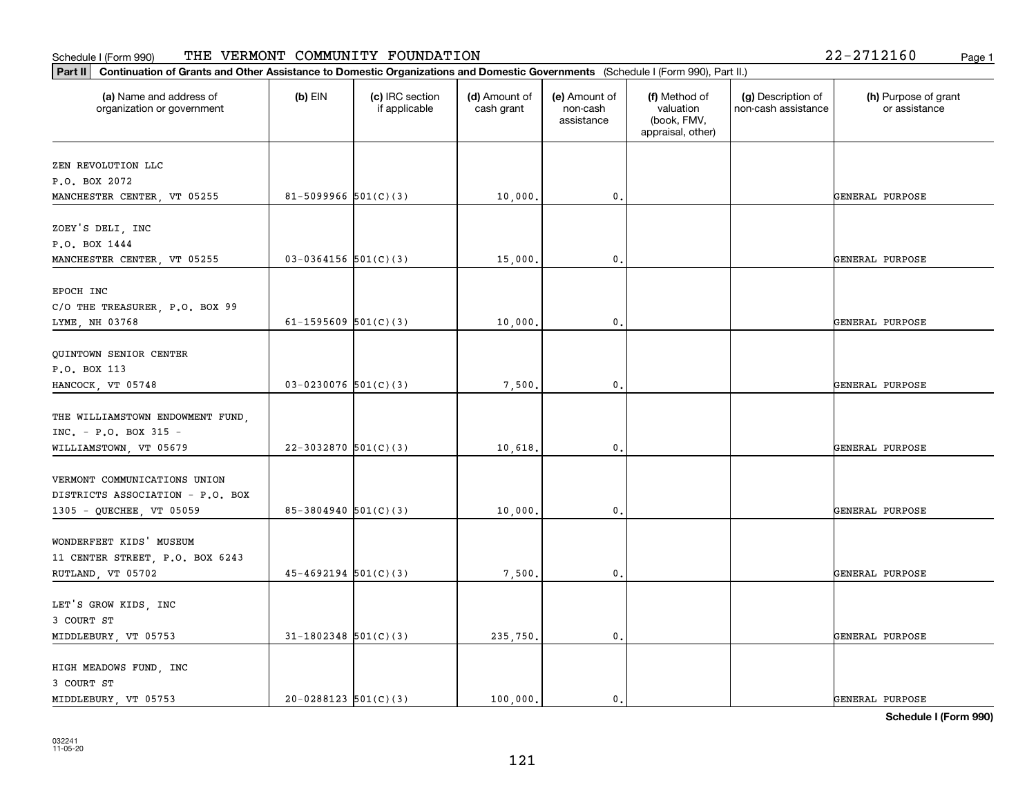Schedule I (Form 990) THE VERMONT COMMUNITY FOUNDATION 22-2712160

**Part II** **Continuation of Grants and Other Assistance to Domestic Organizations and Domestic Governments** (Schedule I (Form 990), Part II.)

| (a) Name and address of organization or government | (b) EIN | (c) IRC section if applicable | (d) Amount of cash grant | (e) Amount of non-cash assistance | (f) Method of valuation (book, FMV, appraisal, other) | (g) Description of non-cash assistance | (h) Purpose of grant or assistance |
|---|---|---|---|---|---|---|---|
| ZEN REVOLUTION LLC P.O. BOX 2072 MANCHESTER CENTER, VT 05255 | 81-5099966 | 501(C)(3) | 10,000. | 0. | | | GENERAL PURPOSE |
| ZOEY'S DELI, INC P.O. BOX 1444 MANCHESTER CENTER, VT 05255 | 03-0364156 | 501(C)(3) | 15,000. | 0. | | | GENERAL PURPOSE |
| EPOCH INC C/O THE TREASURER, P.O. BOX 99 LYME, NH 03768 | 61-1595609 | 501(C)(3) | 10,000. | 0. | | | GENERAL PURPOSE |
| QUINTOWN SENIOR CENTER P.O. BOX 113 HANCOCK, VT 05748 | 03-0230076 | 501(C)(3) | 7,500. | 0. | | | GENERAL PURPOSE |
| THE WILLIAMSTOWN ENDOWMENT FUND, INC. - P.O. BOX 315 - WILLIAMSTOWN, VT 05679 | 22-3032870 | 501(C)(3) | 10,618. | 0. | | | GENERAL PURPOSE |
| VERMONT COMMUNICATIONS UNION DISTRICTS ASSOCIATION - P.O. BOX 1305 - QUECHEE, VT 05059 | 85-3804940 | 501(C)(3) | 10,000. | 0. | | | GENERAL PURPOSE |
| WONDERFEET KIDS' MUSEUM 11 CENTER STREET, P.O. BOX 6243 RUTLAND, VT 05702 | 45-4692194 | 501(C)(3) | 7,500. | 0. | | | GENERAL PURPOSE |
| LET'S GROW KIDS, INC 3 COURT ST MIDDLEBURY, VT 05753 | 31-1802348 | 501(C)(3) | 235,750. | 0. | | | GENERAL PURPOSE |
| HIGH MEADOWS FUND, INC 3 COURT ST MIDDLEBURY, VT 05753 | 20-0288123 | 501(C)(3) | 100,000. | 0. | | | GENERAL PURPOSE |

**Schedule I (Form 990)**

032241 11-05-20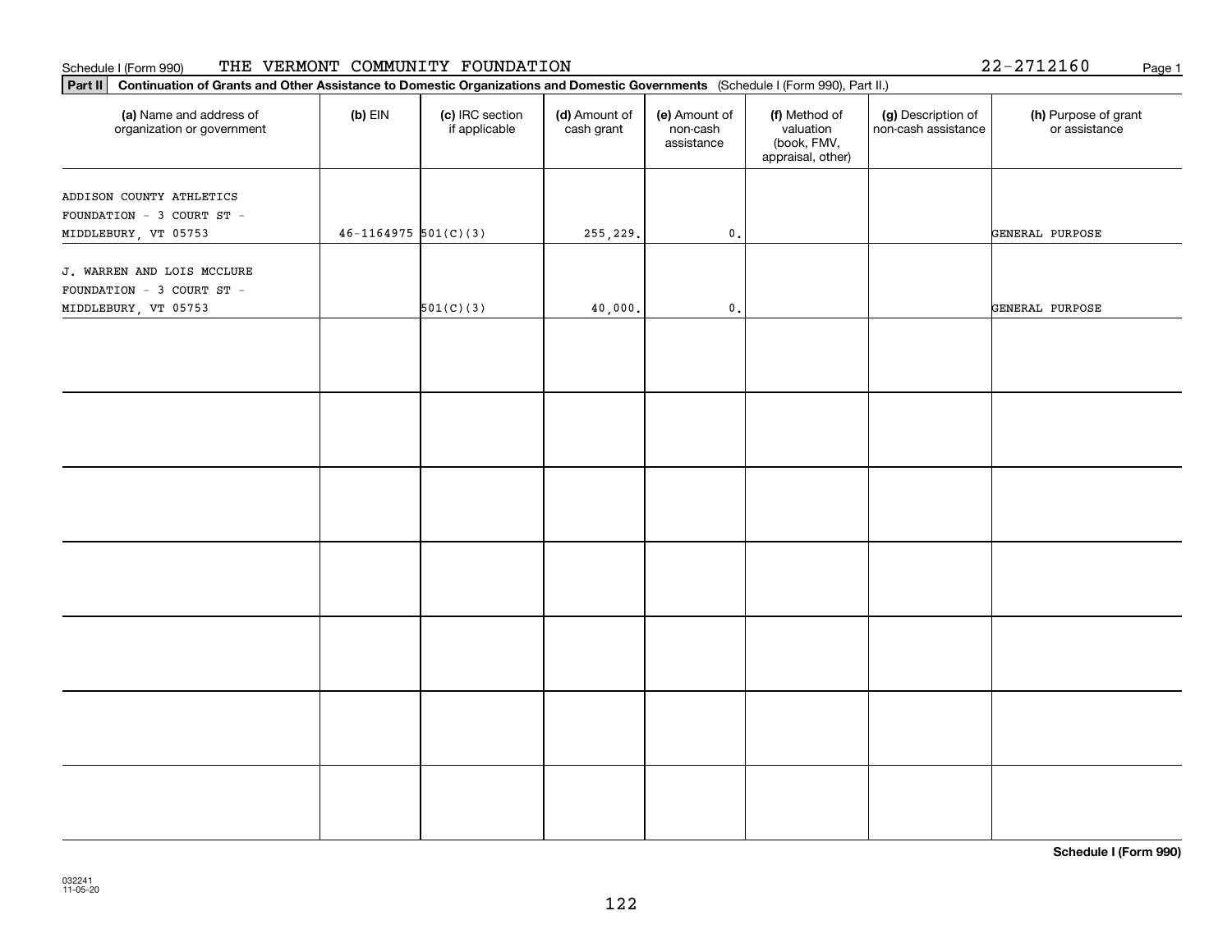Schedule I (Form 990) THE VERMONT COMMUNITY FOUNDATION 22-2712160

**Part II** **Continuation of Grants and Other Assistance to Domestic Organizations and Domestic Governments** (Schedule I (Form 990), Part II.)

| (a) Name and address of organization or government | (b) EIN | (c) IRC section if applicable | (d) Amount of cash grant | (e) Amount of non-cash assistance | (f) Method of valuation (book, FMV, appraisal, other) | (g) Description of non-cash assistance | (h) Purpose of grant or assistance |
|---|---|---|---|---|---|---|---|
| ADDISON COUNTY ATHLETICS FOUNDATION - 3 COURT ST - MIDDLEBURY, VT 05753 | 46-1164975 | 501(C)(3) | 255,229. | 0. | | | GENERAL PURPOSE |
| J. WARREN AND LOIS MCCLURE FOUNDATION - 3 COURT ST - MIDDLEBURY, VT 05753 | | 501(C)(3) | 40,000. | 0. | | | GENERAL PURPOSE |

**Schedule I (Form 990)**

032241
11-05-20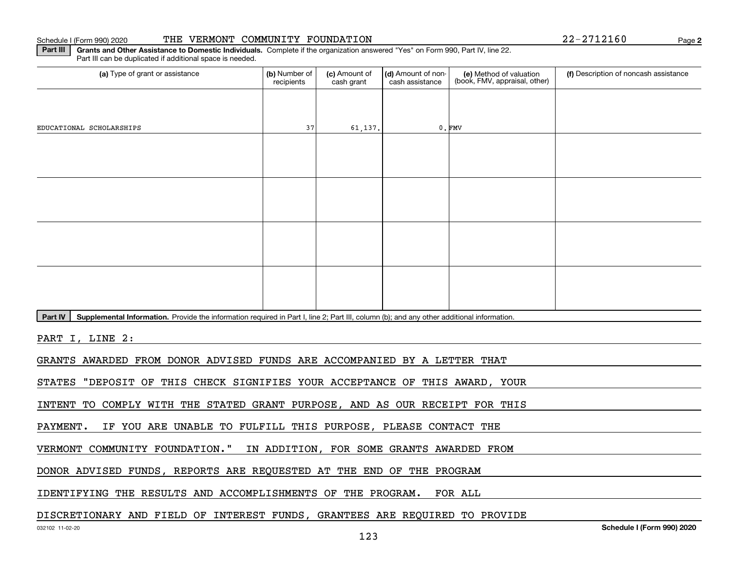Schedule I (Form 990) 2020 THE VERMONT COMMUNITY FOUNDATION 22-2712160 Page 2

**Part III** **Grants and Other Assistance to Domestic Individuals.** Complete if the organization answered "Yes" on Form 990, Part IV, line 22. Part III can be duplicated if additional space is needed.

| (a) Type of grant or assistance | (b) Number of recipients | (c) Amount of cash grant | (d) Amount of non-cash assistance | (e) Method of valuation (book, FMV, appraisal, other) | (f) Description of noncash assistance |
|---|---|---|---|---|---|
| EDUCATIONAL SCHOLARSHIPS | 37 | 61,137. | 0. | FMV | |
| | | | | | |
| | | | | | |
| | | | | | |
| | | | | | |

**Part IV** **Supplemental Information.** Provide the information required in Part I, line 2; Part III, column (b); and any other additional information.

PART I, LINE 2:

GRANTS AWARDED FROM DONOR ADVISED FUNDS ARE ACCOMPANIED BY A LETTER THAT STATES "DEPOSIT OF THIS CHECK SIGNIFIES YOUR ACCEPTANCE OF THIS AWARD, YOUR INTENT TO COMPLY WITH THE STATED GRANT PURPOSE, AND AS OUR RECEIPT FOR THIS PAYMENT. IF YOU ARE UNABLE TO FULFILL THIS PURPOSE, PLEASE CONTACT THE VERMONT COMMUNITY FOUNDATION." IN ADDITION, FOR SOME GRANTS AWARDED FROM DONOR ADVISED FUNDS, REPORTS ARE REQUESTED AT THE END OF THE PROGRAM IDENTIFYING THE RESULTS AND ACCOMPLISHMENTS OF THE PROGRAM. FOR ALL DISCRETIONARY AND FIELD OF INTEREST FUNDS, GRANTEES ARE REQUIRED TO PROVIDE

032102 11-02-20 **Schedule I (Form 990) 2020**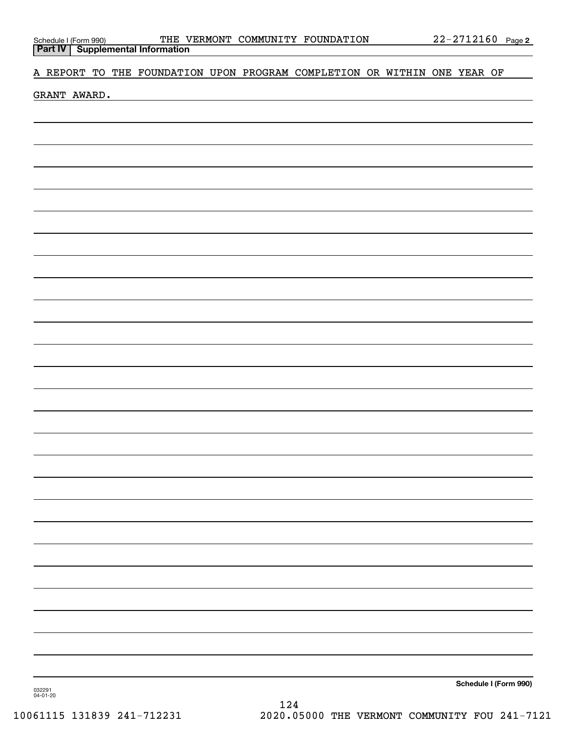## Part IV | Supplemental Information

A REPORT TO THE FOUNDATION UPON PROGRAM COMPLETION OR WITHIN ONE YEAR OF GRANT AWARD.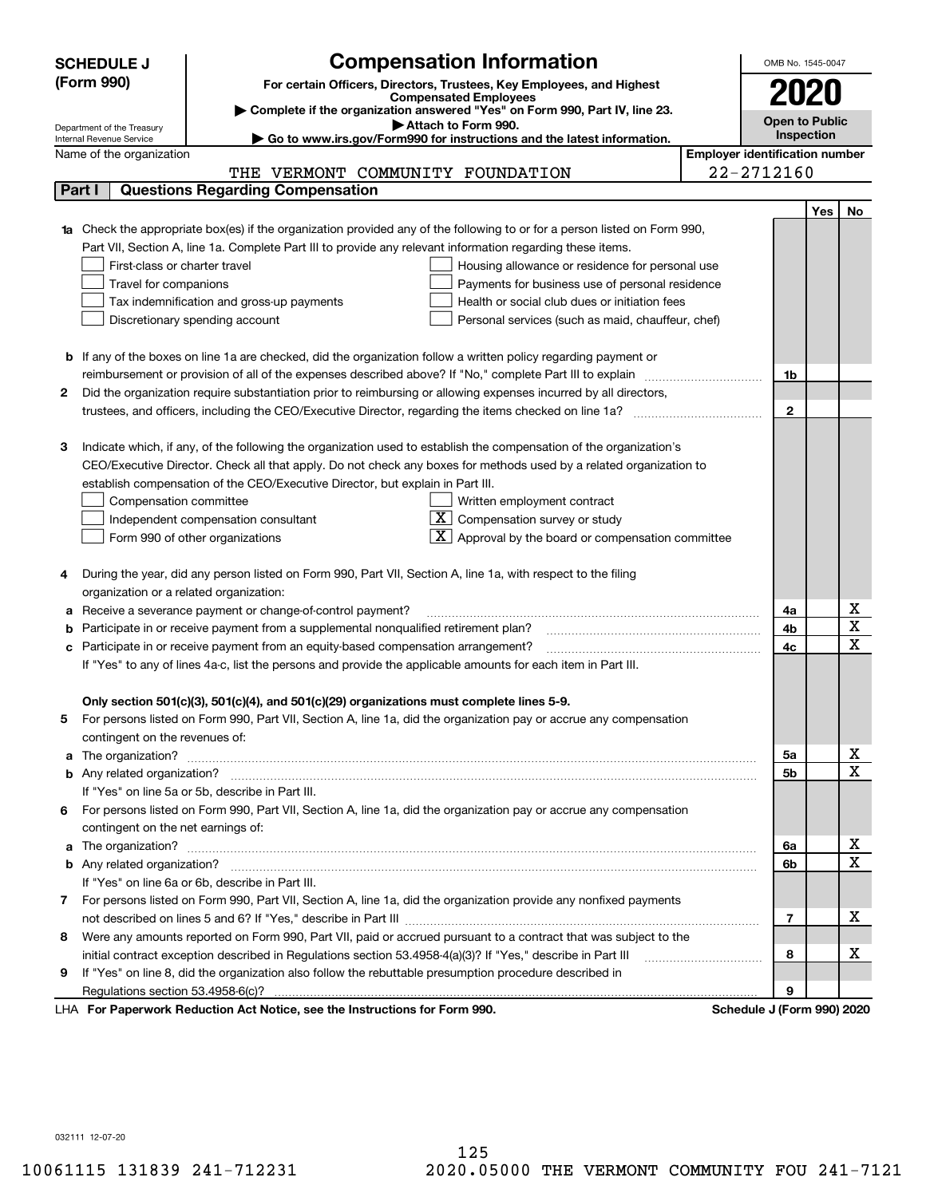**SCHEDULE J (Form 990)**

Department of the Treasury
Internal Revenue Service

# Compensation Information

**For certain Officers, Directors, Trustees, Key Employees, and Highest Compensated Employees**

▶ **Complete if the organization answered "Yes" on Form 990, Part IV, line 23.**
▶ **Attach to Form 990.**
▶ **Go to www.irs.gov/Form990 for instructions and the latest information.**

OMB No. 1545-0047

**2020**

**Open to Public Inspection**

Name of the organization: THE VERMONT COMMUNITY FOUNDATION

**Employer identification number:** 22-2712160

## Part I Questions Regarding Compensation

| | | | Yes | No |
|---|---|---|---|---|
| **1a** | Check the appropriate box(es) if the organization provided any of the following to or for a person listed on Form 990, Part VII, Section A, line 1a. Complete Part III to provide any relevant information regarding these items.<br>☐ First-class or charter travel ☐ Housing allowance or residence for personal use<br>☐ Travel for companions ☐ Payments for business use of personal residence<br>☐ Tax indemnification and gross-up payments ☐ Health or social club dues or initiation fees<br>☐ Discretionary spending account ☐ Personal services (such as maid, chauffeur, chef) | | | |
| **b** | If any of the boxes on line 1a are checked, did the organization follow a written policy regarding payment or reimbursement or provision of all of the expenses described above? If "No," complete Part III to explain | 1b | | |
| **2** | Did the organization require substantiation prior to reimbursing or allowing expenses incurred by all directors, trustees, and officers, including the CEO/Executive Director, regarding the items checked on line 1a? | 2 | | |
| **3** | Indicate which, if any, of the following the organization used to establish the compensation of the organization's CEO/Executive Director. Check all that apply. Do not check any boxes for methods used by a related organization to establish compensation of the CEO/Executive Director, but explain in Part III.<br>☐ Compensation committee ☐ Written employment contract<br>☐ Independent compensation consultant ☒ Compensation survey or study<br>☐ Form 990 of other organizations ☒ Approval by the board or compensation committee | | | |
| **4** | During the year, did any person listed on Form 990, Part VII, Section A, line 1a, with respect to the filing organization or a related organization: | | | |
| **a** | Receive a severance payment or change-of-control payment? | 4a | | X |
| **b** | Participate in or receive payment from a supplemental nonqualified retirement plan? | 4b | | X |
| **c** | Participate in or receive payment from an equity-based compensation arrangement?<br>If "Yes" to any of lines 4a-c, list the persons and provide the applicable amounts for each item in Part III. | 4c | | X |
| | **Only section 501(c)(3), 501(c)(4), and 501(c)(29) organizations must complete lines 5-9.** | | | |
| **5** | For persons listed on Form 990, Part VII, Section A, line 1a, did the organization pay or accrue any compensation contingent on the revenues of: | | | |
| **a** | The organization? | 5a | | X |
| **b** | Any related organization?<br>If "Yes" on line 5a or 5b, describe in Part III. | 5b | | X |
| **6** | For persons listed on Form 990, Part VII, Section A, line 1a, did the organization pay or accrue any compensation contingent on the net earnings of: | | | |
| **a** | The organization? | 6a | | X |
| **b** | Any related organization?<br>If "Yes" on line 6a or 6b, describe in Part III. | 6b | | X |
| **7** | For persons listed on Form 990, Part VII, Section A, line 1a, did the organization provide any nonfixed payments not described on lines 5 and 6? If "Yes," describe in Part III | 7 | | X |
| **8** | Were any amounts reported on Form 990, Part VII, paid or accrued pursuant to a contract that was subject to the initial contract exception described in Regulations section 53.4958-4(a)(3)? If "Yes," describe in Part III | 8 | | X |
| **9** | If "Yes" on line 8, did the organization also follow the rebuttable presumption procedure described in Regulations section 53.4958-6(c)? | 9 | | |

LHA **For Paperwork Reduction Act Notice, see the Instructions for Form 990.** **Schedule J (Form 990) 2020**

032111 12-07-20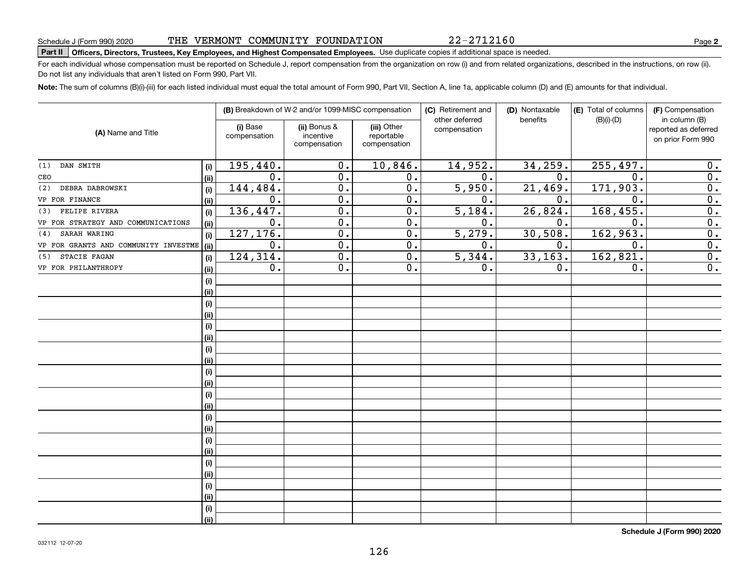Schedule J (Form 990) 2020 THE VERMONT COMMUNITY FOUNDATION 22-2712160 Page **2**

**Part II** **Officers, Directors, Trustees, Key Employees, and Highest Compensated Employees.** Use duplicate copies if additional space is needed.

For each individual whose compensation must be reported on Schedule J, report compensation from the organization on row (i) and from related organizations, described in the instructions, on row (ii). Do not list any individuals that aren't listed on Form 990, Part VII.

**Note:** The sum of columns (B)(i)-(iii) for each listed individual must equal the total amount of Form 990, Part VII, Section A, line 1a, applicable column (D) and (E) amounts for that individual.

| (A) Name and Title | | (B) Breakdown of W-2 and/or 1099-MISC compensation | | | (C) Retirement and other deferred compensation | (D) Nontaxable benefits | (E) Total of columns (B)(i)-(D) | (F) Compensation in column (B) reported as deferred on prior Form 990 |
|---|---|---|---|---|---|---|---|---|
| | | (i) Base compensation | (ii) Bonus & incentive compensation | (iii) Other reportable compensation | | | | |
| (1) DAN SMITH | (i) | 195,440. | 0. | 10,846. | 14,952. | 34,259. | 255,497. | 0. |
| CEO | (ii) | 0. | 0. | 0. | 0. | 0. | 0. | 0. |
| (2) DEBRA DABROWSKI | (i) | 144,484. | 0. | 0. | 5,950. | 21,469. | 171,903. | 0. |
| VP FOR FINANCE | (ii) | 0. | 0. | 0. | 0. | 0. | 0. | 0. |
| (3) FELIPE RIVERA | (i) | 136,447. | 0. | 0. | 5,184. | 26,824. | 168,455. | 0. |
| VP FOR STRATEGY AND COMMUNICATIONS | (ii) | 0. | 0. | 0. | 0. | 0. | 0. | 0. |
| (4) SARAH WARING | (i) | 127,176. | 0. | 0. | 5,279. | 30,508. | 162,963. | 0. |
| VP FOR GRANTS AND COMMUNITY INVESTME | (ii) | 0. | 0. | 0. | 0. | 0. | 0. | 0. |
| (5) STACIE FAGAN | (i) | 124,314. | 0. | 0. | 5,344. | 33,163. | 162,821. | 0. |
| VP FOR PHILANTHROPY | (ii) | 0. | 0. | 0. | 0. | 0. | 0. | 0. |

**Schedule J (Form 990) 2020**

032112 12-07-20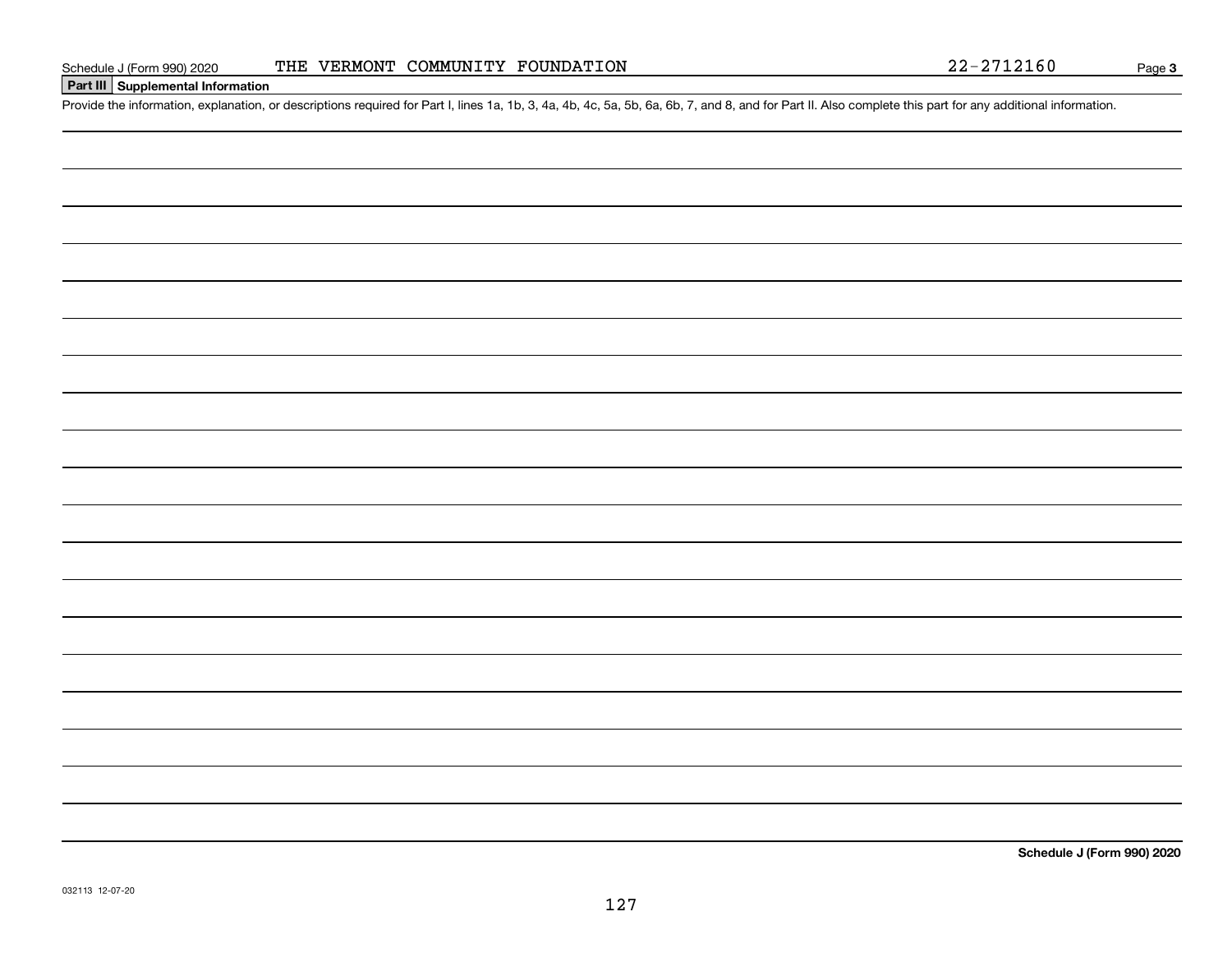Schedule J (Form 990) 2020 THE VERMONT COMMUNITY FOUNDATION 22-2712160 Page **3**

## Part III Supplemental Information

Provide the information, explanation, or descriptions required for Part I, lines 1a, 1b, 3, 4a, 4b, 4c, 5a, 5b, 6a, 6b, 7, and 8, and for Part II. Also complete this part for any additional information.

**Schedule J (Form 990) 2020**

032113 12-07-20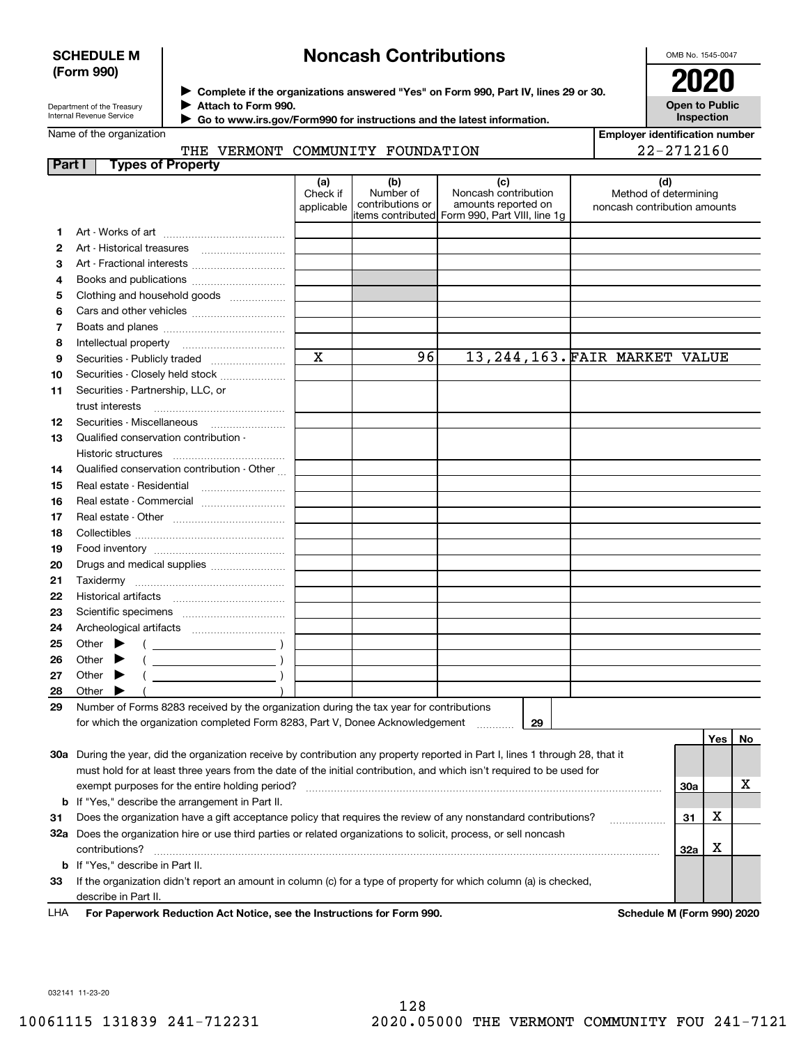**SCHEDULE M (Form 990)**

Department of the Treasury
Internal Revenue Service

# Noncash Contributions

▶ Complete if the organizations answered "Yes" on Form 990, Part IV, lines 29 or 30.
▶ Attach to Form 990.
▶ Go to www.irs.gov/Form990 for instructions and the latest information.

OMB No. 1545-0047

**2020**

**Open to Public Inspection**

Name of the organization: THE VERMONT COMMUNITY FOUNDATION

Employer identification number: 22-2712160

## Part I Types of Property

| | | (a) Check if applicable | (b) Number of contributions or items contributed | (c) Noncash contribution amounts reported on Form 990, Part VIII, line 1g | (d) Method of determining noncash contribution amounts |
|---|---|---|---|---|---|
| 1 | Art - Works of art | | | | |
| 2 | Art - Historical treasures | | | | |
| 3 | Art - Fractional interests | | | | |
| 4 | Books and publications | | | | |
| 5 | Clothing and household goods | | | | |
| 6 | Cars and other vehicles | | | | |
| 7 | Boats and planes | | | | |
| 8 | Intellectual property | | | | |
| 9 | Securities - Publicly traded | X | 96 | 13,244,163. | FAIR MARKET VALUE |
| 10 | Securities - Closely held stock | | | | |
| 11 | Securities - Partnership, LLC, or trust interests | | | | |
| 12 | Securities - Miscellaneous | | | | |
| 13 | Qualified conservation contribution - Historic structures | | | | |
| 14 | Qualified conservation contribution - Other | | | | |
| 15 | Real estate - Residential | | | | |
| 16 | Real estate - Commercial | | | | |
| 17 | Real estate - Other | | | | |
| 18 | Collectibles | | | | |
| 19 | Food inventory | | | | |
| 20 | Drugs and medical supplies | | | | |
| 21 | Taxidermy | | | | |
| 22 | Historical artifacts | | | | |
| 23 | Scientific specimens | | | | |
| 24 | Archeological artifacts | | | | |
| 25 | Other ▶ ( ) | | | | |
| 26 | Other ▶ ( ) | | | | |
| 27 | Other ▶ ( ) | | | | |
| 28 | Other ▶ ( ) | | | | |

29 Number of Forms 8283 received by the organization during the tax year for contributions for which the organization completed Form 8283, Part V, Donee Acknowledgement ..... 29

| | | | Yes | No |
|---|---|---|---|---|
| 30a | During the year, did the organization receive by contribution any property reported in Part I, lines 1 through 28, that it must hold for at least three years from the date of the initial contribution, and which isn't required to be used for exempt purposes for the entire holding period? | 30a | | X |
| b | If "Yes," describe the arrangement in Part II. | | | |
| 31 | Does the organization have a gift acceptance policy that requires the review of any nonstandard contributions? | 31 | X | |
| 32a | Does the organization hire or use third parties or related organizations to solicit, process, or sell noncash contributions? | 32a | X | |
| b | If "Yes," describe in Part II. | | | |
| 33 | If the organization didn't report an amount in column (c) for a type of property for which column (a) is checked, describe in Part II. | | | |

LHA **For Paperwork Reduction Act Notice, see the Instructions for Form 990.** **Schedule M (Form 990) 2020**

032141 11-23-20

10061115 131839 241-712231 2020.05000 THE VERMONT COMMUNITY FOU 241-7121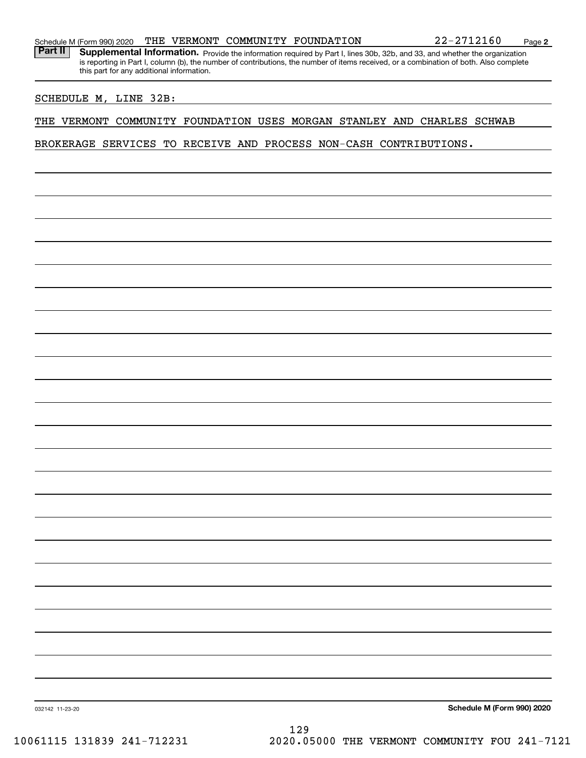Schedule M (Form 990) 2020 THE VERMONT COMMUNITY FOUNDATION 22-2712160 Page 2

**Part II** **Supplemental Information.** Provide the information required by Part I, lines 30b, 32b, and 33, and whether the organization is reporting in Part I, column (b), the number of contributions, the number of items received, or a combination of both. Also complete this part for any additional information.

SCHEDULE M, LINE 32B:

THE VERMONT COMMUNITY FOUNDATION USES MORGAN STANLEY AND CHARLES SCHWAB BROKERAGE SERVICES TO RECEIVE AND PROCESS NON-CASH CONTRIBUTIONS.

032142 11-23-20 **Schedule M (Form 990) 2020**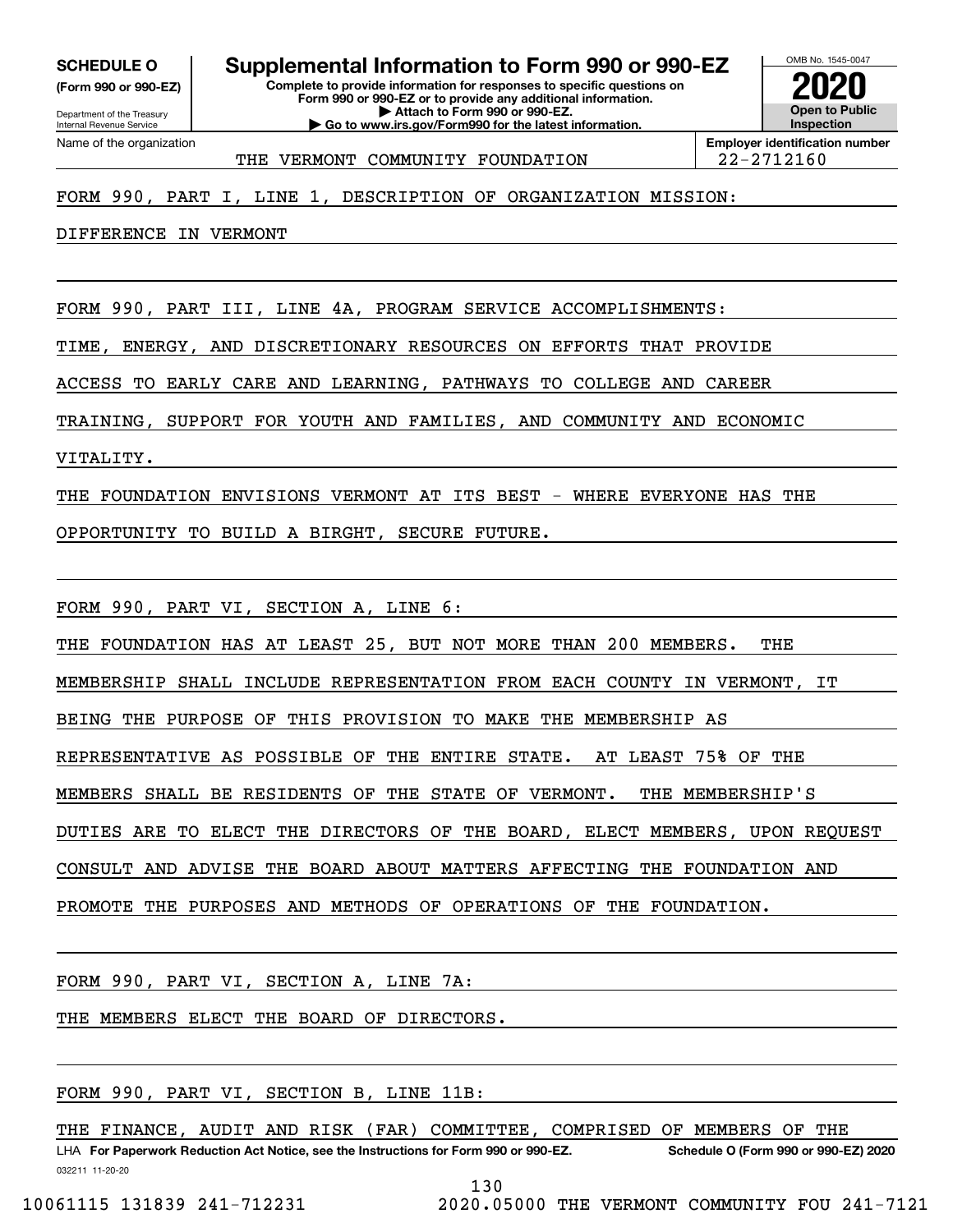**SCHEDULE O**
**(Form 990 or 990-EZ)**

Department of the Treasury
Internal Revenue Service

# Supplemental Information to Form 990 or 990-EZ

**Complete to provide information for responses to specific questions on Form 990 or 990-EZ or to provide any additional information.**
**▶ Attach to Form 990 or 990-EZ.**
**▶ Go to www.irs.gov/Form990 for the latest information.**

OMB No. 1545-0047

**2020**

**Open to Public Inspection**

| Name of the organization | Employer identification number |
|---|---|
| THE VERMONT COMMUNITY FOUNDATION | 22-2712160 |

FORM 990, PART I, LINE 1, DESCRIPTION OF ORGANIZATION MISSION:

DIFFERENCE IN VERMONT

FORM 990, PART III, LINE 4A, PROGRAM SERVICE ACCOMPLISHMENTS:

TIME, ENERGY, AND DISCRETIONARY RESOURCES ON EFFORTS THAT PROVIDE ACCESS TO EARLY CARE AND LEARNING, PATHWAYS TO COLLEGE AND CAREER TRAINING, SUPPORT FOR YOUTH AND FAMILIES, AND COMMUNITY AND ECONOMIC VITALITY.

THE FOUNDATION ENVISIONS VERMONT AT ITS BEST - WHERE EVERYONE HAS THE OPPORTUNITY TO BUILD A BIRGHT, SECURE FUTURE.

FORM 990, PART VI, SECTION A, LINE 6:

THE FOUNDATION HAS AT LEAST 25, BUT NOT MORE THAN 200 MEMBERS. THE MEMBERSHIP SHALL INCLUDE REPRESENTATION FROM EACH COUNTY IN VERMONT, IT BEING THE PURPOSE OF THIS PROVISION TO MAKE THE MEMBERSHIP AS REPRESENTATIVE AS POSSIBLE OF THE ENTIRE STATE. AT LEAST 75% OF THE MEMBERS SHALL BE RESIDENTS OF THE STATE OF VERMONT. THE MEMBERSHIP'S DUTIES ARE TO ELECT THE DIRECTORS OF THE BOARD, ELECT MEMBERS, UPON REQUEST CONSULT AND ADVISE THE BOARD ABOUT MATTERS AFFECTING THE FOUNDATION AND PROMOTE THE PURPOSES AND METHODS OF OPERATIONS OF THE FOUNDATION.

FORM 990, PART VI, SECTION A, LINE 7A:

THE MEMBERS ELECT THE BOARD OF DIRECTORS.

FORM 990, PART VI, SECTION B, LINE 11B:

THE FINANCE, AUDIT AND RISK (FAR) COMMITTEE, COMPRISED OF MEMBERS OF THE

LHA **For Paperwork Reduction Act Notice, see the Instructions for Form 990 or 990-EZ.** **Schedule O (Form 990 or 990-EZ) 2020**

032211 11-20-20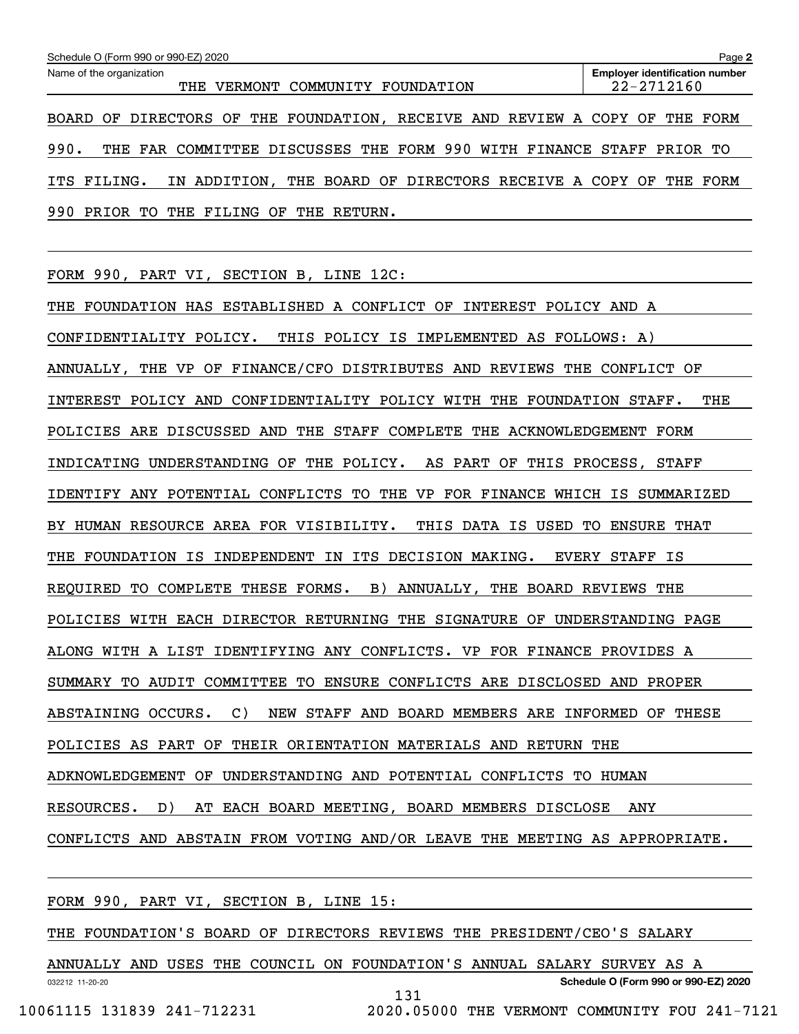Name of the organization: THE VERMONT COMMUNITY FOUNDATION

Employer identification number: 22-2712160

BOARD OF DIRECTORS OF THE FOUNDATION, RECEIVE AND REVIEW A COPY OF THE FORM 990. THE FAR COMMITTEE DISCUSSES THE FORM 990 WITH FINANCE STAFF PRIOR TO ITS FILING. IN ADDITION, THE BOARD OF DIRECTORS RECEIVE A COPY OF THE FORM 990 PRIOR TO THE FILING OF THE RETURN.

FORM 990, PART VI, SECTION B, LINE 12C:

THE FOUNDATION HAS ESTABLISHED A CONFLICT OF INTEREST POLICY AND A CONFIDENTIALITY POLICY. THIS POLICY IS IMPLEMENTED AS FOLLOWS: A) ANNUALLY, THE VP OF FINANCE/CFO DISTRIBUTES AND REVIEWS THE CONFLICT OF INTEREST POLICY AND CONFIDENTIALITY POLICY WITH THE FOUNDATION STAFF. THE POLICIES ARE DISCUSSED AND THE STAFF COMPLETE THE ACKNOWLEDGEMENT FORM INDICATING UNDERSTANDING OF THE POLICY. AS PART OF THIS PROCESS, STAFF IDENTIFY ANY POTENTIAL CONFLICTS TO THE VP FOR FINANCE WHICH IS SUMMARIZED BY HUMAN RESOURCE AREA FOR VISIBILITY. THIS DATA IS USED TO ENSURE THAT THE FOUNDATION IS INDEPENDENT IN ITS DECISION MAKING. EVERY STAFF IS REQUIRED TO COMPLETE THESE FORMS. B) ANNUALLY, THE BOARD REVIEWS THE POLICIES WITH EACH DIRECTOR RETURNING THE SIGNATURE OF UNDERSTANDING PAGE ALONG WITH A LIST IDENTIFYING ANY CONFLICTS. VP FOR FINANCE PROVIDES A SUMMARY TO AUDIT COMMITTEE TO ENSURE CONFLICTS ARE DISCLOSED AND PROPER ABSTAINING OCCURS. C) NEW STAFF AND BOARD MEMBERS ARE INFORMED OF THESE POLICIES AS PART OF THEIR ORIENTATION MATERIALS AND RETURN THE ADKNOWLEDGEMENT OF UNDERSTANDING AND POTENTIAL CONFLICTS TO HUMAN RESOURCES. D) AT EACH BOARD MEETING, BOARD MEMBERS DISCLOSE ANY CONFLICTS AND ABSTAIN FROM VOTING AND/OR LEAVE THE MEETING AS APPROPRIATE.

FORM 990, PART VI, SECTION B, LINE 15:

THE FOUNDATION'S BOARD OF DIRECTORS REVIEWS THE PRESIDENT/CEO'S SALARY ANNUALLY AND USES THE COUNCIL ON FOUNDATION'S ANNUAL SALARY SURVEY AS A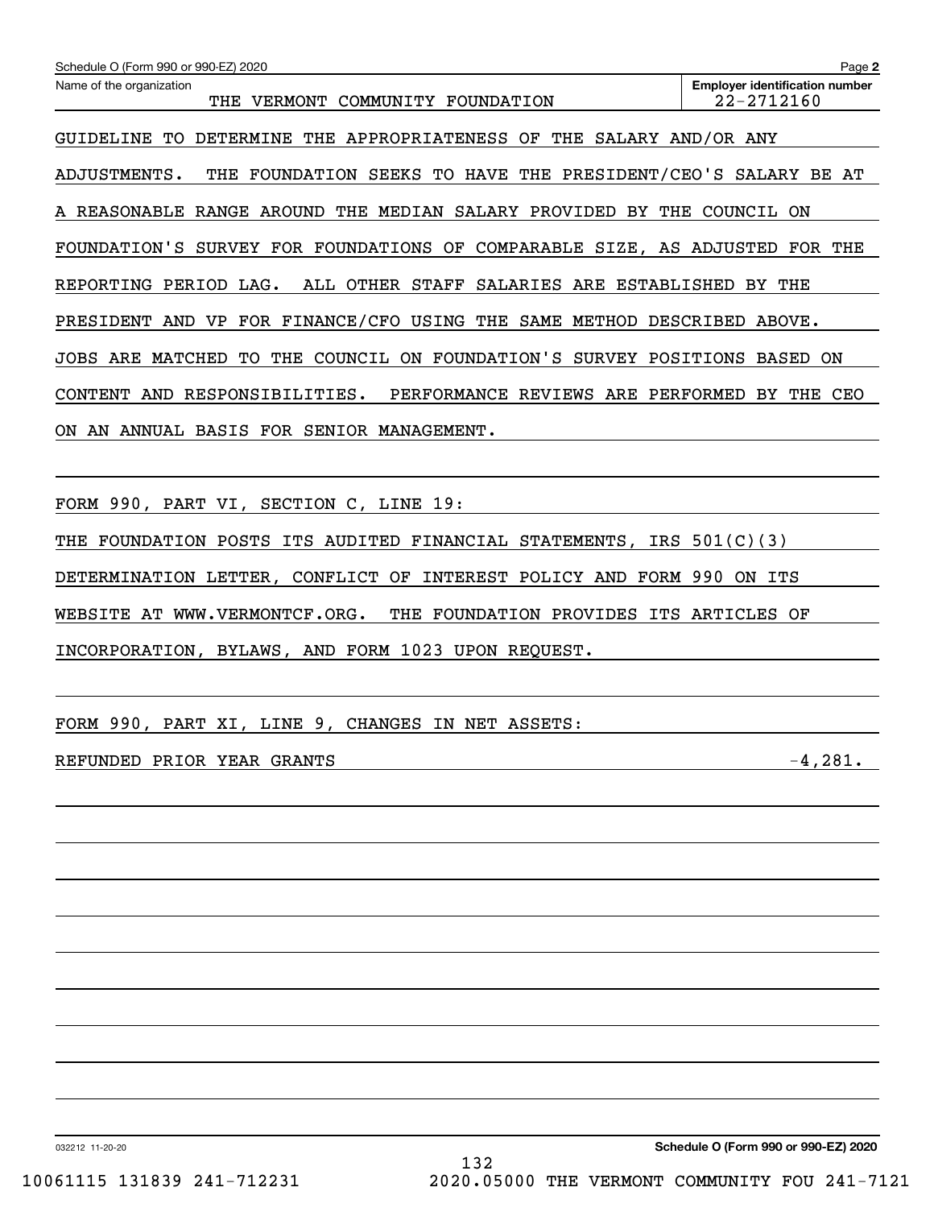Schedule O (Form 990 or 990-EZ) 2020

Name of the organization: THE VERMONT COMMUNITY FOUNDATION

Employer identification number: 22-2712160

GUIDELINE TO DETERMINE THE APPROPRIATENESS OF THE SALARY AND/OR ANY ADJUSTMENTS. THE FOUNDATION SEEKS TO HAVE THE PRESIDENT/CEO'S SALARY BE AT A REASONABLE RANGE AROUND THE MEDIAN SALARY PROVIDED BY THE COUNCIL ON FOUNDATION'S SURVEY FOR FOUNDATIONS OF COMPARABLE SIZE, AS ADJUSTED FOR THE REPORTING PERIOD LAG. ALL OTHER STAFF SALARIES ARE ESTABLISHED BY THE PRESIDENT AND VP FOR FINANCE/CFO USING THE SAME METHOD DESCRIBED ABOVE. JOBS ARE MATCHED TO THE COUNCIL ON FOUNDATION'S SURVEY POSITIONS BASED ON CONTENT AND RESPONSIBILITIES. PERFORMANCE REVIEWS ARE PERFORMED BY THE CEO ON AN ANNUAL BASIS FOR SENIOR MANAGEMENT.

FORM 990, PART VI, SECTION C, LINE 19:

THE FOUNDATION POSTS ITS AUDITED FINANCIAL STATEMENTS, IRS 501(C)(3) DETERMINATION LETTER, CONFLICT OF INTEREST POLICY AND FORM 990 ON ITS WEBSITE AT WWW.VERMONTCF.ORG. THE FOUNDATION PROVIDES ITS ARTICLES OF INCORPORATION, BYLAWS, AND FORM 1023 UPON REQUEST.

FORM 990, PART XI, LINE 9, CHANGES IN NET ASSETS:

| | |
|---|---|
| REFUNDED PRIOR YEAR GRANTS | -4,281. |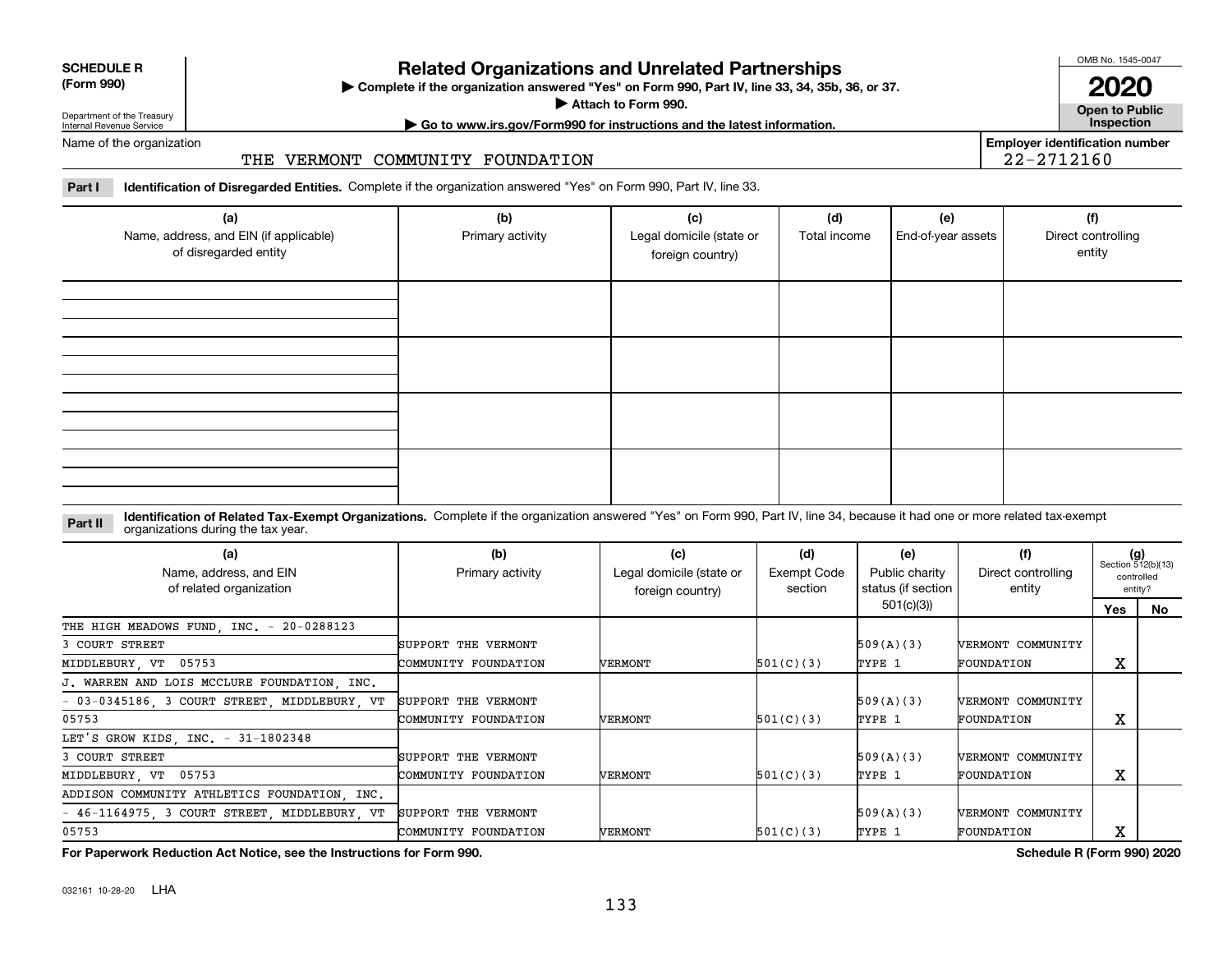**SCHEDULE R (Form 990)**

Department of the Treasury
Internal Revenue Service

# Related Organizations and Unrelated Partnerships

▶ Complete if the organization answered "Yes" on Form 990, Part IV, line 33, 34, 35b, 36, or 37.

▶ Attach to Form 990.

▶ Go to www.irs.gov/Form990 for instructions and the latest information.

OMB No. 1545-0047

**2020**

**Open to Public Inspection**

Name of the organization: THE VERMONT COMMUNITY FOUNDATION

Employer identification number: 22-2712160

**Part I** **Identification of Disregarded Entities.** Complete if the organization answered "Yes" on Form 990, Part IV, line 33.

| (a) Name, address, and EIN (if applicable) of disregarded entity | (b) Primary activity | (c) Legal domicile (state or foreign country) | (d) Total income | (e) End-of-year assets | (f) Direct controlling entity |
|---|---|---|---|---|---|
| | | | | | |
| | | | | | |
| | | | | | |
| | | | | | |

**Part II** **Identification of Related Tax-Exempt Organizations.** Complete if the organization answered "Yes" on Form 990, Part IV, line 34, because it had one or more related tax-exempt organizations during the tax year.

| (a) Name, address, and EIN of related organization | (b) Primary activity | (c) Legal domicile (state or foreign country) | (d) Exempt Code section | (e) Public charity status (if section 501(c)(3)) | (f) Direct controlling entity | (g) Section 512(b)(13) controlled entity? Yes | No |
|---|---|---|---|---|---|---|---|
| THE HIGH MEADOWS FUND, INC. - 20-0288123, 3 COURT STREET, MIDDLEBURY, VT 05753 | SUPPORT THE VERMONT COMMUNITY FOUNDATION | VERMONT | 501(C)(3) | 509(A)(3) TYPE 1 | VERMONT COMMUNITY FOUNDATION | X | |
| J. WARREN AND LOIS MCCLURE FOUNDATION, INC. - 03-0345186, 3 COURT STREET, MIDDLEBURY, VT 05753 | SUPPORT THE VERMONT COMMUNITY FOUNDATION | VERMONT | 501(C)(3) | 509(A)(3) TYPE 1 | VERMONT COMMUNITY FOUNDATION | X | |
| LET'S GROW KIDS, INC. - 31-1802348, 3 COURT STREET, MIDDLEBURY, VT 05753 | SUPPORT THE VERMONT COMMUNITY FOUNDATION | VERMONT | 501(C)(3) | 509(A)(3) TYPE 1 | VERMONT COMMUNITY FOUNDATION | X | |
| ADDISON COMMUNITY ATHLETICS FOUNDATION, INC. - 46-1164975, 3 COURT STREET, MIDDLEBURY, VT 05753 | SUPPORT THE VERMONT COMMUNITY FOUNDATION | VERMONT | 501(C)(3) | 509(A)(3) TYPE 1 | VERMONT COMMUNITY FOUNDATION | X | |

**For Paperwork Reduction Act Notice, see the Instructions for Form 990.** **Schedule R (Form 990) 2020**

032161 10-28-20 LHA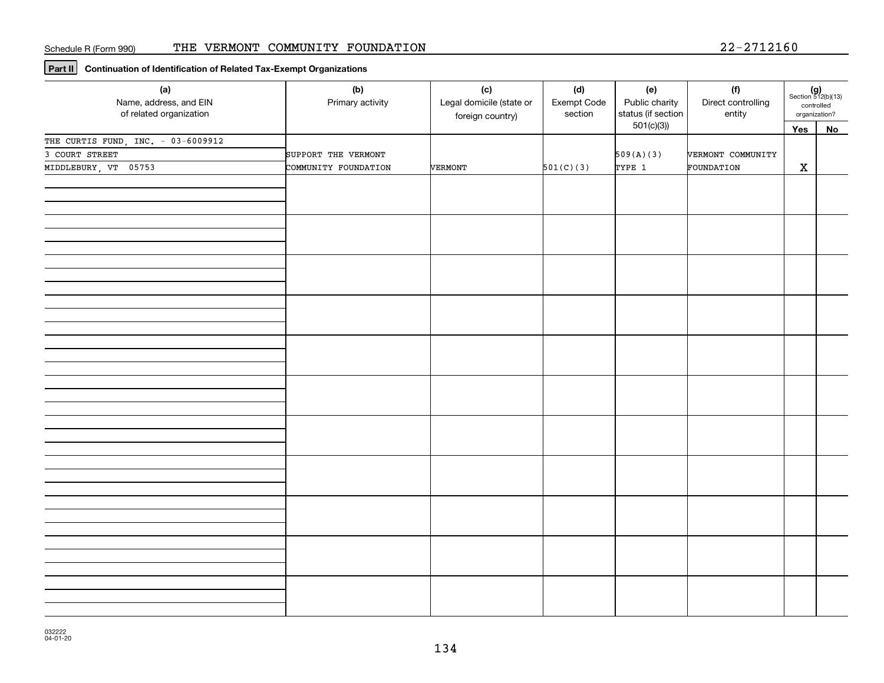Schedule R (Form 990) THE VERMONT COMMUNITY FOUNDATION 22-2712160

**Part II** **Continuation of Identification of Related Tax-Exempt Organizations**

| (a) Name, address, and EIN of related organization | (b) Primary activity | (c) Legal domicile (state or foreign country) | (d) Exempt Code section | (e) Public charity status (if section 501(c)(3)) | (f) Direct controlling entity | (g) Section 512(b)(13) controlled organization? Yes | No |
|---|---|---|---|---|---|---|---|
| THE CURTIS FUND, INC. - 03-6009912<br>3 COURT STREET<br>MIDDLEBURY, VT 05753 | SUPPORT THE VERMONT COMMUNITY FOUNDATION | VERMONT | 501(C)(3) | 509(A)(3) TYPE 1 | VERMONT COMMUNITY FOUNDATION | X | |

032222 04-01-20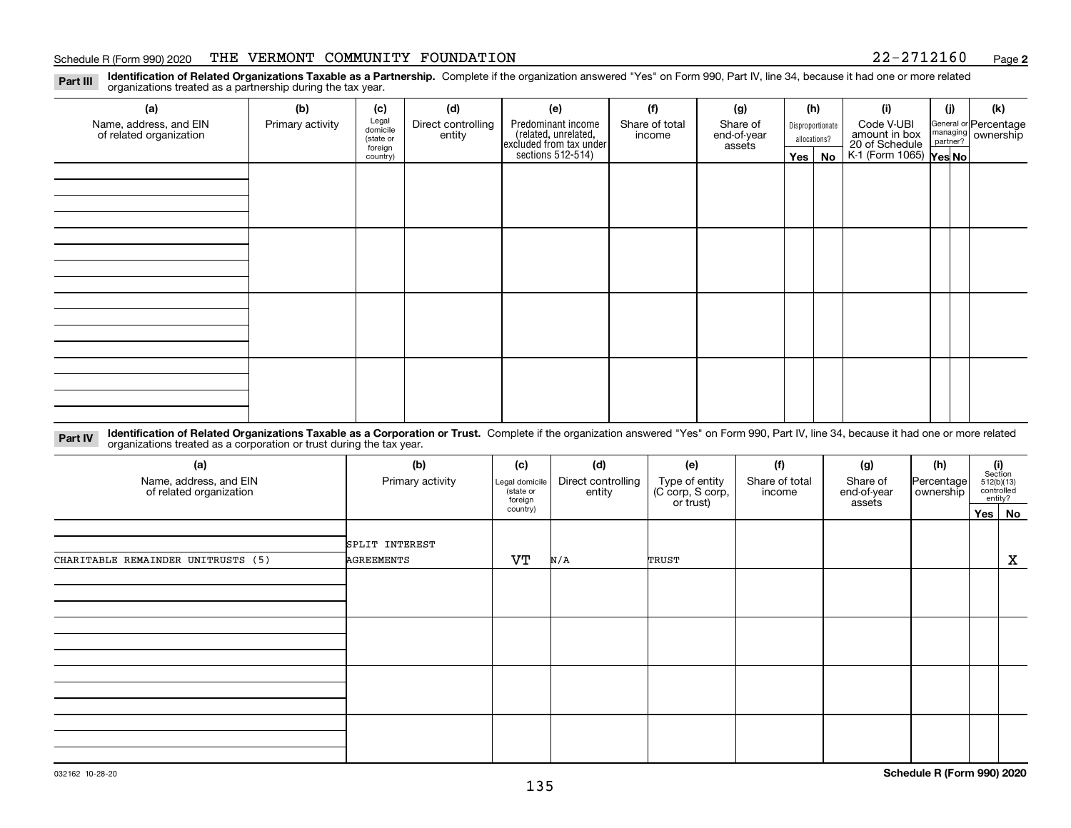Schedule R (Form 990) 2020 THE VERMONT COMMUNITY FOUNDATION 22-2712160 Page **2**

**Part III** **Identification of Related Organizations Taxable as a Partnership.** Complete if the organization answered "Yes" on Form 990, Part IV, line 34, because it had one or more related organizations treated as a partnership during the tax year.

| (a) Name, address, and EIN of related organization | (b) Primary activity | (c) Legal domicile (state or foreign country) | (d) Direct controlling entity | (e) Predominant income (related, unrelated, excluded from tax under sections 512-514) | (f) Share of total income | (g) Share of end-of-year assets | (h) Disproportionate allocations? Yes | (h) No | (i) Code V-UBI amount in box 20 of Schedule K-1 (Form 1065) | (j) General or managing partner? Yes | (j) No | (k) Percentage ownership |
|---|---|---|---|---|---|---|---|---|---|---|---|---|
| | | | | | | | | | | | | |
| | | | | | | | | | | | | |
| | | | | | | | | | | | | |
| | | | | | | | | | | | | |

**Part IV** **Identification of Related Organizations Taxable as a Corporation or Trust.** Complete if the organization answered "Yes" on Form 990, Part IV, line 34, because it had one or more related organizations treated as a corporation or trust during the tax year.

| (a) Name, address, and EIN of related organization | (b) Primary activity | (c) Legal domicile (state or foreign country) | (d) Direct controlling entity | (e) Type of entity (C corp, S corp, or trust) | (f) Share of total income | (g) Share of end-of-year assets | (h) Percentage ownership | (i) Section 512(b)(13) controlled entity? Yes | (i) No |
|---|---|---|---|---|---|---|---|---|---|
| CHARITABLE REMAINDER UNITRUSTS (5) | SPLIT INTEREST AGREEMENTS | VT | N/A | TRUST | | | | | X |
| | | | | | | | | | |
| | | | | | | | | | |
| | | | | | | | | | |
| | | | | | | | | | |

032162 10-28-20 **Schedule R (Form 990) 2020**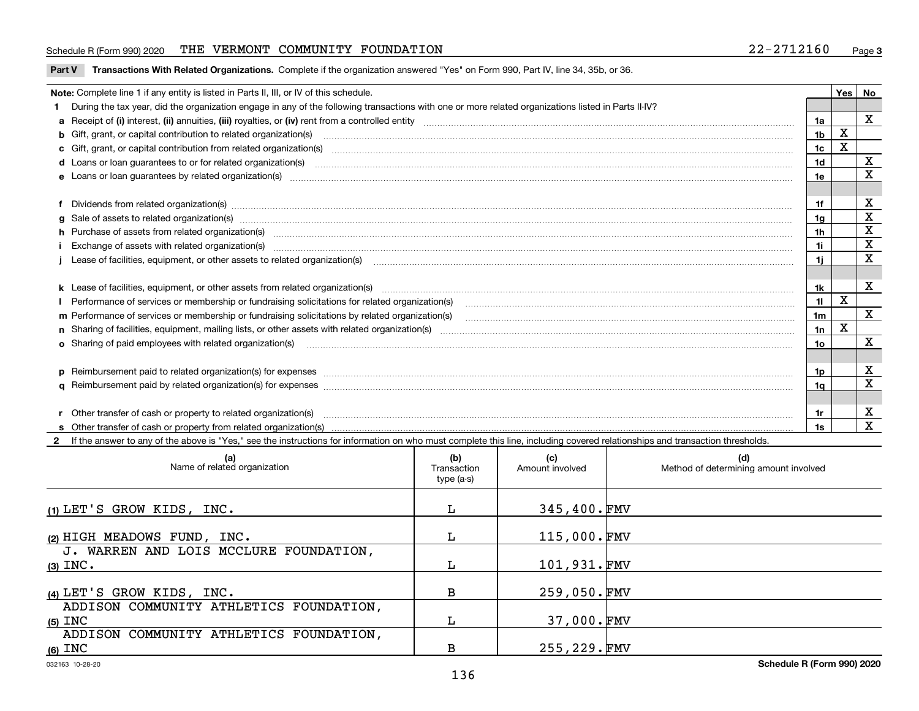Schedule R (Form 990) 2020 THE VERMONT COMMUNITY FOUNDATION 22-2712160 Page 3

**Part V Transactions With Related Organizations.** Complete if the organization answered "Yes" on Form 990, Part IV, line 34, 35b, or 36.

| Note: Complete line 1 if any entity is listed in Parts II, III, or IV of this schedule. | | Yes | No |
|---|---|---|---|
| **1** During the tax year, did the organization engage in any of the following transactions with one or more related organizations listed in Parts II-IV? | | | |
| **a** Receipt of **(i)** interest, **(ii)** annuities, **(iii)** royalties, or **(iv)** rent from a controlled entity | 1a | | X |
| **b** Gift, grant, or capital contribution to related organization(s) | 1b | X | |
| **c** Gift, grant, or capital contribution from related organization(s) | 1c | X | |
| **d** Loans or loan guarantees to or for related organization(s) | 1d | | X |
| **e** Loans or loan guarantees by related organization(s) | 1e | | X |
| **f** Dividends from related organization(s) | 1f | | X |
| **g** Sale of assets to related organization(s) | 1g | | X |
| **h** Purchase of assets from related organization(s) | 1h | | X |
| **i** Exchange of assets with related organization(s) | 1i | | X |
| **j** Lease of facilities, equipment, or other assets to related organization(s) | 1j | | X |
| **k** Lease of facilities, equipment, or other assets from related organization(s) | 1k | | X |
| **l** Performance of services or membership or fundraising solicitations for related organization(s) | 1l | X | |
| **m** Performance of services or membership or fundraising solicitations by related organization(s) | 1m | | X |
| **n** Sharing of facilities, equipment, mailing lists, or other assets with related organization(s) | 1n | X | |
| **o** Sharing of paid employees with related organization(s) | 1o | | X |
| **p** Reimbursement paid to related organization(s) for expenses | 1p | | X |
| **q** Reimbursement paid by related organization(s) for expenses | 1q | | X |
| **r** Other transfer of cash or property to related organization(s) | 1r | | X |
| **s** Other transfer of cash or property from related organization(s) | 1s | | X |

**2** If the answer to any of the above is "Yes," see the instructions for information on who must complete this line, including covered relationships and transaction thresholds.

| | (a) Name of related organization | (b) Transaction type (a-s) | (c) Amount involved | (d) Method of determining amount involved |
|---|---|---|---|---|
| (1) | LET'S GROW KIDS, INC. | L | 345,400. | FMV |
| (2) | HIGH MEADOWS FUND, INC. | L | 115,000. | FMV |
| (3) | J. WARREN AND LOIS MCCLURE FOUNDATION, INC. | L | 101,931. | FMV |
| (4) | LET'S GROW KIDS, INC. | B | 259,050. | FMV |
| (5) | ADDISON COMMUNITY ATHLETICS FOUNDATION, INC | L | 37,000. | FMV |
| (6) | ADDISON COMMUNITY ATHLETICS FOUNDATION, INC | B | 255,229. | FMV |

032163 10-28-20 **Schedule R (Form 990) 2020**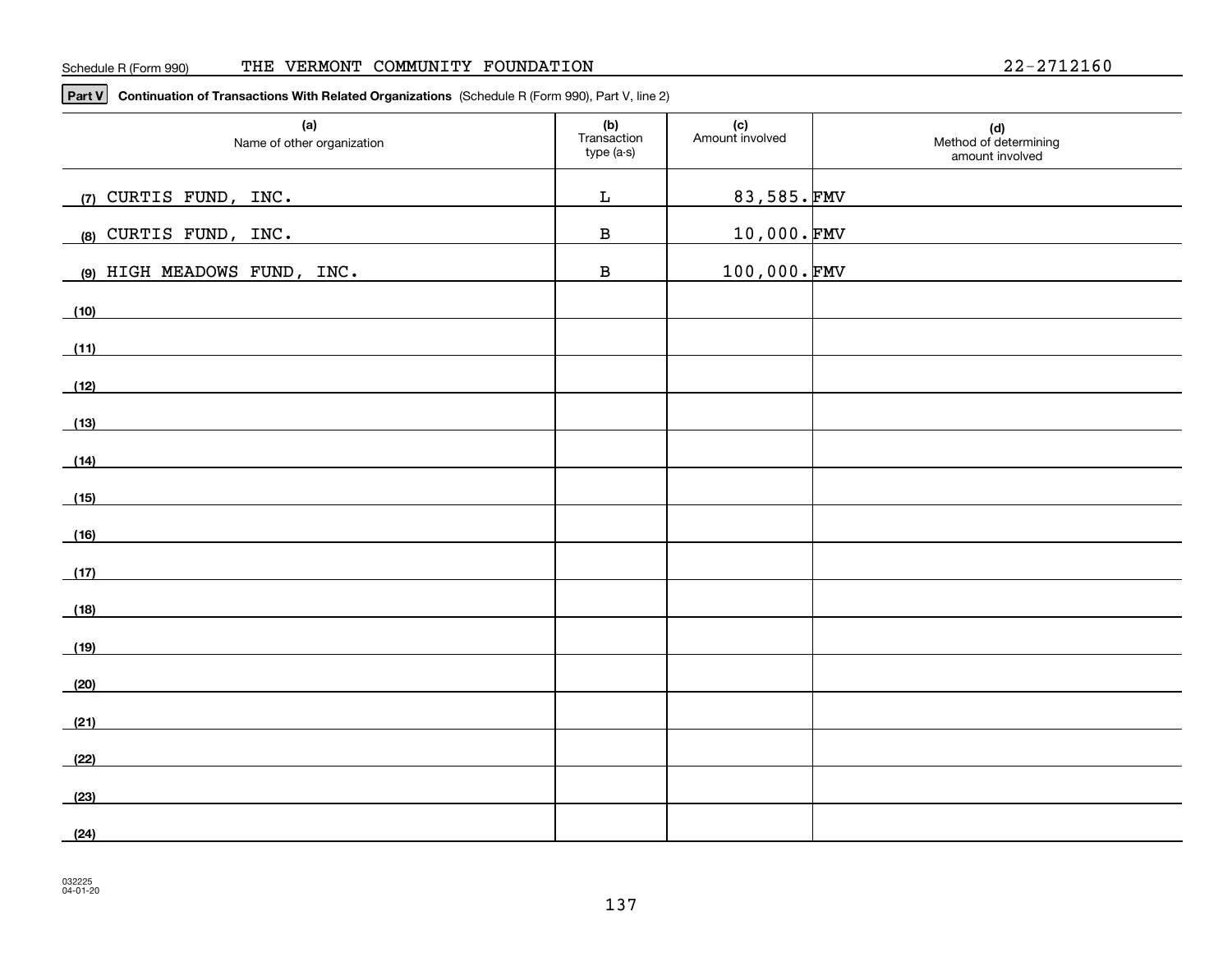Schedule R (Form 990) THE VERMONT COMMUNITY FOUNDATION 22-2712160

**Part V** **Continuation of Transactions With Related Organizations** (Schedule R (Form 990), Part V, line 2)

| (a) Name of other organization | (b) Transaction type (a-s) | (c) Amount involved | (d) Method of determining amount involved |
|---|---|---|---|
| (7) CURTIS FUND, INC. | L | 83,585. | FMV |
| (8) CURTIS FUND, INC. | B | 10,000. | FMV |
| (9) HIGH MEADOWS FUND, INC. | B | 100,000. | FMV |
| (10) | | | |
| (11) | | | |
| (12) | | | |
| (13) | | | |
| (14) | | | |
| (15) | | | |
| (16) | | | |
| (17) | | | |
| (18) | | | |
| (19) | | | |
| (20) | | | |
| (21) | | | |
| (22) | | | |
| (23) | | | |
| (24) | | | |

032225
04-01-20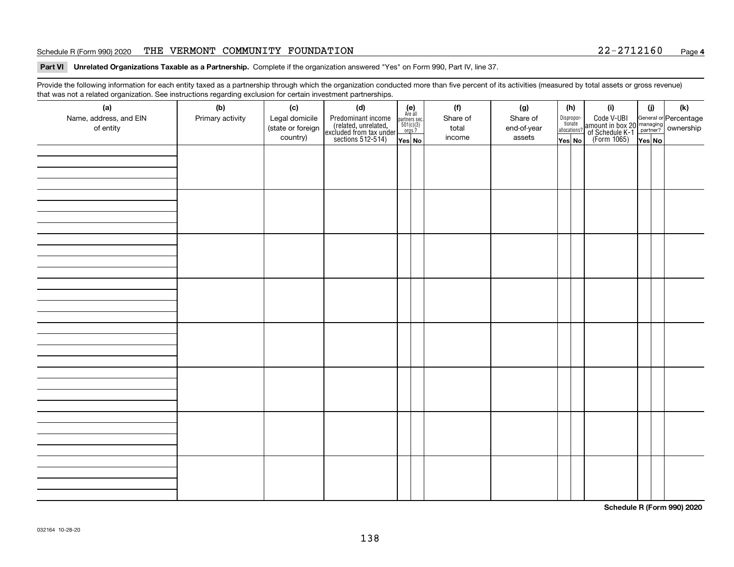Schedule R (Form 990) 2020 THE VERMONT COMMUNITY FOUNDATION 22-2712160 Page **4**

**Part VI Unrelated Organizations Taxable as a Partnership.** Complete if the organization answered "Yes" on Form 990, Part IV, line 37.

Provide the following information for each entity taxed as a partnership through which the organization conducted more than five percent of its activities (measured by total assets or gross revenue) that was not a related organization. See instructions regarding exclusion for certain investment partnerships.

| (a) Name, address, and EIN of entity | (b) Primary activity | (c) Legal domicile (state or foreign country) | (d) Predominant income (related, unrelated, excluded from tax under sections 512-514) | (e) Are all partners sec. 501(c)(3) orgs.? Yes | (e) No | (f) Share of total income | (g) Share of end-of-year assets | (h) Disproportionate allocations? Yes | (h) No | (i) Code V-UBI amount in box 20 of Schedule K-1 (Form 1065) | (j) General or managing partner? Yes | (j) No | (k) Percentage ownership |
|---|---|---|---|---|---|---|---|---|---|---|---|---|---|
| | | | | | | | | | | | | | |
| | | | | | | | | | | | | | |
| | | | | | | | | | | | | | |
| | | | | | | | | | | | | | |
| | | | | | | | | | | | | | |
| | | | | | | | | | | | | | |
| | | | | | | | | | | | | | |
| | | | | | | | | | | | | | |

**Schedule R (Form 990) 2020**

032164 10-28-20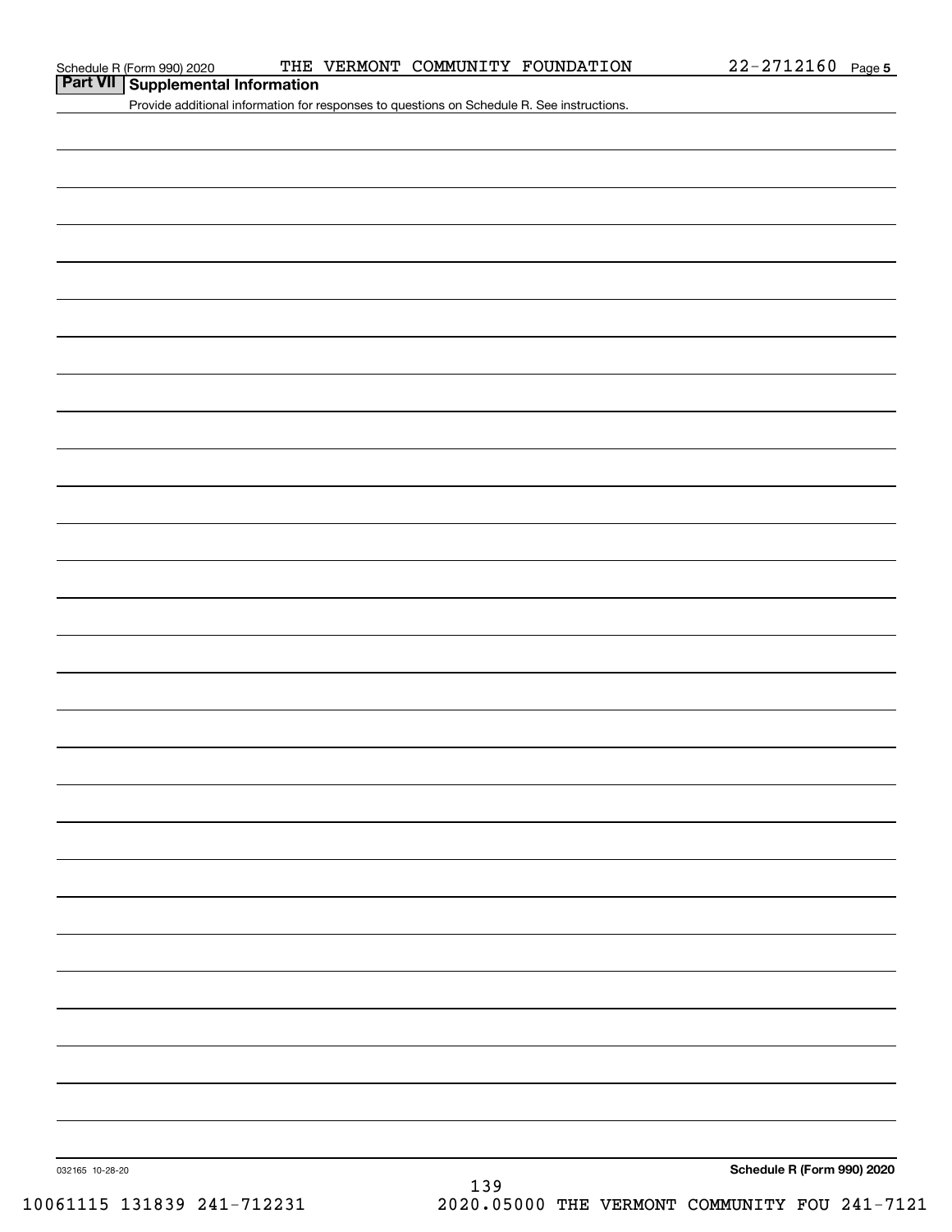## Part VII Supplemental Information

Provide additional information for responses to questions on Schedule R. See instructions.